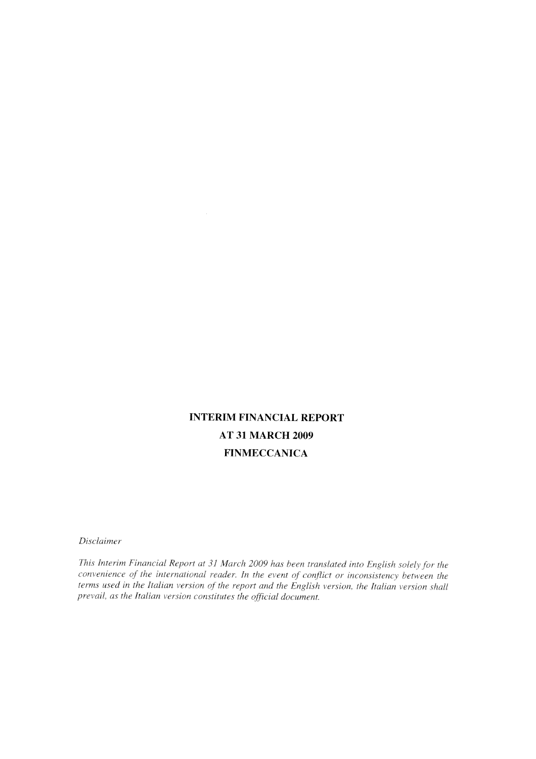# INTERIM FINANCIAL REPORT
# AT 31 MARCH 2009
# FINMECCANICA

*Disclaimer*

*This Interim Financial Report at 31 March 2009 has been translated into English solely for the convenience of the international reader. In the event of conflict or inconsistency between the terms used in the Italian version of the report and the English version, the Italian version shall prevail, as the Italian version constitutes the official document.*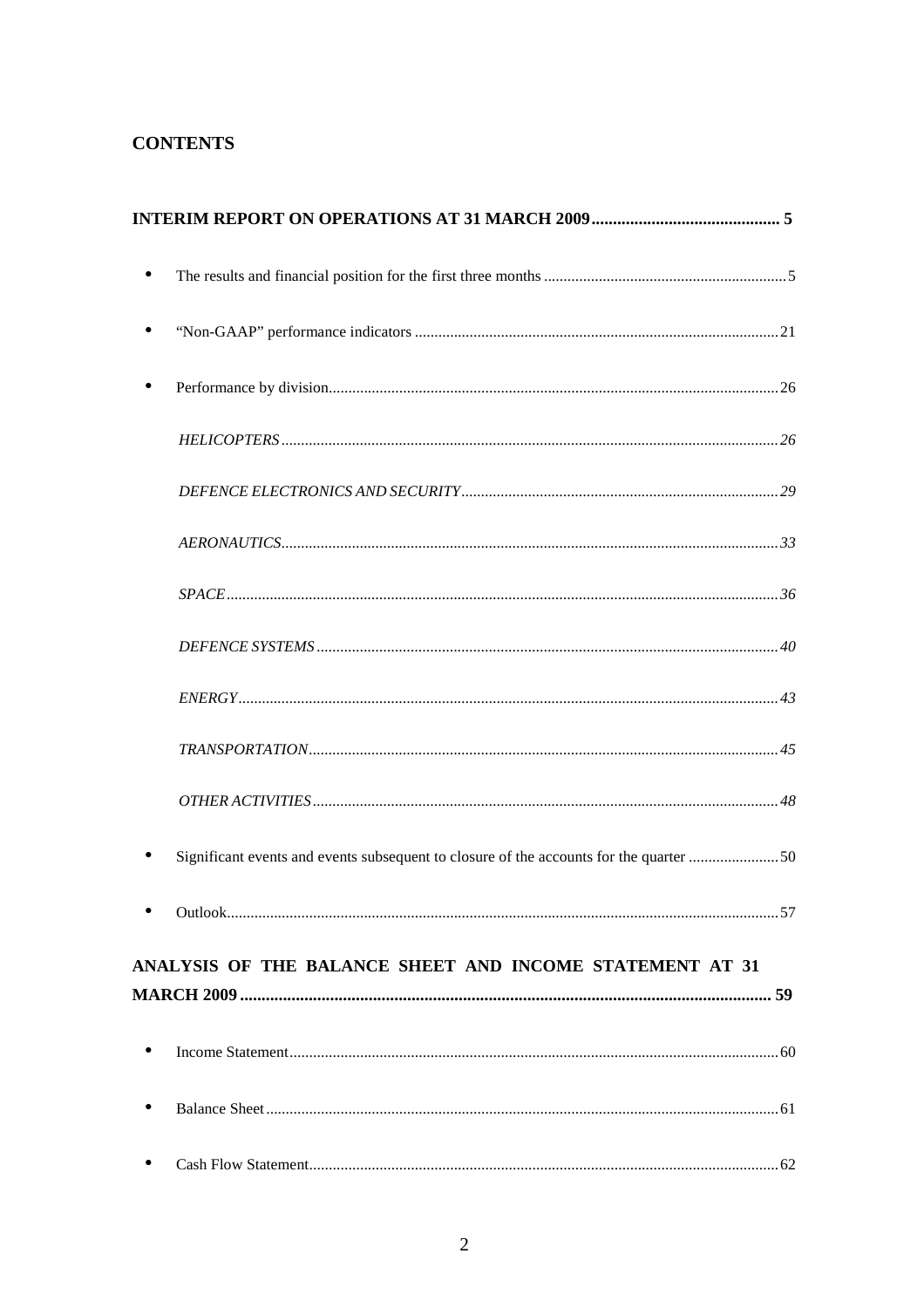## CONTENTS

**INTERIM REPORT ON OPERATIONS AT 31 MARCH 2009 .......................................... 5**

- The results and financial position for the first three months ............................................................ 5
- "Non-GAAP" performance indicators ........................................................................................ 21
- Performance by division............................................................................................................ 26

  *HELICOPTERS* ........................................................................................................ *26*

  *DEFENCE ELECTRONICS AND SECURITY* .................................................................... *29*

  *AERONAUTICS*......................................................................................................... *33*

  *SPACE* .................................................................................................................. *36*

  *DEFENCE SYSTEMS* ................................................................................................. *40*

  *ENERGY*.................................................................................................................. *43*

  *TRANSPORTATION*.................................................................................................... *45*

  *OTHER ACTIVITIES* .................................................................................................. *48*

- Significant events and events subsequent to closure of the accounts for the quarter ....................... 50
- Outlook...................................................................................................................................... 57

**ANALYSIS OF THE BALANCE SHEET AND INCOME STATEMENT AT 31 MARCH 2009 ............................................................................................................ 59**

- Income Statement..................................................................................................................... 60
- Balance Sheet ........................................................................................................................... 61
- Cash Flow Statement................................................................................................................. 62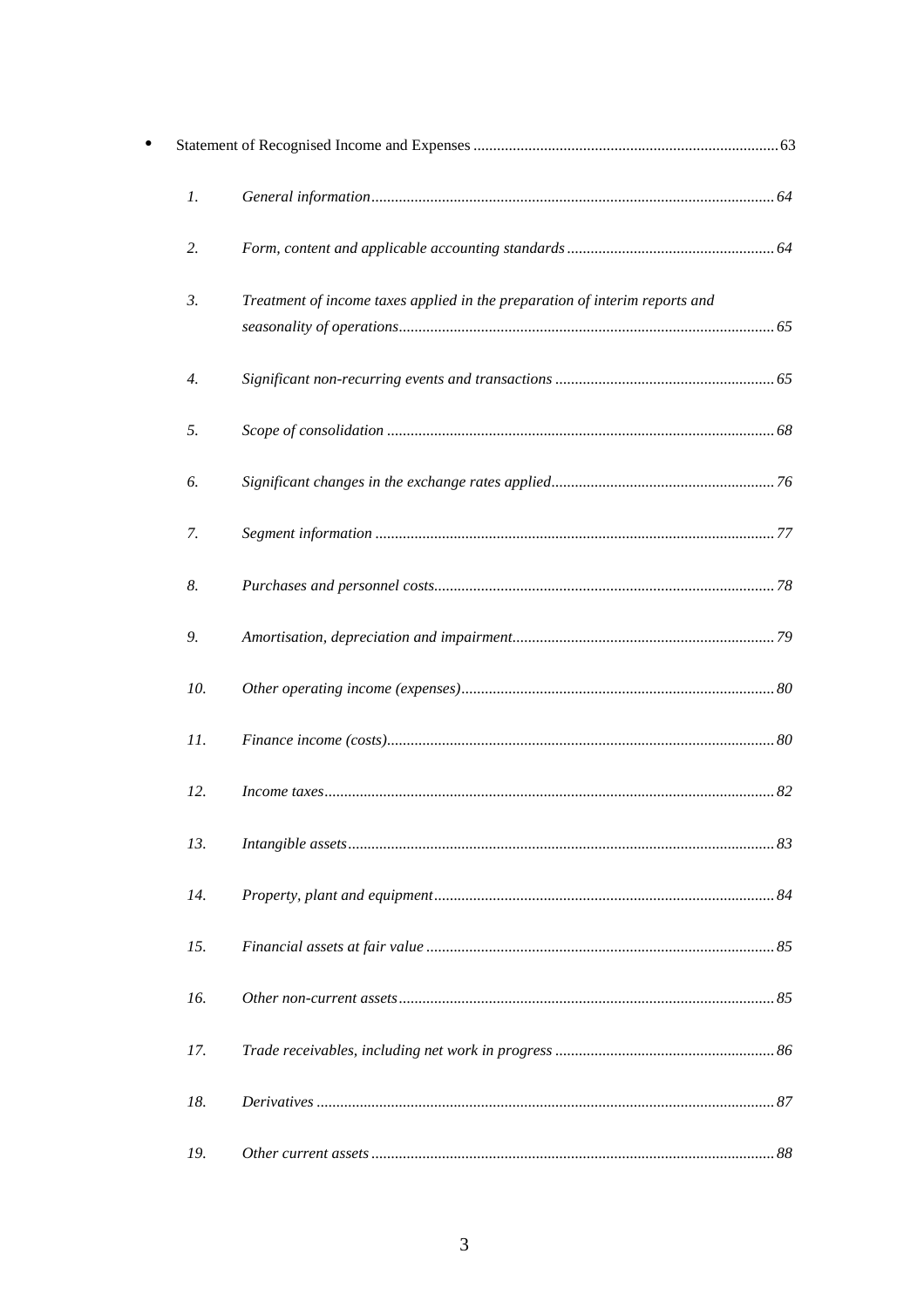- Statement of Recognised Income and Expenses ............................................................................. 63

  1. *General information ...................................................................................................... 64*
  2. *Form, content and applicable accounting standards ..................................................... 64*
  3. *Treatment of income taxes applied in the preparation of interim reports and seasonality of operations ............................................................................................... 65*
  4. *Significant non-recurring events and transactions ........................................................ 65*
  5. *Scope of consolidation .................................................................................................. 68*
  6. *Significant changes in the exchange rates applied......................................................... 76*
  7. *Segment information ..................................................................................................... 77*
  8. *Purchases and personnel costs...................................................................................... 78*
  9. *Amortisation, depreciation and impairment.................................................................. 79*
  10. *Other operating income (expenses)............................................................................... 80*
  11. *Finance income (costs).................................................................................................. 80*
  12. *Income taxes.................................................................................................................. 82*
  13. *Intangible assets............................................................................................................ 83*
  14. *Property, plant and equipment...................................................................................... 84*
  15. *Financial assets at fair value ........................................................................................ 85*
  16. *Other non-current assets............................................................................................... 85*
  17. *Trade receivables, including net work in progress ....................................................... 86*
  18. *Derivatives .................................................................................................................... 87*
  19. *Other current assets ...................................................................................................... 88*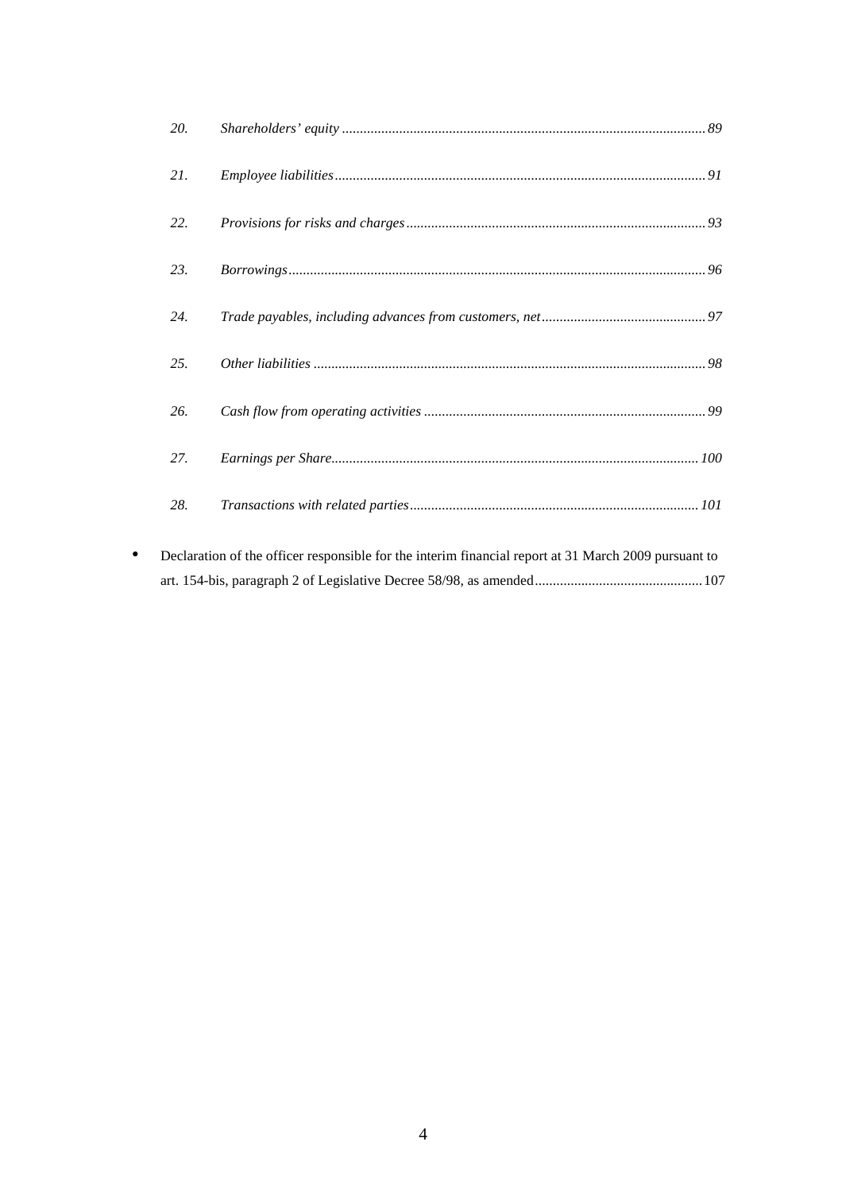20. *Shareholders' equity ..................................................................................................... 89*

21. *Employee liabilities....................................................................................................... 91*

22. *Provisions for risks and charges ................................................................................... 93*

23. *Borrowings.................................................................................................................... 96*

24. *Trade payables, including advances from customers, net............................................. 97*

25. *Other liabilities ............................................................................................................. 98*

26. *Cash flow from operating activities .............................................................................. 99*

27. *Earnings per Share...................................................................................................... 100*

28. *Transactions with related parties................................................................................ 101*

- Declaration of the officer responsible for the interim financial report at 31 March 2009 pursuant to art. 154-bis, paragraph 2 of Legislative Decree 58/98, as amended.............................................. 107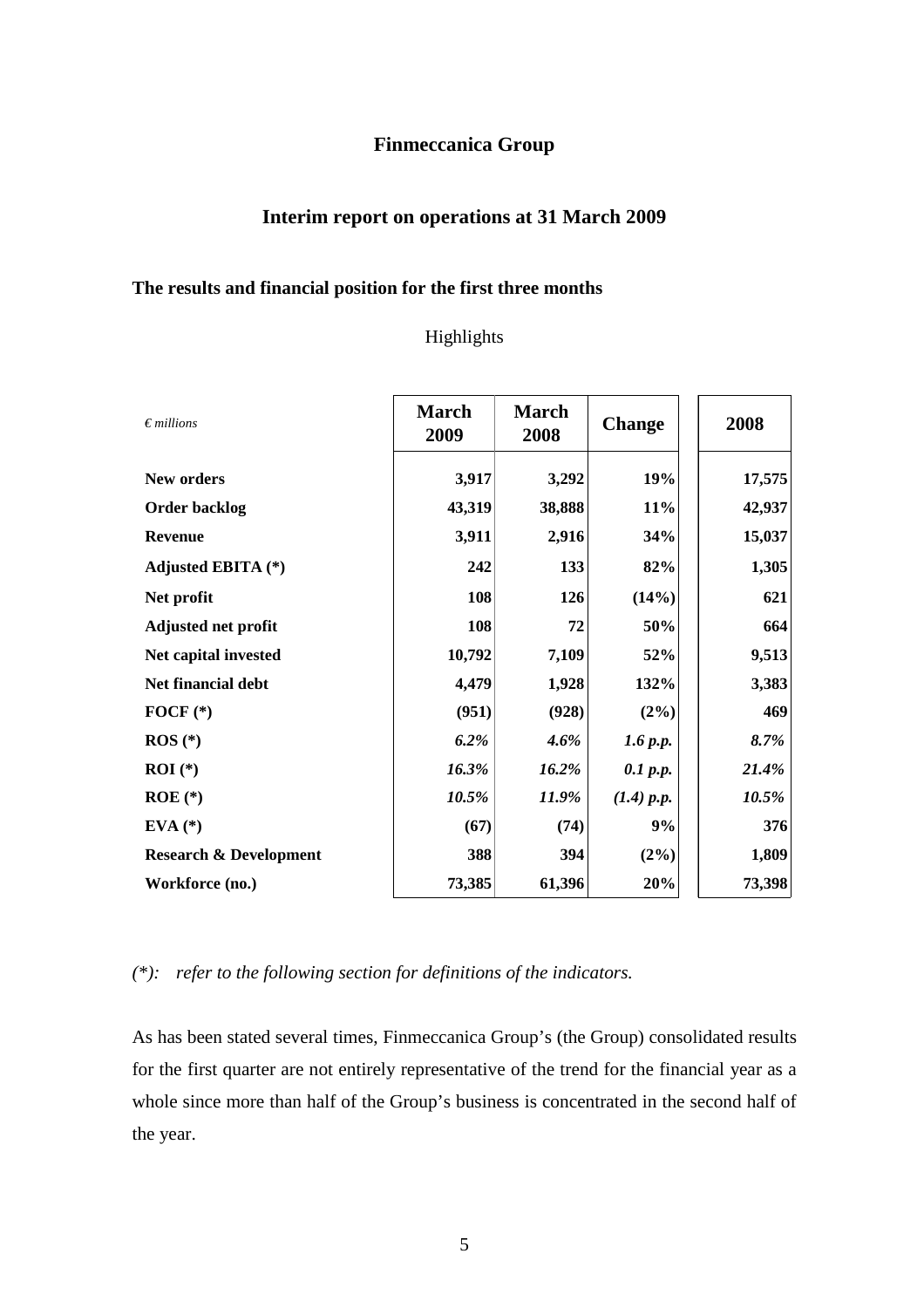# Finmeccanica Group

## Interim report on operations at 31 March 2009

### The results and financial position for the first three months

Highlights

| *€ millions* | March 2009 | March 2008 | Change | 2008 |
|---|---|---|---|---|
| **New orders** | **3,917** | **3,292** | **19%** | **17,575** |
| **Order backlog** | **43,319** | **38,888** | **11%** | **42,937** |
| **Revenue** | **3,911** | **2,916** | **34%** | **15,037** |
| **Adjusted EBITA (*)** | **242** | **133** | **82%** | **1,305** |
| **Net profit** | **108** | **126** | **(14%)** | **621** |
| **Adjusted net profit** | **108** | **72** | **50%** | **664** |
| **Net capital invested** | **10,792** | **7,109** | **52%** | **9,513** |
| **Net financial debt** | **4,479** | **1,928** | **132%** | **3,383** |
| **FOCF (*)** | **(951)** | **(928)** | **(2%)** | **469** |
| **ROS (*)** | ***6.2%*** | ***4.6%*** | ***1.6 p.p.*** | ***8.7%*** |
| **ROI (*)** | ***16.3%*** | ***16.2%*** | ***0.1 p.p.*** | ***21.4%*** |
| **ROE (*)** | ***10.5%*** | ***11.9%*** | ***(1.4) p.p.*** | ***10.5%*** |
| **EVA (*)** | **(67)** | **(74)** | **9%** | **376** |
| **Research & Development** | **388** | **394** | **(2%)** | **1,809** |
| **Workforce (no.)** | **73,385** | **61,396** | **20%** | **73,398** |

*(*): refer to the following section for definitions of the indicators.*

As has been stated several times, Finmeccanica Group's (the Group) consolidated results for the first quarter are not entirely representative of the trend for the financial year as a whole since more than half of the Group's business is concentrated in the second half of the year.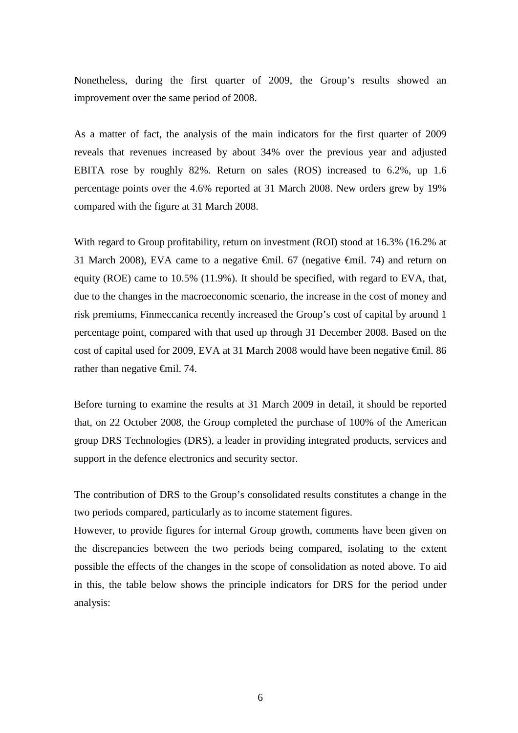Nonetheless, during the first quarter of 2009, the Group's results showed an improvement over the same period of 2008.

As a matter of fact, the analysis of the main indicators for the first quarter of 2009 reveals that revenues increased by about 34% over the previous year and adjusted EBITA rose by roughly 82%. Return on sales (ROS) increased to 6.2%, up 1.6 percentage points over the 4.6% reported at 31 March 2008. New orders grew by 19% compared with the figure at 31 March 2008.

With regard to Group profitability, return on investment (ROI) stood at 16.3% (16.2% at 31 March 2008), EVA came to a negative €mil. 67 (negative €mil. 74) and return on equity (ROE) came to 10.5% (11.9%). It should be specified, with regard to EVA, that, due to the changes in the macroeconomic scenario, the increase in the cost of money and risk premiums, Finmeccanica recently increased the Group's cost of capital by around 1 percentage point, compared with that used up through 31 December 2008. Based on the cost of capital used for 2009, EVA at 31 March 2008 would have been negative €mil. 86 rather than negative €mil. 74.

Before turning to examine the results at 31 March 2009 in detail, it should be reported that, on 22 October 2008, the Group completed the purchase of 100% of the American group DRS Technologies (DRS), a leader in providing integrated products, services and support in the defence electronics and security sector.

The contribution of DRS to the Group's consolidated results constitutes a change in the two periods compared, particularly as to income statement figures.
However, to provide figures for internal Group growth, comments have been given on the discrepancies between the two periods being compared, isolating to the extent possible the effects of the changes in the scope of consolidation as noted above. To aid in this, the table below shows the principle indicators for DRS for the period under analysis: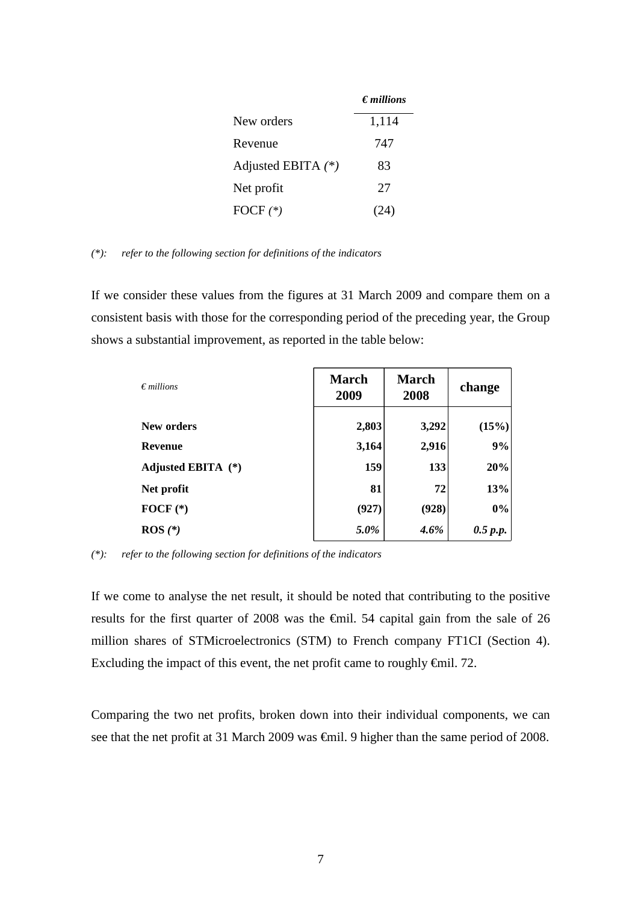| | *€ millions* |
|---|---|
| New orders | 1,114 |
| Revenue | 747 |
| Adjusted EBITA *(\*)* | 83 |
| Net profit | 27 |
| FOCF *(\*)* | (24) |

*(\*): refer to the following section for definitions of the indicators*

If we consider these values from the figures at 31 March 2009 and compare them on a consistent basis with those for the corresponding period of the preceding year, the Group shows a substantial improvement, as reported in the table below:

| *€ millions* | **March 2009** | **March 2008** | **change** |
|---|---|---|---|
| **New orders** | **2,803** | **3,292** | **(15%)** |
| **Revenue** | **3,164** | **2,916** | **9%** |
| **Adjusted EBITA (\*)** | **159** | **133** | **20%** |
| **Net profit** | **81** | **72** | **13%** |
| **FOCF (\*)** | **(927)** | **(928)** | **0%** |
| **ROS *(\*)*** | ***5.0%*** | ***4.6%*** | ***0.5 p.p.*** |

*(\*): refer to the following section for definitions of the indicators*

If we come to analyse the net result, it should be noted that contributing to the positive results for the first quarter of 2008 was the €mil. 54 capital gain from the sale of 26 million shares of STMicroelectronics (STM) to French company FT1CI (Section 4). Excluding the impact of this event, the net profit came to roughly €mil. 72.

Comparing the two net profits, broken down into their individual components, we can see that the net profit at 31 March 2009 was €mil. 9 higher than the same period of 2008.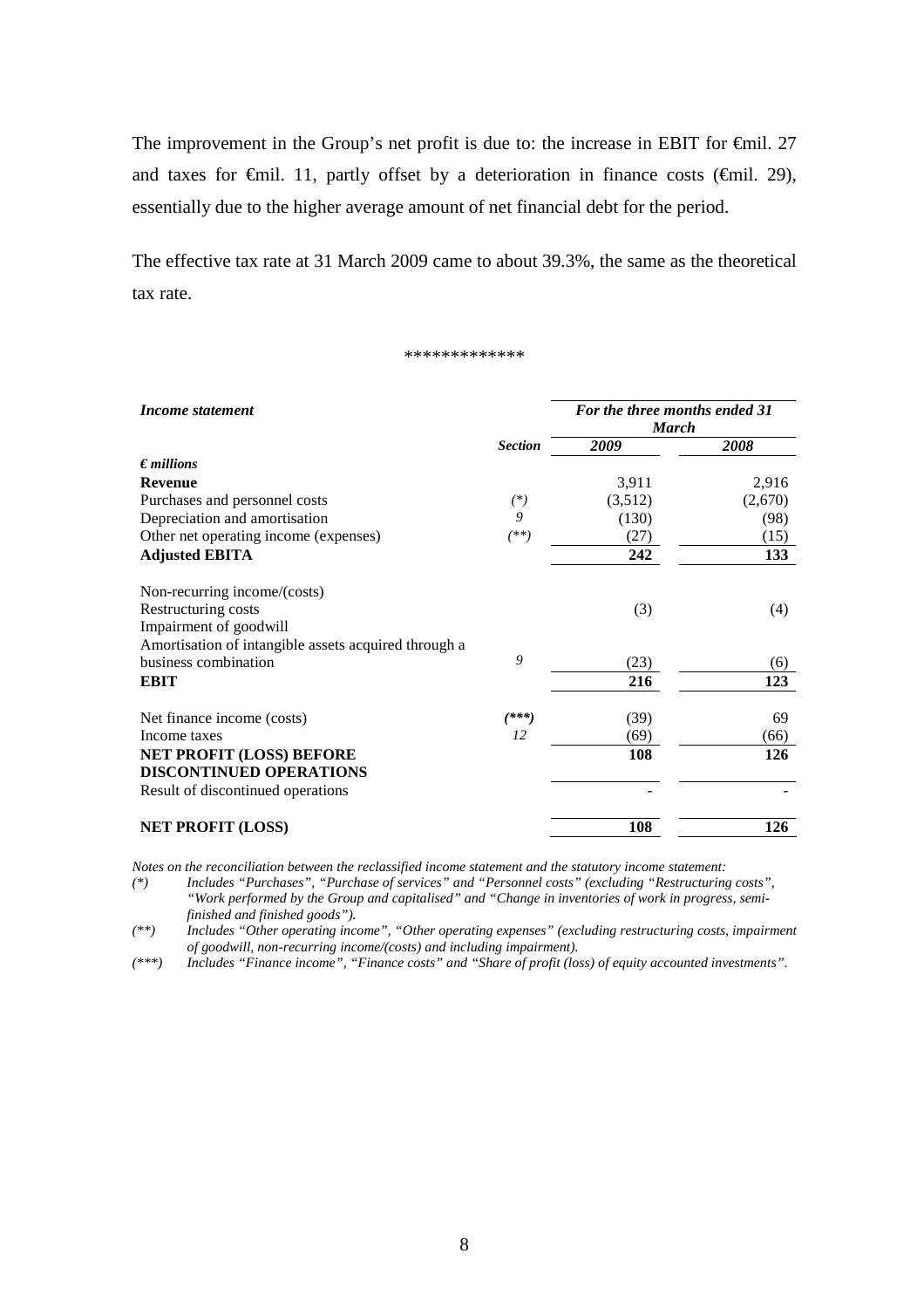The improvement in the Group's net profit is due to: the increase in EBIT for €mil. 27 and taxes for €mil. 11, partly offset by a deterioration in finance costs (€mil. 29), essentially due to the higher average amount of net financial debt for the period.

The effective tax rate at 31 March 2009 came to about 39.3%, the same as the theoretical tax rate.

\*\*\*\*\*\*\*\*\*\*\*\*\*

| *Income statement* | | *For the three months ended 31 March* | |
|---|---|---|---|
| | ***Section*** | ***2009*** | ***2008*** |
| ***€ millions*** | | | |
| **Revenue** | | 3,911 | 2,916 |
| Purchases and personnel costs | *(\*)* | (3,512) | (2,670) |
| Depreciation and amortisation | *9* | (130) | (98) |
| Other net operating income (expenses) | *(\*\*)* | (27) | (15) |
| **Adjusted EBITA** | | **242** | **133** |
| Non-recurring income/(costs) | | | |
| Restructuring costs | | (3) | (4) |
| Impairment of goodwill | | | |
| Amortisation of intangible assets acquired through a business combination | *9* | (23) | (6) |
| **EBIT** | | **216** | **123** |
| Net finance income (costs) | ***(\*\*\*)*** | (39) | 69 |
| Income taxes | *12* | (69) | (66) |
| **NET PROFIT (LOSS) BEFORE DISCONTINUED OPERATIONS** | | **108** | **126** |
| Result of discontinued operations | | - | - |
| **NET PROFIT (LOSS)** | | **108** | **126** |

*Notes on the reconciliation between the reclassified income statement and the statutory income statement:*

*(\*) Includes "Purchases", "Purchase of services" and "Personnel costs" (excluding "Restructuring costs", "Work performed by the Group and capitalised" and "Change in inventories of work in progress, semi-finished and finished goods").*

*(\*\*) Includes "Other operating income", "Other operating expenses" (excluding restructuring costs, impairment of goodwill, non-recurring income/(costs) and including impairment).*

*(\*\*\*) Includes "Finance income", "Finance costs" and "Share of profit (loss) of equity accounted investments".*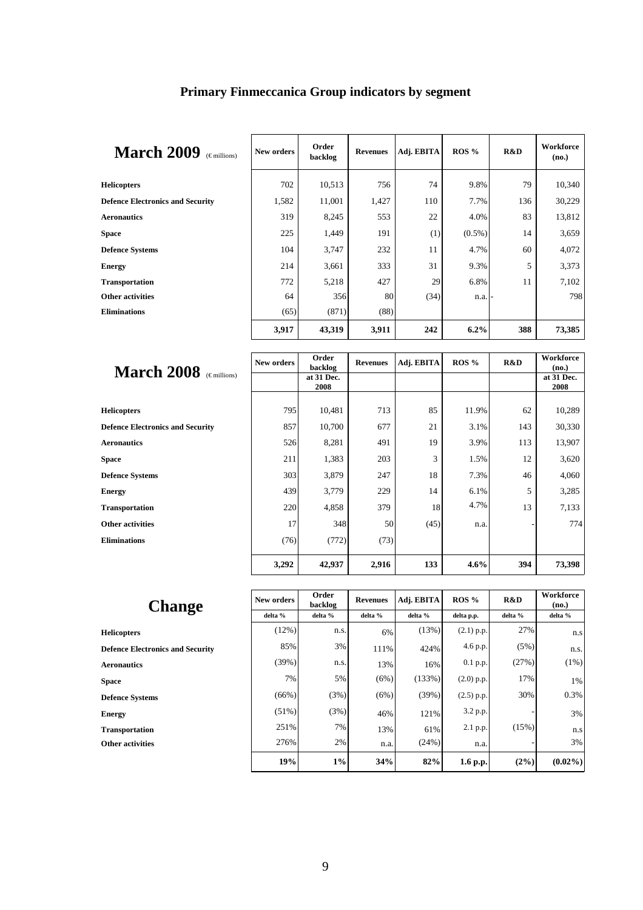# Primary Finmeccanica Group indicators by segment

| March 2009 (€ millions) | New orders | Order backlog | Revenues | Adj. EBITA | ROS % | R&D | Workforce (no.) |
|---|---|---|---|---|---|---|---|
| Helicopters | 702 | 10,513 | 756 | 74 | 9.8% | 79 | 10,340 |
| Defence Electronics and Security | 1,582 | 11,001 | 1,427 | 110 | 7.7% | 136 | 30,229 |
| Aeronautics | 319 | 8,245 | 553 | 22 | 4.0% | 83 | 13,812 |
| Space | 225 | 1,449 | 191 | (1) | (0.5%) | 14 | 3,659 |
| Defence Systems | 104 | 3,747 | 232 | 11 | 4.7% | 60 | 4,072 |
| Energy | 214 | 3,661 | 333 | 31 | 9.3% | 5 | 3,373 |
| Transportation | 772 | 5,218 | 427 | 29 | 6.8% | 11 | 7,102 |
| Other activities | 64 | 356 | 80 | (34) | n.a. | - | 798 |
| Eliminations | (65) | (871) | (88) | | | | |
| | **3,917** | **43,319** | **3,911** | **242** | **6.2%** | **388** | **73,385** |

| March 2008 (€ millions) | New orders | Order backlog at 31 Dec. 2008 | Revenues | Adj. EBITA | ROS % | R&D | Workforce (no.) at 31 Dec. 2008 |
|---|---|---|---|---|---|---|---|
| Helicopters | 795 | 10,481 | 713 | 85 | 11.9% | 62 | 10,289 |
| Defence Electronics and Security | 857 | 10,700 | 677 | 21 | 3.1% | 143 | 30,330 |
| Aeronautics | 526 | 8,281 | 491 | 19 | 3.9% | 113 | 13,907 |
| Space | 211 | 1,383 | 203 | 3 | 1.5% | 12 | 3,620 |
| Defence Systems | 303 | 3,879 | 247 | 18 | 7.3% | 46 | 4,060 |
| Energy | 439 | 3,779 | 229 | 14 | 6.1% | 5 | 3,285 |
| Transportation | 220 | 4,858 | 379 | 18 | 4.7% | 13 | 7,133 |
| Other activities | 17 | 348 | 50 | (45) | n.a. | - | 774 |
| Eliminations | (76) | (772) | (73) | | | | |
| | **3,292** | **42,937** | **2,916** | **133** | **4.6%** | **394** | **73,398** |

| Change | New orders | Order backlog | Revenues | Adj. EBITA | ROS % | R&D | Workforce (no.) |
|---|---|---|---|---|---|---|---|
| | delta % | delta % | delta % | delta % | delta p.p. | delta % | delta % |
| Helicopters | (12%) | n.s. | 6% | (13%) | (2.1) p.p. | 27% | n.s |
| Defence Electronics and Security | 85% | 3% | 111% | 424% | 4.6 p.p. | (5%) | n.s. |
| Aeronautics | (39%) | n.s. | 13% | 16% | 0.1 p.p. | (27%) | (1%) |
| Space | 7% | 5% | (6%) | (133%) | (2.0) p.p. | 17% | 1% |
| Defence Systems | (66%) | (3%) | (6%) | (39%) | (2.5) p.p. | 30% | 0.3% |
| Energy | (51%) | (3%) | 46% | 121% | 3.2 p.p. | - | 3% |
| Transportation | 251% | 7% | 13% | 61% | 2.1 p.p. | (15%) | n.s |
| Other activities | 276% | 2% | n.a. | (24%) | n.a. | - | 3% |
| | **19%** | **1%** | **34%** | **82%** | **1.6 p.p.** | **(2%)** | **(0.02%)** |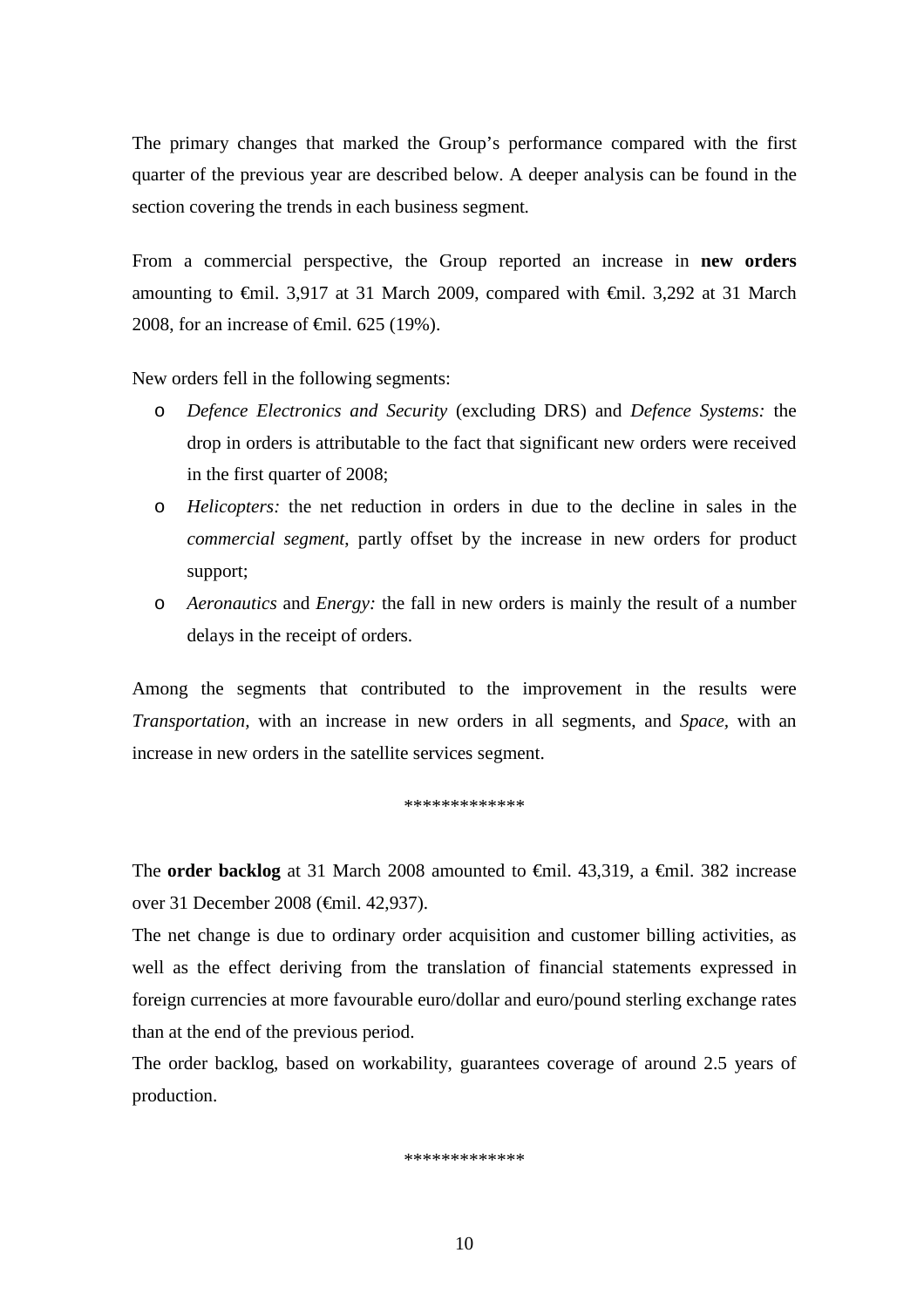The primary changes that marked the Group's performance compared with the first quarter of the previous year are described below. A deeper analysis can be found in the section covering the trends in each business segment.

From a commercial perspective, the Group reported an increase in **new orders** amounting to €mil. 3,917 at 31 March 2009, compared with €mil. 3,292 at 31 March 2008, for an increase of €mil. 625 (19%).

New orders fell in the following segments:

- *Defence Electronics and Security* (excluding DRS) and *Defence Systems:* the drop in orders is attributable to the fact that significant new orders were received in the first quarter of 2008;
- *Helicopters:* the net reduction in orders in due to the decline in sales in the *commercial segment*, partly offset by the increase in new orders for product support;
- *Aeronautics* and *Energy:* the fall in new orders is mainly the result of a number delays in the receipt of orders.

Among the segments that contributed to the improvement in the results were *Transportation*, with an increase in new orders in all segments, and *Space*, with an increase in new orders in the satellite services segment.

\*\*\*\*\*\*\*\*\*\*\*\*\*

The **order backlog** at 31 March 2008 amounted to €mil. 43,319, a €mil. 382 increase over 31 December 2008 (€mil. 42,937).

The net change is due to ordinary order acquisition and customer billing activities, as well as the effect deriving from the translation of financial statements expressed in foreign currencies at more favourable euro/dollar and euro/pound sterling exchange rates than at the end of the previous period.

The order backlog, based on workability, guarantees coverage of around 2.5 years of production.

\*\*\*\*\*\*\*\*\*\*\*\*\*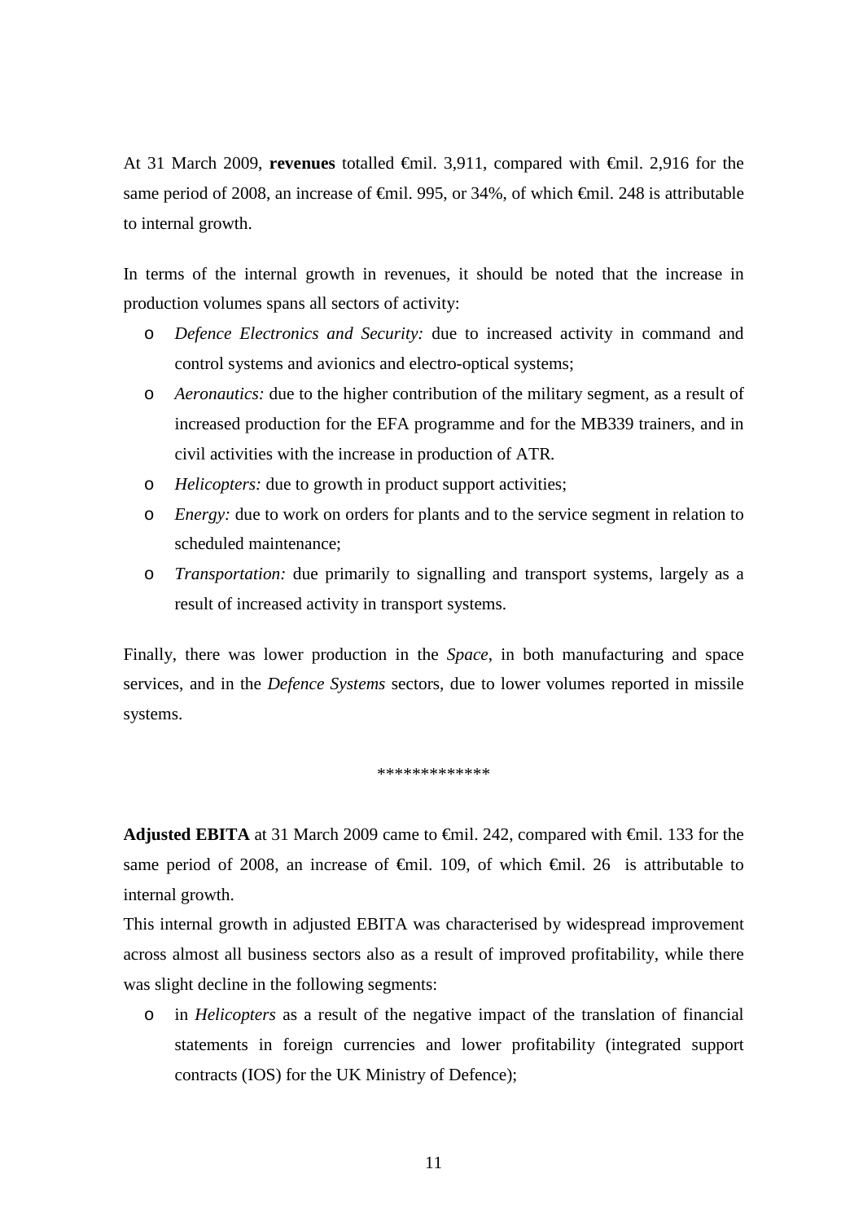At 31 March 2009, **revenues** totalled €mil. 3,911, compared with €mil. 2,916 for the same period of 2008, an increase of €mil. 995, or 34%, of which €mil. 248 is attributable to internal growth.

In terms of the internal growth in revenues, it should be noted that the increase in production volumes spans all sectors of activity:

- *Defence Electronics and Security:* due to increased activity in command and control systems and avionics and electro-optical systems;
- *Aeronautics:* due to the higher contribution of the military segment, as a result of increased production for the EFA programme and for the MB339 trainers, and in civil activities with the increase in production of ATR.
- *Helicopters:* due to growth in product support activities;
- *Energy:* due to work on orders for plants and to the service segment in relation to scheduled maintenance;
- *Transportation:* due primarily to signalling and transport systems, largely as a result of increased activity in transport systems.

Finally, there was lower production in the *Space*, in both manufacturing and space services, and in the *Defence Systems* sectors, due to lower volumes reported in missile systems.

*************

**Adjusted EBITA** at 31 March 2009 came to €mil. 242, compared with €mil. 133 for the same period of 2008, an increase of €mil. 109, of which €mil. 26 is attributable to internal growth.

This internal growth in adjusted EBITA was characterised by widespread improvement across almost all business sectors also as a result of improved profitability, while there was slight decline in the following segments:

- in *Helicopters* as a result of the negative impact of the translation of financial statements in foreign currencies and lower profitability (integrated support contracts (IOS) for the UK Ministry of Defence);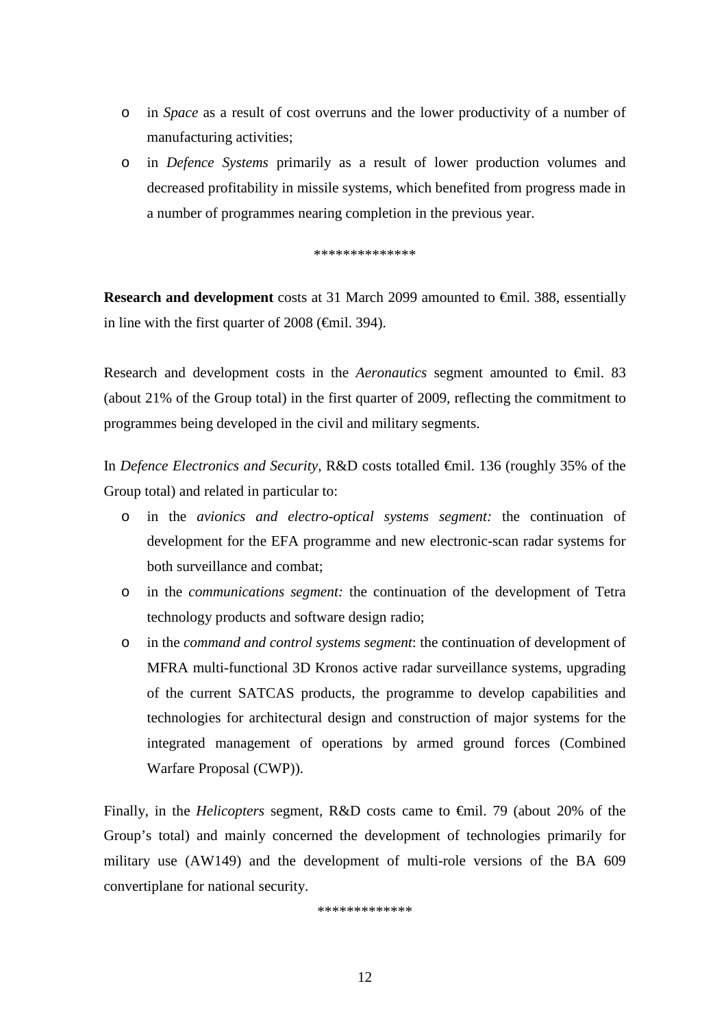- in *Space* as a result of cost overruns and the lower productivity of a number of manufacturing activities;
- in *Defence Systems* primarily as a result of lower production volumes and decreased profitability in missile systems, which benefited from progress made in a number of programmes nearing completion in the previous year.

**************

**Research and development** costs at 31 March 2099 amounted to €mil. 388, essentially in line with the first quarter of 2008 (€mil. 394).

Research and development costs in the *Aeronautics* segment amounted to €mil. 83 (about 21% of the Group total) in the first quarter of 2009, reflecting the commitment to programmes being developed in the civil and military segments.

In *Defence Electronics and Security*, R&D costs totalled €mil. 136 (roughly 35% of the Group total) and related in particular to:

- in the *avionics and electro-optical systems segment:* the continuation of development for the EFA programme and new electronic-scan radar systems for both surveillance and combat;
- in the *communications segment:* the continuation of the development of Tetra technology products and software design radio;
- in the *command and control systems segment*: the continuation of development of MFRA multi-functional 3D Kronos active radar surveillance systems, upgrading of the current SATCAS products, the programme to develop capabilities and technologies for architectural design and construction of major systems for the integrated management of operations by armed ground forces (Combined Warfare Proposal (CWP)).

Finally, in the *Helicopters* segment, R&D costs came to €mil. 79 (about 20% of the Group's total) and mainly concerned the development of technologies primarily for military use (AW149) and the development of multi-role versions of the BA 609 convertiplane for national security.

*************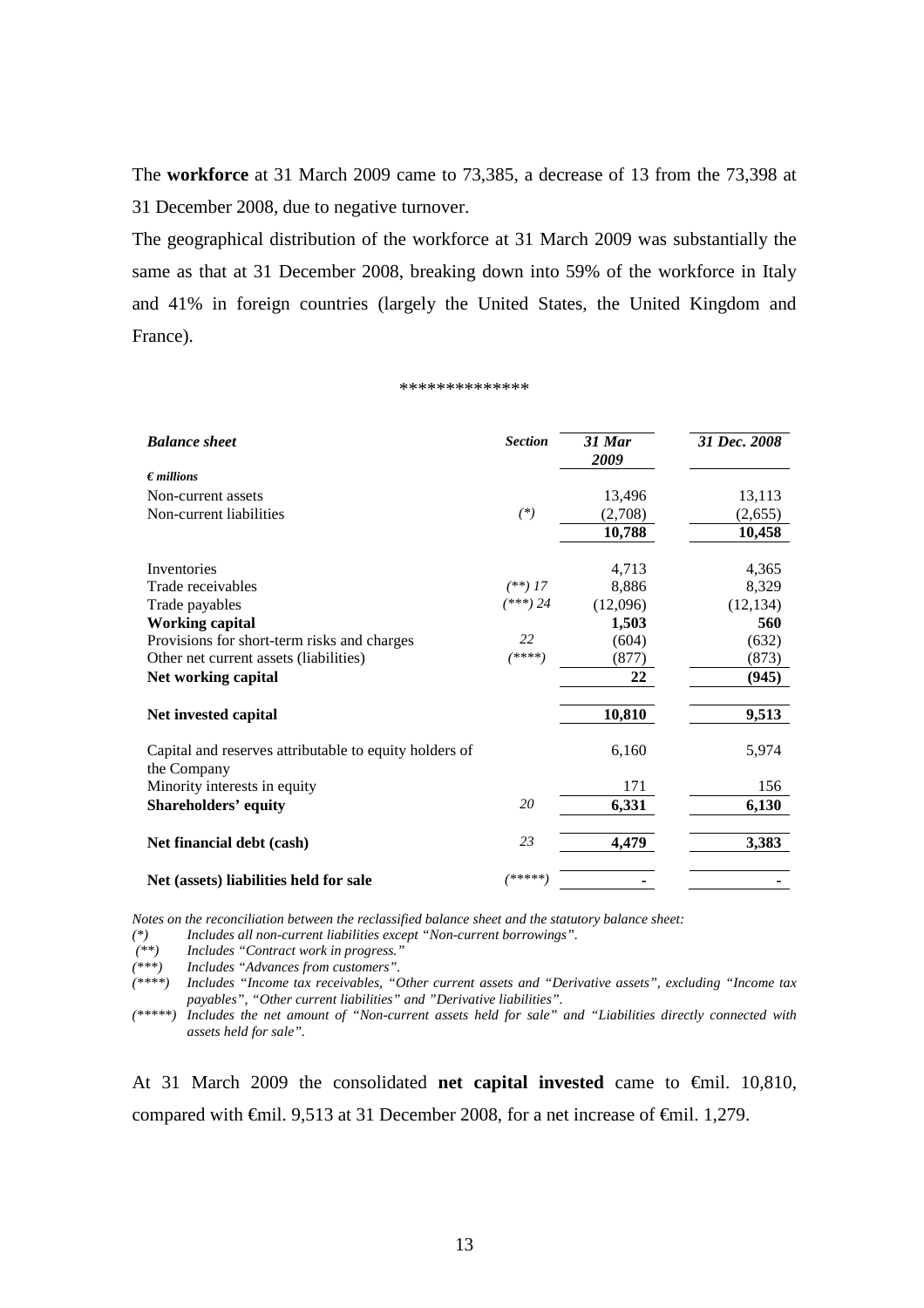The **workforce** at 31 March 2009 came to 73,385, a decrease of 13 from the 73,398 at 31 December 2008, due to negative turnover.

The geographical distribution of the workforce at 31 March 2009 was substantially the same as that at 31 December 2008, breaking down into 59% of the workforce in Italy and 41% in foreign countries (largely the United States, the United Kingdom and France).

**************

| ***Balance sheet*** | ***Section*** | ***31 Mar 2009*** | ***31 Dec. 2008*** |
|---|---|---|---|
| ***€ millions*** | | | |
| Non-current assets | | 13,496 | 13,113 |
| Non-current liabilities | *(\*)* | (2,708) | (2,655) |
| | | **10,788** | **10,458** |
| Inventories | | 4,713 | 4,365 |
| Trade receivables | *(\*\*) 17* | 8,886 | 8,329 |
| Trade payables | *(\*\*\*) 24* | (12,096) | (12,134) |
| **Working capital** | | **1,503** | **560** |
| Provisions for short-term risks and charges | *22* | (604) | (632) |
| Other net current assets (liabilities) | *(\*\*\*\*)* | (877) | (873) |
| **Net working capital** | | **22** | **(945)** |
| **Net invested capital** | | **10,810** | **9,513** |
| Capital and reserves attributable to equity holders of the Company | | 6,160 | 5,974 |
| Minority interests in equity | | 171 | 156 |
| **Shareholders' equity** | *20* | **6,331** | **6,130** |
| **Net financial debt (cash)** | *23* | **4,479** | **3,383** |
| **Net (assets) liabilities held for sale** | *(\*\*\*\*\*)* | **-** | **-** |

*Notes on the reconciliation between the reclassified balance sheet and the statutory balance sheet:*

*(\*) Includes all non-current liabilities except "Non-current borrowings".*

*(\*\*) Includes "Contract work in progress."*

*(\*\*\*) Includes "Advances from customers".*

*(\*\*\*\*) Includes "Income tax receivables, "Other current assets and "Derivative assets", excluding "Income tax payables", "Other current liabilities" and "Derivative liabilities".*

*(\*\*\*\*\*) Includes the net amount of "Non-current assets held for sale" and "Liabilities directly connected with assets held for sale".*

At 31 March 2009 the consolidated **net capital invested** came to €mil. 10,810, compared with €mil. 9,513 at 31 December 2008, for a net increase of €mil. 1,279.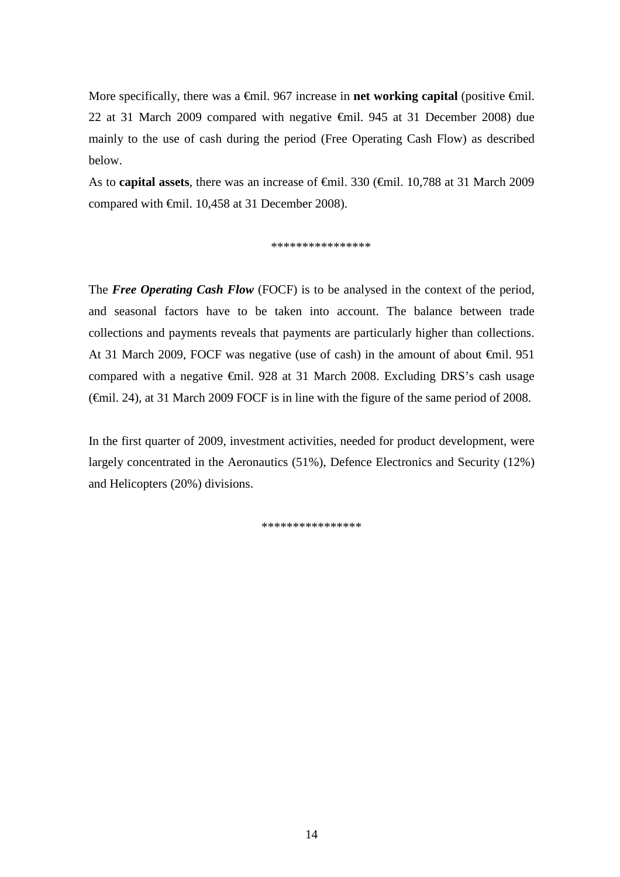More specifically, there was a €mil. 967 increase in **net working capital** (positive €mil. 22 at 31 March 2009 compared with negative €mil. 945 at 31 December 2008) due mainly to the use of cash during the period (Free Operating Cash Flow) as described below.

As to **capital assets**, there was an increase of €mil. 330 (€mil. 10,788 at 31 March 2009 compared with €mil. 10,458 at 31 December 2008).

****************

The ***Free Operating Cash Flow*** (FOCF) is to be analysed in the context of the period, and seasonal factors have to be taken into account. The balance between trade collections and payments reveals that payments are particularly higher than collections. At 31 March 2009, FOCF was negative (use of cash) in the amount of about €mil. 951 compared with a negative €mil. 928 at 31 March 2008. Excluding DRS's cash usage (€mil. 24), at 31 March 2009 FOCF is in line with the figure of the same period of 2008.

In the first quarter of 2009, investment activities, needed for product development, were largely concentrated in the Aeronautics (51%), Defence Electronics and Security (12%) and Helicopters (20%) divisions.

***************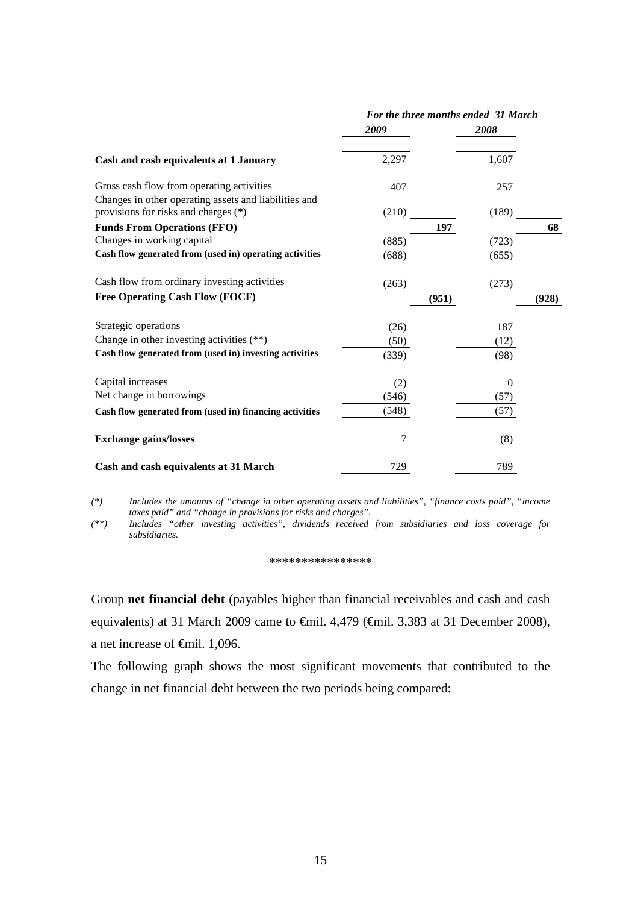| | *For the three months ended 31 March* | | | |
|---|---|---|---|---|
| | ***2009*** | | ***2008*** | |
| **Cash and cash equivalents at 1 January** | 2,297 | | 1,607 | |
| Gross cash flow from operating activities | 407 | | 257 | |
| Changes in other operating assets and liabilities and provisions for risks and charges (*) | (210) | | (189) | |
| **Funds From Operations (FFO)** | | **197** | | **68** |
| Changes in working capital | (885) | | (723) | |
| **Cash flow generated from (used in) operating activities** | (688) | | (655) | |
| Cash flow from ordinary investing activities | (263) | | (273) | |
| **Free Operating Cash Flow (FOCF)** | | **(951)** | | **(928)** |
| Strategic operations | (26) | | 187 | |
| Change in other investing activities (**) | (50) | | (12) | |
| **Cash flow generated from (used in) investing activities** | (339) | | (98) | |
| Capital increases | (2) | | 0 | |
| Net change in borrowings | (546) | | (57) | |
| **Cash flow generated from (used in) financing activities** | (548) | | (57) | |
| **Exchange gains/losses** | 7 | | (8) | |
| **Cash and cash equivalents at 31 March** | 729 | | 789 | |

*(\*) Includes the amounts of "change in other operating assets and liabilities", "finance costs paid", "income taxes paid" and "change in provisions for risks and charges".*

*(\*\*) Includes "other investing activities", dividends received from subsidiaries and loss coverage for subsidiaries.*

\*\*\*\*\*\*\*\*\*\*\*\*\*\*\*\*

Group **net financial debt** (payables higher than financial receivables and cash and cash equivalents) at 31 March 2009 came to €mil. 4,479 (€mil. 3,383 at 31 December 2008), a net increase of €mil. 1,096.

The following graph shows the most significant movements that contributed to the change in net financial debt between the two periods being compared: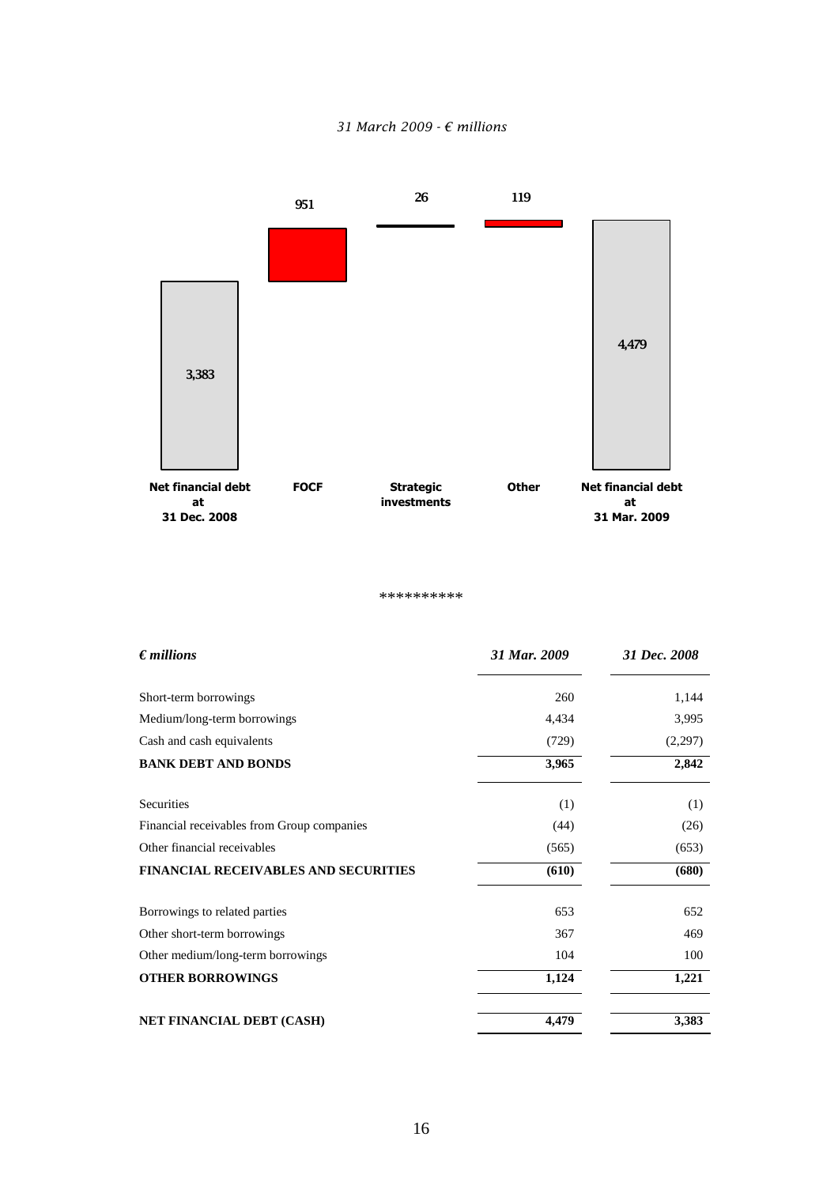*31 March 2009 - € millions*

| Net financial debt at 31 Dec. 2008 | FOCF | Strategic investments | Other | Net financial debt at 31 Mar. 2009 |
|---|---|---|---|---|
| 3,383 | 951 | 26 | 119 | 4,479 |

**********

| *€ millions* | *31 Mar. 2009* | *31 Dec. 2008* |
|---|---|---|
| Short-term borrowings | 260 | 1,144 |
| Medium/long-term borrowings | 4,434 | 3,995 |
| Cash and cash equivalents | (729) | (2,297) |
| **BANK DEBT AND BONDS** | **3,965** | **2,842** |
| Securities | (1) | (1) |
| Financial receivables from Group companies | (44) | (26) |
| Other financial receivables | (565) | (653) |
| **FINANCIAL RECEIVABLES AND SECURITIES** | **(610)** | **(680)** |
| Borrowings to related parties | 653 | 652 |
| Other short-term borrowings | 367 | 469 |
| Other medium/long-term borrowings | 104 | 100 |
| **OTHER BORROWINGS** | **1,124** | **1,221** |
| **NET FINANCIAL DEBT (CASH)** | **4,479** | **3,383** |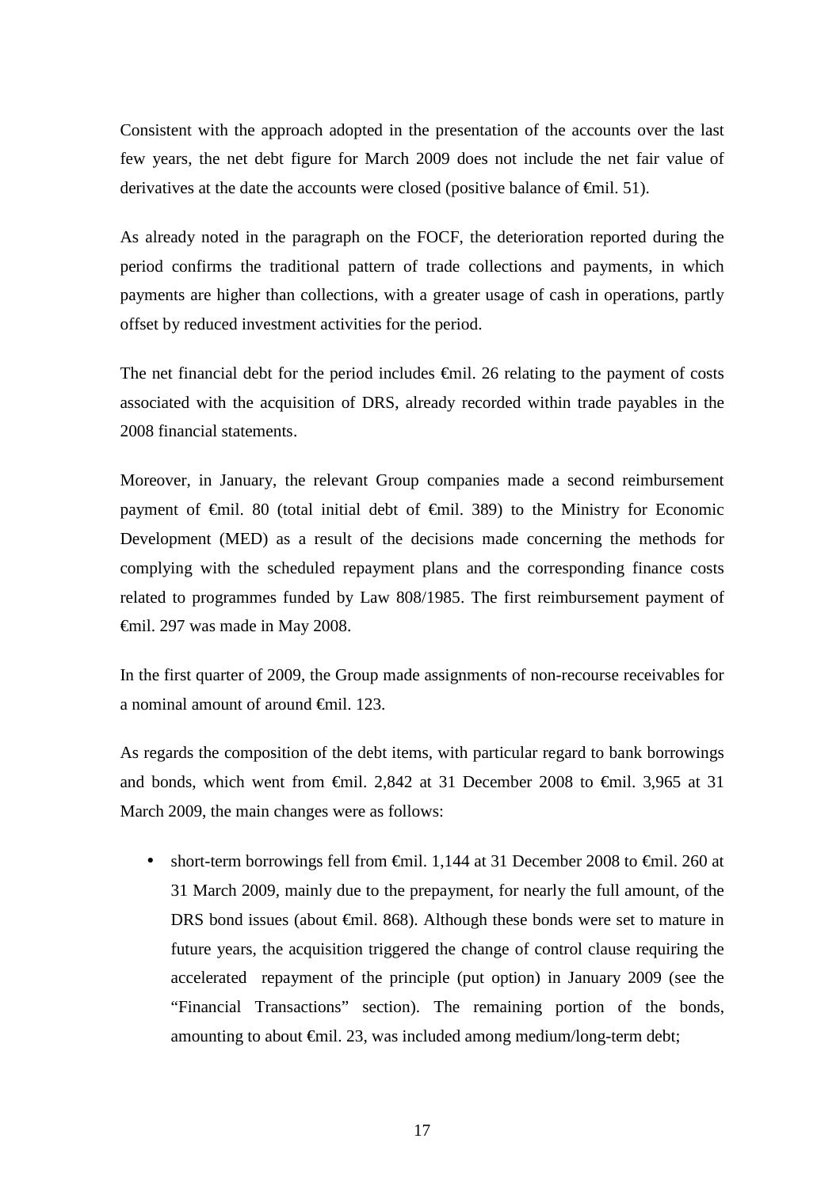Consistent with the approach adopted in the presentation of the accounts over the last few years, the net debt figure for March 2009 does not include the net fair value of derivatives at the date the accounts were closed (positive balance of €mil. 51).

As already noted in the paragraph on the FOCF, the deterioration reported during the period confirms the traditional pattern of trade collections and payments, in which payments are higher than collections, with a greater usage of cash in operations, partly offset by reduced investment activities for the period.

The net financial debt for the period includes €mil. 26 relating to the payment of costs associated with the acquisition of DRS, already recorded within trade payables in the 2008 financial statements.

Moreover, in January, the relevant Group companies made a second reimbursement payment of €mil. 80 (total initial debt of €mil. 389) to the Ministry for Economic Development (MED) as a result of the decisions made concerning the methods for complying with the scheduled repayment plans and the corresponding finance costs related to programmes funded by Law 808/1985. The first reimbursement payment of €mil. 297 was made in May 2008.

In the first quarter of 2009, the Group made assignments of non-recourse receivables for a nominal amount of around €mil. 123.

As regards the composition of the debt items, with particular regard to bank borrowings and bonds, which went from €mil. 2,842 at 31 December 2008 to €mil. 3,965 at 31 March 2009, the main changes were as follows:

- short-term borrowings fell from €mil. 1,144 at 31 December 2008 to €mil. 260 at 31 March 2009, mainly due to the prepayment, for nearly the full amount, of the DRS bond issues (about €mil. 868). Although these bonds were set to mature in future years, the acquisition triggered the change of control clause requiring the accelerated repayment of the principle (put option) in January 2009 (see the "Financial Transactions" section). The remaining portion of the bonds, amounting to about €mil. 23, was included among medium/long-term debt;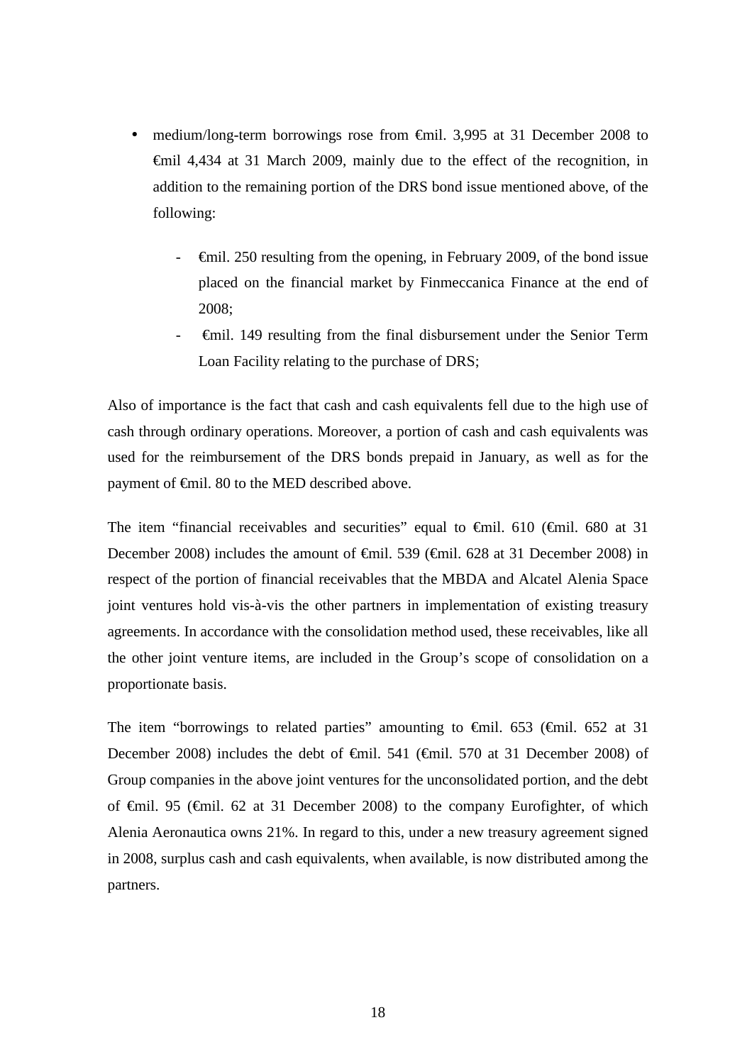- medium/long-term borrowings rose from €mil. 3,995 at 31 December 2008 to €mil 4,434 at 31 March 2009, mainly due to the effect of the recognition, in addition to the remaining portion of the DRS bond issue mentioned above, of the following:

  - €mil. 250 resulting from the opening, in February 2009, of the bond issue placed on the financial market by Finmeccanica Finance at the end of 2008;
  - €mil. 149 resulting from the final disbursement under the Senior Term Loan Facility relating to the purchase of DRS;

Also of importance is the fact that cash and cash equivalents fell due to the high use of cash through ordinary operations. Moreover, a portion of cash and cash equivalents was used for the reimbursement of the DRS bonds prepaid in January, as well as for the payment of €mil. 80 to the MED described above.

The item "financial receivables and securities" equal to €mil. 610 (€mil. 680 at 31 December 2008) includes the amount of €mil. 539 (€mil. 628 at 31 December 2008) in respect of the portion of financial receivables that the MBDA and Alcatel Alenia Space joint ventures hold vis-à-vis the other partners in implementation of existing treasury agreements. In accordance with the consolidation method used, these receivables, like all the other joint venture items, are included in the Group's scope of consolidation on a proportionate basis.

The item "borrowings to related parties" amounting to €mil. 653 (€mil. 652 at 31 December 2008) includes the debt of €mil. 541 (€mil. 570 at 31 December 2008) of Group companies in the above joint ventures for the unconsolidated portion, and the debt of €mil. 95 (€mil. 62 at 31 December 2008) to the company Eurofighter, of which Alenia Aeronautica owns 21%. In regard to this, under a new treasury agreement signed in 2008, surplus cash and cash equivalents, when available, is now distributed among the partners.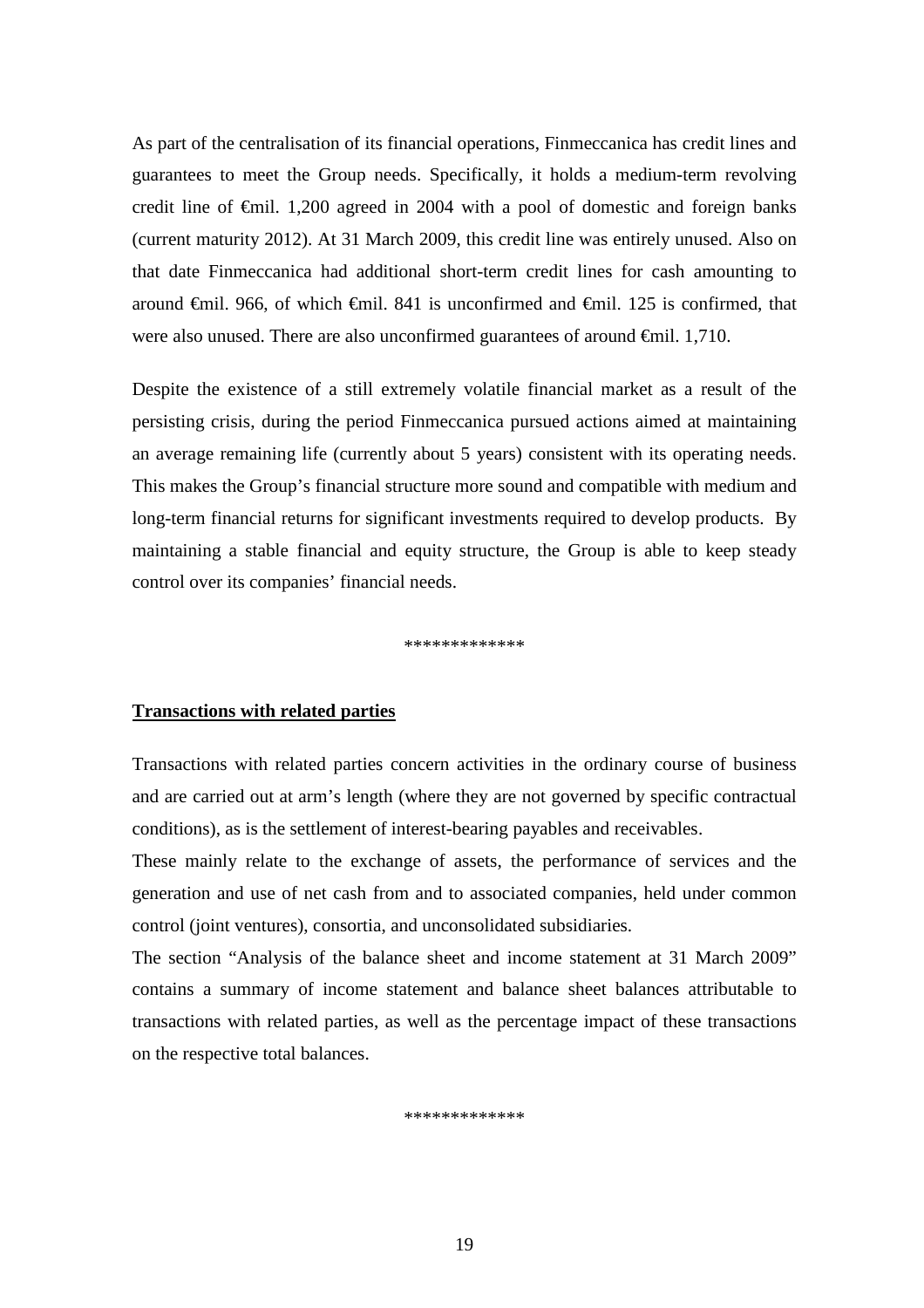As part of the centralisation of its financial operations, Finmeccanica has credit lines and guarantees to meet the Group needs. Specifically, it holds a medium-term revolving credit line of €mil. 1,200 agreed in 2004 with a pool of domestic and foreign banks (current maturity 2012). At 31 March 2009, this credit line was entirely unused. Also on that date Finmeccanica had additional short-term credit lines for cash amounting to around €mil. 966, of which €mil. 841 is unconfirmed and €mil. 125 is confirmed, that were also unused. There are also unconfirmed guarantees of around €mil. 1,710.

Despite the existence of a still extremely volatile financial market as a result of the persisting crisis, during the period Finmeccanica pursued actions aimed at maintaining an average remaining life (currently about 5 years) consistent with its operating needs. This makes the Group's financial structure more sound and compatible with medium and long-term financial returns for significant investments required to develop products. By maintaining a stable financial and equity structure, the Group is able to keep steady control over its companies' financial needs.

*************

**Transactions with related parties**

Transactions with related parties concern activities in the ordinary course of business and are carried out at arm's length (where they are not governed by specific contractual conditions), as is the settlement of interest-bearing payables and receivables.

These mainly relate to the exchange of assets, the performance of services and the generation and use of net cash from and to associated companies, held under common control (joint ventures), consortia, and unconsolidated subsidiaries.

The section "Analysis of the balance sheet and income statement at 31 March 2009" contains a summary of income statement and balance sheet balances attributable to transactions with related parties, as well as the percentage impact of these transactions on the respective total balances.

*************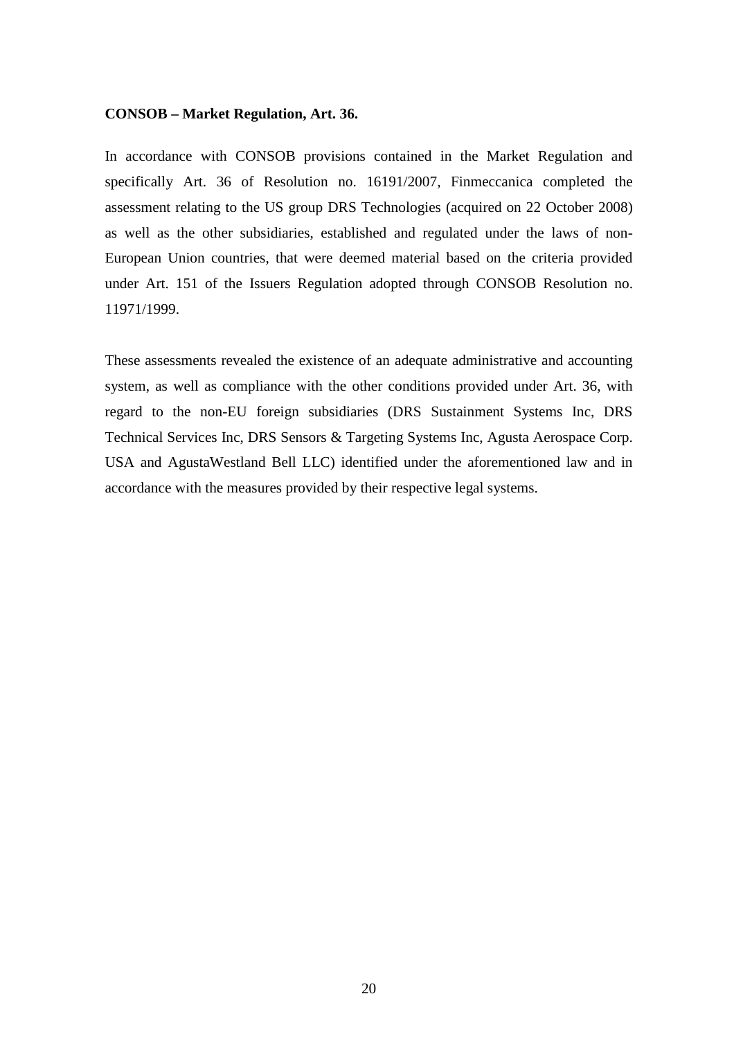**CONSOB – Market Regulation, Art. 36.**

In accordance with CONSOB provisions contained in the Market Regulation and specifically Art. 36 of Resolution no. 16191/2007, Finmeccanica completed the assessment relating to the US group DRS Technologies (acquired on 22 October 2008) as well as the other subsidiaries, established and regulated under the laws of non-European Union countries, that were deemed material based on the criteria provided under Art. 151 of the Issuers Regulation adopted through CONSOB Resolution no. 11971/1999.

These assessments revealed the existence of an adequate administrative and accounting system, as well as compliance with the other conditions provided under Art. 36, with regard to the non-EU foreign subsidiaries (DRS Sustainment Systems Inc, DRS Technical Services Inc, DRS Sensors & Targeting Systems Inc, Agusta Aerospace Corp. USA and AgustaWestland Bell LLC) identified under the aforementioned law and in accordance with the measures provided by their respective legal systems.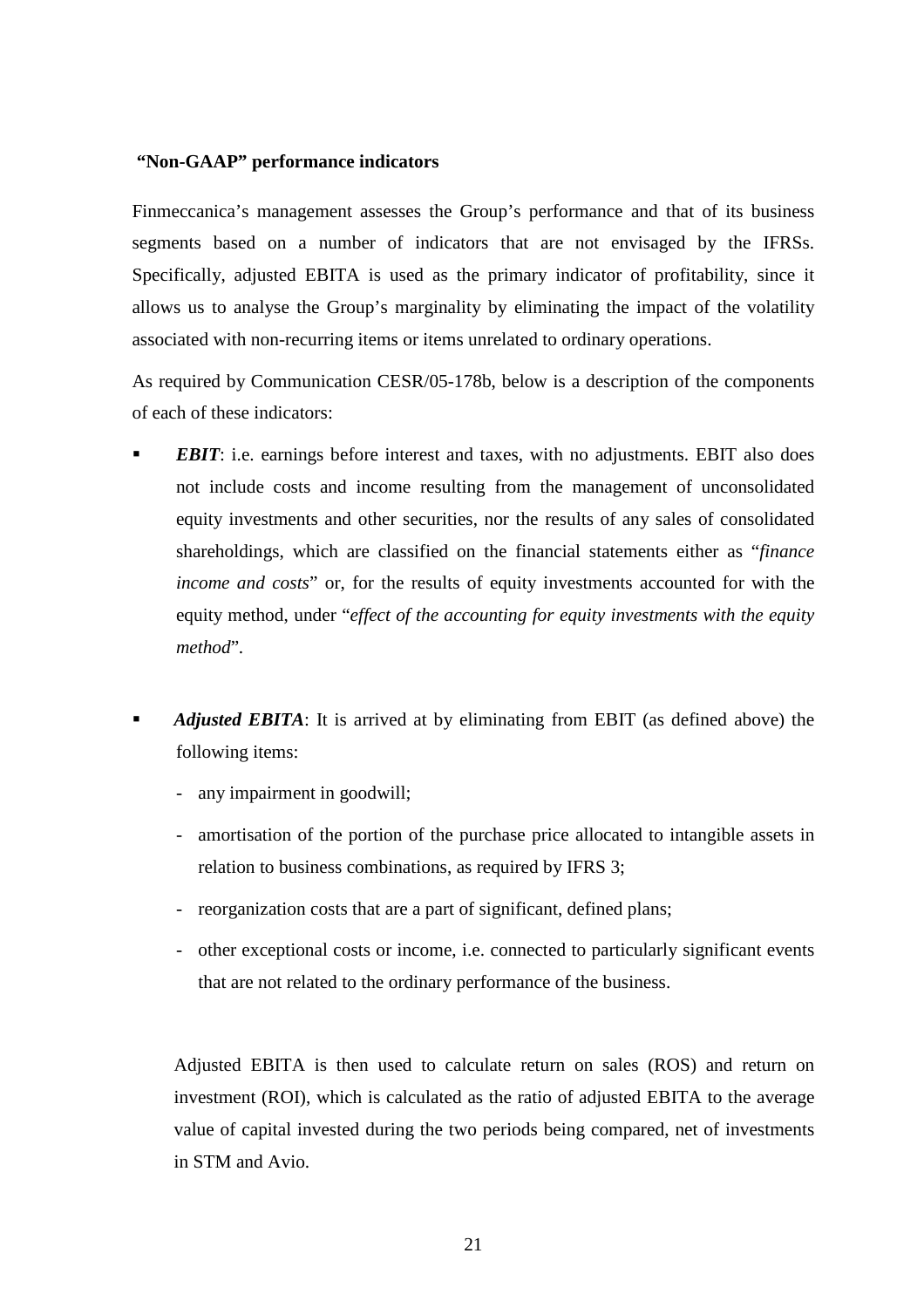**"Non-GAAP" performance indicators**

Finmeccanica's management assesses the Group's performance and that of its business segments based on a number of indicators that are not envisaged by the IFRSs. Specifically, adjusted EBITA is used as the primary indicator of profitability, since it allows us to analyse the Group's marginality by eliminating the impact of the volatility associated with non-recurring items or items unrelated to ordinary operations.

As required by Communication CESR/05-178b, below is a description of the components of each of these indicators:

- ***EBIT***: i.e. earnings before interest and taxes, with no adjustments. EBIT also does not include costs and income resulting from the management of unconsolidated equity investments and other securities, nor the results of any sales of consolidated shareholdings, which are classified on the financial statements either as "*finance income and costs*" or, for the results of equity investments accounted for with the equity method, under "*effect of the accounting for equity investments with the equity method*".

- ***Adjusted EBITA***: It is arrived at by eliminating from EBIT (as defined above) the following items:
  - any impairment in goodwill;
  - amortisation of the portion of the purchase price allocated to intangible assets in relation to business combinations, as required by IFRS 3;
  - reorganization costs that are a part of significant, defined plans;
  - other exceptional costs or income, i.e. connected to particularly significant events that are not related to the ordinary performance of the business.

  Adjusted EBITA is then used to calculate return on sales (ROS) and return on investment (ROI), which is calculated as the ratio of adjusted EBITA to the average value of capital invested during the two periods being compared, net of investments in STM and Avio.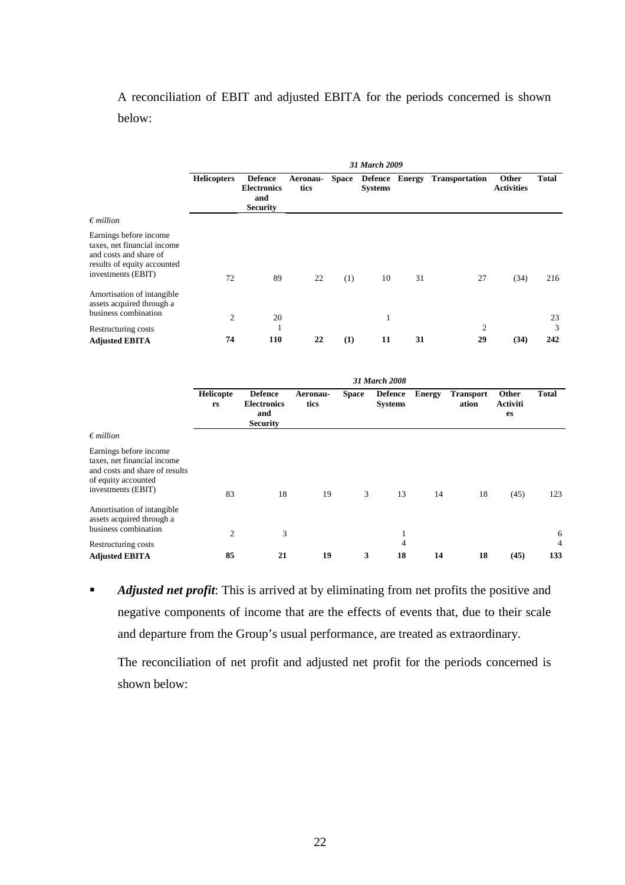A reconciliation of EBIT and adjusted EBITA for the periods concerned is shown below:

| | *31 March 2009* | | | | | | | | |
|---|---|---|---|---|---|---|---|---|---|
| *€ million* | **Helicopters** | **Defence Electronics and Security** | **Aeronau-tics** | **Space** | **Defence Systems** | **Energy** | **Transportation** | **Other Activities** | **Total** |
| Earnings before income taxes, net financial income and costs and share of results of equity accounted investments (EBIT) | 72 | 89 | 22 | (1) | 10 | 31 | 27 | (34) | 216 |
| Amortisation of intangible assets acquired through a business combination | 2 | 20 | | | 1 | | | | 23 |
| Restructuring costs | | 1 | | | | | 2 | | 3 |
| **Adjusted EBITA** | **74** | **110** | **22** | **(1)** | **11** | **31** | **29** | **(34)** | **242** |

| | *31 March 2008* | | | | | | | | |
|---|---|---|---|---|---|---|---|---|---|
| *€ million* | **Helicopters** | **Defence Electronics and Security** | **Aeronau-tics** | **Space** | **Defence Systems** | **Energy** | **Transportation** | **Other Activities** | **Total** |
| Earnings before income taxes, net financial income and costs and share of results of equity accounted investments (EBIT) | 83 | 18 | 19 | 3 | 13 | 14 | 18 | (45) | 123 |
| Amortisation of intangible assets acquired through a business combination | 2 | 3 | | | 1 | | | | 6 |
| Restructuring costs | | | | | 4 | | | | 4 |
| **Adjusted EBITA** | **85** | **21** | **19** | **3** | **18** | **14** | **18** | **(45)** | **133** |

- ***Adjusted net profit***: This is arrived at by eliminating from net profits the positive and negative components of income that are the effects of events that, due to their scale and departure from the Group's usual performance, are treated as extraordinary.

  The reconciliation of net profit and adjusted net profit for the periods concerned is shown below: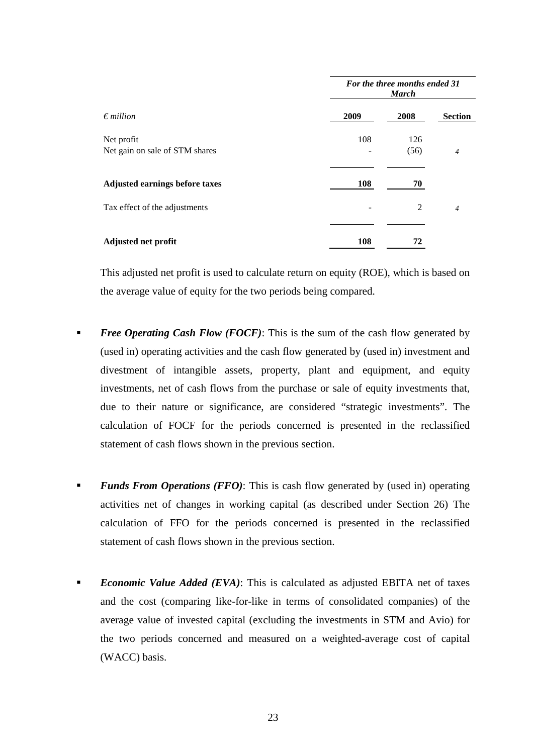| *€ million* | *For the three months ended 31 March* | | |
|---|---|---|---|
| | **2009** | **2008** | **Section** |
| Net profit | 108 | 126 | |
| Net gain on sale of STM shares | - | (56) | *4* |
| **Adjusted earnings before taxes** | **108** | **70** | |
| Tax effect of the adjustments | - | 2 | *4* |
| **Adjusted net profit** | **108** | **72** | |

This adjusted net profit is used to calculate return on equity (ROE), which is based on the average value of equity for the two periods being compared.

- ***Free Operating Cash Flow (FOCF)***: This is the sum of the cash flow generated by (used in) operating activities and the cash flow generated by (used in) investment and divestment of intangible assets, property, plant and equipment, and equity investments, net of cash flows from the purchase or sale of equity investments that, due to their nature or significance, are considered "strategic investments". The calculation of FOCF for the periods concerned is presented in the reclassified statement of cash flows shown in the previous section.

- ***Funds From Operations (FFO)***: This is cash flow generated by (used in) operating activities net of changes in working capital (as described under Section 26) The calculation of FFO for the periods concerned is presented in the reclassified statement of cash flows shown in the previous section.

- ***Economic Value Added (EVA)***: This is calculated as adjusted EBITA net of taxes and the cost (comparing like-for-like in terms of consolidated companies) of the average value of invested capital (excluding the investments in STM and Avio) for the two periods concerned and measured on a weighted-average cost of capital (WACC) basis.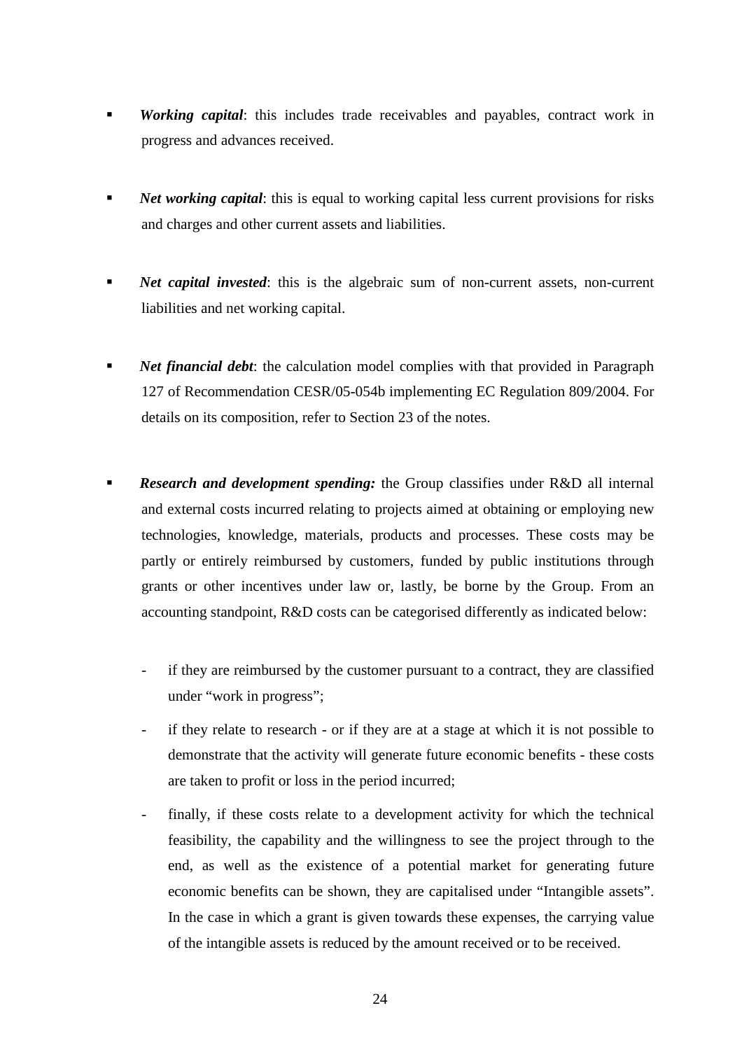- ***Working capital***: this includes trade receivables and payables, contract work in progress and advances received.

- ***Net working capital***: this is equal to working capital less current provisions for risks and charges and other current assets and liabilities.

- ***Net capital invested***: this is the algebraic sum of non-current assets, non-current liabilities and net working capital.

- ***Net financial debt***: the calculation model complies with that provided in Paragraph 127 of Recommendation CESR/05-054b implementing EC Regulation 809/2004. For details on its composition, refer to Section 23 of the notes.

- ***Research and development spending:*** the Group classifies under R&D all internal and external costs incurred relating to projects aimed at obtaining or employing new technologies, knowledge, materials, products and processes. These costs may be partly or entirely reimbursed by customers, funded by public institutions through grants or other incentives under law or, lastly, be borne by the Group. From an accounting standpoint, R&D costs can be categorised differently as indicated below:

  - if they are reimbursed by the customer pursuant to a contract, they are classified under "work in progress";
  - if they relate to research - or if they are at a stage at which it is not possible to demonstrate that the activity will generate future economic benefits - these costs are taken to profit or loss in the period incurred;
  - finally, if these costs relate to a development activity for which the technical feasibility, the capability and the willingness to see the project through to the end, as well as the existence of a potential market for generating future economic benefits can be shown, they are capitalised under "Intangible assets". In the case in which a grant is given towards these expenses, the carrying value of the intangible assets is reduced by the amount received or to be received.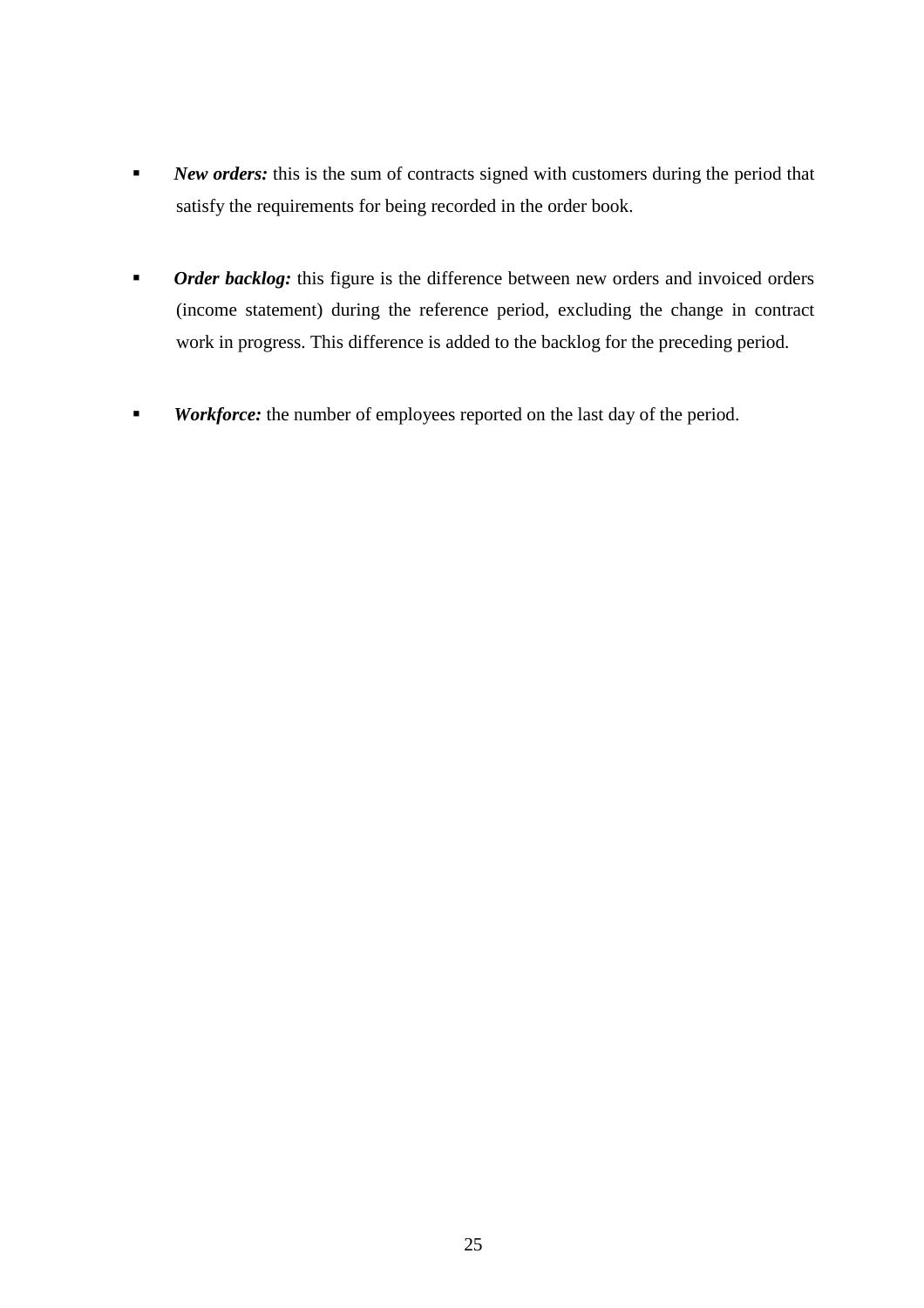- ***New orders:*** this is the sum of contracts signed with customers during the period that satisfy the requirements for being recorded in the order book.

- ***Order backlog:*** this figure is the difference between new orders and invoiced orders (income statement) during the reference period, excluding the change in contract work in progress. This difference is added to the backlog for the preceding period.

- ***Workforce:*** the number of employees reported on the last day of the period.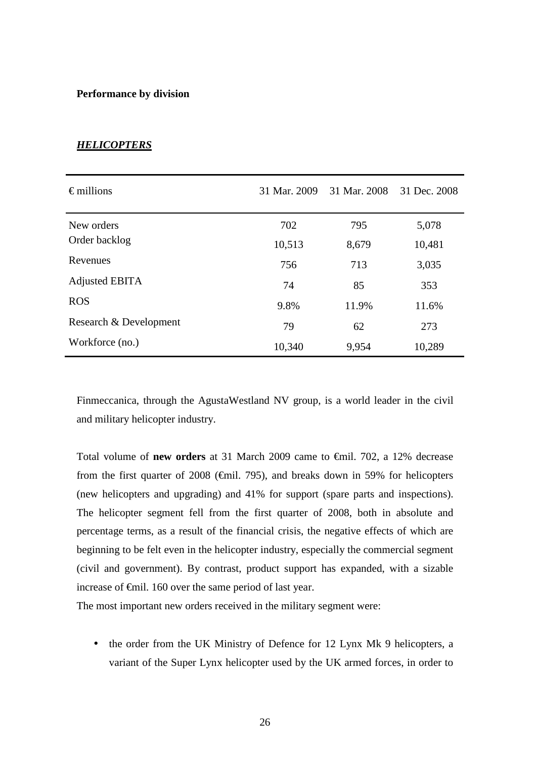**Performance by division**

***HELICOPTERS***

| € millions | 31 Mar. 2009 | 31 Mar. 2008 | 31 Dec. 2008 |
|---|---|---|---|
| New orders | 702 | 795 | 5,078 |
| Order backlog | 10,513 | 8,679 | 10,481 |
| Revenues | 756 | 713 | 3,035 |
| Adjusted EBITA | 74 | 85 | 353 |
| ROS | 9.8% | 11.9% | 11.6% |
| Research & Development | 79 | 62 | 273 |
| Workforce (no.) | 10,340 | 9,954 | 10,289 |

Finmeccanica, through the AgustaWestland NV group, is a world leader in the civil and military helicopter industry.

Total volume of **new orders** at 31 March 2009 came to €mil. 702, a 12% decrease from the first quarter of 2008 (€mil. 795), and breaks down in 59% for helicopters (new helicopters and upgrading) and 41% for support (spare parts and inspections). The helicopter segment fell from the first quarter of 2008, both in absolute and percentage terms, as a result of the financial crisis, the negative effects of which are beginning to be felt even in the helicopter industry, especially the commercial segment (civil and government). By contrast, product support has expanded, with a sizable increase of €mil. 160 over the same period of last year.

The most important new orders received in the military segment were:

- the order from the UK Ministry of Defence for 12 Lynx Mk 9 helicopters, a variant of the Super Lynx helicopter used by the UK armed forces, in order to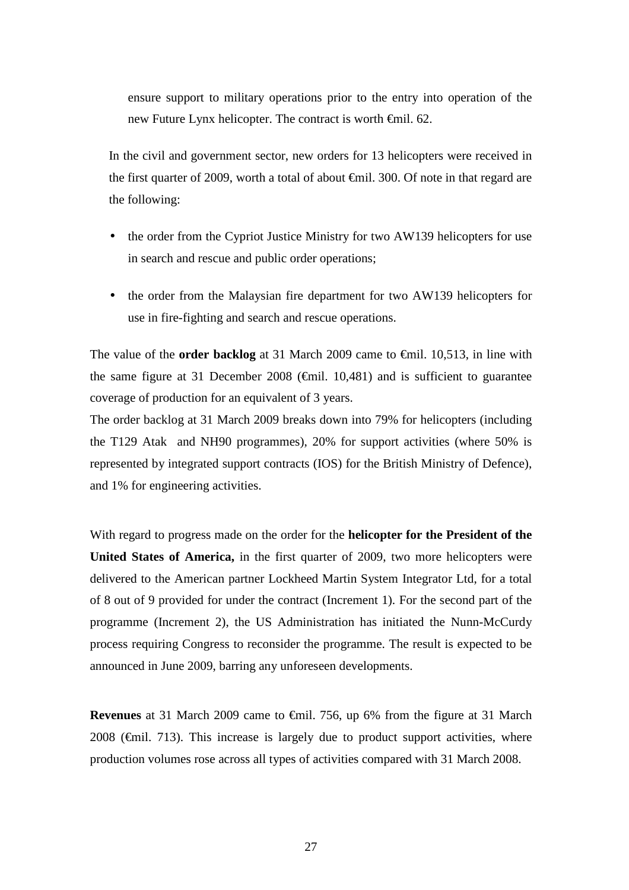ensure support to military operations prior to the entry into operation of the new Future Lynx helicopter. The contract is worth €mil. 62.

In the civil and government sector, new orders for 13 helicopters were received in the first quarter of 2009, worth a total of about €mil. 300. Of note in that regard are the following:

- the order from the Cypriot Justice Ministry for two AW139 helicopters for use in search and rescue and public order operations;
- the order from the Malaysian fire department for two AW139 helicopters for use in fire-fighting and search and rescue operations.

The value of the **order backlog** at 31 March 2009 came to €mil. 10,513, in line with the same figure at 31 December 2008 (€mil. 10,481) and is sufficient to guarantee coverage of production for an equivalent of 3 years.
The order backlog at 31 March 2009 breaks down into 79% for helicopters (including the T129 Atak and NH90 programmes), 20% for support activities (where 50% is represented by integrated support contracts (IOS) for the British Ministry of Defence), and 1% for engineering activities.

With regard to progress made on the order for the **helicopter for the President of the United States of America,** in the first quarter of 2009, two more helicopters were delivered to the American partner Lockheed Martin System Integrator Ltd, for a total of 8 out of 9 provided for under the contract (Increment 1). For the second part of the programme (Increment 2), the US Administration has initiated the Nunn-McCurdy process requiring Congress to reconsider the programme. The result is expected to be announced in June 2009, barring any unforeseen developments.

**Revenues** at 31 March 2009 came to €mil. 756, up 6% from the figure at 31 March 2008 (€mil. 713). This increase is largely due to product support activities, where production volumes rose across all types of activities compared with 31 March 2008.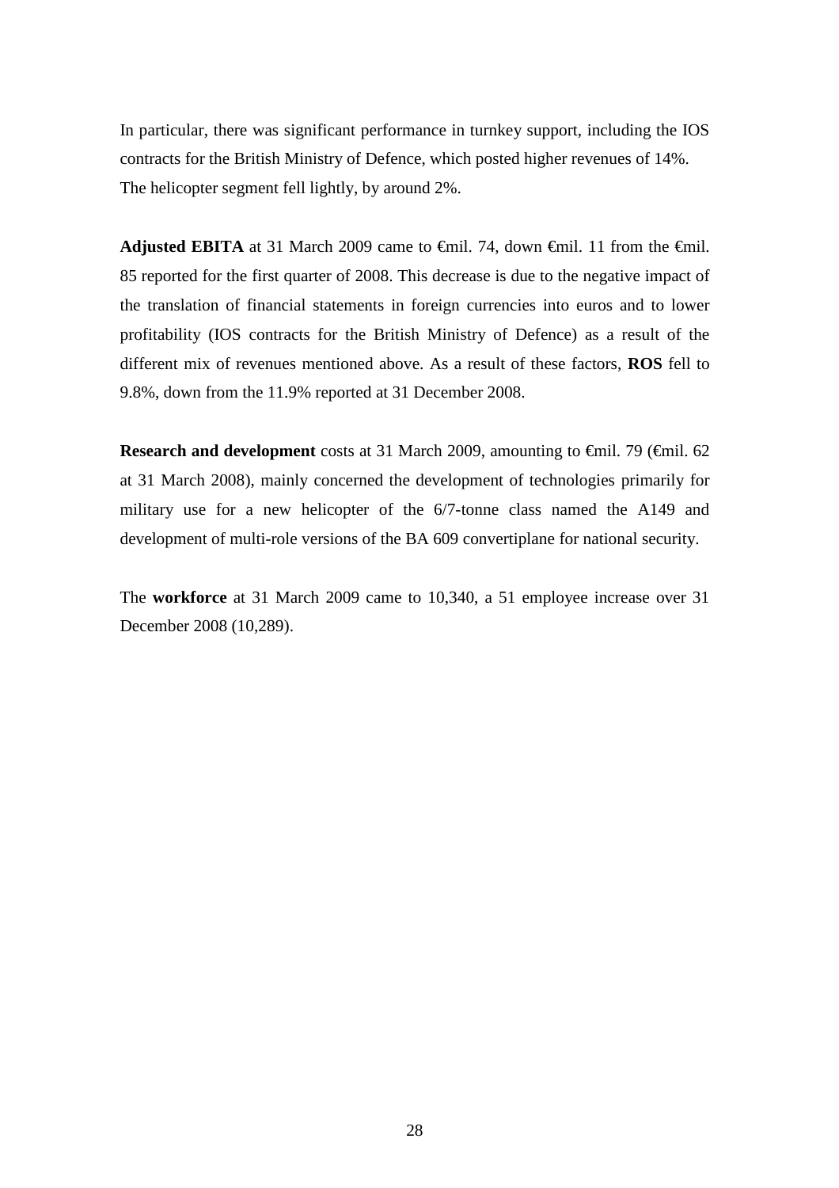In particular, there was significant performance in turnkey support, including the IOS contracts for the British Ministry of Defence, which posted higher revenues of 14%. The helicopter segment fell lightly, by around 2%.

**Adjusted EBITA** at 31 March 2009 came to €mil. 74, down €mil. 11 from the €mil. 85 reported for the first quarter of 2008. This decrease is due to the negative impact of the translation of financial statements in foreign currencies into euros and to lower profitability (IOS contracts for the British Ministry of Defence) as a result of the different mix of revenues mentioned above. As a result of these factors, **ROS** fell to 9.8%, down from the 11.9% reported at 31 December 2008.

**Research and development** costs at 31 March 2009, amounting to €mil. 79 (€mil. 62 at 31 March 2008), mainly concerned the development of technologies primarily for military use for a new helicopter of the 6/7-tonne class named the A149 and development of multi-role versions of the BA 609 convertiplane for national security.

The **workforce** at 31 March 2009 came to 10,340, a 51 employee increase over 31 December 2008 (10,289).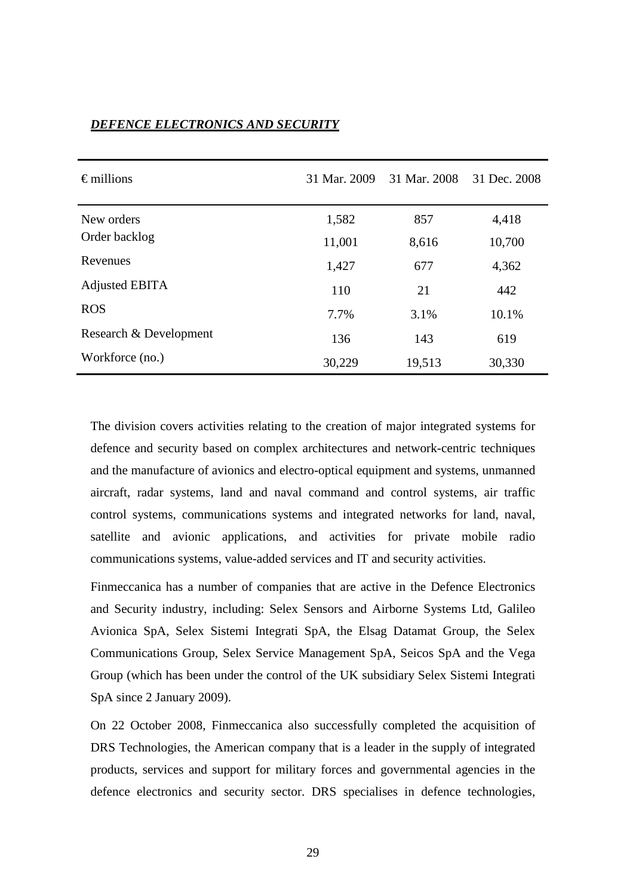***DEFENCE ELECTRONICS AND SECURITY***

| € millions | 31 Mar. 2009 | 31 Mar. 2008 | 31 Dec. 2008 |
|---|---|---|---|
| New orders | 1,582 | 857 | 4,418 |
| Order backlog | 11,001 | 8,616 | 10,700 |
| Revenues | 1,427 | 677 | 4,362 |
| Adjusted EBITA | 110 | 21 | 442 |
| ROS | 7.7% | 3.1% | 10.1% |
| Research & Development | 136 | 143 | 619 |
| Workforce (no.) | 30,229 | 19,513 | 30,330 |

The division covers activities relating to the creation of major integrated systems for defence and security based on complex architectures and network-centric techniques and the manufacture of avionics and electro-optical equipment and systems, unmanned aircraft, radar systems, land and naval command and control systems, air traffic control systems, communications systems and integrated networks for land, naval, satellite and avionic applications, and activities for private mobile radio communications systems, value-added services and IT and security activities.

Finmeccanica has a number of companies that are active in the Defence Electronics and Security industry, including: Selex Sensors and Airborne Systems Ltd, Galileo Avionica SpA, Selex Sistemi Integrati SpA, the Elsag Datamat Group, the Selex Communications Group, Selex Service Management SpA, Seicos SpA and the Vega Group (which has been under the control of the UK subsidiary Selex Sistemi Integrati SpA since 2 January 2009).

On 22 October 2008, Finmeccanica also successfully completed the acquisition of DRS Technologies, the American company that is a leader in the supply of integrated products, services and support for military forces and governmental agencies in the defence electronics and security sector. DRS specialises in defence technologies,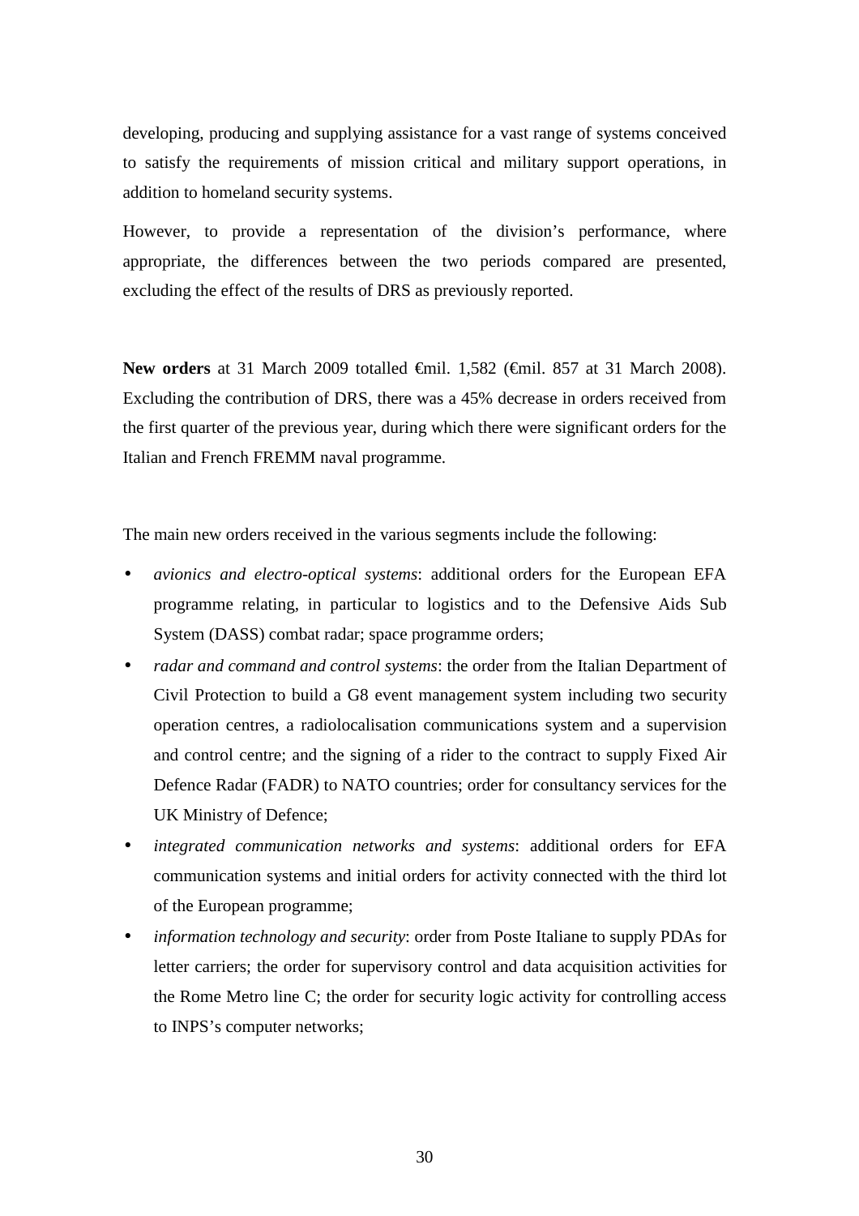developing, producing and supplying assistance for a vast range of systems conceived to satisfy the requirements of mission critical and military support operations, in addition to homeland security systems.

However, to provide a representation of the division's performance, where appropriate, the differences between the two periods compared are presented, excluding the effect of the results of DRS as previously reported.

**New orders** at 31 March 2009 totalled €mil. 1,582 (€mil. 857 at 31 March 2008). Excluding the contribution of DRS, there was a 45% decrease in orders received from the first quarter of the previous year, during which there were significant orders for the Italian and French FREMM naval programme.

The main new orders received in the various segments include the following:

- *avionics and electro-optical systems*: additional orders for the European EFA programme relating, in particular to logistics and to the Defensive Aids Sub System (DASS) combat radar; space programme orders;
- *radar and command and control systems*: the order from the Italian Department of Civil Protection to build a G8 event management system including two security operation centres, a radiolocalisation communications system and a supervision and control centre; and the signing of a rider to the contract to supply Fixed Air Defence Radar (FADR) to NATO countries; order for consultancy services for the UK Ministry of Defence;
- *integrated communication networks and systems*: additional orders for EFA communication systems and initial orders for activity connected with the third lot of the European programme;
- *information technology and security*: order from Poste Italiane to supply PDAs for letter carriers; the order for supervisory control and data acquisition activities for the Rome Metro line C; the order for security logic activity for controlling access to INPS's computer networks;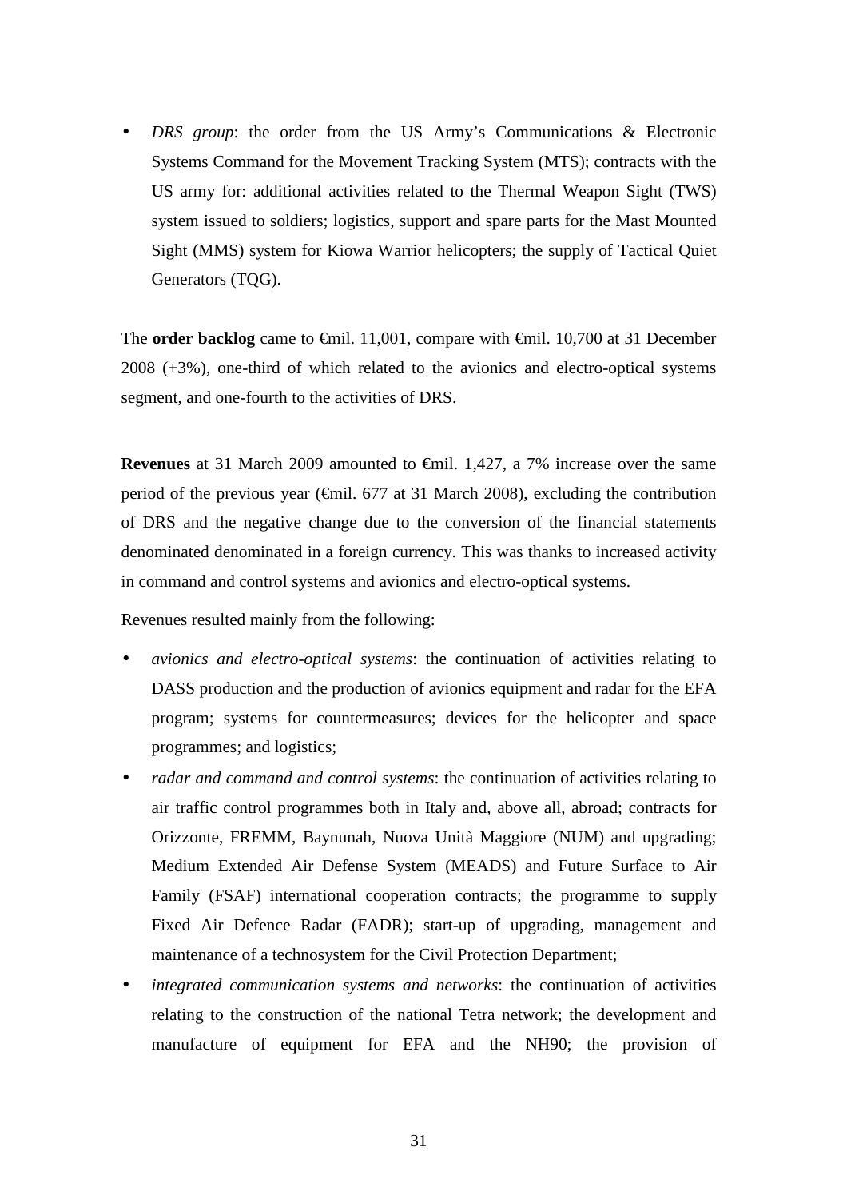- *DRS group*: the order from the US Army's Communications & Electronic Systems Command for the Movement Tracking System (MTS); contracts with the US army for: additional activities related to the Thermal Weapon Sight (TWS) system issued to soldiers; logistics, support and spare parts for the Mast Mounted Sight (MMS) system for Kiowa Warrior helicopters; the supply of Tactical Quiet Generators (TQG).

The **order backlog** came to €mil. 11,001, compare with €mil. 10,700 at 31 December 2008 (+3%), one-third of which related to the avionics and electro-optical systems segment, and one-fourth to the activities of DRS.

**Revenues** at 31 March 2009 amounted to €mil. 1,427, a 7% increase over the same period of the previous year (€mil. 677 at 31 March 2008), excluding the contribution of DRS and the negative change due to the conversion of the financial statements denominated denominated in a foreign currency. This was thanks to increased activity in command and control systems and avionics and electro-optical systems.

Revenues resulted mainly from the following:

- *avionics and electro-optical systems*: the continuation of activities relating to DASS production and the production of avionics equipment and radar for the EFA program; systems for countermeasures; devices for the helicopter and space programmes; and logistics;
- *radar and command and control systems*: the continuation of activities relating to air traffic control programmes both in Italy and, above all, abroad; contracts for Orizzonte, FREMM, Baynunah, Nuova Unità Maggiore (NUM) and upgrading; Medium Extended Air Defense System (MEADS) and Future Surface to Air Family (FSAF) international cooperation contracts; the programme to supply Fixed Air Defence Radar (FADR); start-up of upgrading, management and maintenance of a technosystem for the Civil Protection Department;
- *integrated communication systems and networks*: the continuation of activities relating to the construction of the national Tetra network; the development and manufacture of equipment for EFA and the NH90; the provision of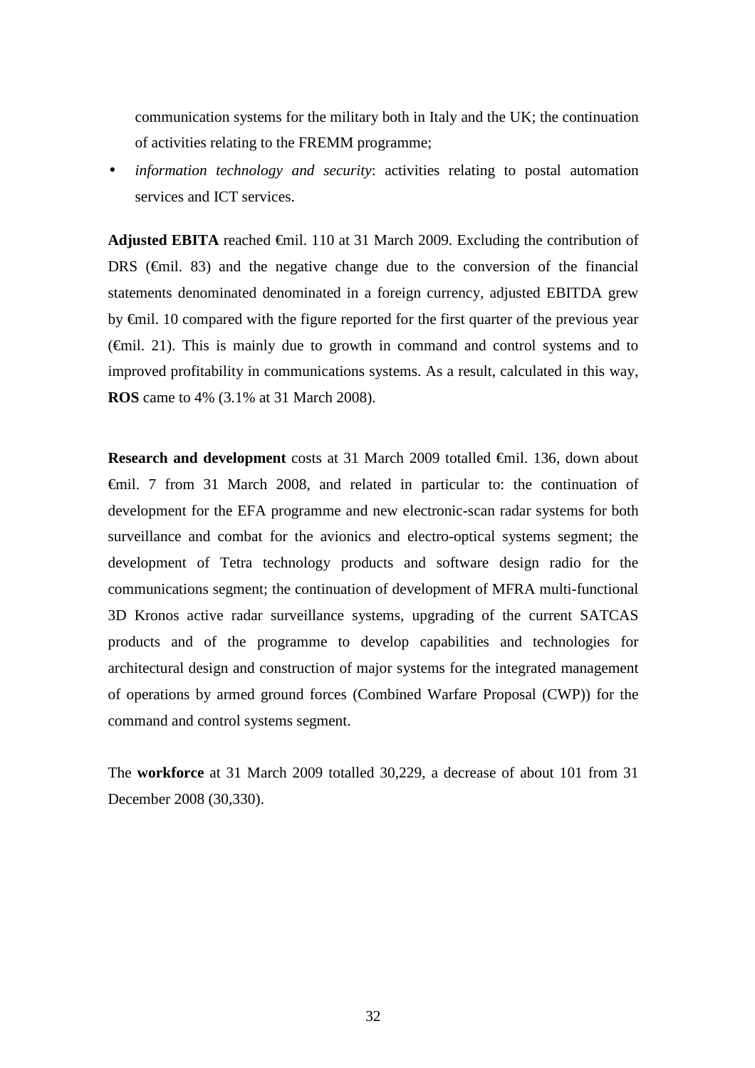communication systems for the military both in Italy and the UK; the continuation of activities relating to the FREMM programme;

- *information technology and security*: activities relating to postal automation services and ICT services.

**Adjusted EBITA** reached €mil. 110 at 31 March 2009. Excluding the contribution of DRS (€mil. 83) and the negative change due to the conversion of the financial statements denominated denominated in a foreign currency, adjusted EBITDA grew by €mil. 10 compared with the figure reported for the first quarter of the previous year (€mil. 21). This is mainly due to growth in command and control systems and to improved profitability in communications systems. As a result, calculated in this way, **ROS** came to 4% (3.1% at 31 March 2008).

**Research and development** costs at 31 March 2009 totalled €mil. 136, down about €mil. 7 from 31 March 2008, and related in particular to: the continuation of development for the EFA programme and new electronic-scan radar systems for both surveillance and combat for the avionics and electro-optical systems segment; the development of Tetra technology products and software design radio for the communications segment; the continuation of development of MFRA multi-functional 3D Kronos active radar surveillance systems, upgrading of the current SATCAS products and of the programme to develop capabilities and technologies for architectural design and construction of major systems for the integrated management of operations by armed ground forces (Combined Warfare Proposal (CWP)) for the command and control systems segment.

The **workforce** at 31 March 2009 totalled 30,229, a decrease of about 101 from 31 December 2008 (30,330).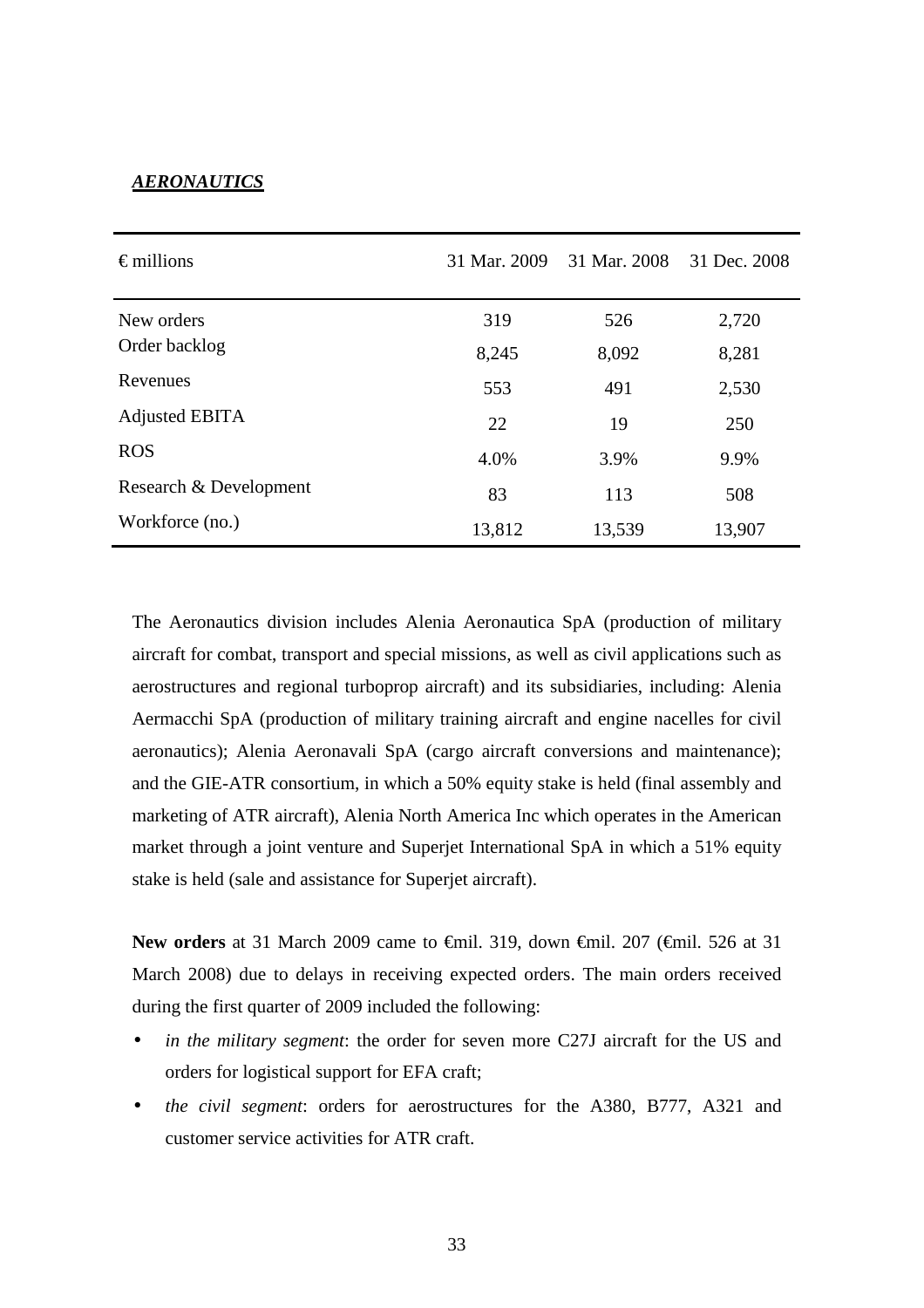***AERONAUTICS***

| € millions | 31 Mar. 2009 | 31 Mar. 2008 | 31 Dec. 2008 |
|---|---|---|---|
| New orders | 319 | 526 | 2,720 |
| Order backlog | 8,245 | 8,092 | 8,281 |
| Revenues | 553 | 491 | 2,530 |
| Adjusted EBITA | 22 | 19 | 250 |
| ROS | 4.0% | 3.9% | 9.9% |
| Research & Development | 83 | 113 | 508 |
| Workforce (no.) | 13,812 | 13,539 | 13,907 |

The Aeronautics division includes Alenia Aeronautica SpA (production of military aircraft for combat, transport and special missions, as well as civil applications such as aerostructures and regional turboprop aircraft) and its subsidiaries, including: Alenia Aermacchi SpA (production of military training aircraft and engine nacelles for civil aeronautics); Alenia Aeronavali SpA (cargo aircraft conversions and maintenance); and the GIE-ATR consortium, in which a 50% equity stake is held (final assembly and marketing of ATR aircraft), Alenia North America Inc which operates in the American market through a joint venture and Superjet International SpA in which a 51% equity stake is held (sale and assistance for Superjet aircraft).

**New orders** at 31 March 2009 came to €mil. 319, down €mil. 207 (€mil. 526 at 31 March 2008) due to delays in receiving expected orders. The main orders received during the first quarter of 2009 included the following:

- *in the military segment*: the order for seven more C27J aircraft for the US and orders for logistical support for EFA craft;
- *the civil segment*: orders for aerostructures for the A380, B777, A321 and customer service activities for ATR craft.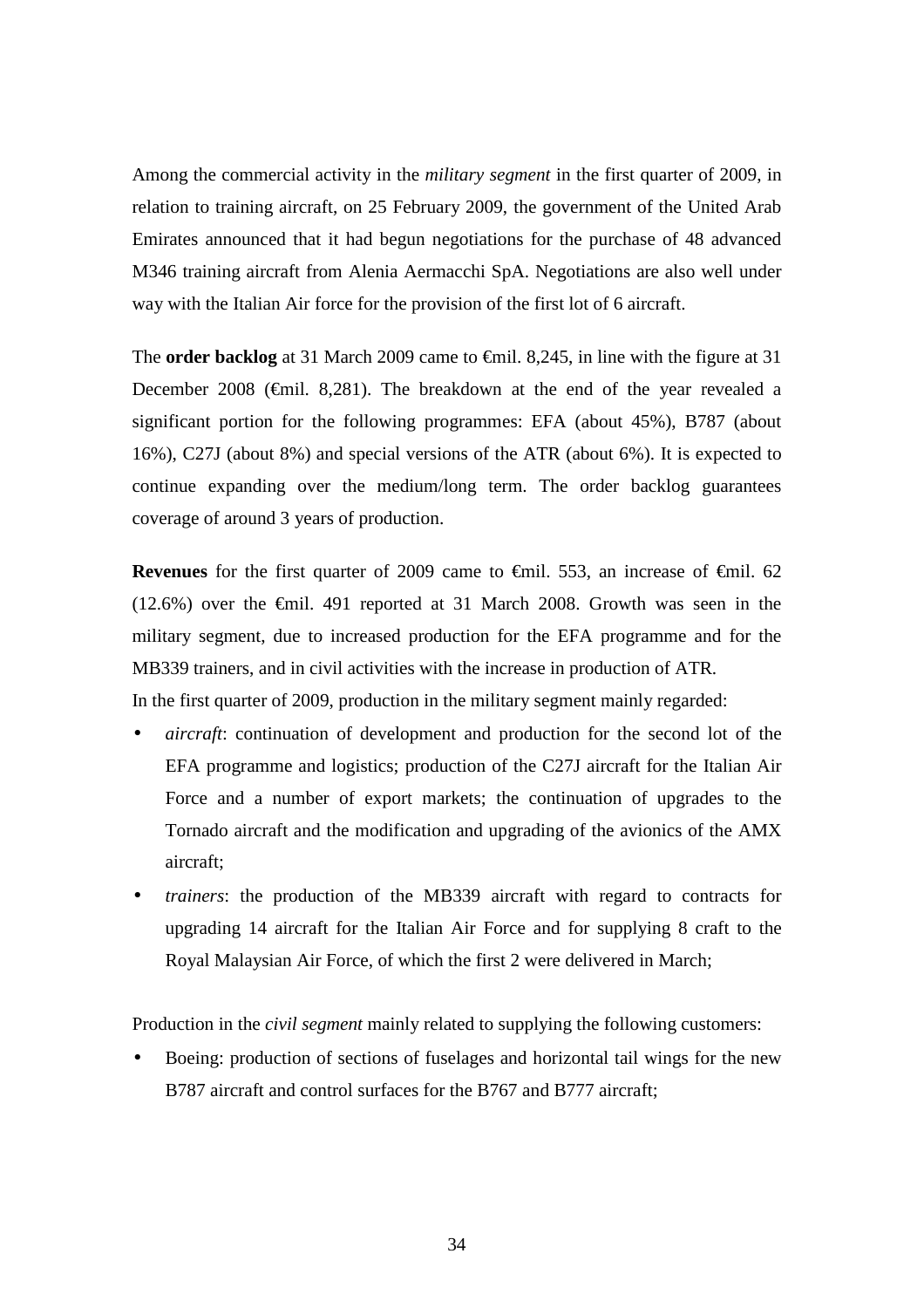Among the commercial activity in the *military segment* in the first quarter of 2009, in relation to training aircraft, on 25 February 2009, the government of the United Arab Emirates announced that it had begun negotiations for the purchase of 48 advanced M346 training aircraft from Alenia Aermacchi SpA. Negotiations are also well under way with the Italian Air force for the provision of the first lot of 6 aircraft.

The **order backlog** at 31 March 2009 came to €mil. 8,245, in line with the figure at 31 December 2008 (€mil. 8,281). The breakdown at the end of the year revealed a significant portion for the following programmes: EFA (about 45%), B787 (about 16%), C27J (about 8%) and special versions of the ATR (about 6%). It is expected to continue expanding over the medium/long term. The order backlog guarantees coverage of around 3 years of production.

**Revenues** for the first quarter of 2009 came to €mil. 553, an increase of €mil. 62 (12.6%) over the €mil. 491 reported at 31 March 2008. Growth was seen in the military segment, due to increased production for the EFA programme and for the MB339 trainers, and in civil activities with the increase in production of ATR.

In the first quarter of 2009, production in the military segment mainly regarded:

- *aircraft*: continuation of development and production for the second lot of the EFA programme and logistics; production of the C27J aircraft for the Italian Air Force and a number of export markets; the continuation of upgrades to the Tornado aircraft and the modification and upgrading of the avionics of the AMX aircraft;
- *trainers*: the production of the MB339 aircraft with regard to contracts for upgrading 14 aircraft for the Italian Air Force and for supplying 8 craft to the Royal Malaysian Air Force, of which the first 2 were delivered in March;

Production in the *civil segment* mainly related to supplying the following customers:

- Boeing: production of sections of fuselages and horizontal tail wings for the new B787 aircraft and control surfaces for the B767 and B777 aircraft;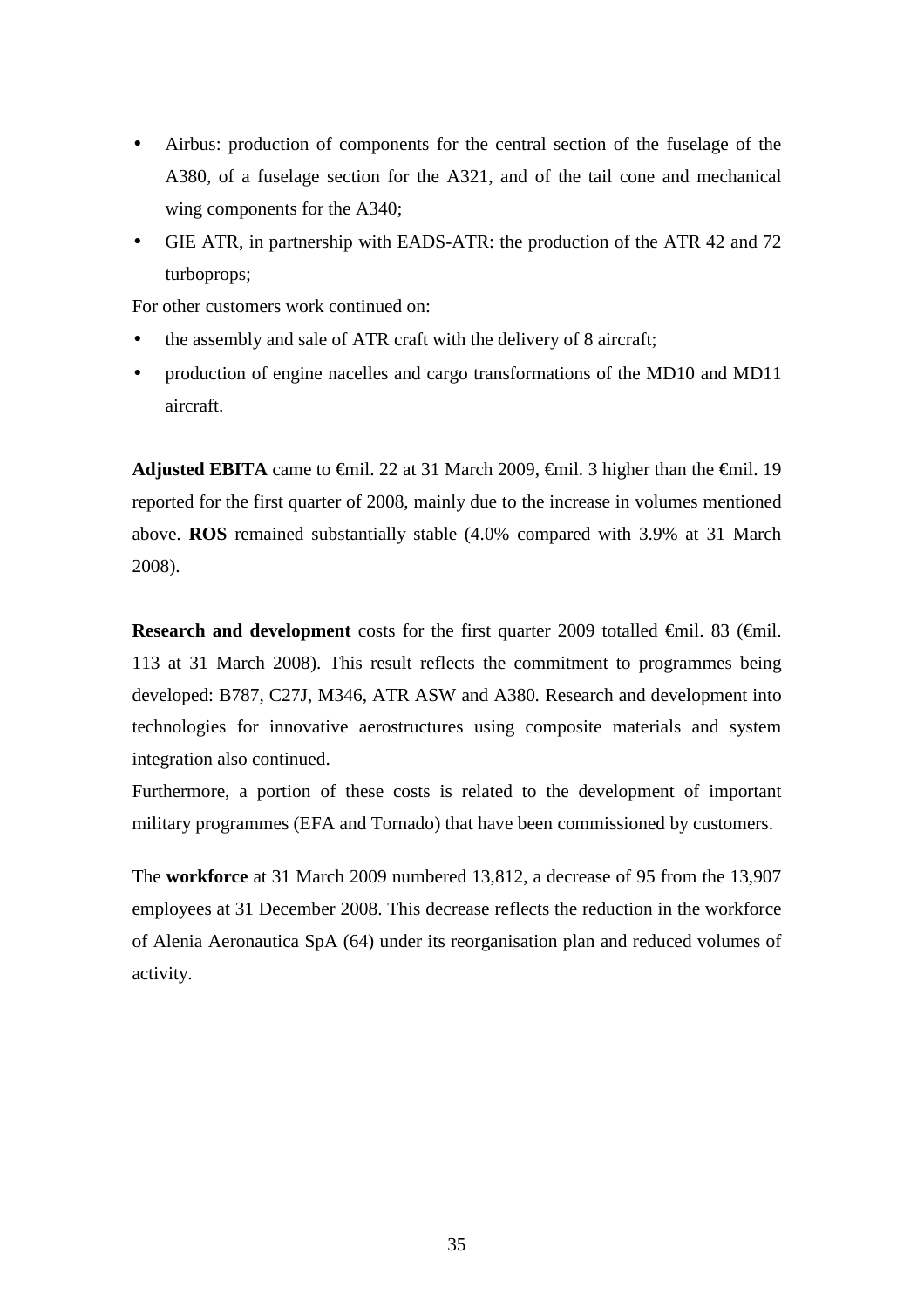- Airbus: production of components for the central section of the fuselage of the A380, of a fuselage section for the A321, and of the tail cone and mechanical wing components for the A340;
- GIE ATR, in partnership with EADS-ATR: the production of the ATR 42 and 72 turboprops;

For other customers work continued on:

- the assembly and sale of ATR craft with the delivery of 8 aircraft;
- production of engine nacelles and cargo transformations of the MD10 and MD11 aircraft.

**Adjusted EBITA** came to €mil. 22 at 31 March 2009, €mil. 3 higher than the €mil. 19 reported for the first quarter of 2008, mainly due to the increase in volumes mentioned above. **ROS** remained substantially stable (4.0% compared with 3.9% at 31 March 2008).

**Research and development** costs for the first quarter 2009 totalled €mil. 83 (€mil. 113 at 31 March 2008). This result reflects the commitment to programmes being developed: B787, C27J, M346, ATR ASW and A380. Research and development into technologies for innovative aerostructures using composite materials and system integration also continued.

Furthermore, a portion of these costs is related to the development of important military programmes (EFA and Tornado) that have been commissioned by customers.

The **workforce** at 31 March 2009 numbered 13,812, a decrease of 95 from the 13,907 employees at 31 December 2008. This decrease reflects the reduction in the workforce of Alenia Aeronautica SpA (64) under its reorganisation plan and reduced volumes of activity.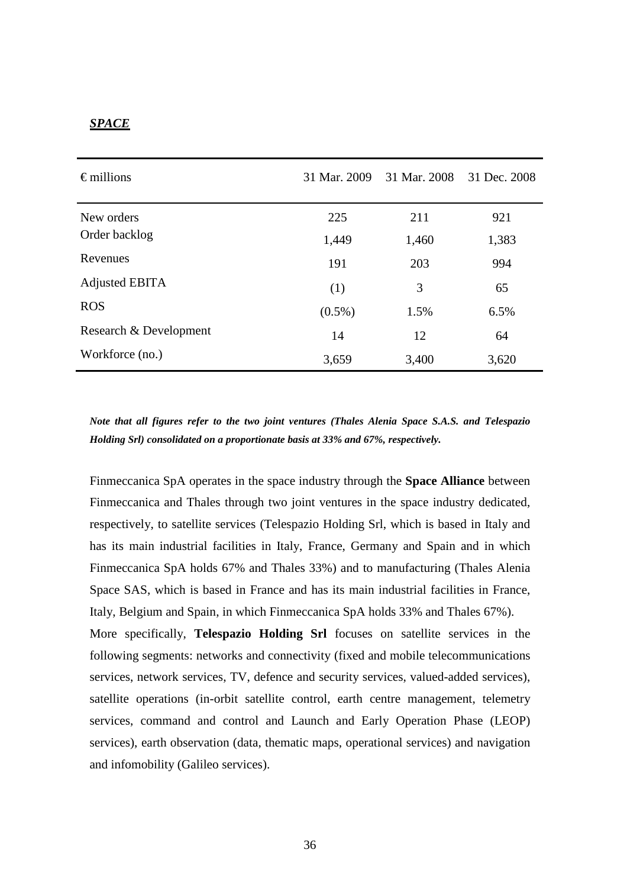***SPACE***

| € millions | 31 Mar. 2009 | 31 Mar. 2008 | 31 Dec. 2008 |
|---|---|---|---|
| New orders | 225 | 211 | 921 |
| Order backlog | 1,449 | 1,460 | 1,383 |
| Revenues | 191 | 203 | 994 |
| Adjusted EBITA | (1) | 3 | 65 |
| ROS | (0.5%) | 1.5% | 6.5% |
| Research & Development | 14 | 12 | 64 |
| Workforce (no.) | 3,659 | 3,400 | 3,620 |

***Note that all figures refer to the two joint ventures (Thales Alenia Space S.A.S. and Telespazio Holding Srl) consolidated on a proportionate basis at 33% and 67%, respectively.***

Finmeccanica SpA operates in the space industry through the **Space Alliance** between Finmeccanica and Thales through two joint ventures in the space industry dedicated, respectively, to satellite services (Telespazio Holding Srl, which is based in Italy and has its main industrial facilities in Italy, France, Germany and Spain and in which Finmeccanica SpA holds 67% and Thales 33%) and to manufacturing (Thales Alenia Space SAS, which is based in France and has its main industrial facilities in France, Italy, Belgium and Spain, in which Finmeccanica SpA holds 33% and Thales 67%).

More specifically, **Telespazio Holding Srl** focuses on satellite services in the following segments: networks and connectivity (fixed and mobile telecommunications services, network services, TV, defence and security services, valued-added services), satellite operations (in-orbit satellite control, earth centre management, telemetry services, command and control and Launch and Early Operation Phase (LEOP) services), earth observation (data, thematic maps, operational services) and navigation and infomobility (Galileo services).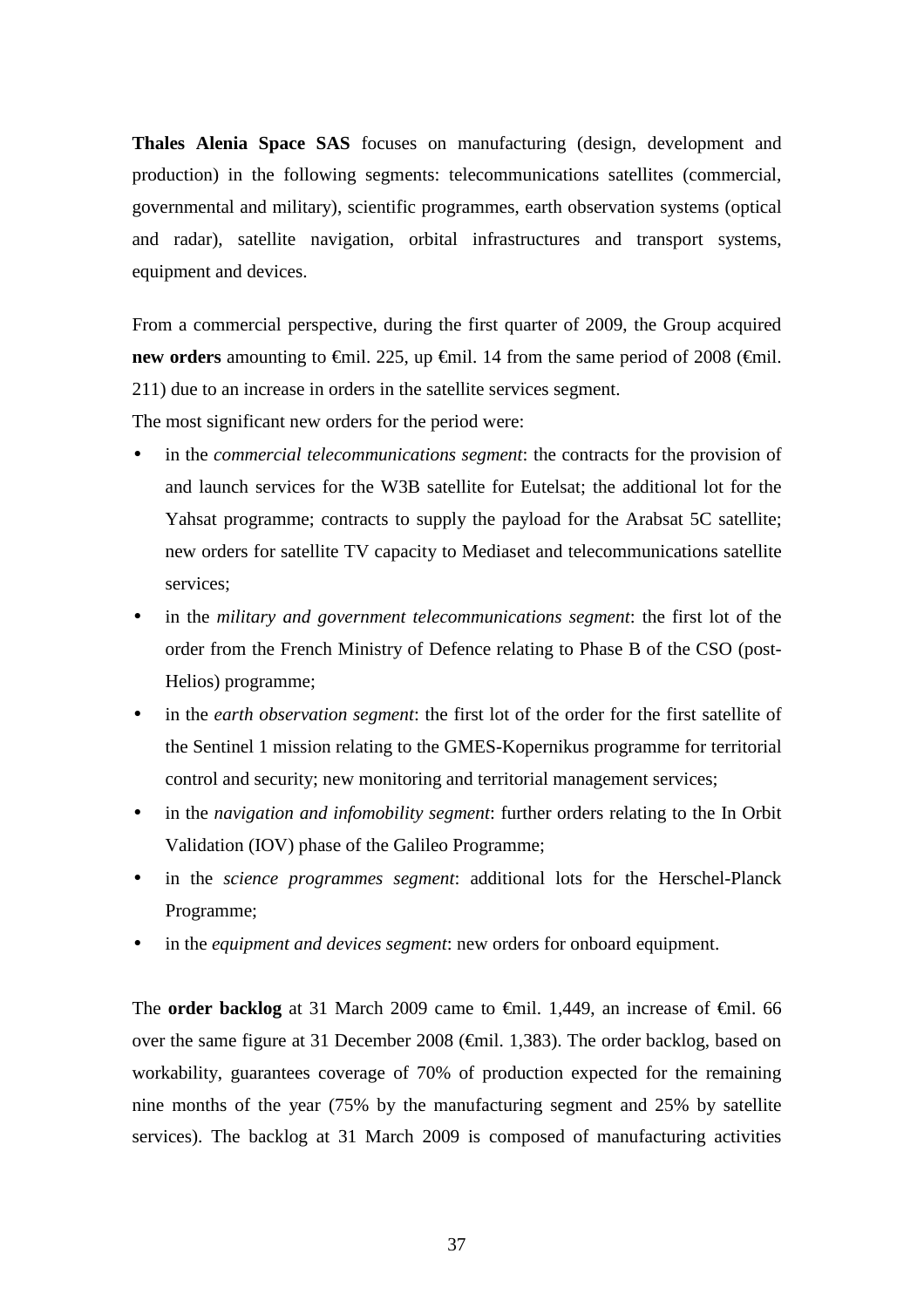**Thales Alenia Space SAS** focuses on manufacturing (design, development and production) in the following segments: telecommunications satellites (commercial, governmental and military), scientific programmes, earth observation systems (optical and radar), satellite navigation, orbital infrastructures and transport systems, equipment and devices.

From a commercial perspective, during the first quarter of 2009, the Group acquired **new orders** amounting to €mil. 225, up €mil. 14 from the same period of 2008 (€mil. 211) due to an increase in orders in the satellite services segment.

The most significant new orders for the period were:

- in the *commercial telecommunications segment*: the contracts for the provision of and launch services for the W3B satellite for Eutelsat; the additional lot for the Yahsat programme; contracts to supply the payload for the Arabsat 5C satellite; new orders for satellite TV capacity to Mediaset and telecommunications satellite services;
- in the *military and government telecommunications segment*: the first lot of the order from the French Ministry of Defence relating to Phase B of the CSO (post-Helios) programme;
- in the *earth observation segment*: the first lot of the order for the first satellite of the Sentinel 1 mission relating to the GMES-Kopernikus programme for territorial control and security; new monitoring and territorial management services;
- in the *navigation and infomobility segment*: further orders relating to the In Orbit Validation (IOV) phase of the Galileo Programme;
- in the *science programmes segment*: additional lots for the Herschel-Planck Programme;
- in the *equipment and devices segment*: new orders for onboard equipment.

The **order backlog** at 31 March 2009 came to €mil. 1,449, an increase of €mil. 66 over the same figure at 31 December 2008 (€mil. 1,383). The order backlog, based on workability, guarantees coverage of 70% of production expected for the remaining nine months of the year (75% by the manufacturing segment and 25% by satellite services). The backlog at 31 March 2009 is composed of manufacturing activities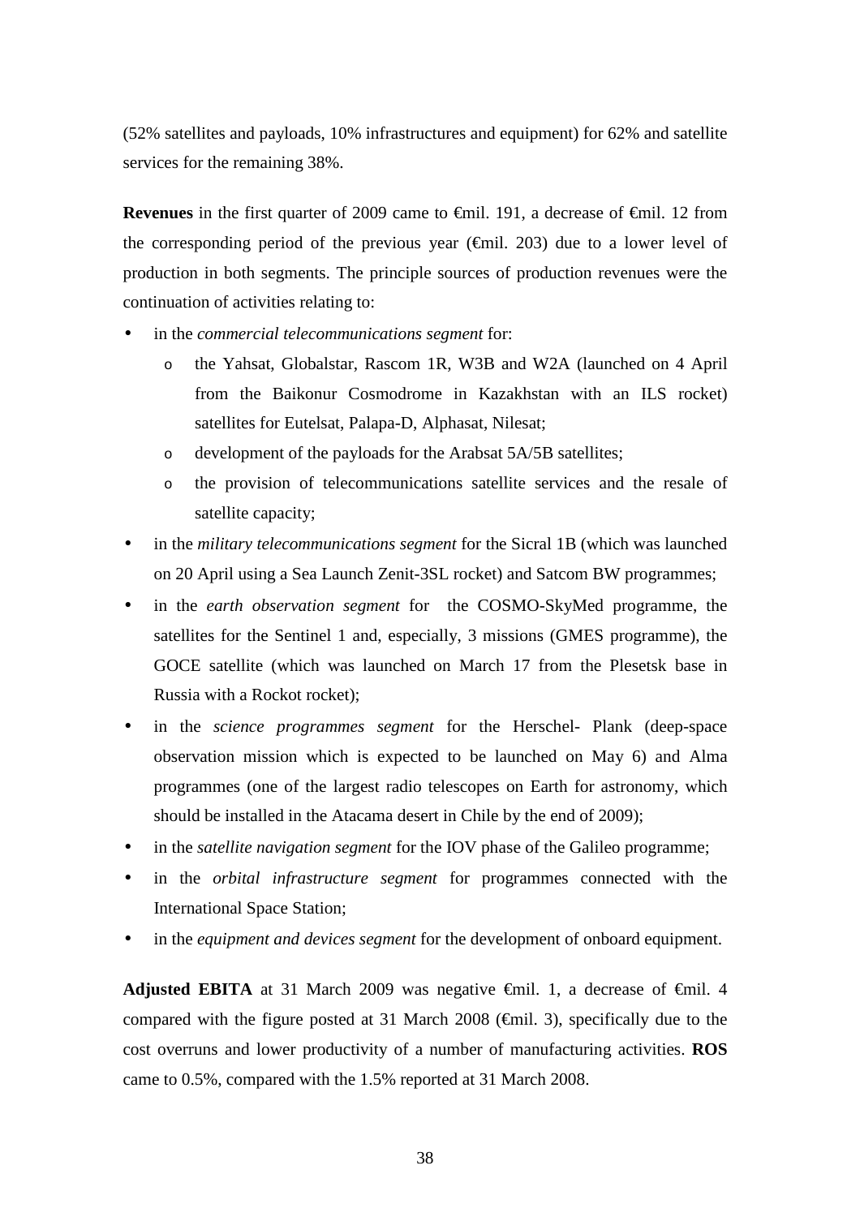(52% satellites and payloads, 10% infrastructures and equipment) for 62% and satellite services for the remaining 38%.

**Revenues** in the first quarter of 2009 came to €mil. 191, a decrease of €mil. 12 from the corresponding period of the previous year (€mil. 203) due to a lower level of production in both segments. The principle sources of production revenues were the continuation of activities relating to:

- in the *commercial telecommunications segment* for:
  - the Yahsat, Globalstar, Rascom 1R, W3B and W2A (launched on 4 April from the Baikonur Cosmodrome in Kazakhstan with an ILS rocket) satellites for Eutelsat, Palapa-D, Alphasat, Nilesat;
  - development of the payloads for the Arabsat 5A/5B satellites;
  - the provision of telecommunications satellite services and the resale of satellite capacity;
- in the *military telecommunications segment* for the Sicral 1B (which was launched on 20 April using a Sea Launch Zenit-3SL rocket) and Satcom BW programmes;
- in the *earth observation segment* for the COSMO-SkyMed programme, the satellites for the Sentinel 1 and, especially, 3 missions (GMES programme), the GOCE satellite (which was launched on March 17 from the Plesetsk base in Russia with a Rockot rocket);
- in the *science programmes segment* for the Herschel- Plank (deep-space observation mission which is expected to be launched on May 6) and Alma programmes (one of the largest radio telescopes on Earth for astronomy, which should be installed in the Atacama desert in Chile by the end of 2009);
- in the *satellite navigation segment* for the IOV phase of the Galileo programme;
- in the *orbital infrastructure segment* for programmes connected with the International Space Station;
- in the *equipment and devices segment* for the development of onboard equipment.

**Adjusted EBITA** at 31 March 2009 was negative €mil. 1, a decrease of €mil. 4 compared with the figure posted at 31 March 2008 (€mil. 3), specifically due to the cost overruns and lower productivity of a number of manufacturing activities. **ROS** came to 0.5%, compared with the 1.5% reported at 31 March 2008.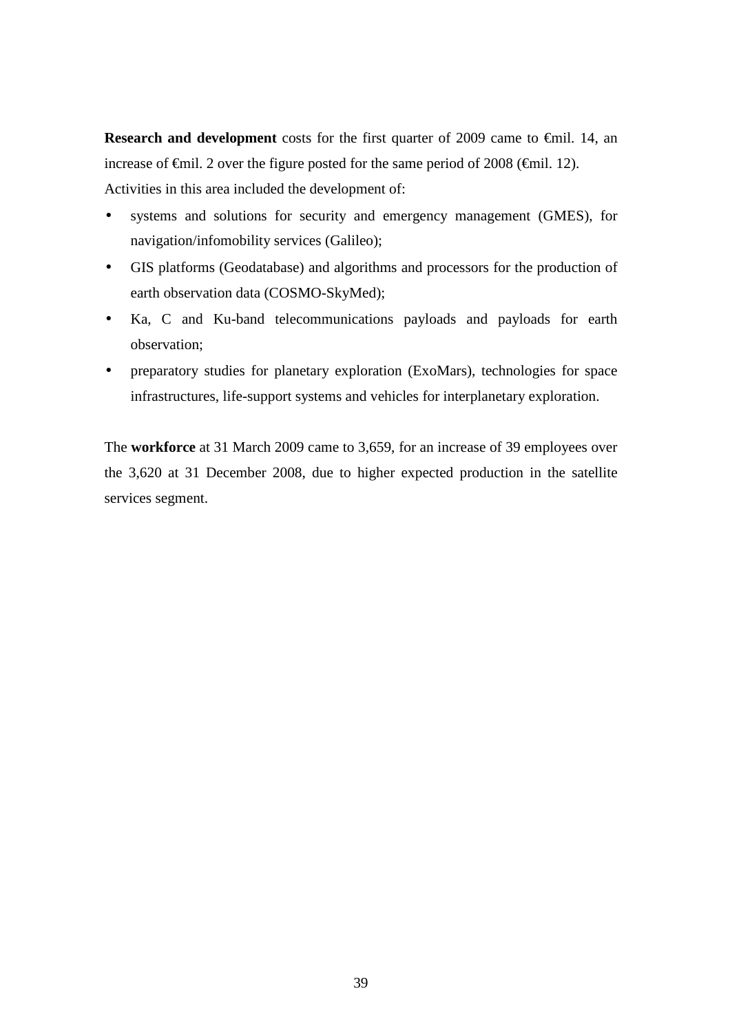**Research and development** costs for the first quarter of 2009 came to €mil. 14, an increase of €mil. 2 over the figure posted for the same period of 2008 (€mil. 12). Activities in this area included the development of:

- systems and solutions for security and emergency management (GMES), for navigation/infomobility services (Galileo);
- GIS platforms (Geodatabase) and algorithms and processors for the production of earth observation data (COSMO-SkyMed);
- Ka, C and Ku-band telecommunications payloads and payloads for earth observation;
- preparatory studies for planetary exploration (ExoMars), technologies for space infrastructures, life-support systems and vehicles for interplanetary exploration.

The **workforce** at 31 March 2009 came to 3,659, for an increase of 39 employees over the 3,620 at 31 December 2008, due to higher expected production in the satellite services segment.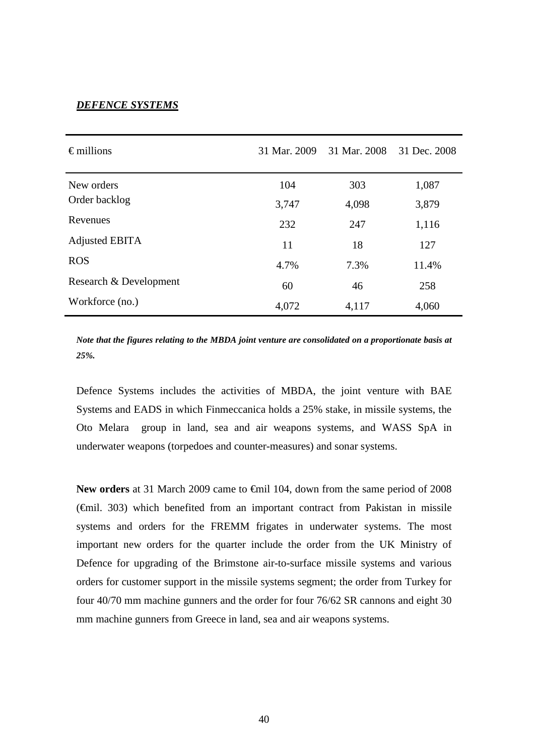***DEFENCE SYSTEMS***

| € millions | 31 Mar. 2009 | 31 Mar. 2008 | 31 Dec. 2008 |
|---|---|---|---|
| New orders | 104 | 303 | 1,087 |
| Order backlog | 3,747 | 4,098 | 3,879 |
| Revenues | 232 | 247 | 1,116 |
| Adjusted EBITA | 11 | 18 | 127 |
| ROS | 4.7% | 7.3% | 11.4% |
| Research & Development | 60 | 46 | 258 |
| Workforce (no.) | 4,072 | 4,117 | 4,060 |

***Note that the figures relating to the MBDA joint venture are consolidated on a proportionate basis at 25%.***

Defence Systems includes the activities of MBDA, the joint venture with BAE Systems and EADS in which Finmeccanica holds a 25% stake, in missile systems, the Oto Melara group in land, sea and air weapons systems, and WASS SpA in underwater weapons (torpedoes and counter-measures) and sonar systems.

**New orders** at 31 March 2009 came to €mil 104, down from the same period of 2008 (€mil. 303) which benefited from an important contract from Pakistan in missile systems and orders for the FREMM frigates in underwater systems. The most important new orders for the quarter include the order from the UK Ministry of Defence for upgrading of the Brimstone air-to-surface missile systems and various orders for customer support in the missile systems segment; the order from Turkey for four 40/70 mm machine gunners and the order for four 76/62 SR cannons and eight 30 mm machine gunners from Greece in land, sea and air weapons systems.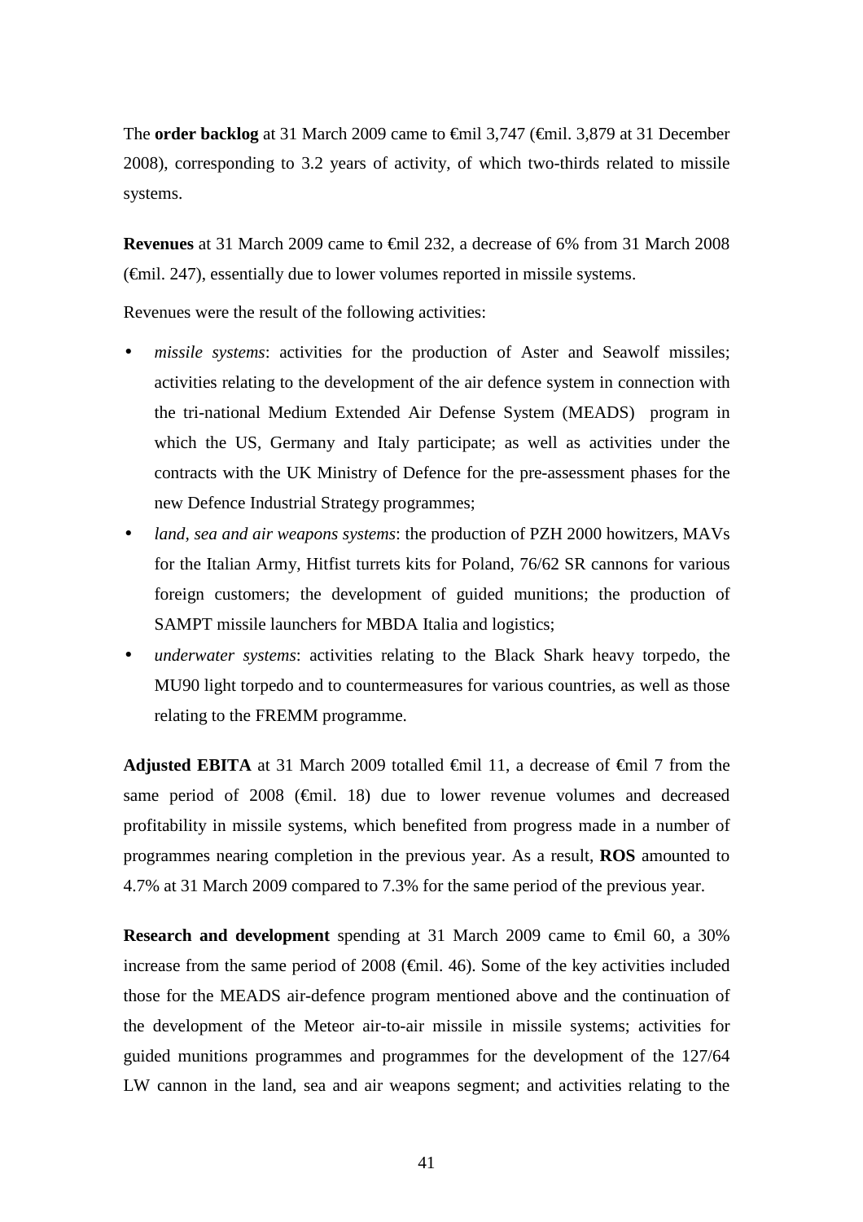The **order backlog** at 31 March 2009 came to €mil 3,747 (€mil. 3,879 at 31 December 2008), corresponding to 3.2 years of activity, of which two-thirds related to missile systems.

**Revenues** at 31 March 2009 came to €mil 232, a decrease of 6% from 31 March 2008 (€mil. 247), essentially due to lower volumes reported in missile systems.

Revenues were the result of the following activities:

- *missile systems*: activities for the production of Aster and Seawolf missiles; activities relating to the development of the air defence system in connection with the tri-national Medium Extended Air Defense System (MEADS) program in which the US, Germany and Italy participate; as well as activities under the contracts with the UK Ministry of Defence for the pre-assessment phases for the new Defence Industrial Strategy programmes;
- *land, sea and air weapons systems*: the production of PZH 2000 howitzers, MAVs for the Italian Army, Hitfist turrets kits for Poland, 76/62 SR cannons for various foreign customers; the development of guided munitions; the production of SAMPT missile launchers for MBDA Italia and logistics;
- *underwater systems*: activities relating to the Black Shark heavy torpedo, the MU90 light torpedo and to countermeasures for various countries, as well as those relating to the FREMM programme.

**Adjusted EBITA** at 31 March 2009 totalled €mil 11, a decrease of €mil 7 from the same period of 2008 (€mil. 18) due to lower revenue volumes and decreased profitability in missile systems, which benefited from progress made in a number of programmes nearing completion in the previous year. As a result, **ROS** amounted to 4.7% at 31 March 2009 compared to 7.3% for the same period of the previous year.

**Research and development** spending at 31 March 2009 came to €mil 60, a 30% increase from the same period of 2008 (€mil. 46). Some of the key activities included those for the MEADS air-defence program mentioned above and the continuation of the development of the Meteor air-to-air missile in missile systems; activities for guided munitions programmes and programmes for the development of the 127/64 LW cannon in the land, sea and air weapons segment; and activities relating to the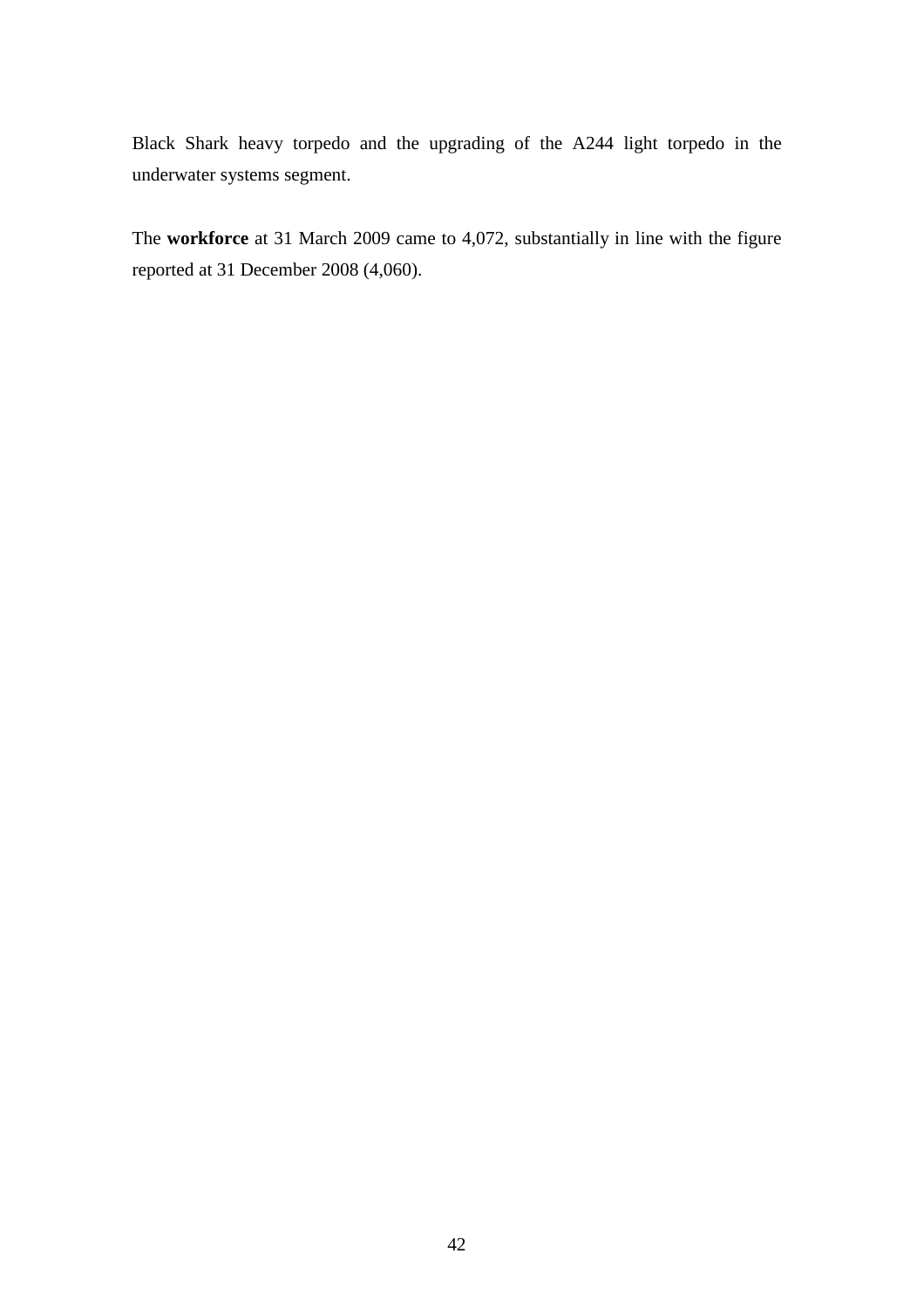Black Shark heavy torpedo and the upgrading of the A244 light torpedo in the underwater systems segment.

The **workforce** at 31 March 2009 came to 4,072, substantially in line with the figure reported at 31 December 2008 (4,060).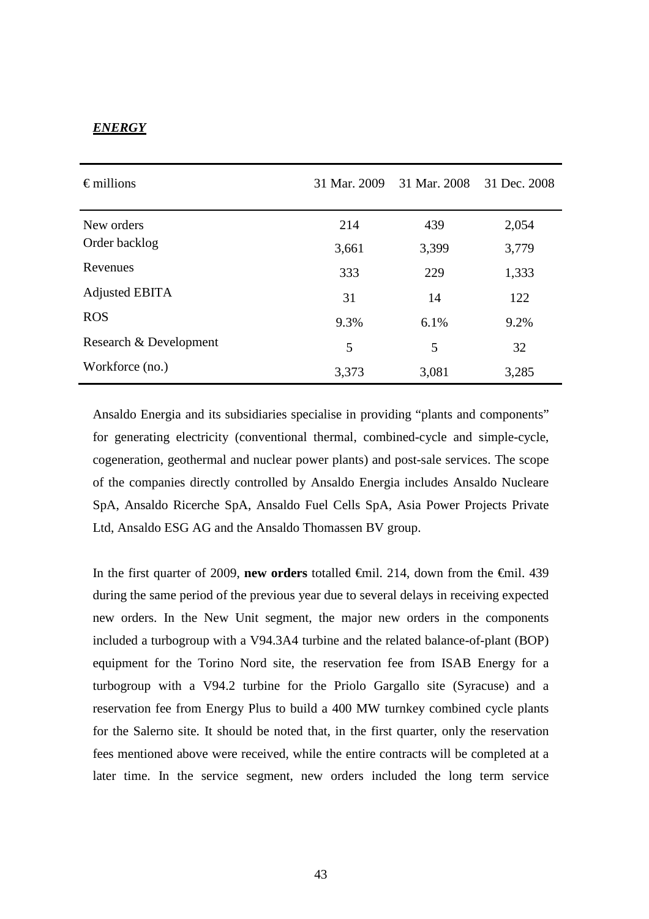***ENERGY***

| € millions | 31 Mar. 2009 | 31 Mar. 2008 | 31 Dec. 2008 |
|---|---|---|---|
| New orders | 214 | 439 | 2,054 |
| Order backlog | 3,661 | 3,399 | 3,779 |
| Revenues | 333 | 229 | 1,333 |
| Adjusted EBITA | 31 | 14 | 122 |
| ROS | 9.3% | 6.1% | 9.2% |
| Research & Development | 5 | 5 | 32 |
| Workforce (no.) | 3,373 | 3,081 | 3,285 |

Ansaldo Energia and its subsidiaries specialise in providing "plants and components" for generating electricity (conventional thermal, combined-cycle and simple-cycle, cogeneration, geothermal and nuclear power plants) and post-sale services. The scope of the companies directly controlled by Ansaldo Energia includes Ansaldo Nucleare SpA, Ansaldo Ricerche SpA, Ansaldo Fuel Cells SpA, Asia Power Projects Private Ltd, Ansaldo ESG AG and the Ansaldo Thomassen BV group.

In the first quarter of 2009, **new orders** totalled €mil. 214, down from the €mil. 439 during the same period of the previous year due to several delays in receiving expected new orders. In the New Unit segment, the major new orders in the components included a turbogroup with a V94.3A4 turbine and the related balance-of-plant (BOP) equipment for the Torino Nord site, the reservation fee from ISAB Energy for a turbogroup with a V94.2 turbine for the Priolo Gargallo site (Syracuse) and a reservation fee from Energy Plus to build a 400 MW turnkey combined cycle plants for the Salerno site. It should be noted that, in the first quarter, only the reservation fees mentioned above were received, while the entire contracts will be completed at a later time. In the service segment, new orders included the long term service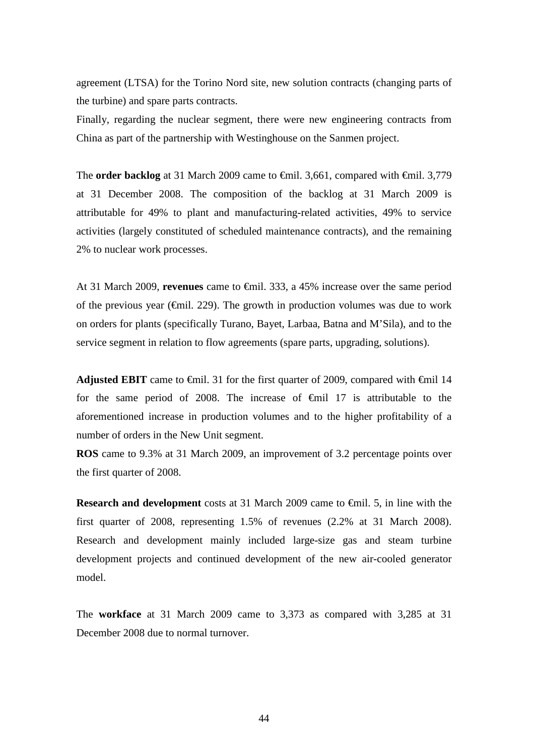agreement (LTSA) for the Torino Nord site, new solution contracts (changing parts of the turbine) and spare parts contracts.

Finally, regarding the nuclear segment, there were new engineering contracts from China as part of the partnership with Westinghouse on the Sanmen project.

The **order backlog** at 31 March 2009 came to €mil. 3,661, compared with €mil. 3,779 at 31 December 2008. The composition of the backlog at 31 March 2009 is attributable for 49% to plant and manufacturing-related activities, 49% to service activities (largely constituted of scheduled maintenance contracts), and the remaining 2% to nuclear work processes.

At 31 March 2009, **revenues** came to €mil. 333, a 45% increase over the same period of the previous year (€mil. 229). The growth in production volumes was due to work on orders for plants (specifically Turano, Bayet, Larbaa, Batna and M'Sila), and to the service segment in relation to flow agreements (spare parts, upgrading, solutions).

**Adjusted EBIT** came to €mil. 31 for the first quarter of 2009, compared with €mil 14 for the same period of 2008. The increase of €mil 17 is attributable to the aforementioned increase in production volumes and to the higher profitability of a number of orders in the New Unit segment.

**ROS** came to 9.3% at 31 March 2009, an improvement of 3.2 percentage points over the first quarter of 2008.

**Research and development** costs at 31 March 2009 came to €mil. 5, in line with the first quarter of 2008, representing 1.5% of revenues (2.2% at 31 March 2008). Research and development mainly included large-size gas and steam turbine development projects and continued development of the new air-cooled generator model.

The **workface** at 31 March 2009 came to 3,373 as compared with 3,285 at 31 December 2008 due to normal turnover.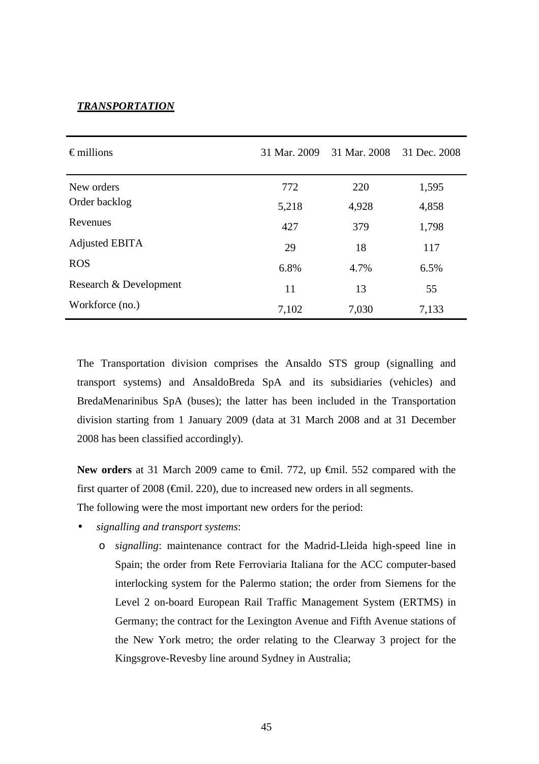***TRANSPORTATION***

| € millions | 31 Mar. 2009 | 31 Mar. 2008 | 31 Dec. 2008 |
|---|---|---|---|
| New orders | 772 | 220 | 1,595 |
| Order backlog | 5,218 | 4,928 | 4,858 |
| Revenues | 427 | 379 | 1,798 |
| Adjusted EBITA | 29 | 18 | 117 |
| ROS | 6.8% | 4.7% | 6.5% |
| Research & Development | 11 | 13 | 55 |
| Workforce (no.) | 7,102 | 7,030 | 7,133 |

The Transportation division comprises the Ansaldo STS group (signalling and transport systems) and AnsaldoBreda SpA and its subsidiaries (vehicles) and BredaMenarinibus SpA (buses); the latter has been included in the Transportation division starting from 1 January 2009 (data at 31 March 2008 and at 31 December 2008 has been classified accordingly).

**New orders** at 31 March 2009 came to €mil. 772, up €mil. 552 compared with the first quarter of 2008 (€mil. 220), due to increased new orders in all segments.

The following were the most important new orders for the period:

- *signalling and transport systems*:
  - *signalling*: maintenance contract for the Madrid-Lleida high-speed line in Spain; the order from Rete Ferroviaria Italiana for the ACC computer-based interlocking system for the Palermo station; the order from Siemens for the Level 2 on-board European Rail Traffic Management System (ERTMS) in Germany; the contract for the Lexington Avenue and Fifth Avenue stations of the New York metro; the order relating to the Clearway 3 project for the Kingsgrove-Revesby line around Sydney in Australia;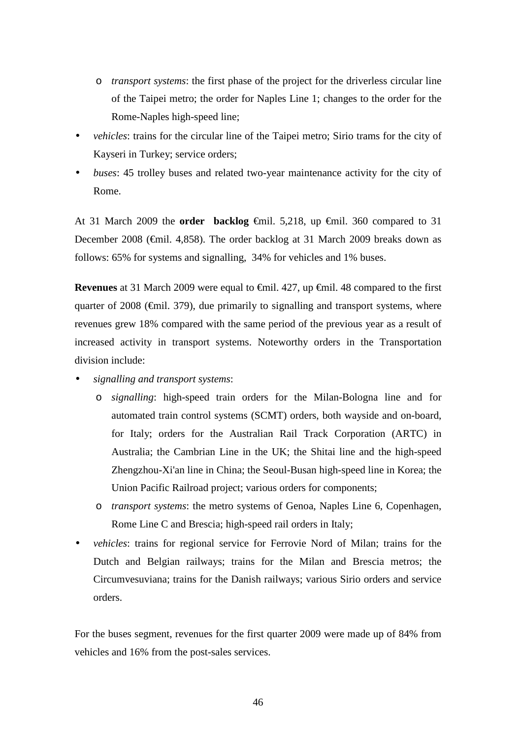- *transport systems*: the first phase of the project for the driverless circular line of the Taipei metro; the order for Naples Line 1; changes to the order for the Rome-Naples high-speed line;
- *vehicles*: trains for the circular line of the Taipei metro; Sirio trams for the city of Kayseri in Turkey; service orders;
- *buses*: 45 trolley buses and related two-year maintenance activity for the city of Rome.

At 31 March 2009 the **order backlog** €mil. 5,218, up €mil. 360 compared to 31 December 2008 (€mil. 4,858). The order backlog at 31 March 2009 breaks down as follows: 65% for systems and signalling, 34% for vehicles and 1% buses.

**Revenues** at 31 March 2009 were equal to €mil. 427, up €mil. 48 compared to the first quarter of 2008 (€mil. 379), due primarily to signalling and transport systems, where revenues grew 18% compared with the same period of the previous year as a result of increased activity in transport systems. Noteworthy orders in the Transportation division include:

- *signalling and transport systems*:
  - *signalling*: high-speed train orders for the Milan-Bologna line and for automated train control systems (SCMT) orders, both wayside and on-board, for Italy; orders for the Australian Rail Track Corporation (ARTC) in Australia; the Cambrian Line in the UK; the Shitai line and the high-speed Zhengzhou-Xi'an line in China; the Seoul-Busan high-speed line in Korea; the Union Pacific Railroad project; various orders for components;
  - *transport systems*: the metro systems of Genoa, Naples Line 6, Copenhagen, Rome Line C and Brescia; high-speed rail orders in Italy;
- *vehicles*: trains for regional service for Ferrovie Nord of Milan; trains for the Dutch and Belgian railways; trains for the Milan and Brescia metros; the Circumvesuviana; trains for the Danish railways; various Sirio orders and service orders.

For the buses segment, revenues for the first quarter 2009 were made up of 84% from vehicles and 16% from the post-sales services.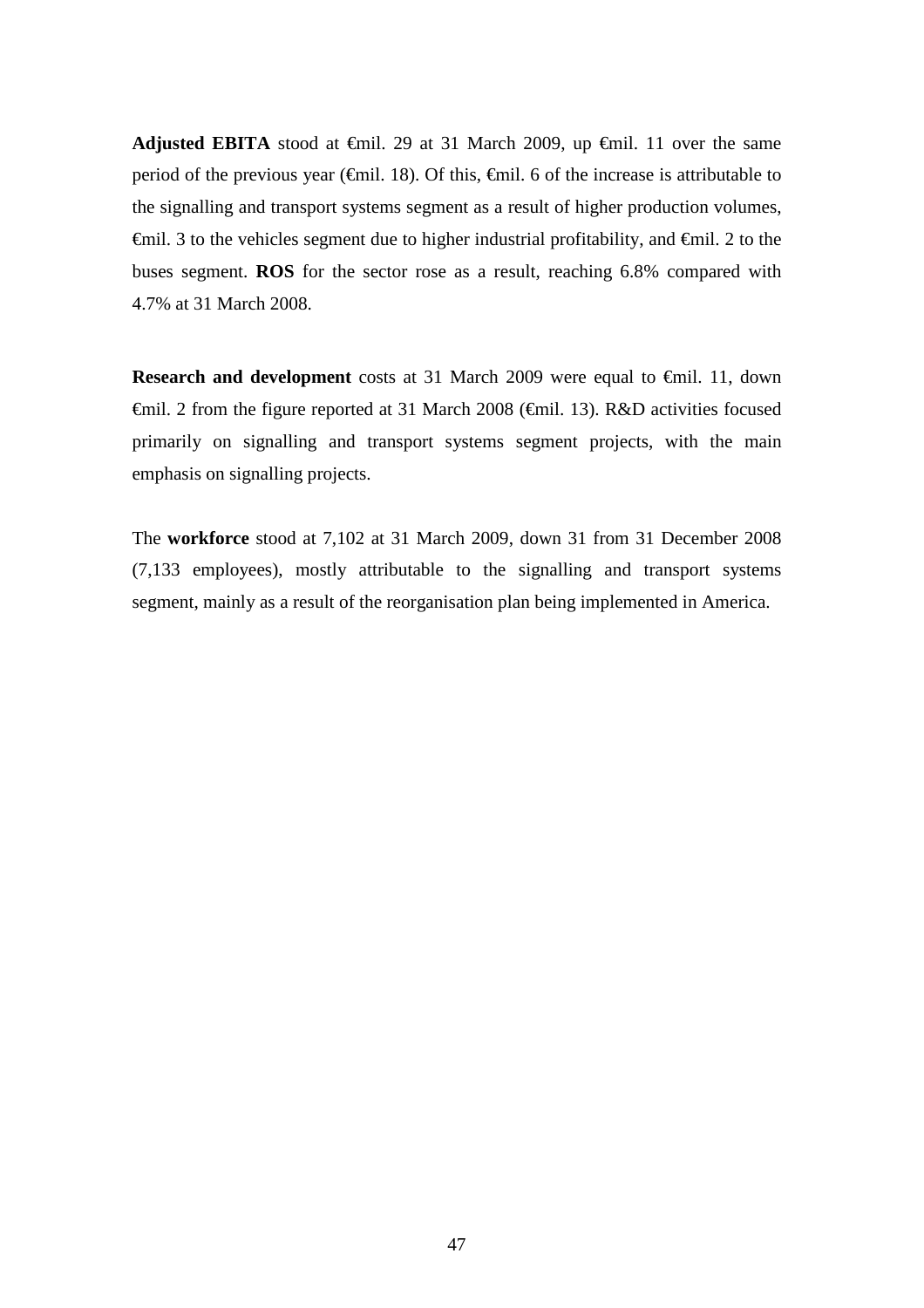**Adjusted EBITA** stood at €mil. 29 at 31 March 2009, up €mil. 11 over the same period of the previous year (€mil. 18). Of this, €mil. 6 of the increase is attributable to the signalling and transport systems segment as a result of higher production volumes, €mil. 3 to the vehicles segment due to higher industrial profitability, and €mil. 2 to the buses segment. **ROS** for the sector rose as a result, reaching 6.8% compared with 4.7% at 31 March 2008.

**Research and development** costs at 31 March 2009 were equal to €mil. 11, down €mil. 2 from the figure reported at 31 March 2008 (€mil. 13). R&D activities focused primarily on signalling and transport systems segment projects, with the main emphasis on signalling projects.

The **workforce** stood at 7,102 at 31 March 2009, down 31 from 31 December 2008 (7,133 employees), mostly attributable to the signalling and transport systems segment, mainly as a result of the reorganisation plan being implemented in America.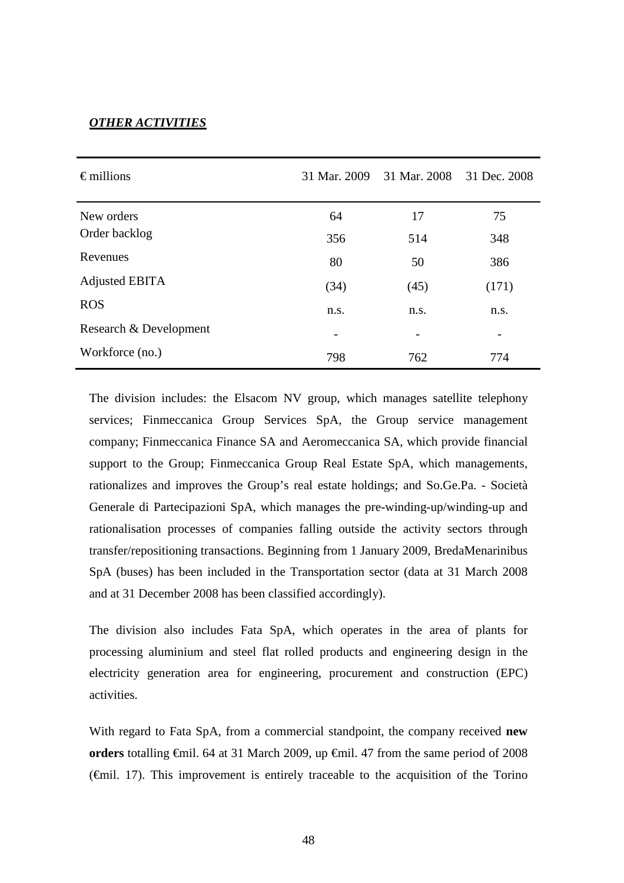***OTHER ACTIVITIES***

| € millions | 31 Mar. 2009 | 31 Mar. 2008 | 31 Dec. 2008 |
|---|---|---|---|
| New orders | 64 | 17 | 75 |
| Order backlog | 356 | 514 | 348 |
| Revenues | 80 | 50 | 386 |
| Adjusted EBITA | (34) | (45) | (171) |
| ROS | n.s. | n.s. | n.s. |
| Research & Development | - | - | - |
| Workforce (no.) | 798 | 762 | 774 |

The division includes: the Elsacom NV group, which manages satellite telephony services; Finmeccanica Group Services SpA, the Group service management company; Finmeccanica Finance SA and Aeromeccanica SA, which provide financial support to the Group; Finmeccanica Group Real Estate SpA, which managements, rationalizes and improves the Group's real estate holdings; and So.Ge.Pa. - Società Generale di Partecipazioni SpA, which manages the pre-winding-up/winding-up and rationalisation processes of companies falling outside the activity sectors through transfer/repositioning transactions. Beginning from 1 January 2009, BredaMenarinibus SpA (buses) has been included in the Transportation sector (data at 31 March 2008 and at 31 December 2008 has been classified accordingly).

The division also includes Fata SpA, which operates in the area of plants for processing aluminium and steel flat rolled products and engineering design in the electricity generation area for engineering, procurement and construction (EPC) activities.

With regard to Fata SpA, from a commercial standpoint, the company received **new orders** totalling €mil. 64 at 31 March 2009, up €mil. 47 from the same period of 2008 (€mil. 17). This improvement is entirely traceable to the acquisition of the Torino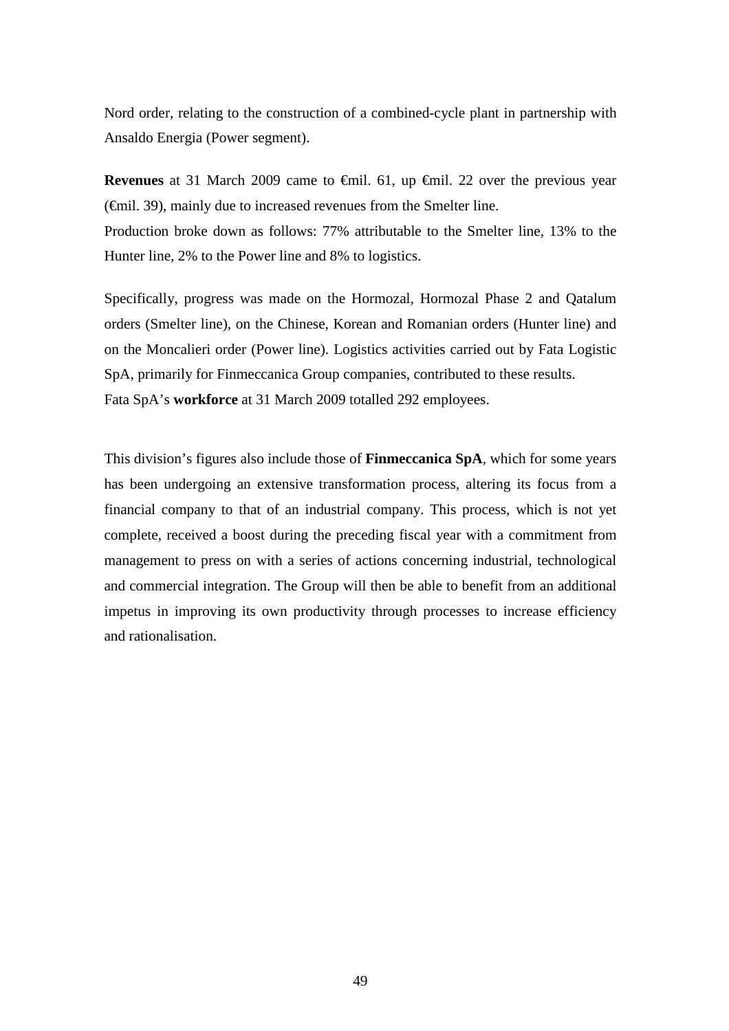Nord order, relating to the construction of a combined-cycle plant in partnership with Ansaldo Energia (Power segment).

**Revenues** at 31 March 2009 came to €mil. 61, up €mil. 22 over the previous year (€mil. 39), mainly due to increased revenues from the Smelter line.
Production broke down as follows: 77% attributable to the Smelter line, 13% to the Hunter line, 2% to the Power line and 8% to logistics.

Specifically, progress was made on the Hormozal, Hormozal Phase 2 and Qatalum orders (Smelter line), on the Chinese, Korean and Romanian orders (Hunter line) and on the Moncalieri order (Power line). Logistics activities carried out by Fata Logistic SpA, primarily for Finmeccanica Group companies, contributed to these results.
Fata SpA's **workforce** at 31 March 2009 totalled 292 employees.

This division's figures also include those of **Finmeccanica SpA**, which for some years has been undergoing an extensive transformation process, altering its focus from a financial company to that of an industrial company. This process, which is not yet complete, received a boost during the preceding fiscal year with a commitment from management to press on with a series of actions concerning industrial, technological and commercial integration. The Group will then be able to benefit from an additional impetus in improving its own productivity through processes to increase efficiency and rationalisation.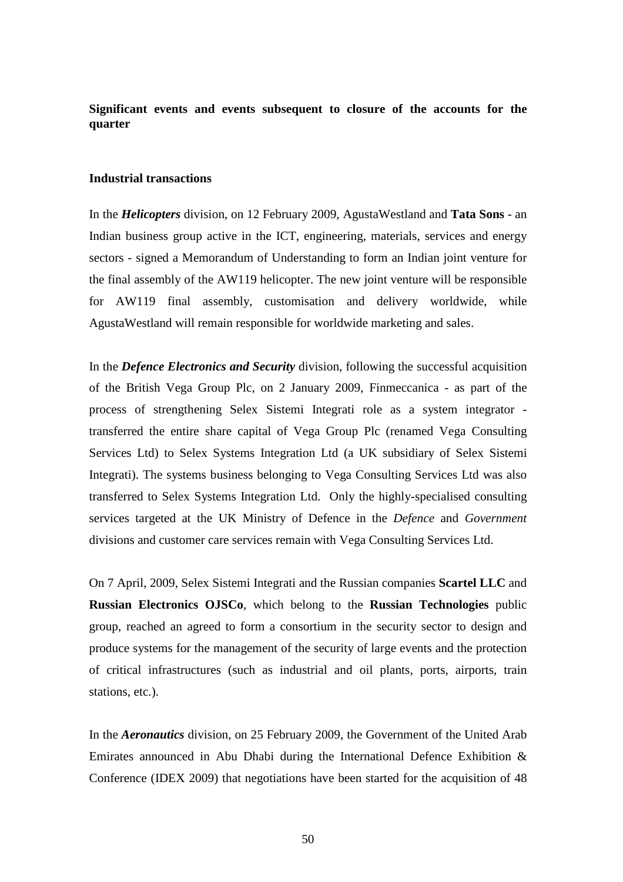## Significant events and events subsequent to closure of the accounts for the quarter

### Industrial transactions

In the ***Helicopters*** division, on 12 February 2009, AgustaWestland and **Tata Sons** - an Indian business group active in the ICT, engineering, materials, services and energy sectors - signed a Memorandum of Understanding to form an Indian joint venture for the final assembly of the AW119 helicopter. The new joint venture will be responsible for AW119 final assembly, customisation and delivery worldwide, while AgustaWestland will remain responsible for worldwide marketing and sales.

In the ***Defence Electronics and Security*** division, following the successful acquisition of the British Vega Group Plc, on 2 January 2009, Finmeccanica - as part of the process of strengthening Selex Sistemi Integrati role as a system integrator - transferred the entire share capital of Vega Group Plc (renamed Vega Consulting Services Ltd) to Selex Systems Integration Ltd (a UK subsidiary of Selex Sistemi Integrati). The systems business belonging to Vega Consulting Services Ltd was also transferred to Selex Systems Integration Ltd. Only the highly-specialised consulting services targeted at the UK Ministry of Defence in the *Defence* and *Government* divisions and customer care services remain with Vega Consulting Services Ltd.

On 7 April, 2009, Selex Sistemi Integrati and the Russian companies **Scartel LLC** and **Russian Electronics OJSCo**, which belong to the **Russian Technologies** public group, reached an agreed to form a consortium in the security sector to design and produce systems for the management of the security of large events and the protection of critical infrastructures (such as industrial and oil plants, ports, airports, train stations, etc.).

In the ***Aeronautics*** division, on 25 February 2009, the Government of the United Arab Emirates announced in Abu Dhabi during the International Defence Exhibition & Conference (IDEX 2009) that negotiations have been started for the acquisition of 48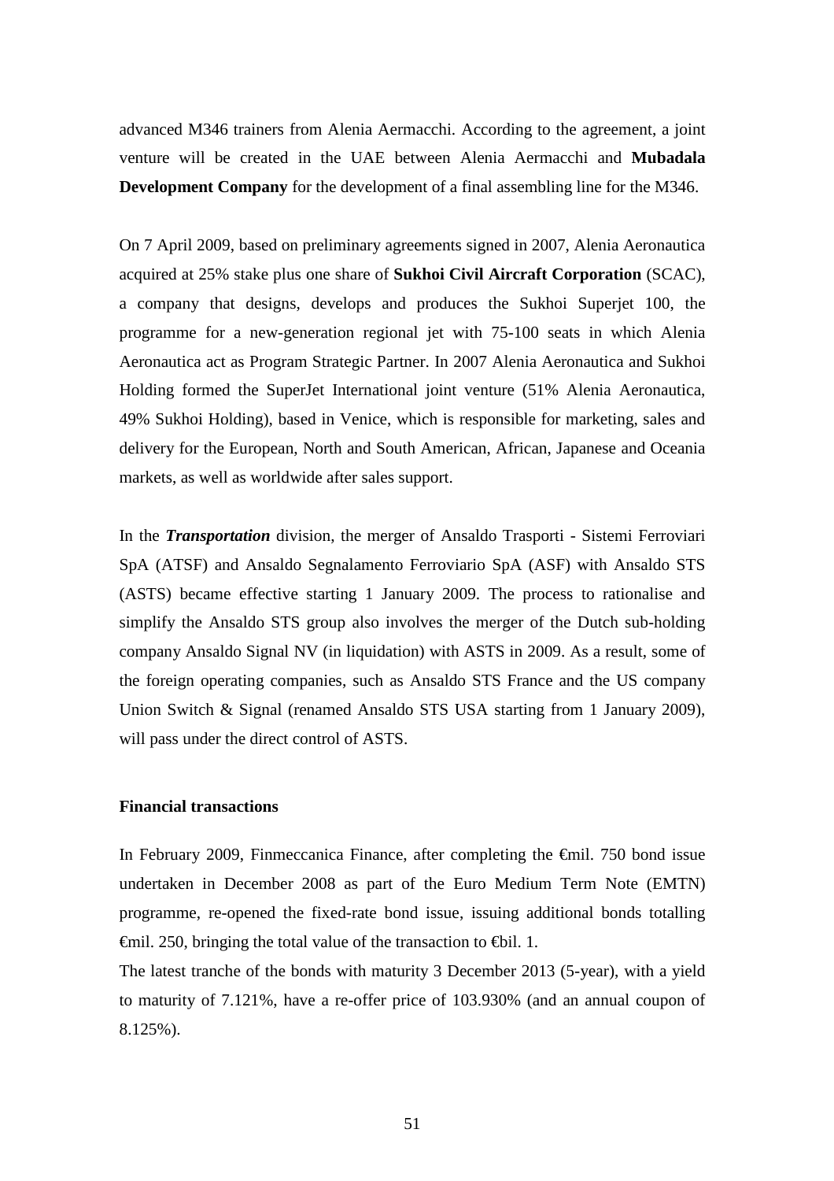advanced M346 trainers from Alenia Aermacchi. According to the agreement, a joint venture will be created in the UAE between Alenia Aermacchi and **Mubadala Development Company** for the development of a final assembling line for the M346.

On 7 April 2009, based on preliminary agreements signed in 2007, Alenia Aeronautica acquired at 25% stake plus one share of **Sukhoi Civil Aircraft Corporation** (SCAC), a company that designs, develops and produces the Sukhoi Superjet 100, the programme for a new-generation regional jet with 75-100 seats in which Alenia Aeronautica act as Program Strategic Partner. In 2007 Alenia Aeronautica and Sukhoi Holding formed the SuperJet International joint venture (51% Alenia Aeronautica, 49% Sukhoi Holding), based in Venice, which is responsible for marketing, sales and delivery for the European, North and South American, African, Japanese and Oceania markets, as well as worldwide after sales support.

In the ***Transportation*** division, the merger of Ansaldo Trasporti - Sistemi Ferroviari SpA (ATSF) and Ansaldo Segnalamento Ferroviario SpA (ASF) with Ansaldo STS (ASTS) became effective starting 1 January 2009. The process to rationalise and simplify the Ansaldo STS group also involves the merger of the Dutch sub-holding company Ansaldo Signal NV (in liquidation) with ASTS in 2009. As a result, some of the foreign operating companies, such as Ansaldo STS France and the US company Union Switch & Signal (renamed Ansaldo STS USA starting from 1 January 2009), will pass under the direct control of ASTS.

**Financial transactions**

In February 2009, Finmeccanica Finance, after completing the €mil. 750 bond issue undertaken in December 2008 as part of the Euro Medium Term Note (EMTN) programme, re-opened the fixed-rate bond issue, issuing additional bonds totalling €mil. 250, bringing the total value of the transaction to €bil. 1.
The latest tranche of the bonds with maturity 3 December 2013 (5-year), with a yield to maturity of 7.121%, have a re-offer price of 103.930% (and an annual coupon of 8.125%).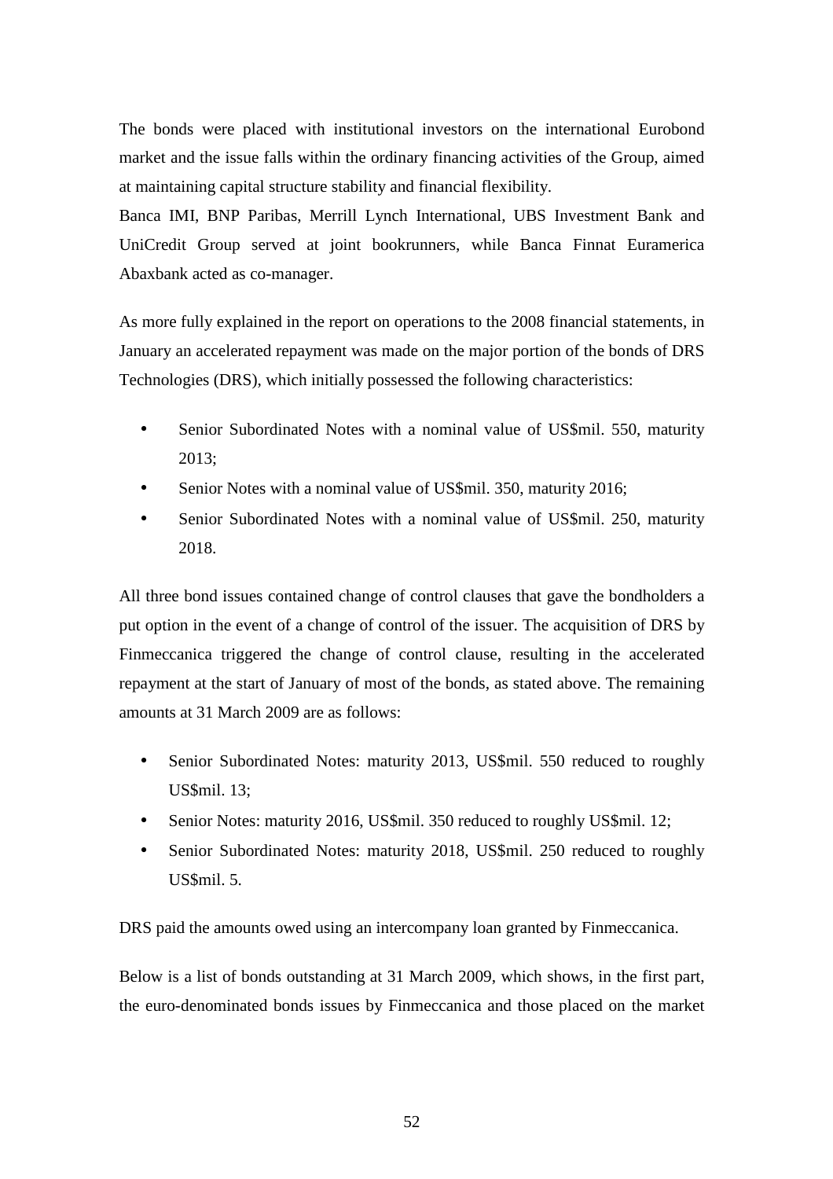The bonds were placed with institutional investors on the international Eurobond market and the issue falls within the ordinary financing activities of the Group, aimed at maintaining capital structure stability and financial flexibility.
Banca IMI, BNP Paribas, Merrill Lynch International, UBS Investment Bank and UniCredit Group served at joint bookrunners, while Banca Finnat Euramerica Abaxbank acted as co-manager.

As more fully explained in the report on operations to the 2008 financial statements, in January an accelerated repayment was made on the major portion of the bonds of DRS Technologies (DRS), which initially possessed the following characteristics:

- Senior Subordinated Notes with a nominal value of US$mil. 550, maturity 2013;
- Senior Notes with a nominal value of US$mil. 350, maturity 2016;
- Senior Subordinated Notes with a nominal value of US$mil. 250, maturity 2018.

All three bond issues contained change of control clauses that gave the bondholders a put option in the event of a change of control of the issuer. The acquisition of DRS by Finmeccanica triggered the change of control clause, resulting in the accelerated repayment at the start of January of most of the bonds, as stated above. The remaining amounts at 31 March 2009 are as follows:

- Senior Subordinated Notes: maturity 2013, US$mil. 550 reduced to roughly US$mil. 13;
- Senior Notes: maturity 2016, US$mil. 350 reduced to roughly US$mil. 12;
- Senior Subordinated Notes: maturity 2018, US$mil. 250 reduced to roughly US$mil. 5.

DRS paid the amounts owed using an intercompany loan granted by Finmeccanica.

Below is a list of bonds outstanding at 31 March 2009, which shows, in the first part, the euro-denominated bonds issues by Finmeccanica and those placed on the market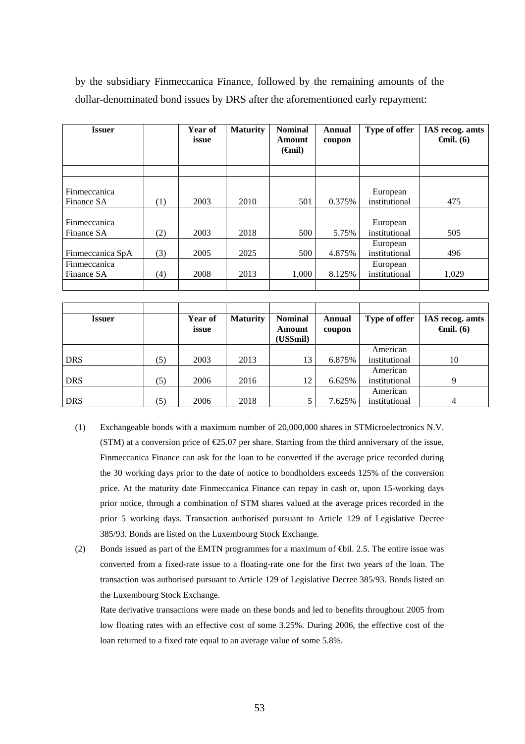by the subsidiary Finmeccanica Finance, followed by the remaining amounts of the dollar-denominated bond issues by DRS after the aforementioned early repayment:

| Issuer | | Year of issue | Maturity | Nominal Amount (€mil) | Annual coupon | Type of offer | IAS recog. amts €mil. (6) |
|---|---|---|---|---|---|---|---|
| | | | | | | | |
| | | | | | | | |
| Finmeccanica Finance SA | (1) | 2003 | 2010 | 501 | 0.375% | European institutional | 475 |
| Finmeccanica Finance SA | (2) | 2003 | 2018 | 500 | 5.75% | European institutional | 505 |
| Finmeccanica SpA | (3) | 2005 | 2025 | 500 | 4.875% | European institutional | 496 |
| Finmeccanica Finance SA | (4) | 2008 | 2013 | 1,000 | 8.125% | European institutional | 1,029 |
| | | | | | | | |

| Issuer | | Year of issue | Maturity | Nominal Amount (US$mil) | Annual coupon | Type of offer | IAS recog. amts €mil. (6) |
|---|---|---|---|---|---|---|---|
| DRS | (5) | 2003 | 2013 | 13 | 6.875% | American institutional | 10 |
| DRS | (5) | 2006 | 2016 | 12 | 6.625% | American institutional | 9 |
| DRS | (5) | 2006 | 2018 | 5 | 7.625% | American institutional | 4 |

(1) Exchangeable bonds with a maximum number of 20,000,000 shares in STMicroelectronics N.V. (STM) at a conversion price of €25.07 per share. Starting from the third anniversary of the issue, Finmeccanica Finance can ask for the loan to be converted if the average price recorded during the 30 working days prior to the date of notice to bondholders exceeds 125% of the conversion price. At the maturity date Finmeccanica Finance can repay in cash or, upon 15-working days prior notice, through a combination of STM shares valued at the average prices recorded in the prior 5 working days. Transaction authorised pursuant to Article 129 of Legislative Decree 385/93. Bonds are listed on the Luxembourg Stock Exchange.

(2) Bonds issued as part of the EMTN programmes for a maximum of €bil. 2.5. The entire issue was converted from a fixed-rate issue to a floating-rate one for the first two years of the loan. The transaction was authorised pursuant to Article 129 of Legislative Decree 385/93. Bonds listed on the Luxembourg Stock Exchange.

Rate derivative transactions were made on these bonds and led to benefits throughout 2005 from low floating rates with an effective cost of some 3.25%. During 2006, the effective cost of the loan returned to a fixed rate equal to an average value of some 5.8%.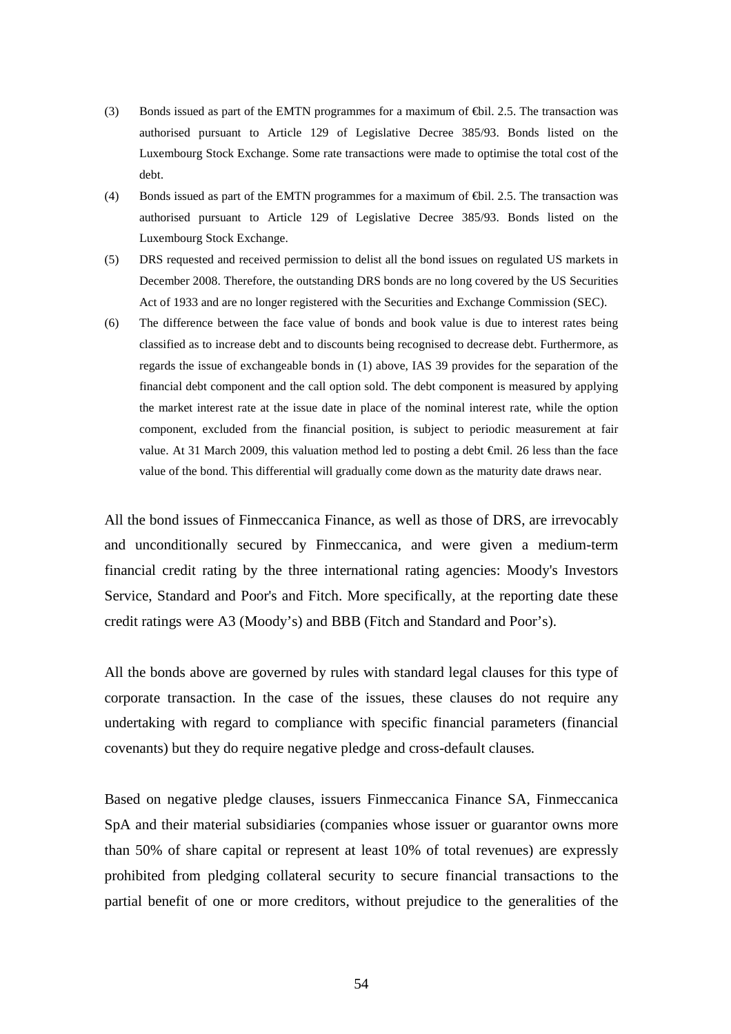(3) Bonds issued as part of the EMTN programmes for a maximum of €bil. 2.5. The transaction was authorised pursuant to Article 129 of Legislative Decree 385/93. Bonds listed on the Luxembourg Stock Exchange. Some rate transactions were made to optimise the total cost of the debt.

(4) Bonds issued as part of the EMTN programmes for a maximum of €bil. 2.5. The transaction was authorised pursuant to Article 129 of Legislative Decree 385/93. Bonds listed on the Luxembourg Stock Exchange.

(5) DRS requested and received permission to delist all the bond issues on regulated US markets in December 2008. Therefore, the outstanding DRS bonds are no long covered by the US Securities Act of 1933 and are no longer registered with the Securities and Exchange Commission (SEC).

(6) The difference between the face value of bonds and book value is due to interest rates being classified as to increase debt and to discounts being recognised to decrease debt. Furthermore, as regards the issue of exchangeable bonds in (1) above, IAS 39 provides for the separation of the financial debt component and the call option sold. The debt component is measured by applying the market interest rate at the issue date in place of the nominal interest rate, while the option component, excluded from the financial position, is subject to periodic measurement at fair value. At 31 March 2009, this valuation method led to posting a debt €mil. 26 less than the face value of the bond. This differential will gradually come down as the maturity date draws near.

All the bond issues of Finmeccanica Finance, as well as those of DRS, are irrevocably and unconditionally secured by Finmeccanica, and were given a medium-term financial credit rating by the three international rating agencies: Moody's Investors Service, Standard and Poor's and Fitch. More specifically, at the reporting date these credit ratings were A3 (Moody's) and BBB (Fitch and Standard and Poor's).

All the bonds above are governed by rules with standard legal clauses for this type of corporate transaction. In the case of the issues, these clauses do not require any undertaking with regard to compliance with specific financial parameters (financial covenants) but they do require negative pledge and cross-default clauses.

Based on negative pledge clauses, issuers Finmeccanica Finance SA, Finmeccanica SpA and their material subsidiaries (companies whose issuer or guarantor owns more than 50% of share capital or represent at least 10% of total revenues) are expressly prohibited from pledging collateral security to secure financial transactions to the partial benefit of one or more creditors, without prejudice to the generalities of the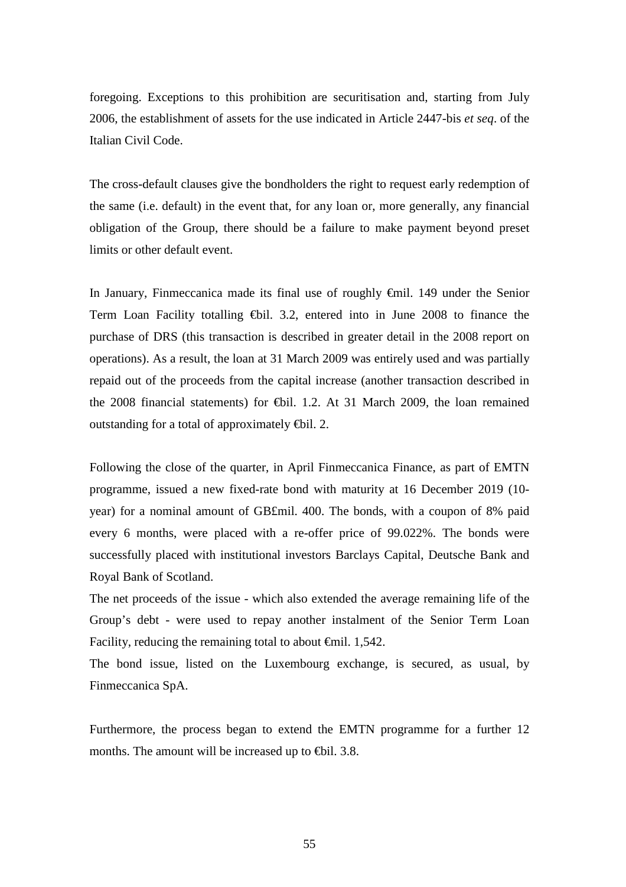foregoing. Exceptions to this prohibition are securitisation and, starting from July 2006, the establishment of assets for the use indicated in Article 2447-bis *et seq*. of the Italian Civil Code.

The cross-default clauses give the bondholders the right to request early redemption of the same (i.e. default) in the event that, for any loan or, more generally, any financial obligation of the Group, there should be a failure to make payment beyond preset limits or other default event.

In January, Finmeccanica made its final use of roughly €mil. 149 under the Senior Term Loan Facility totalling €bil. 3.2, entered into in June 2008 to finance the purchase of DRS (this transaction is described in greater detail in the 2008 report on operations). As a result, the loan at 31 March 2009 was entirely used and was partially repaid out of the proceeds from the capital increase (another transaction described in the 2008 financial statements) for €bil. 1.2. At 31 March 2009, the loan remained outstanding for a total of approximately €bil. 2.

Following the close of the quarter, in April Finmeccanica Finance, as part of EMTN programme, issued a new fixed-rate bond with maturity at 16 December 2019 (10-year) for a nominal amount of GB£mil. 400. The bonds, with a coupon of 8% paid every 6 months, were placed with a re-offer price of 99.022%. The bonds were successfully placed with institutional investors Barclays Capital, Deutsche Bank and Royal Bank of Scotland.

The net proceeds of the issue - which also extended the average remaining life of the Group's debt - were used to repay another instalment of the Senior Term Loan Facility, reducing the remaining total to about €mil. 1,542.

The bond issue, listed on the Luxembourg exchange, is secured, as usual, by Finmeccanica SpA.

Furthermore, the process began to extend the EMTN programme for a further 12 months. The amount will be increased up to €bil. 3.8.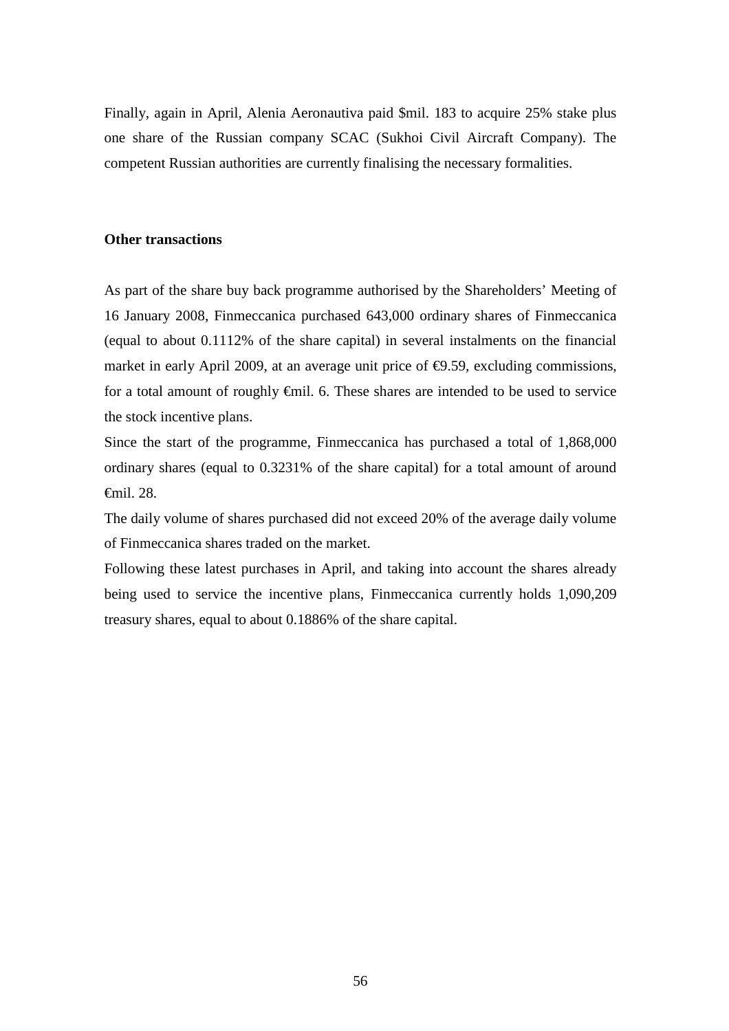Finally, again in April, Alenia Aeronautiva paid $mil. 183 to acquire 25% stake plus one share of the Russian company SCAC (Sukhoi Civil Aircraft Company). The competent Russian authorities are currently finalising the necessary formalities.

**Other transactions**

As part of the share buy back programme authorised by the Shareholders' Meeting of 16 January 2008, Finmeccanica purchased 643,000 ordinary shares of Finmeccanica (equal to about 0.1112% of the share capital) in several instalments on the financial market in early April 2009, at an average unit price of €9.59, excluding commissions, for a total amount of roughly €mil. 6. These shares are intended to be used to service the stock incentive plans.

Since the start of the programme, Finmeccanica has purchased a total of 1,868,000 ordinary shares (equal to 0.3231% of the share capital) for a total amount of around €mil. 28.

The daily volume of shares purchased did not exceed 20% of the average daily volume of Finmeccanica shares traded on the market.

Following these latest purchases in April, and taking into account the shares already being used to service the incentive plans, Finmeccanica currently holds 1,090,209 treasury shares, equal to about 0.1886% of the share capital.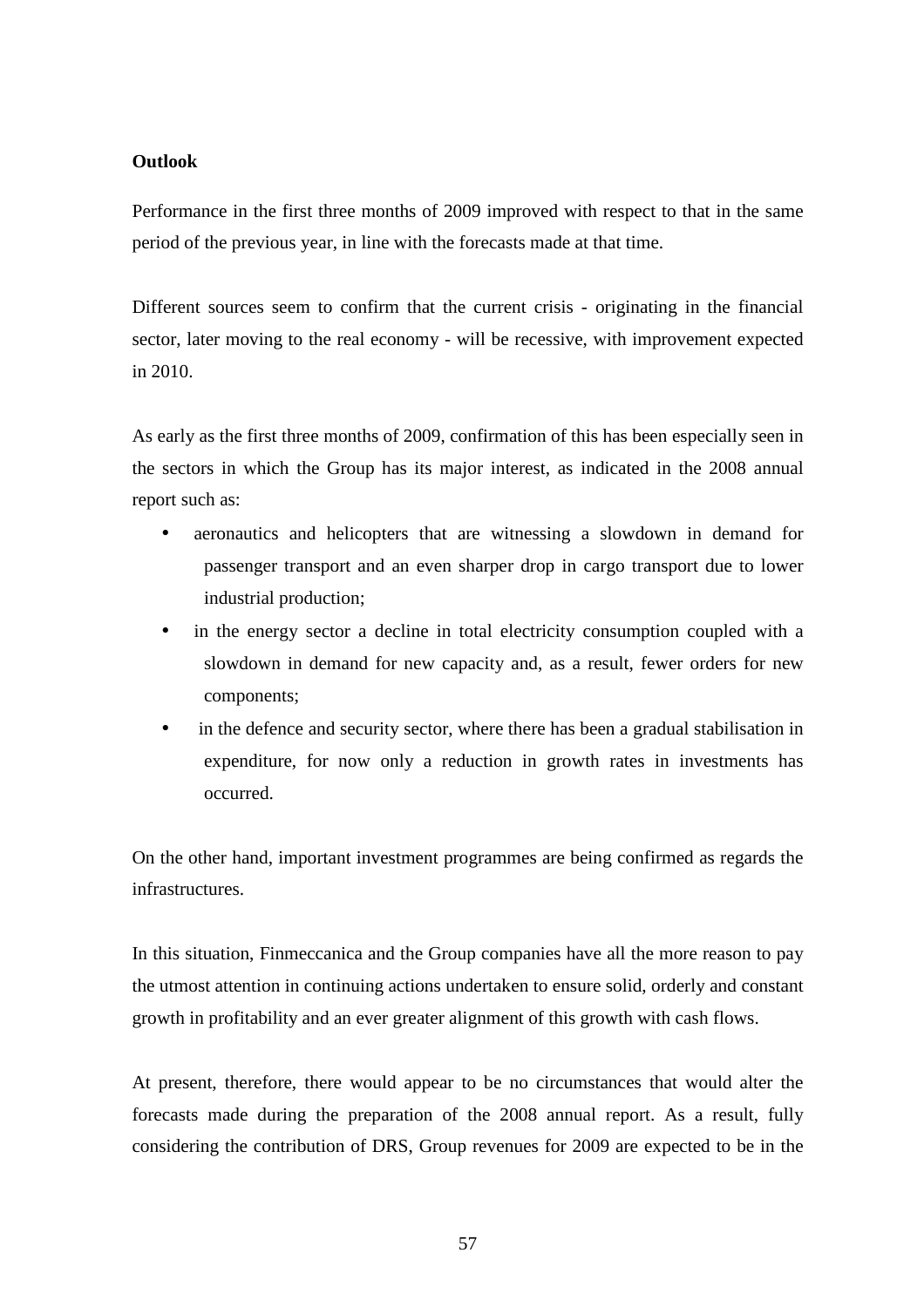**Outlook**

Performance in the first three months of 2009 improved with respect to that in the same period of the previous year, in line with the forecasts made at that time.

Different sources seem to confirm that the current crisis - originating in the financial sector, later moving to the real economy - will be recessive, with improvement expected in 2010.

As early as the first three months of 2009, confirmation of this has been especially seen in the sectors in which the Group has its major interest, as indicated in the 2008 annual report such as:

- aeronautics and helicopters that are witnessing a slowdown in demand for passenger transport and an even sharper drop in cargo transport due to lower industrial production;
- in the energy sector a decline in total electricity consumption coupled with a slowdown in demand for new capacity and, as a result, fewer orders for new components;
- in the defence and security sector, where there has been a gradual stabilisation in expenditure, for now only a reduction in growth rates in investments has occurred.

On the other hand, important investment programmes are being confirmed as regards the infrastructures.

In this situation, Finmeccanica and the Group companies have all the more reason to pay the utmost attention in continuing actions undertaken to ensure solid, orderly and constant growth in profitability and an ever greater alignment of this growth with cash flows.

At present, therefore, there would appear to be no circumstances that would alter the forecasts made during the preparation of the 2008 annual report. As a result, fully considering the contribution of DRS, Group revenues for 2009 are expected to be in the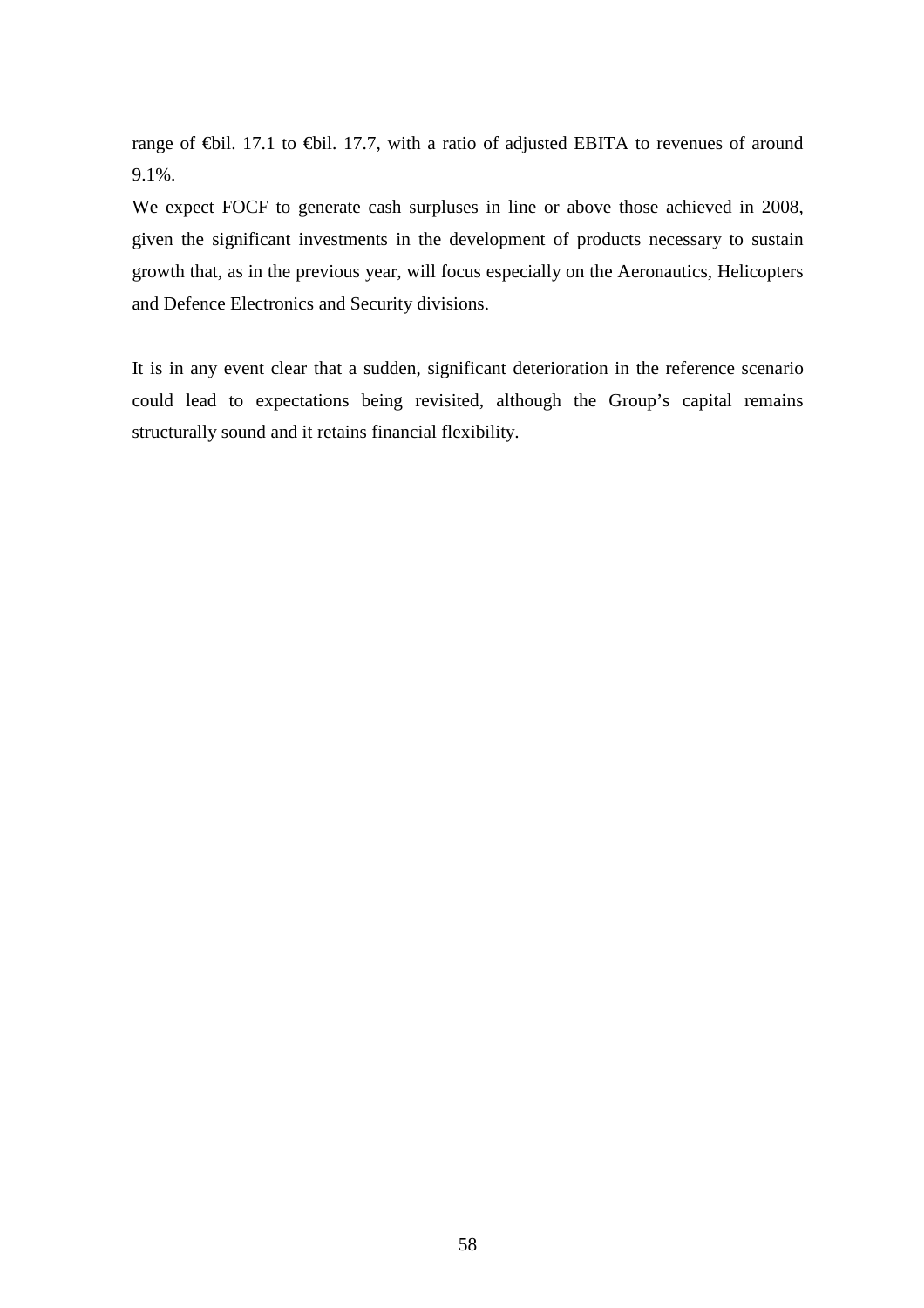range of €bil. 17.1 to €bil. 17.7, with a ratio of adjusted EBITA to revenues of around 9.1%.

We expect FOCF to generate cash surpluses in line or above those achieved in 2008, given the significant investments in the development of products necessary to sustain growth that, as in the previous year, will focus especially on the Aeronautics, Helicopters and Defence Electronics and Security divisions.

It is in any event clear that a sudden, significant deterioration in the reference scenario could lead to expectations being revisited, although the Group's capital remains structurally sound and it retains financial flexibility.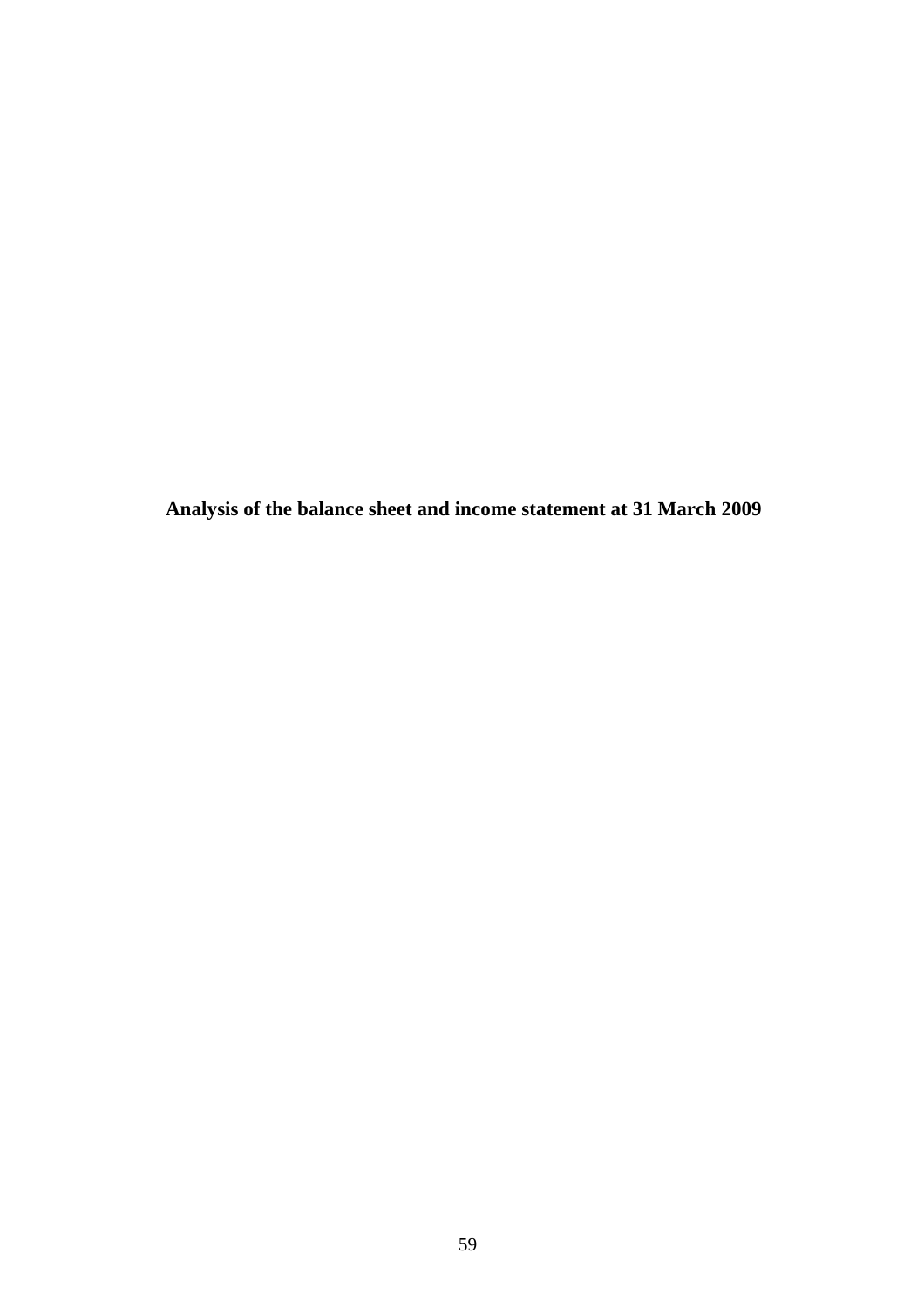# Analysis of the balance sheet and income statement at 31 March 2009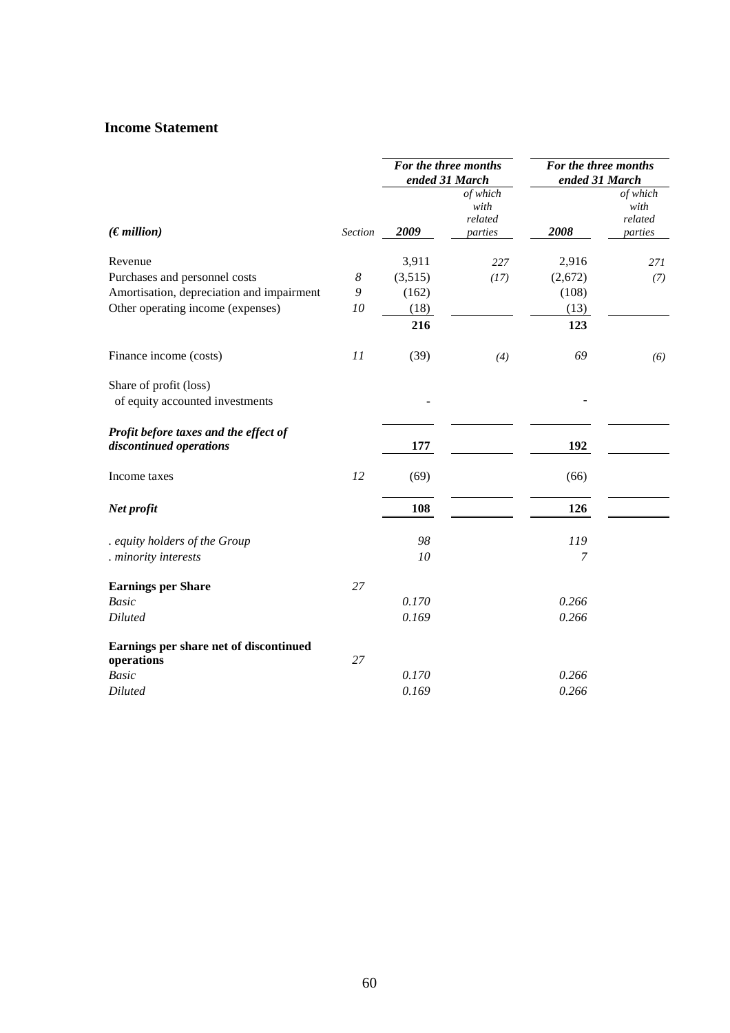## Income Statement

| (€ million) | Section | For the three months ended 31 March 2009 | of which with related parties | For the three months ended 31 March 2008 | of which with related parties |
|---|---|---|---|---|---|
| Revenue | | 3,911 | 227 | 2,916 | 271 |
| Purchases and personnel costs | 8 | (3,515) | (17) | (2,672) | (7) |
| Amortisation, depreciation and impairment | 9 | (162) | | (108) | |
| Other operating income (expenses) | 10 | (18) | | (13) | |
| | | **216** | | **123** | |
| Finance income (costs) | 11 | (39) | (4) | 69 | (6) |
| Share of profit (loss) of equity accounted investments | | - | | - | |
| ***Profit before taxes and the effect of discontinued operations*** | | **177** | | **192** | |
| Income taxes | 12 | (69) | | (66) | |
| ***Net profit*** | | **108** | | **126** | |
| *. equity holders of the Group* | | *98* | | *119* | |
| *. minority interests* | | *10* | | *7* | |
| **Earnings per Share** | 27 | | | | |
| *Basic* | | *0.170* | | *0.266* | |
| *Diluted* | | *0.169* | | *0.266* | |
| **Earnings per share net of discontinued operations** | 27 | | | | |
| *Basic* | | *0.170* | | *0.266* | |
| *Diluted* | | *0.169* | | *0.266* | |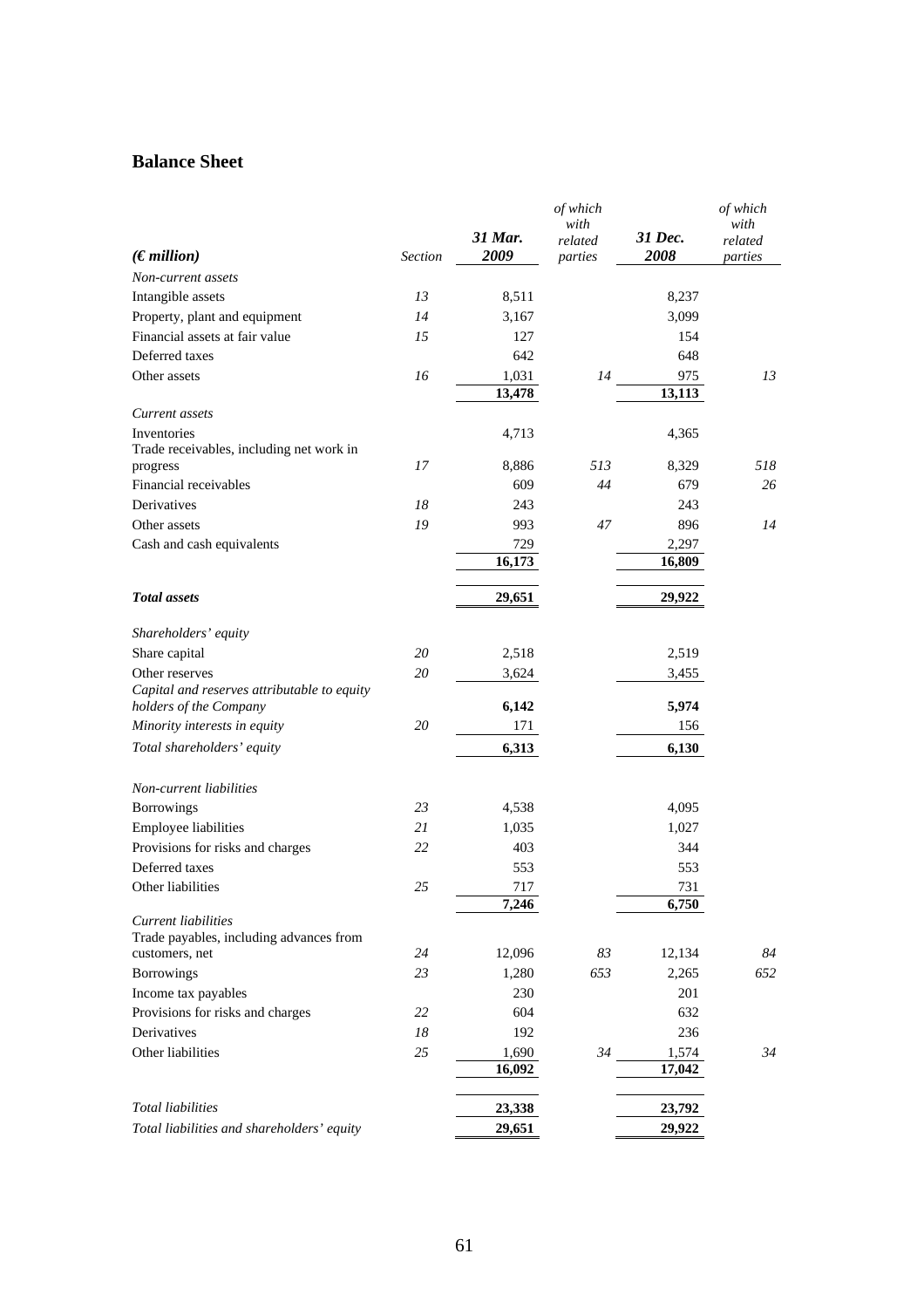## Balance Sheet

| *(€ million)* | *Section* | *31 Mar. 2009* | *of which with related parties* | *31 Dec. 2008* | *of which with related parties* |
|---|---|---|---|---|---|
| *Non-current assets* | | | | | |
| Intangible assets | *13* | 8,511 | | 8,237 | |
| Property, plant and equipment | *14* | 3,167 | | 3,099 | |
| Financial assets at fair value | *15* | 127 | | 154 | |
| Deferred taxes | | 642 | | 648 | |
| Other assets | *16* | 1,031 | *14* | 975 | *13* |
| | | **13,478** | | **13,113** | |
| *Current assets* | | | | | |
| Inventories | | 4,713 | | 4,365 | |
| Trade receivables, including net work in progress | *17* | 8,886 | *513* | 8,329 | *518* |
| Financial receivables | | 609 | *44* | 679 | *26* |
| Derivatives | *18* | 243 | | 243 | |
| Other assets | *19* | 993 | *47* | 896 | *14* |
| Cash and cash equivalents | | 729 | | 2,297 | |
| | | **16,173** | | **16,809** | |
| ***Total assets*** | | **29,651** | | **29,922** | |
| *Shareholders' equity* | | | | | |
| Share capital | *20* | 2,518 | | 2,519 | |
| Other reserves | *20* | 3,624 | | 3,455 | |
| *Capital and reserves attributable to equity holders of the Company* | | **6,142** | | **5,974** | |
| *Minority interests in equity* | *20* | 171 | | 156 | |
| *Total shareholders' equity* | | **6,313** | | **6,130** | |
| *Non-current liabilities* | | | | | |
| Borrowings | *23* | 4,538 | | 4,095 | |
| Employee liabilities | *21* | 1,035 | | 1,027 | |
| Provisions for risks and charges | *22* | 403 | | 344 | |
| Deferred taxes | | 553 | | 553 | |
| Other liabilities | *25* | 717 | | 731 | |
| | | **7,246** | | **6,750** | |
| *Current liabilities* | | | | | |
| Trade payables, including advances from customers, net | *24* | 12,096 | *83* | 12,134 | *84* |
| Borrowings | *23* | 1,280 | *653* | 2,265 | *652* |
| Income tax payables | | 230 | | 201 | |
| Provisions for risks and charges | *22* | 604 | | 632 | |
| Derivatives | *18* | 192 | | 236 | |
| Other liabilities | *25* | 1,690 | *34* | 1,574 | *34* |
| | | **16,092** | | **17,042** | |
| *Total liabilities* | | **23,338** | | **23,792** | |
| *Total liabilities and shareholders' equity* | | **29,651** | | **29,922** | |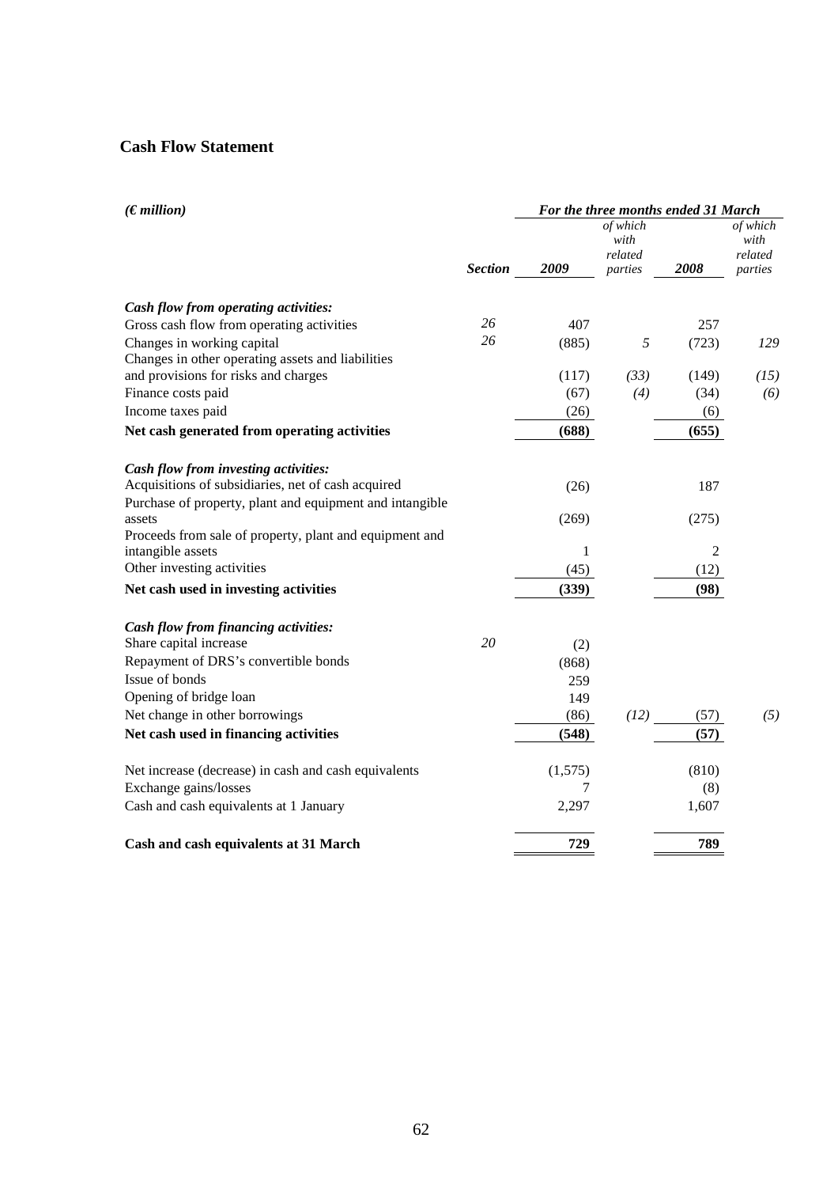## Cash Flow Statement

| *(€ million)* | | *For the three months ended 31 March* | | | |
|---|---|---|---|---|---|
| | ***Section*** | ***2009*** | *of which with related parties* | ***2008*** | *of which with related parties* |
| ***Cash flow from operating activities:*** | | | | | |
| Gross cash flow from operating activities | *26* | 407 | | 257 | |
| Changes in working capital | *26* | (885) | *5* | (723) | *129* |
| Changes in other operating assets and liabilities and provisions for risks and charges | | (117) | *(33)* | (149) | *(15)* |
| Finance costs paid | | (67) | *(4)* | (34) | *(6)* |
| Income taxes paid | | (26) | | (6) | |
| **Net cash generated from operating activities** | | **(688)** | | **(655)** | |
| ***Cash flow from investing activities:*** | | | | | |
| Acquisitions of subsidiaries, net of cash acquired | | (26) | | 187 | |
| Purchase of property, plant and equipment and intangible assets | | (269) | | (275) | |
| Proceeds from sale of property, plant and equipment and intangible assets | | 1 | | 2 | |
| Other investing activities | | (45) | | (12) | |
| **Net cash used in investing activities** | | **(339)** | | **(98)** | |
| ***Cash flow from financing activities:*** | | | | | |
| Share capital increase | *20* | (2) | | | |
| Repayment of DRS's convertible bonds | | (868) | | | |
| Issue of bonds | | 259 | | | |
| Opening of bridge loan | | 149 | | | |
| Net change in other borrowings | | (86) | *(12)* | (57) | *(5)* |
| **Net cash used in financing activities** | | **(548)** | | **(57)** | |
| Net increase (decrease) in cash and cash equivalents | | (1,575) | | (810) | |
| Exchange gains/losses | | 7 | | (8) | |
| Cash and cash equivalents at 1 January | | 2,297 | | 1,607 | |
| **Cash and cash equivalents at 31 March** | | **729** | | **789** | |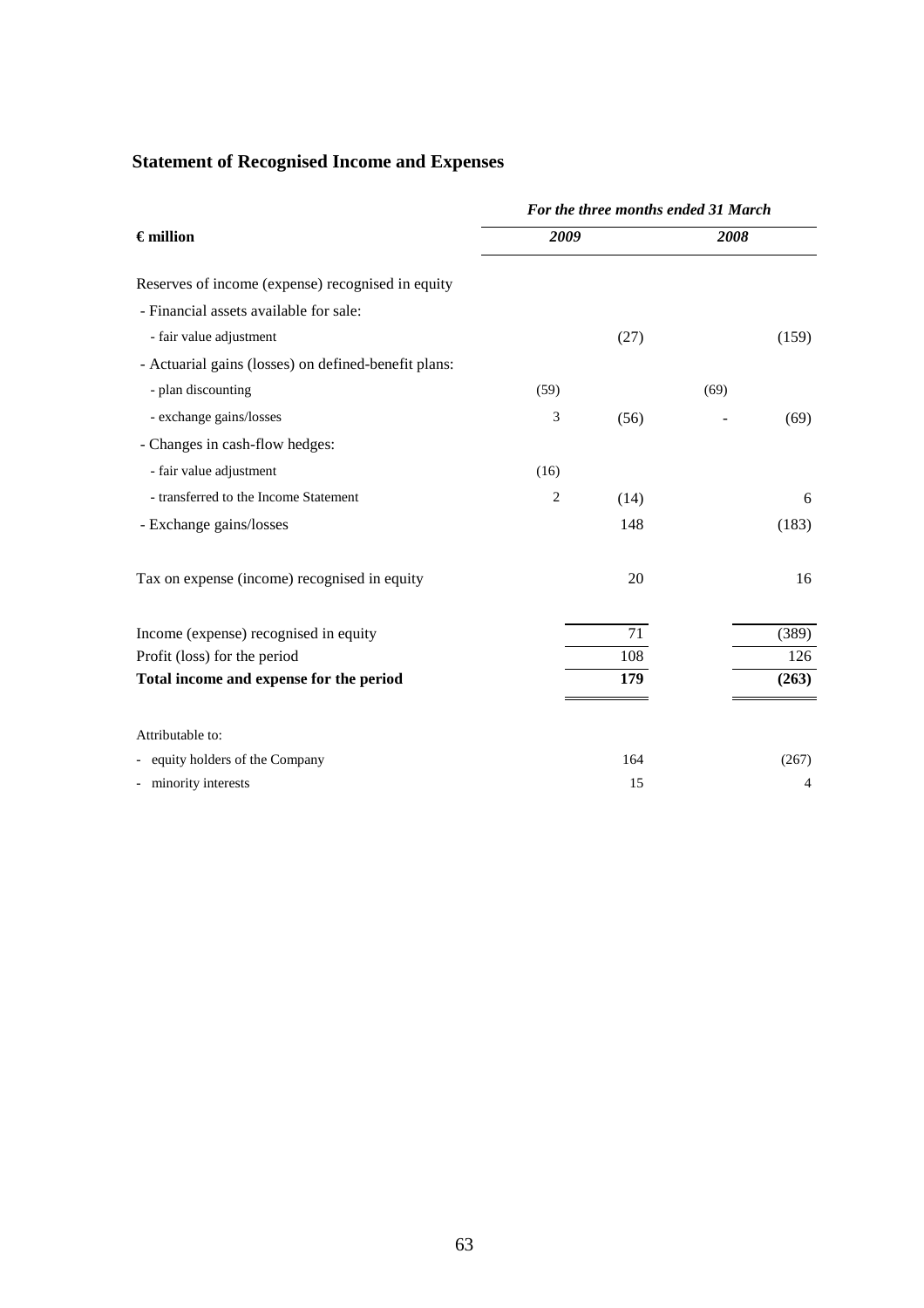## Statement of Recognised Income and Expenses

| € million | *For the three months ended 31 March* | | | |
|---|---|---|---|---|
| | ***2009*** | | ***2008*** | |
| Reserves of income (expense) recognised in equity | | | | |
| - Financial assets available for sale: | | | | |
| - fair value adjustment | | (27) | | (159) |
| - Actuarial gains (losses) on defined-benefit plans: | | | | |
| - plan discounting | (59) | | (69) | |
| - exchange gains/losses | 3 | (56) | - | (69) |
| - Changes in cash-flow hedges: | | | | |
| - fair value adjustment | (16) | | | |
| - transferred to the Income Statement | 2 | (14) | | 6 |
| - Exchange gains/losses | | 148 | | (183) |
| Tax on expense (income) recognised in equity | | 20 | | 16 |
| Income (expense) recognised in equity | | 71 | | (389) |
| Profit (loss) for the period | | 108 | | 126 |
| **Total income and expense for the period** | | **179** | | **(263)** |
| Attributable to: | | | | |
| - equity holders of the Company | | 164 | | (267) |
| - minority interests | | 15 | | 4 |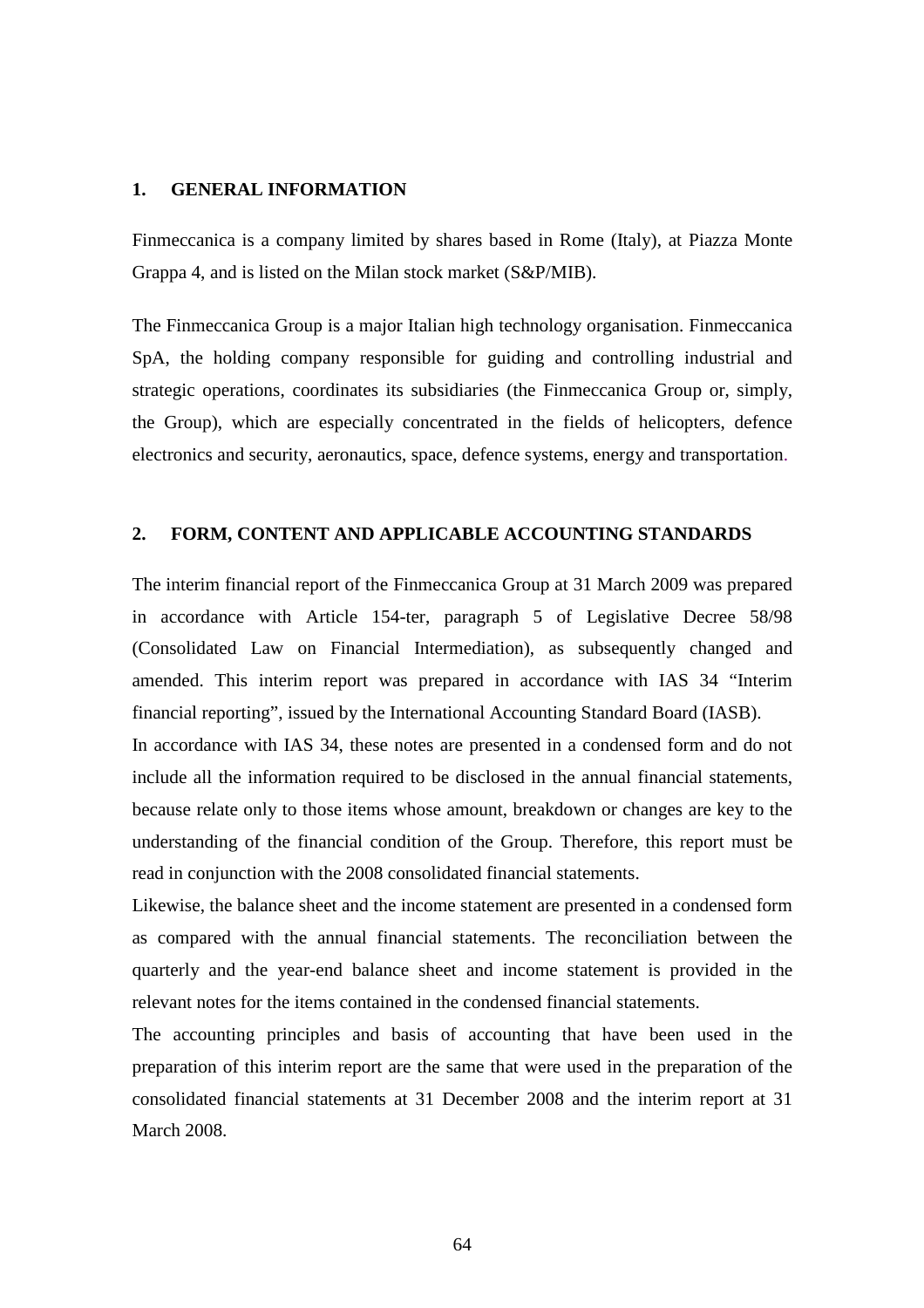## 1. GENERAL INFORMATION

Finmeccanica is a company limited by shares based in Rome (Italy), at Piazza Monte Grappa 4, and is listed on the Milan stock market (S&P/MIB).

The Finmeccanica Group is a major Italian high technology organisation. Finmeccanica SpA, the holding company responsible for guiding and controlling industrial and strategic operations, coordinates its subsidiaries (the Finmeccanica Group or, simply, the Group), which are especially concentrated in the fields of helicopters, defence electronics and security, aeronautics, space, defence systems, energy and transportation.

## 2. FORM, CONTENT AND APPLICABLE ACCOUNTING STANDARDS

The interim financial report of the Finmeccanica Group at 31 March 2009 was prepared in accordance with Article 154-ter, paragraph 5 of Legislative Decree 58/98 (Consolidated Law on Financial Intermediation), as subsequently changed and amended. This interim report was prepared in accordance with IAS 34 "Interim financial reporting", issued by the International Accounting Standard Board (IASB).

In accordance with IAS 34, these notes are presented in a condensed form and do not include all the information required to be disclosed in the annual financial statements, because relate only to those items whose amount, breakdown or changes are key to the understanding of the financial condition of the Group. Therefore, this report must be read in conjunction with the 2008 consolidated financial statements.

Likewise, the balance sheet and the income statement are presented in a condensed form as compared with the annual financial statements. The reconciliation between the quarterly and the year-end balance sheet and income statement is provided in the relevant notes for the items contained in the condensed financial statements.

The accounting principles and basis of accounting that have been used in the preparation of this interim report are the same that were used in the preparation of the consolidated financial statements at 31 December 2008 and the interim report at 31 March 2008.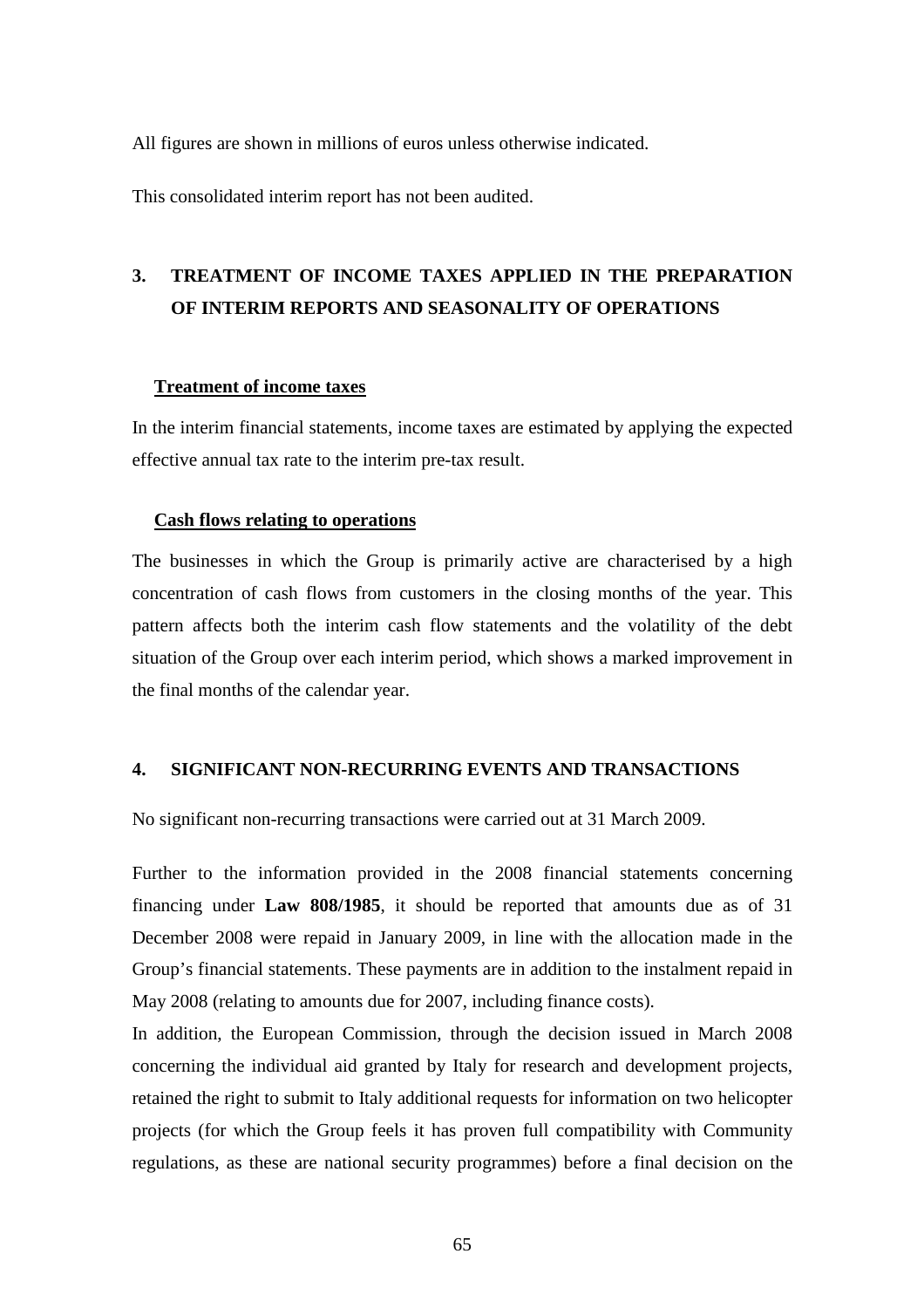All figures are shown in millions of euros unless otherwise indicated.

This consolidated interim report has not been audited.

## 3. TREATMENT OF INCOME TAXES APPLIED IN THE PREPARATION OF INTERIM REPORTS AND SEASONALITY OF OPERATIONS

### Treatment of income taxes

In the interim financial statements, income taxes are estimated by applying the expected effective annual tax rate to the interim pre-tax result.

### Cash flows relating to operations

The businesses in which the Group is primarily active are characterised by a high concentration of cash flows from customers in the closing months of the year. This pattern affects both the interim cash flow statements and the volatility of the debt situation of the Group over each interim period, which shows a marked improvement in the final months of the calendar year.

## 4. SIGNIFICANT NON-RECURRING EVENTS AND TRANSACTIONS

No significant non-recurring transactions were carried out at 31 March 2009.

Further to the information provided in the 2008 financial statements concerning financing under **Law 808/1985**, it should be reported that amounts due as of 31 December 2008 were repaid in January 2009, in line with the allocation made in the Group's financial statements. These payments are in addition to the instalment repaid in May 2008 (relating to amounts due for 2007, including finance costs).

In addition, the European Commission, through the decision issued in March 2008 concerning the individual aid granted by Italy for research and development projects, retained the right to submit to Italy additional requests for information on two helicopter projects (for which the Group feels it has proven full compatibility with Community regulations, as these are national security programmes) before a final decision on the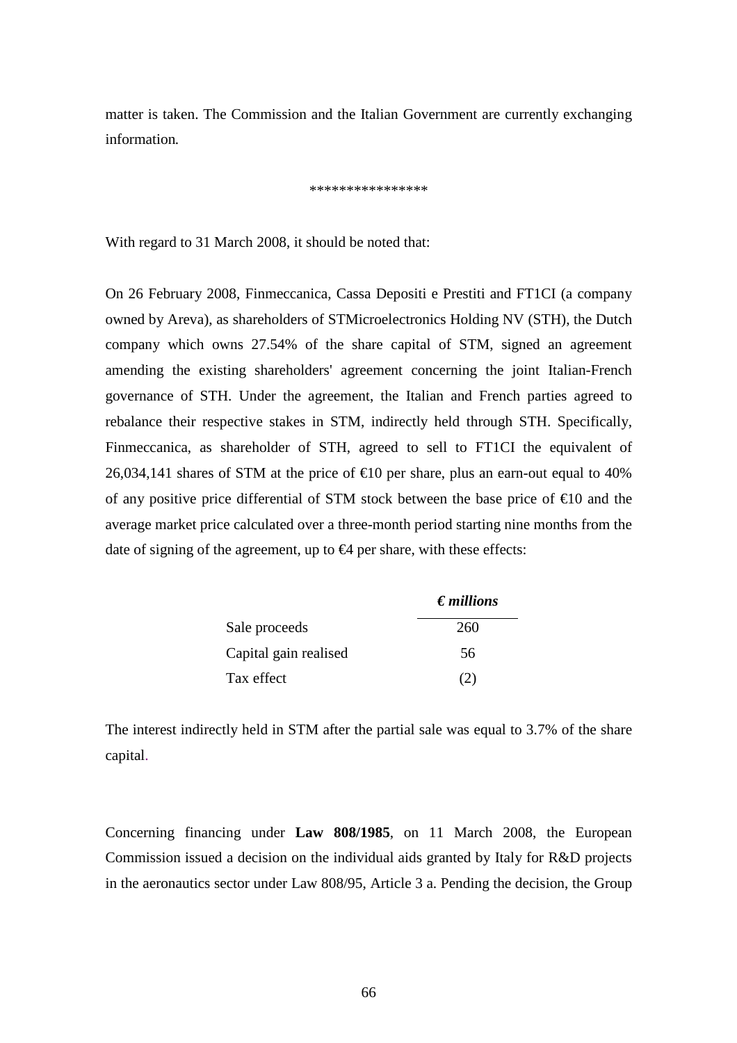matter is taken. The Commission and the Italian Government are currently exchanging information.

****************

With regard to 31 March 2008, it should be noted that:

On 26 February 2008, Finmeccanica, Cassa Depositi e Prestiti and FT1CI (a company owned by Areva), as shareholders of STMicroelectronics Holding NV (STH), the Dutch company which owns 27.54% of the share capital of STM, signed an agreement amending the existing shareholders' agreement concerning the joint Italian-French governance of STH. Under the agreement, the Italian and French parties agreed to rebalance their respective stakes in STM, indirectly held through STH. Specifically, Finmeccanica, as shareholder of STH, agreed to sell to FT1CI the equivalent of 26,034,141 shares of STM at the price of €10 per share, plus an earn-out equal to 40% of any positive price differential of STM stock between the base price of €10 and the average market price calculated over a three-month period starting nine months from the date of signing of the agreement, up to €4 per share, with these effects:

| | *€ millions* |
|---|---|
| Sale proceeds | 260 |
| Capital gain realised | 56 |
| Tax effect | (2) |

The interest indirectly held in STM after the partial sale was equal to 3.7% of the share capital.

Concerning financing under **Law 808/1985**, on 11 March 2008, the European Commission issued a decision on the individual aids granted by Italy for R&D projects in the aeronautics sector under Law 808/95, Article 3 a. Pending the decision, the Group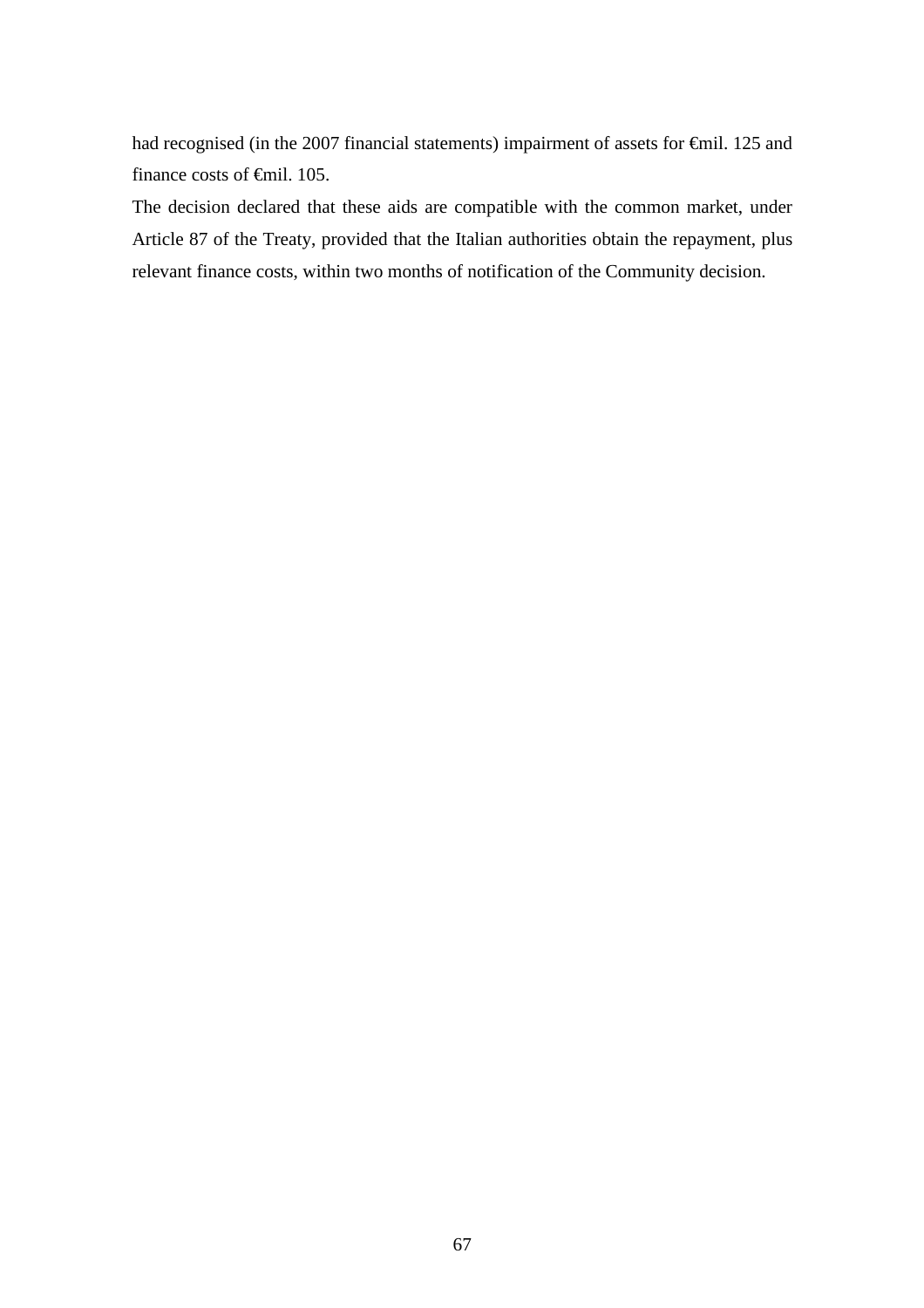had recognised (in the 2007 financial statements) impairment of assets for €mil. 125 and finance costs of €mil. 105.

The decision declared that these aids are compatible with the common market, under Article 87 of the Treaty, provided that the Italian authorities obtain the repayment, plus relevant finance costs, within two months of notification of the Community decision.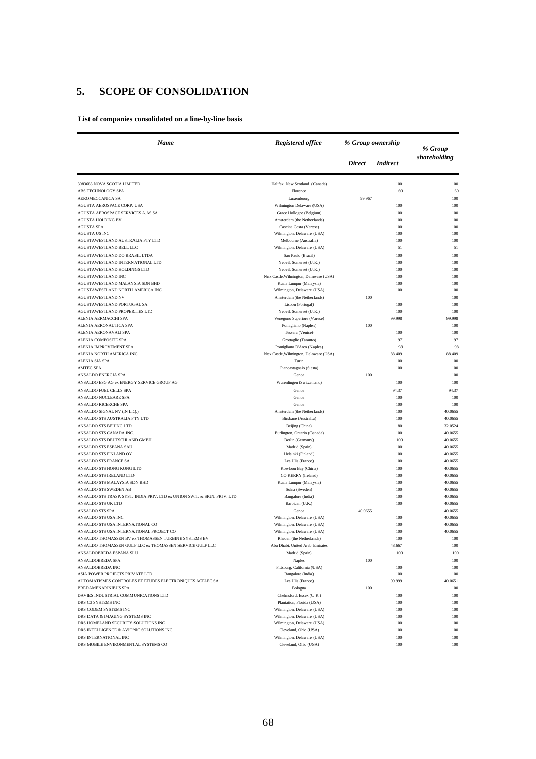## 5. SCOPE OF CONSOLIDATION

**List of companies consolidated on a line-by-line basis**

| *Name* | *Registered office* | *% Group ownership* | | *% Group shareholding* |
|---|---|---|---|---|
| | | *Direct* | *Indirect* | |
| 3083683 NOVA SCOTIA LIMITED | Halifax, New Scotland (Canada) | | 100 | 100 |
| ABS TECHNOLOGY SPA | Florence | | 60 | 60 |
| AEROMECCANICA SA | Luxembourg | 99.967 | | 100 |
| AGUSTA AEROSPACE CORP. USA | Wilmington Delaware (USA) | | 100 | 100 |
| AGUSTA AEROSPACE SERVICES A.AS SA | Grace Hollogne (Belgium) | | 100 | 100 |
| AGUSTA HOLDING BV | Amsterdam (the Netherlands) | | 100 | 100 |
| AGUSTA SPA | Cascina Costa (Varese) | | 100 | 100 |
| AGUSTA US INC | Wilmington, Delaware (USA) | | 100 | 100 |
| AGUSTAWESTLAND AUSTRALIA PTY LTD | Melbourne (Australia) | | 100 | 100 |
| AGUSTAWESTLAND BELL LLC | Wilmington, Delaware (USA) | | 51 | 51 |
| AGUSTAWESTLAND DO BRASIL LTDA | Sao Paulo (Brazil) | | 100 | 100 |
| AGUSTAWESTLAND INTERNATIONAL LTD | Yeovil, Somerset (U.K.) | | 100 | 100 |
| AGUSTAWESTLAND HOLDINGS LTD | Yeovil, Somerset (U.K.) | | 100 | 100 |
| AGUSTAWESTLAND INC | Nex Castle,Wilmington, Delaware (USA) | | 100 | 100 |
| AGUSTAWESTLAND MALAYSIA SDN BHD | Kuala Lumpur (Malaysia) | | 100 | 100 |
| AGUSTAWESTLAND NORTH AMERICA INC | Wilmington, Delaware (USA) | | 100 | 100 |
| AGUSTAWESTLAND NV | Amsterdam (the Netherlands) | 100 | | 100 |
| AGUSTAWESTLAND PORTUGAL SA | Lisbon (Portugal) | | 100 | 100 |
| AGUSTAWESTLAND PROPERTIES LTD | Yeovil, Somerset (U.K.) | | 100 | 100 |
| ALENIA AERMACCHI SPA | Venegono Superiore (Varese) | | 99.998 | 99.998 |
| ALENIA AERONAUTICA SPA | Pomigliano (Naples) | 100 | | 100 |
| ALENIA AERONAVALI SPA | Tessera (Venice) | | 100 | 100 |
| ALENIA COMPOSITE SPA | Grottaglie (Taranto) | | 97 | 97 |
| ALENIA IMPROVEMENT SPA | Pomigliano D'Arco (Naples) | | 98 | 98 |
| ALENIA NORTH AMERICA INC | Nex Castle,Wilmington, Delaware (USA) | | 88.409 | 88.409 |
| ALENIA SIA SPA | Turin | | 100 | 100 |
| AMTEC SPA | Piancastagnaio (Siena) | | 100 | 100 |
| ANSALDO ENERGIA SPA | Genoa | 100 | | 100 |
| ANSALDO ESG AG ex ENERGY SERVICE GROUP AG | Wurenlingen (Switzerland) | | 100 | 100 |
| ANSALDO FUEL CELLS SPA | Genoa | | 94.37 | 94.37 |
| ANSALDO NUCLEARE SPA | Genoa | | 100 | 100 |
| ANSALDO RICERCHE SPA | Genoa | | 100 | 100 |
| ANSALDO SIGNAL NV (IN LIQ.) | Amsterdam (the Netherlands) | | 100 | 40.0655 |
| ANSALDO STS AUSTRALIA PTY LTD | Birsbane (Australia) | | 100 | 40.0655 |
| ANSALDO STS BEIJING LTD | Beijing (China) | | 80 | 32.0524 |
| ANSALDO STS CANADA INC. | Burlington, Ontario (Canada) | | 100 | 40.0655 |
| ANSALDO STS DEUTSCHLAND GMBH | Berlin (Germany) | | 100 | 40.0655 |
| ANSALDO STS ESPANA SAU | Madrid (Spain) | | 100 | 40.0655 |
| ANSALDO STS FINLAND OY | Helsinki (Finland) | | 100 | 40.0655 |
| ANSALDO STS FRANCE SA | Les Ulis (France) | | 100 | 40.0655 |
| ANSALDO STS HONG KONG LTD | Kowloon Bay (China) | | 100 | 40.0655 |
| ANSALDO STS IRELAND LTD | CO KERRY (Ireland) | | 100 | 40.0655 |
| ANSALDO STS MALAYSIA SDN BHD | Kuala Lumpur (Malaysia) | | 100 | 40.0655 |
| ANSALDO STS SWEDEN AB | Solna (Sweden) | | 100 | 40.0655 |
| ANSALDO STS TRASP. SYST. INDIA PRIV. LTD ex UNION SWIT. & SIGN. PRIV. LTD | Bangalore (India) | | 100 | 40.0655 |
| ANSALDO STS UK LTD | Barbican (U.K.) | | 100 | 40.0655 |
| ANSALDO STS SPA | Genoa | 40.0655 | | 40.0655 |
| ANSALDO STS USA INC | Wilmington, Delaware (USA) | | 100 | 40.0655 |
| ANSALDO STS USA INTERNATIONAL CO | Wilmington, Delaware (USA) | | 100 | 40.0655 |
| ANSALDO STS USA INTERNATIONAL PROJECT CO | Wilmington, Delaware (USA) | | 100 | 40.0655 |
| ANSALDO THOMASSEN BV ex THOMASSEN TURBINE SYSTEMS BV | Rheden (the Netherlands) | | 100 | 100 |
| ANSALDO THOMASSEN GULF LLC ex THOMASSEN SERVICE GULF LLC | Abu Dhabi, United Arab Emirates | | 48.667 | 100 |
| ANSALDOBREDA ESPANA SLU | Madrid (Spain) | | 100 | 100 |
| ANSALDOBREDA SPA | Naples | 100 | | 100 |
| ANSALDOBREDA INC | Pittsburg, California (USA) | | 100 | 100 |
| ASIA POWER PROJECTS PRIVATE LTD | Bangalore (India) | | 100 | 100 |
| AUTOMATISMES CONTROLES ET ETUDES ELECTRONIQUES ACELEC SA | Les Ulis (France) | | 99.999 | 40.0651 |
| BREDAMENARINIBUS SPA | Bologna | 100 | | 100 |
| DAVIES INDUSTRIAL COMMUNICATIONS LTD | Chelmsford, Essex (U.K.) | | 100 | 100 |
| DRS C3 SYSTEMS INC | Plantation, Florida (USA) | | 100 | 100 |
| DRS CODEM SYSTEMS INC | Wilmington, Delaware (USA) | | 100 | 100 |
| DRS DATA & IMAGING SYSTEMS INC | Wilmington, Delaware (USA) | | 100 | 100 |
| DRS HOMELAND SECURITY SOLUTIONS INC | Wilmington, Delaware (USA) | | 100 | 100 |
| DRS INTELLIGENCE & AVIONIC SOLUTIONS INC | Cleveland, Ohio (USA) | | 100 | 100 |
| DRS INTERNATIONAL INC | Wilmington, Delaware (USA) | | 100 | 100 |
| DRS MOBILE ENVIRONMENTAL SYSTEMS CO | Cleveland, Ohio (USA) | | 100 | 100 |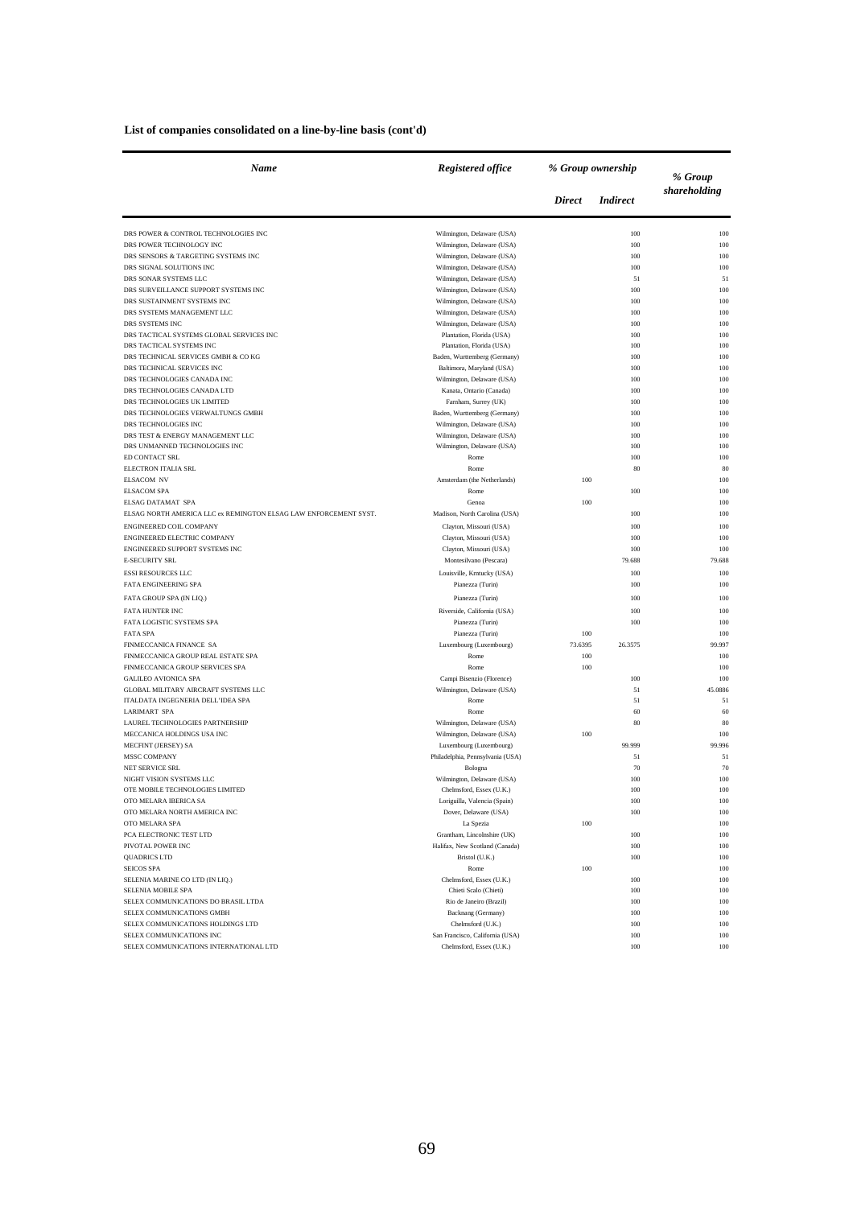**List of companies consolidated on a line-by-line basis (cont'd)**

| *Name* | *Registered office* | *% Group ownership* | | *% Group shareholding* |
|---|---|---|---|---|
| | | *Direct* | *Indirect* | |
| DRS POWER & CONTROL TECHNOLOGIES INC | Wilmington, Delaware (USA) | | 100 | 100 |
| DRS POWER TECHNOLOGY INC | Wilmington, Delaware (USA) | | 100 | 100 |
| DRS SENSORS & TARGETING SYSTEMS INC | Wilmington, Delaware (USA) | | 100 | 100 |
| DRS SIGNAL SOLUTIONS INC | Wilmington, Delaware (USA) | | 100 | 100 |
| DRS SONAR SYSTEMS LLC | Wilmington, Delaware (USA) | | 51 | 51 |
| DRS SURVEILLANCE SUPPORT SYSTEMS INC | Wilmington, Delaware (USA) | | 100 | 100 |
| DRS SUSTAINMENT SYSTEMS INC | Wilmington, Delaware (USA) | | 100 | 100 |
| DRS SYSTEMS MANAGEMENT LLC | Wilmington, Delaware (USA) | | 100 | 100 |
| DRS SYSTEMS INC | Wilmington, Delaware (USA) | | 100 | 100 |
| DRS TACTICAL SYSTEMS GLOBAL SERVICES INC | Plantation, Florida (USA) | | 100 | 100 |
| DRS TACTICAL SYSTEMS INC | Plantation, Florida (USA) | | 100 | 100 |
| DRS TECHNICAL SERVICES GMBH & CO KG | Baden, Wurttemberg (Germany) | | 100 | 100 |
| DRS TECHNICAL SERVICES INC | Baltimora, Maryland (USA) | | 100 | 100 |
| DRS TECHNOLOGIES CANADA INC | Wilmington, Delaware (USA) | | 100 | 100 |
| DRS TECHNOLOGIES CANADA LTD | Kanata, Ontario (Canada) | | 100 | 100 |
| DRS TECHNOLOGIES UK LIMITED | Farnham, Surrey (UK) | | 100 | 100 |
| DRS TECHNOLOGIES VERWALTUNGS GMBH | Baden, Wurttemberg (Germany) | | 100 | 100 |
| DRS TECHNOLOGIES INC | Wilmington, Delaware (USA) | | 100 | 100 |
| DRS TEST & ENERGY MANAGEMENT LLC | Wilmington, Delaware (USA) | | 100 | 100 |
| DRS UNMANNED TECHNOLOGIES INC | Wilmington, Delaware (USA) | | 100 | 100 |
| ED CONTACT SRL | Rome | | 100 | 100 |
| ELECTRON ITALIA SRL | Rome | | 80 | 80 |
| ELSACOM NV | Amsterdam (the Netherlands) | 100 | | 100 |
| ELSACOM SPA | Rome | | 100 | 100 |
| ELSAG DATAMAT SPA | Genoa | 100 | | 100 |
| ELSAG NORTH AMERICA LLC ex REMINGTON ELSAG LAW ENFORCEMENT SYST. | Madison, North Carolina (USA) | | 100 | 100 |
| ENGINEERED COIL COMPANY | Clayton, Missouri (USA) | | 100 | 100 |
| ENGINEERED ELECTRIC COMPANY | Clayton, Missouri (USA) | | 100 | 100 |
| ENGINEERED SUPPORT SYSTEMS INC | Clayton, Missouri (USA) | | 100 | 100 |
| E-SECURITY SRL | Montesilvano (Pescara) | | 79.688 | 79.688 |
| ESSI RESOURCES LLC | Louisville, Kentucky (USA) | | 100 | 100 |
| FATA ENGINEERING SPA | Pianezza (Turin) | | 100 | 100 |
| FATA GROUP SPA (IN LIQ.) | Pianezza (Turin) | | 100 | 100 |
| FATA HUNTER INC | Riverside, California (USA) | | 100 | 100 |
| FATA LOGISTIC SYSTEMS SPA | Pianezza (Turin) | | 100 | 100 |
| FATA SPA | Pianezza (Turin) | 100 | | 100 |
| FINMECCANICA FINANCE SA | Luxembourg (Luxembourg) | 73.6395 | 26.3575 | 99.997 |
| FINMECCANICA GROUP REAL ESTATE SPA | Rome | 100 | | 100 |
| FINMECCANICA GROUP SERVICES SPA | Rome | 100 | | 100 |
| GALILEO AVIONICA SPA | Campi Bisenzio (Florence) | | 100 | 100 |
| GLOBAL MILITARY AIRCRAFT SYSTEMS LLC | Wilmington, Delaware (USA) | | 51 | 45.0886 |
| ITALDATA INGEGNERIA DELL'IDEA SPA | Rome | | 51 | 51 |
| LARIMART SPA | Rome | | 60 | 60 |
| LAUREL TECHNOLOGIES PARTNERSHIP | Wilmington, Delaware (USA) | | 80 | 80 |
| MECCANICA HOLDINGS USA INC | Wilmington, Delaware (USA) | 100 | | 100 |
| MECFINT (JERSEY) SA | Luxembourg (Luxembourg) | | 99.999 | 99.996 |
| MSSC COMPANY | Philadelphia, Pennsylvania (USA) | | 51 | 51 |
| NET SERVICE SRL | Bologna | | 70 | 70 |
| NIGHT VISION SYSTEMS LLC | Wilmington, Delaware (USA) | | 100 | 100 |
| OTE MOBILE TECHNOLOGIES LIMITED | Chelmsford, Essex (U.K.) | | 100 | 100 |
| OTO MELARA IBERICA SA | Loriguilla, Valencia (Spain) | | 100 | 100 |
| OTO MELARA NORTH AMERICA INC | Dover, Delaware (USA) | | 100 | 100 |
| OTO MELARA SPA | La Spezia | 100 | | 100 |
| PCA ELECTRONIC TEST LTD | Grantham, Lincolnshire (UK) | | 100 | 100 |
| PIVOTAL POWER INC | Halifax, New Scotland (Canada) | | 100 | 100 |
| QUADRICS LTD | Bristol (U.K.) | | 100 | 100 |
| SEICOS SPA | Rome | 100 | | 100 |
| SELENIA MARINE CO LTD (IN LIQ.) | Chelmsford, Essex (U.K.) | | 100 | 100 |
| SELENIA MOBILE SPA | Chieti Scalo (Chieti) | | 100 | 100 |
| SELEX COMMUNICATIONS DO BRASIL LTDA | Rio de Janeiro (Brazil) | | 100 | 100 |
| SELEX COMMUNICATIONS GMBH | Backnang (Germany) | | 100 | 100 |
| SELEX COMMUNICATIONS HOLDINGS LTD | Chelmsford (U.K.) | | 100 | 100 |
| SELEX COMMUNICATIONS INC | San Francisco, California (USA) | | 100 | 100 |
| SELEX COMMUNICATIONS INTERNATIONAL LTD | Chelmsford, Essex (U.K.) | | 100 | 100 |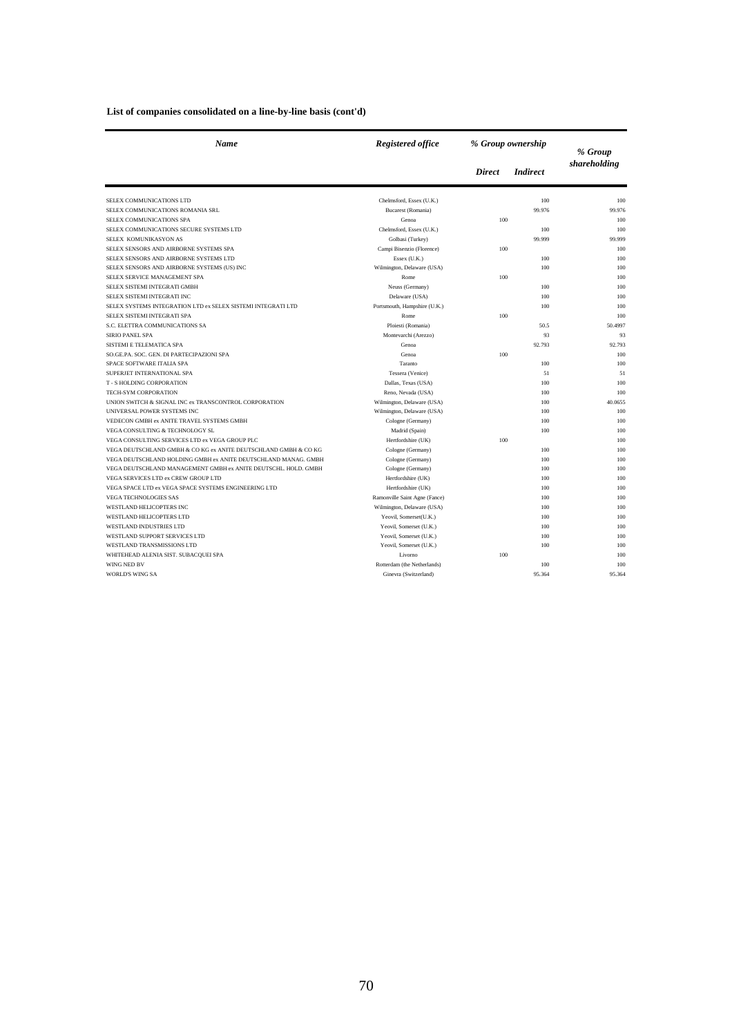**List of companies consolidated on a line-by-line basis (cont'd)**

| *Name* | *Registered office* | *% Group ownership* | | *% Group shareholding* |
|---|---|---|---|---|
| | | *Direct* | *Indirect* | |
| SELEX COMMUNICATIONS LTD | Chelmsford, Essex (U.K.) | | 100 | 100 |
| SELEX COMMUNICATIONS ROMANIA SRL | Bucarest (Romania) | | 99.976 | 99.976 |
| SELEX COMMUNICATIONS SPA | Genoa | 100 | | 100 |
| SELEX COMMUNICATIONS SECURE SYSTEMS LTD | Chelmsford, Essex (U.K.) | | 100 | 100 |
| SELEX KOMUNIKASYON AS | Golbasi (Turkey) | | 99.999 | 99.999 |
| SELEX SENSORS AND AIRBORNE SYSTEMS SPA | Campi Bisenzio (Florence) | 100 | | 100 |
| SELEX SENSORS AND AIRBORNE SYSTEMS LTD | Essex (U.K.) | | 100 | 100 |
| SELEX SENSORS AND AIRBORNE SYSTEMS (US) INC | Wilmington, Delaware (USA) | | 100 | 100 |
| SELEX SERVICE MANAGEMENT SPA | Rome | 100 | | 100 |
| SELEX SISTEMI INTEGRATI GMBH | Neuss (Germany) | | 100 | 100 |
| SELEX SISTEMI INTEGRATI INC | Delaware (USA) | | 100 | 100 |
| SELEX SYSTEMS INTEGRATION LTD ex SELEX SISTEMI INTEGRATI LTD | Portsmouth, Hampshire (U.K.) | | 100 | 100 |
| SELEX SISTEMI INTEGRATI SPA | Rome | 100 | | 100 |
| S.C. ELETTRA COMMUNICATIONS SA | Ploiesti (Romania) | | 50.5 | 50.4997 |
| SIRIO PANEL SPA | Montevarchi (Arezzo) | | 93 | 93 |
| SISTEMI E TELEMATICA SPA | Genoa | | 92.793 | 92.793 |
| SO.GE.PA. SOC. GEN. DI PARTECIPAZIONI SPA | Genoa | 100 | | 100 |
| SPACE SOFTWARE ITALIA SPA | Taranto | | 100 | 100 |
| SUPERJET INTERNATIONAL SPA | Tessera (Venice) | | 51 | 51 |
| T - S HOLDING CORPORATION | Dallas, Texas (USA) | | 100 | 100 |
| TECH-SYM CORPORATION | Reno, Nevada (USA) | | 100 | 100 |
| UNION SWITCH & SIGNAL INC ex TRANSCONTROL CORPORATION | Wilmington, Delaware (USA) | | 100 | 40.0655 |
| UNIVERSAL POWER SYSTEMS INC | Wilmington, Delaware (USA) | | 100 | 100 |
| VEDECON GMBH ex ANITE TRAVEL SYSTEMS GMBH | Cologne (Germany) | | 100 | 100 |
| VEGA CONSULTING & TECHNOLOGY SL | Madrid (Spain) | | 100 | 100 |
| VEGA CONSULTING SERVICES LTD ex VEGA GROUP PLC | Hertfordshire (UK) | 100 | | 100 |
| VEGA DEUTSCHLAND GMBH & CO KG ex ANITE DEUTSCHLAND GMBH & CO KG | Cologne (Germany) | | 100 | 100 |
| VEGA DEUTSCHLAND HOLDING GMBH ex ANITE DEUTSCHLAND MANAG. GMBH | Cologne (Germany) | | 100 | 100 |
| VEGA DEUTSCHLAND MANAGEMENT GMBH ex ANITE DEUTSCHL. HOLD. GMBH | Cologne (Germany) | | 100 | 100 |
| VEGA SERVICES LTD ex CREW GROUP LTD | Hertfordshire (UK) | | 100 | 100 |
| VEGA SPACE LTD ex VEGA SPACE SYSTEMS ENGINEERING LTD | Hertfordshire (UK) | | 100 | 100 |
| VEGA TECHNOLOGIES SAS | Ramonville Saint Agne (Fance) | | 100 | 100 |
| WESTLAND HELICOPTERS INC | Wilmington, Delaware (USA) | | 100 | 100 |
| WESTLAND HELICOPTERS LTD | Yeovil, Somerset(U.K.) | | 100 | 100 |
| WESTLAND INDUSTRIES LTD | Yeovil, Somerset (U.K.) | | 100 | 100 |
| WESTLAND SUPPORT SERVICES LTD | Yeovil, Somerset (U.K.) | | 100 | 100 |
| WESTLAND TRANSMISSIONS LTD | Yeovil, Somerset (U.K.) | | 100 | 100 |
| WHITEHEAD ALENIA SIST. SUBACQUEI SPA | Livorno | 100 | | 100 |
| WING NED BV | Rotterdam (the Netherlands) | | 100 | 100 |
| WORLD'S WING SA | Ginevra (Switzerland) | | 95.364 | 95.364 |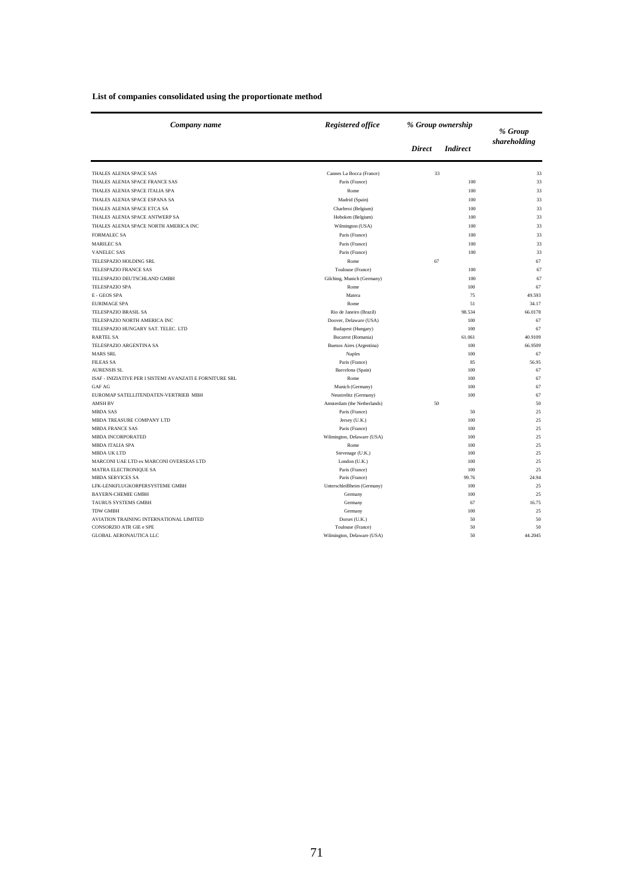**List of companies consolidated using the proportionate method**

| *Company name* | *Registered office* | *% Group ownership* | | *% Group shareholding* |
|---|---|---|---|---|
| | | *Direct* | *Indirect* | |
| THALES ALENIA SPACE SAS | Cannes La Bocca (France) | 33 | | 33 |
| THALES ALENIA SPACE FRANCE SAS | Paris (France) | | 100 | 33 |
| THALES ALENIA SPACE ITALIA SPA | Rome | | 100 | 33 |
| THALES ALENIA SPACE ESPANA SA | Madrid (Spain) | | 100 | 33 |
| THALES ALENIA SPACE ETCA SA | Charleroi (Belgium) | | 100 | 33 |
| THALES ALENIA SPACE ANTWERP SA | Hoboken (Belgium) | | 100 | 33 |
| THALES ALENIA SPACE NORTH AMERICA INC | Wilmington (USA) | | 100 | 33 |
| FORMALEC SA | Paris (France) | | 100 | 33 |
| MARILEC SA | Paris (France) | | 100 | 33 |
| VANELEC SAS | Paris (France) | | 100 | 33 |
| TELESPAZIO HOLDING SRL | Rome | 67 | | 67 |
| TELESPAZIO FRANCE SAS | Toulouse (France) | | 100 | 67 |
| TELESPAZIO DEUTSCHLAND GMBH | Gilching, Munich (Germany) | | 100 | 67 |
| TELESPAZIO SPA | Rome | | 100 | 67 |
| E - GEOS SPA | Matera | | 75 | 49.593 |
| EURIMAGE SPA | Rome | | 51 | 34.17 |
| TELESPAZIO BRASIL SA | Rio de Janeiro (Brazil) | | 98.534 | 66.0178 |
| TELESPAZIO NORTH AMERICA INC | Doover, Delaware (USA) | | 100 | 67 |
| TELESPAZIO HUNGARY SAT. TELEC. LTD | Budapest (Hungary) | | 100 | 67 |
| RARTEL SA | Bucarest (Romania) | | 61.061 | 40.9109 |
| TELESPAZIO ARGENTINA SA | Buenos Aires (Argentina) | | 100 | 66.9509 |
| MARS SRL | Naples | | 100 | 67 |
| FILEAS SA | Paris (France) | | 85 | 56.95 |
| AURENSIS SL | Barcelona (Spain) | | 100 | 67 |
| ISAF - INIZIATIVE PER I SISTEMI AVANZATI E FORNITURE SRL | Rome | | 100 | 67 |
| GAF AG | Munich (Germany) | | 100 | 67 |
| EUROMAP SATELLITENDATEN-VERTRIEB MBH | Neustrelitz (Germany) | | 100 | 67 |
| AMSH BV | Amsterdam (the Netherlands) | 50 | | 50 |
| MBDA SAS | Paris (France) | | 50 | 25 |
| MBDA TREASURE COMPANY LTD | Jersey (U.K.) | | 100 | 25 |
| MBDA FRANCE SAS | Paris (France) | | 100 | 25 |
| MBDA INCORPORATED | Wilmington, Delaware (USA) | | 100 | 25 |
| MBDA ITALIA SPA | Rome | | 100 | 25 |
| MBDA UK LTD | Stevenage (U.K.) | | 100 | 25 |
| MARCONI UAE LTD ex MARCONI OVERSEAS LTD | London (U.K.) | | 100 | 25 |
| MATRA ELECTRONIQUE SA | Paris (France) | | 100 | 25 |
| MBDA SERVICES SA | Paris (France) | | 99.76 | 24.94 |
| LFK-LENKFLUGKORPERSYSTEME GMBH | Unterschleißheim (Germany) | | 100 | 25 |
| BAYERN-CHEMIE GMBH | Germany | | 100 | 25 |
| TAURUS SYSTEMS GMBH | Germany | | 67 | 16.75 |
| TDW GMBH | Germany | | 100 | 25 |
| AVIATION TRAINING INTERNATIONAL LIMITED | Dorset (U.K.) | | 50 | 50 |
| CONSORZIO ATR GIE e SPE | Toulouse (France) | | 50 | 50 |
| GLOBAL AERONAUTICA LLC | Wilmington, Delaware (USA) | | 50 | 44.2045 |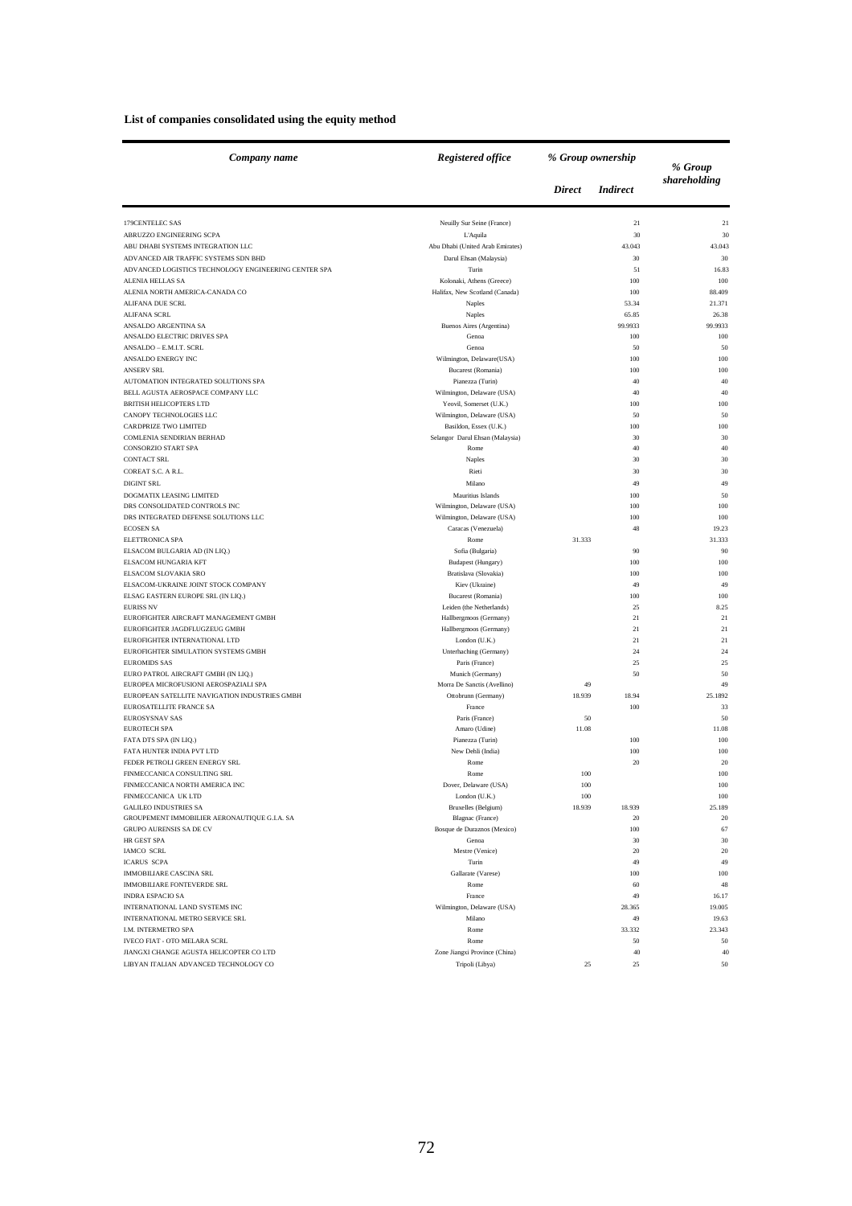**List of companies consolidated using the equity method**

| *Company name* | *Registered office* | *% Group ownership* | | *% Group shareholding* |
|---|---|---|---|---|
| | | *Direct* | *Indirect* | |
| 179CENTELEC SAS | Neuilly Sur Seine (France) | | 21 | 21 |
| ABRUZZO ENGINEERING SCPA | L'Aquila | | 30 | 30 |
| ABU DHABI SYSTEMS INTEGRATION LLC | Abu Dhabi (United Arab Emirates) | | 43.043 | 43.043 |
| ADVANCED AIR TRAFFIC SYSTEMS SDN BHD | Darul Ehsan (Malaysia) | | 30 | 30 |
| ADVANCED LOGISTICS TECHNOLOGY ENGINEERING CENTER SPA | Turin | | 51 | 16.83 |
| ALENIA HELLAS SA | Kolonaki, Athens (Greece) | | 100 | 100 |
| ALENIA NORTH AMERICA-CANADA CO | Halifax, New Scotland (Canada) | | 100 | 88.409 |
| ALIFANA DUE SCRL | Naples | | 53.34 | 21.371 |
| ALIFANA SCRL | Naples | | 65.85 | 26.38 |
| ANSALDO ARGENTINA SA | Buenos Aires (Argentina) | | 99.9933 | 99.9933 |
| ANSALDO ELECTRIC DRIVES SPA | Genoa | | 100 | 100 |
| ANSALDO – E.M.I.T. SCRL | Genoa | | 50 | 50 |
| ANSALDO ENERGY INC | Wilmington, Delaware(USA) | | 100 | 100 |
| ANSERV SRL | Bucarest (Romania) | | 100 | 100 |
| AUTOMATION INTEGRATED SOLUTIONS SPA | Pianezza (Turin) | | 40 | 40 |
| BELL AGUSTA AEROSPACE COMPANY LLC | Wilmington, Delaware (USA) | | 40 | 40 |
| BRITISH HELICOPTERS LTD | Yeovil, Somerset (U.K.) | | 100 | 100 |
| CANOPY TECHNOLOGIES LLC | Wilmington, Delaware (USA) | | 50 | 50 |
| CARDPRIZE TWO LIMITED | Basildon, Essex (U.K.) | | 100 | 100 |
| COMLENIA SENDIRIAN BERHAD | Selangor Darul Ehsan (Malaysia) | | 30 | 30 |
| CONSORZIO START SPA | Rome | | 40 | 40 |
| CONTACT SRL | Naples | | 30 | 30 |
| COREAT S.C. A R.L. | Rieti | | 30 | 30 |
| DIGINT SRL | Milano | | 49 | 49 |
| DOGMATIX LEASING LIMITED | Mauritius Islands | | 100 | 50 |
| DRS CONSOLIDATED CONTROLS INC | Wilmington, Delaware (USA) | | 100 | 100 |
| DRS INTEGRATED DEFENSE SOLUTIONS LLC | Wilmington, Delaware (USA) | | 100 | 100 |
| ECOSEN SA | Caracas (Venezuela) | | 48 | 19.23 |
| ELETTRONICA SPA | Rome | 31.333 | | 31.333 |
| ELSACOM BULGARIA AD (IN LIQ.) | Sofia (Bulgaria) | | 90 | 90 |
| ELSACOM HUNGARIA KFT | Budapest (Hungary) | | 100 | 100 |
| ELSACOM SLOVAKIA SRO | Bratislava (Slovakia) | | 100 | 100 |
| ELSACOM-UKRAINE JOINT STOCK COMPANY | Kiev (Ukraine) | | 49 | 49 |
| ELSAG EASTERN EUROPE SRL (IN LIQ.) | Bucarest (Romania) | | 100 | 100 |
| EURISS NV | Leiden (the Netherlands) | | 25 | 8.25 |
| EUROFIGHTER AIRCRAFT MANAGEMENT GMBH | Hallbergmoos (Germany) | | 21 | 21 |
| EUROFIGHTER JAGDFLUGZEUG GMBH | Hallbergmoos (Germany) | | 21 | 21 |
| EUROFIGHTER INTERNATIONAL LTD | London (U.K.) | | 21 | 21 |
| EUROFIGHTER SIMULATION SYSTEMS GMBH | Unterhaching (Germany) | | 24 | 24 |
| EUROMIDS SAS | Paris (France) | | 25 | 25 |
| EURO PATROL AIRCRAFT GMBH (IN LIQ.) | Munich (Germany) | | 50 | 50 |
| EUROPEA MICROFUSIONI AEROSPAZIALI SPA | Morra De Sanctis (Avellino) | 49 | | 49 |
| EUROPEAN SATELLITE NAVIGATION INDUSTRIES GMBH | Ottobrunn (Germany) | 18.939 | 18.94 | 25.1892 |
| EUROSATELLITE FRANCE SA | France | | 100 | 33 |
| EUROSYSNAV SAS | Paris (France) | 50 | | 50 |
| EUROTECH SPA | Amaro (Udine) | 11.08 | | 11.08 |
| FATA DTS SPA (IN LIQ.) | Pianezza (Turin) | | 100 | 100 |
| FATA HUNTER INDIA PVT LTD | New Dehli (India) | | 100 | 100 |
| FEDER PETROLI GREEN ENERGY SRL | Rome | | 20 | 20 |
| FINMECCANICA CONSULTING SRL | Rome | 100 | | 100 |
| FINMECCANICA NORTH AMERICA INC | Dover, Delaware (USA) | 100 | | 100 |
| FINMECCANICA UK LTD | London (U.K.) | 100 | | 100 |
| GALILEO INDUSTRIES SA | Bruxelles (Belgium) | 18.939 | 18.939 | 25.189 |
| GROUPEMENT IMMOBILIER AERONAUTIQUE G.I.A. SA | Blagnac (France) | | 20 | 20 |
| GRUPO AURENSIS SA DE CV | Bosque de Duraznos (Mexico) | | 100 | 67 |
| HR GEST SPA | Genoa | | 30 | 30 |
| IAMCO SCRL | Mestre (Venice) | | 20 | 20 |
| ICARUS SCPA | Turin | | 49 | 49 |
| IMMOBILIARE CASCINA SRL | Gallarate (Varese) | | 100 | 100 |
| IMMOBILIARE FONTEVERDE SRL | Rome | | 60 | 48 |
| INDRA ESPACIO SA | France | | 49 | 16.17 |
| INTERNATIONAL LAND SYSTEMS INC | Wilmington, Delaware (USA) | | 28.365 | 19.005 |
| INTERNATIONAL METRO SERVICE SRL | Milano | | 49 | 19.63 |
| I.M. INTERMETRO SPA | Rome | | 33.332 | 23.343 |
| IVECO FIAT - OTO MELARA SCRL | Rome | | 50 | 50 |
| JIANGXI CHANGE AGUSTA HELICOPTER CO LTD | Zone Jiangxi Province (China) | | 40 | 40 |
| LIBYAN ITALIAN ADVANCED TECHNOLOGY CO | Tripoli (Libya) | 25 | 25 | 50 |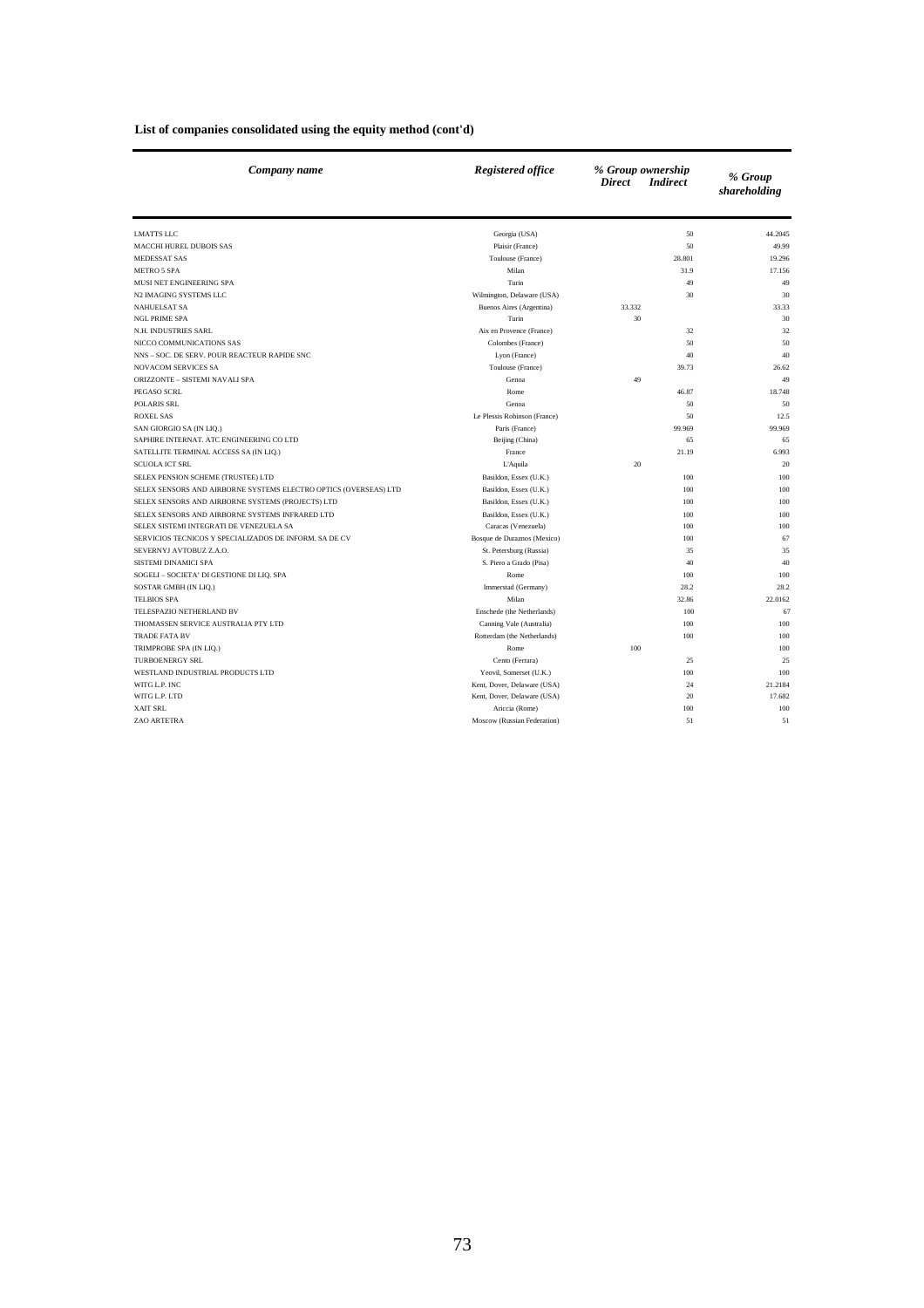**List of companies consolidated using the equity method (cont'd)**

| *Company name* | *Registered office* | *% Group ownership* | | *% Group shareholding* |
|---|---|---|---|---|
| | | *Direct* | *Indirect* | |
| LMATTS LLC | Georgia (USA) | | 50 | 44.2045 |
| MACCHI HUREL DUBOIS SAS | Plaisir (France) | | 50 | 49.99 |
| MEDESSAT SAS | Toulouse (France) | | 28.801 | 19.296 |
| METRO 5 SPA | Milan | | 31.9 | 17.156 |
| MUSI NET ENGINEERING SPA | Turin | | 49 | 49 |
| N2 IMAGING SYSTEMS LLC | Wilmington, Delaware (USA) | | 30 | 30 |
| NAHUELSAT SA | Buenos Aires (Argentina) | 33.332 | | 33.33 |
| NGL PRIME SPA | Turin | 30 | | 30 |
| N.H. INDUSTRIES SARL | Aix en Provence (France) | | 32 | 32 |
| NICCO COMMUNICATIONS SAS | Colombes (France) | | 50 | 50 |
| NNS – SOC. DE SERV. POUR REACTEUR RAPIDE SNC | Lyon (France) | | 40 | 40 |
| NOVACOM SERVICES SA | Toulouse (France) | | 39.73 | 26.62 |
| ORIZZONTE – SISTEMI NAVALI SPA | Genoa | 49 | | 49 |
| PEGASO SCRL | Rome | | 46.87 | 18.748 |
| POLARIS SRL | Genoa | | 50 | 50 |
| ROXEL SAS | Le Plessis Robinson (France) | | 50 | 12.5 |
| SAN GIORGIO SA (IN LIQ.) | Paris (France) | | 99.969 | 99.969 |
| SAPHIRE INTERNAT. ATC ENGINEERING CO LTD | Beijing (China) | | 65 | 65 |
| SATELLITE TERMINAL ACCESS SA (IN LIQ.) | France | | 21.19 | 6.993 |
| SCUOLA ICT SRL | L'Aquila | 20 | | 20 |
| SELEX PENSION SCHEME (TRUSTEE) LTD | Basildon, Essex (U.K.) | | 100 | 100 |
| SELEX SENSORS AND AIRBORNE SYSTEMS ELECTRO OPTICS (OVERSEAS) LTD | Basildon, Essex (U.K.) | | 100 | 100 |
| SELEX SENSORS AND AIRBORNE SYSTEMS (PROJECTS) LTD | Basildon, Essex (U.K.) | | 100 | 100 |
| SELEX SENSORS AND AIRBORNE SYSTEMS INFRARED LTD | Basildon, Essex (U.K.) | | 100 | 100 |
| SELEX SISTEMI INTEGRATI DE VENEZUELA SA | Caracas (Venezuela) | | 100 | 100 |
| SERVICIOS TECNICOS Y SPECIALIZADOS DE INFORM. SA DE CV | Bosque de Duraznos (Mexico) | | 100 | 67 |
| SEVERNYJ AVTOBUZ Z.A.O. | St. Petersburg (Russia) | | 35 | 35 |
| SISTEMI DINAMICI SPA | S. Piero a Grado (Pisa) | | 40 | 40 |
| SOGELI – SOCIETA' DI GESTIONE DI LIQ. SPA | Rome | | 100 | 100 |
| SOSTAR GMBH (IN LIQ.) | Immerstad (Germany) | | 28.2 | 28.2 |
| TELBIOS SPA | Milan | | 32.86 | 22.0162 |
| TELESPAZIO NETHERLAND BV | Enschede (the Netherlands) | | 100 | 67 |
| THOMASSEN SERVICE AUSTRALIA PTY LTD | Canning Vale (Australia) | | 100 | 100 |
| TRADE FATA BV | Rotterdam (the Netherlands) | | 100 | 100 |
| TRIMPROBE SPA (IN LIQ.) | Rome | 100 | | 100 |
| TURBOENERGY SRL | Cento (Ferrara) | | 25 | 25 |
| WESTLAND INDUSTRIAL PRODUCTS LTD | Yeovil, Somerset (U.K.) | | 100 | 100 |
| WITG L.P. INC | Kent, Dover, Delaware (USA) | | 24 | 21.2184 |
| WITG L.P. LTD | Kent, Dover, Delaware (USA) | | 20 | 17.682 |
| XAIT SRL | Ariccia (Rome) | | 100 | 100 |
| ZAO ARTETRA | Moscow (Russian Federation) | | 51 | 51 |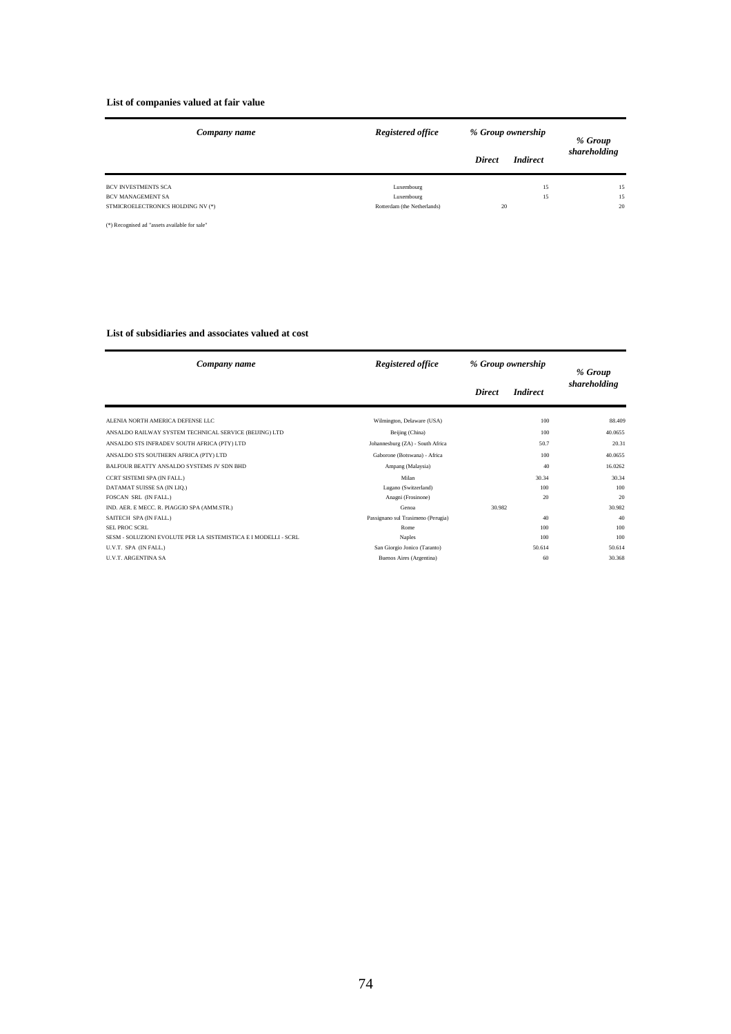**List of companies valued at fair value**

| *Company name* | *Registered office* | *% Group ownership* | | *% Group shareholding* |
|---|---|---|---|---|
| | | *Direct* | *Indirect* | |
| BCV INVESTMENTS SCA | Luxembourg | | 15 | 15 |
| BCV MANAGEMENT SA | Luxembourg | | 15 | 15 |
| STMICROELECTRONICS HOLDING NV (*) | Rotterdam (the Netherlands) | 20 | | 20 |

(*) Recognised ad "assets available for sale"

**List of subsidiaries and associates valued at cost**

| *Company name* | *Registered office* | *% Group ownership* | | *% Group shareholding* |
|---|---|---|---|---|
| | | *Direct* | *Indirect* | |
| ALENIA NORTH AMERICA DEFENSE LLC | Wilmington, Delaware (USA) | | 100 | 88.409 |
| ANSALDO RAILWAY SYSTEM TECHNICAL SERVICE (BEIJING) LTD | Beijing (China) | | 100 | 40.0655 |
| ANSALDO STS INFRADEV SOUTH AFRICA (PTY) LTD | Johannesburg (ZA) - South Africa | | 50.7 | 20.31 |
| ANSALDO STS SOUTHERN AFRICA (PTY) LTD | Gaborone (Botswana) - Africa | | 100 | 40.0655 |
| BALFOUR BEATTY ANSALDO SYSTEMS JV SDN BHD | Ampang (Malaysia) | | 40 | 16.0262 |
| CCRT SISTEMI SPA (IN FALL.) | Milan | | 30.34 | 30.34 |
| DATAMAT SUISSE SA (IN LIQ.) | Lugano (Switzerland) | | 100 | 100 |
| FOSCAN SRL (IN FALL.) | Anagni (Frosinone) | | 20 | 20 |
| IND. AER. E MECC. R. PIAGGIO SPA (AMM.STR.) | Genoa | 30.982 | | 30.982 |
| SAITECH SPA (IN FALL.) | Passignano sul Trasimeno (Perugia) | | 40 | 40 |
| SEL PROC SCRL | Rome | | 100 | 100 |
| SESM - SOLUZIONI EVOLUTE PER LA SISTEMISTICA E I MODELLI - SCRL | Naples | | 100 | 100 |
| U.V.T. SPA (IN FALL.) | San Giorgio Jonico (Taranto) | | 50.614 | 50.614 |
| U.V.T. ARGENTINA SA | Buenos Aires (Argentina) | | 60 | 30.368 |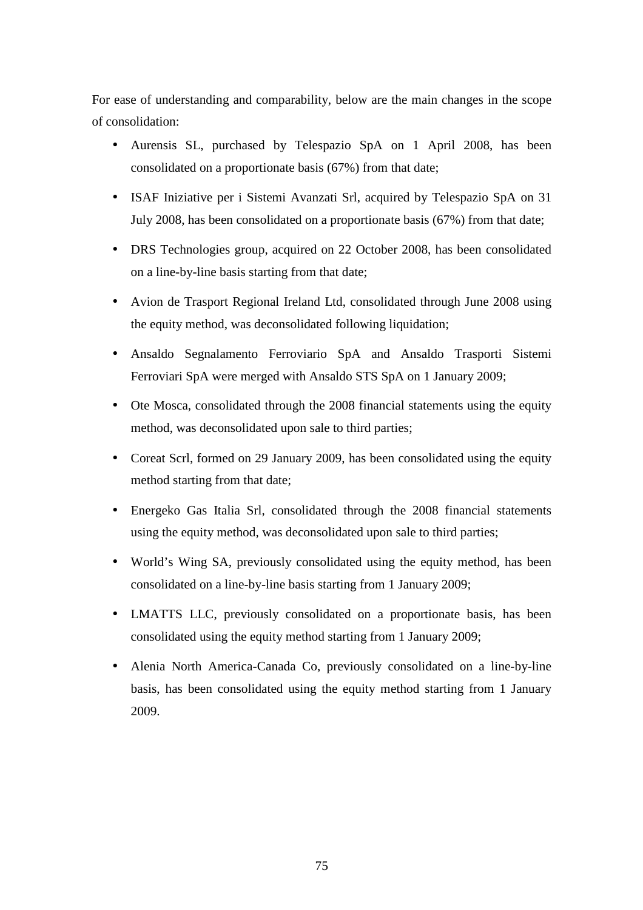For ease of understanding and comparability, below are the main changes in the scope of consolidation:

- Aurensis SL, purchased by Telespazio SpA on 1 April 2008, has been consolidated on a proportionate basis (67%) from that date;
- ISAF Iniziative per i Sistemi Avanzati Srl, acquired by Telespazio SpA on 31 July 2008, has been consolidated on a proportionate basis (67%) from that date;
- DRS Technologies group, acquired on 22 October 2008, has been consolidated on a line-by-line basis starting from that date;
- Avion de Trasport Regional Ireland Ltd, consolidated through June 2008 using the equity method, was deconsolidated following liquidation;
- Ansaldo Segnalamento Ferroviario SpA and Ansaldo Trasporti Sistemi Ferroviari SpA were merged with Ansaldo STS SpA on 1 January 2009;
- Ote Mosca, consolidated through the 2008 financial statements using the equity method, was deconsolidated upon sale to third parties;
- Coreat Scrl, formed on 29 January 2009, has been consolidated using the equity method starting from that date;
- Energeko Gas Italia Srl, consolidated through the 2008 financial statements using the equity method, was deconsolidated upon sale to third parties;
- World's Wing SA, previously consolidated using the equity method, has been consolidated on a line-by-line basis starting from 1 January 2009;
- LMATTS LLC, previously consolidated on a proportionate basis, has been consolidated using the equity method starting from 1 January 2009;
- Alenia North America-Canada Co, previously consolidated on a line-by-line basis, has been consolidated using the equity method starting from 1 January 2009.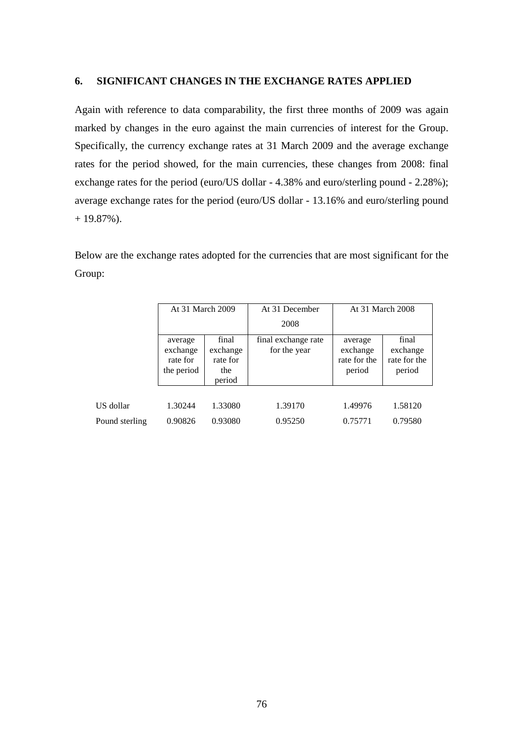## 6. SIGNIFICANT CHANGES IN THE EXCHANGE RATES APPLIED

Again with reference to data comparability, the first three months of 2009 was again marked by changes in the euro against the main currencies of interest for the Group. Specifically, the currency exchange rates at 31 March 2009 and the average exchange rates for the period showed, for the main currencies, these changes from 2008: final exchange rates for the period (euro/US dollar - 4.38% and euro/sterling pound - 2.28%); average exchange rates for the period (euro/US dollar - 13.16% and euro/sterling pound + 19.87%).

Below are the exchange rates adopted for the currencies that are most significant for the Group:

| | At 31 March 2009 | | At 31 December 2008 | At 31 March 2008 | |
|---|---|---|---|---|---|
| | average exchange rate for the period | final exchange rate for the period | final exchange rate for the year | average exchange rate for the period | final exchange rate for the period |
| US dollar | 1.30244 | 1.33080 | 1.39170 | 1.49976 | 1.58120 |
| Pound sterling | 0.90826 | 0.93080 | 0.95250 | 0.75771 | 0.79580 |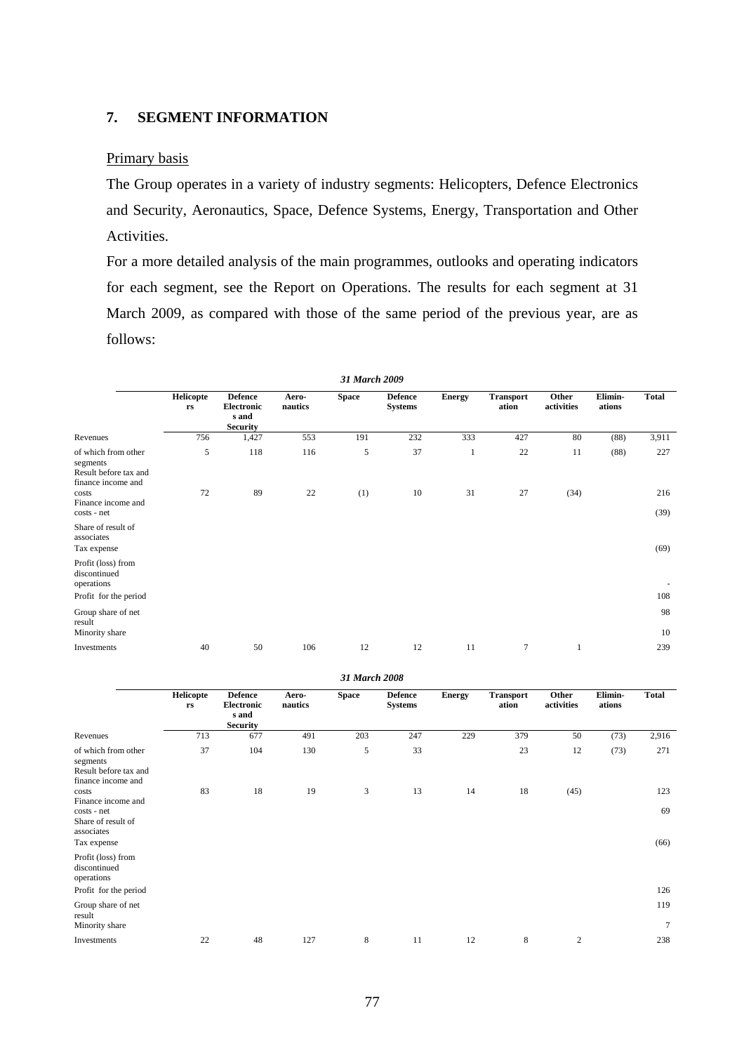## 7. SEGMENT INFORMATION

Primary basis

The Group operates in a variety of industry segments: Helicopters, Defence Electronics and Security, Aeronautics, Space, Defence Systems, Energy, Transportation and Other Activities.

For a more detailed analysis of the main programmes, outlooks and operating indicators for each segment, see the Report on Operations. The results for each segment at 31 March 2009, as compared with those of the same period of the previous year, are as follows:

*31 March 2009*

| | Helicopters | Defence Electronics and Security | Aero-nautics | Space | Defence Systems | Energy | Transportation | Other activities | Elimin-ations | Total |
|---|---|---|---|---|---|---|---|---|---|---|
| Revenues | 756 | 1,427 | 553 | 191 | 232 | 333 | 427 | 80 | (88) | 3,911 |
| of which from other segments | 5 | 118 | 116 | 5 | 37 | 1 | 22 | 11 | (88) | 227 |
| Result before tax and finance income and costs | 72 | 89 | 22 | (1) | 10 | 31 | 27 | (34) | | 216 |
| Finance income and costs - net | | | | | | | | | | (39) |
| Share of result of associates | | | | | | | | | | |
| Tax expense | | | | | | | | | | (69) |
| Profit (loss) from discontinued operations | | | | | | | | | | - |
| Profit for the period | | | | | | | | | | 108 |
| Group share of net result | | | | | | | | | | 98 |
| Minority share | | | | | | | | | | 10 |
| Investments | 40 | 50 | 106 | 12 | 12 | 11 | 7 | 1 | | 239 |

*31 March 2008*

| | Helicopters | Defence Electronics and Security | Aero-nautics | Space | Defence Systems | Energy | Transportation | Other activities | Elimin-ations | Total |
|---|---|---|---|---|---|---|---|---|---|---|
| Revenues | 713 | 677 | 491 | 203 | 247 | 229 | 379 | 50 | (73) | 2,916 |
| of which from other segments | 37 | 104 | 130 | 5 | 33 | | 23 | 12 | (73) | 271 |
| Result before tax and finance income and costs | 83 | 18 | 19 | 3 | 13 | 14 | 18 | (45) | | 123 |
| Finance income and costs - net | | | | | | | | | | 69 |
| Share of result of associates | | | | | | | | | | |
| Tax expense | | | | | | | | | | (66) |
| Profit (loss) from discontinued operations | | | | | | | | | | |
| Profit for the period | | | | | | | | | | 126 |
| Group share of net result | | | | | | | | | | 119 |
| Minority share | | | | | | | | | | 7 |
| Investments | 22 | 48 | 127 | 8 | 11 | 12 | 8 | 2 | | 238 |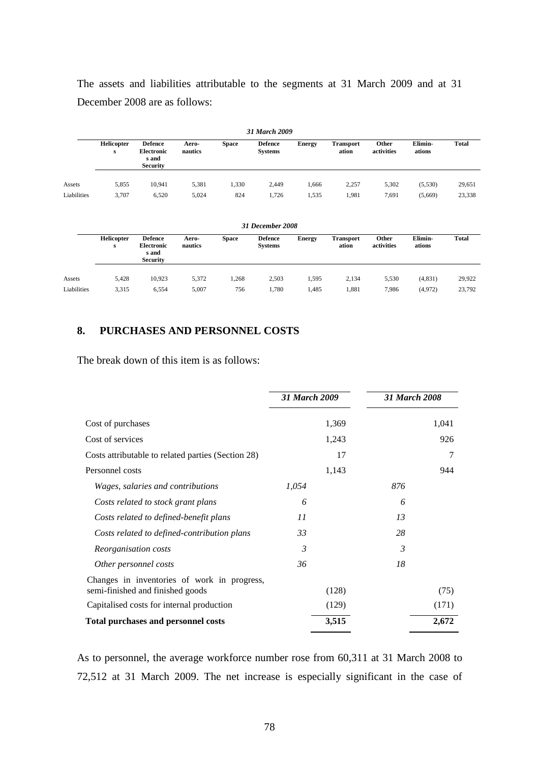The assets and liabilities attributable to the segments at 31 March 2009 and at 31 December 2008 are as follows:

| 31 March 2009 | | | | | | | | | | |
|---|---|---|---|---|---|---|---|---|---|---|
| | **Helicopters** | **Defence Electronics and Security** | **Aero-nautics** | **Space** | **Defence Systems** | **Energy** | **Transportation** | **Other activities** | **Elimin-ations** | **Total** |
| Assets | 5,855 | 10,941 | 5,381 | 1,330 | 2,449 | 1,666 | 2,257 | 5,302 | (5,530) | 29,651 |
| Liabilities | 3,707 | 6,520 | 5,024 | 824 | 1,726 | 1,535 | 1,981 | 7,691 | (5,669) | 23,338 |

| 31 December 2008 | | | | | | | | | | |
|---|---|---|---|---|---|---|---|---|---|---|
| | **Helicopters** | **Defence Electronics and Security** | **Aero-nautics** | **Space** | **Defence Systems** | **Energy** | **Transportation** | **Other activities** | **Elimin-ations** | **Total** |
| Assets | 5,428 | 10,923 | 5,372 | 1,268 | 2,503 | 1,595 | 2,134 | 5,530 | (4,831) | 29,922 |
| Liabilities | 3,315 | 6,554 | 5,007 | 756 | 1,780 | 1,485 | 1,881 | 7,986 | (4,972) | 23,792 |

## 8. PURCHASES AND PERSONNEL COSTS

The break down of this item is as follows:

| | *31 March 2009* | | *31 March 2008* | |
|---|---|---|---|---|
| Cost of purchases | | 1,369 | | 1,041 |
| Cost of services | | 1,243 | | 926 |
| Costs attributable to related parties (Section 28) | | 17 | | 7 |
| Personnel costs | | 1,143 | | 944 |
| *Wages, salaries and contributions* | *1,054* | | *876* | |
| *Costs related to stock grant plans* | *6* | | *6* | |
| *Costs related to defined-benefit plans* | *11* | | *13* | |
| *Costs related to defined-contribution plans* | *33* | | *28* | |
| *Reorganisation costs* | *3* | | *3* | |
| *Other personnel costs* | *36* | | *18* | |
| Changes in inventories of work in progress, semi-finished and finished goods | | (128) | | (75) |
| Capitalised costs for internal production | | (129) | | (171) |
| **Total purchases and personnel costs** | | **3,515** | | **2,672** |

As to personnel, the average workforce number rose from 60,311 at 31 March 2008 to 72,512 at 31 March 2009. The net increase is especially significant in the case of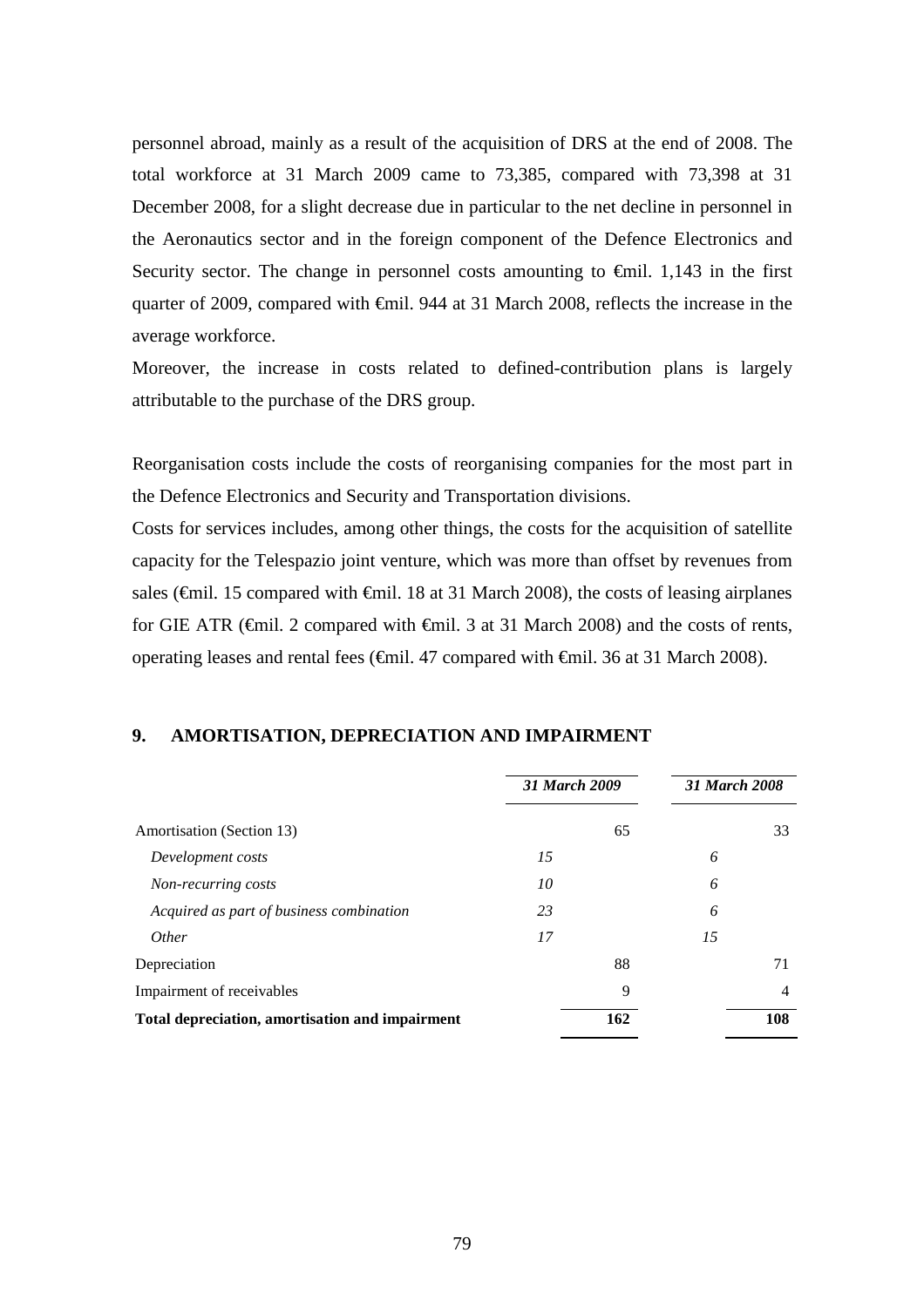personnel abroad, mainly as a result of the acquisition of DRS at the end of 2008. The total workforce at 31 March 2009 came to 73,385, compared with 73,398 at 31 December 2008, for a slight decrease due in particular to the net decline in personnel in the Aeronautics sector and in the foreign component of the Defence Electronics and Security sector. The change in personnel costs amounting to €mil. 1,143 in the first quarter of 2009, compared with €mil. 944 at 31 March 2008, reflects the increase in the average workforce.

Moreover, the increase in costs related to defined-contribution plans is largely attributable to the purchase of the DRS group.

Reorganisation costs include the costs of reorganising companies for the most part in the Defence Electronics and Security and Transportation divisions.

Costs for services includes, among other things, the costs for the acquisition of satellite capacity for the Telespazio joint venture, which was more than offset by revenues from sales (€mil. 15 compared with €mil. 18 at 31 March 2008), the costs of leasing airplanes for GIE ATR (€mil. 2 compared with €mil. 3 at 31 March 2008) and the costs of rents, operating leases and rental fees (€mil. 47 compared with €mil. 36 at 31 March 2008).

## 9. AMORTISATION, DEPRECIATION AND IMPAIRMENT

| | *31 March 2009* | | *31 March 2008* | |
|---|---|---|---|---|
| Amortisation (Section 13) | | 65 | | 33 |
| *Development costs* | *15* | | *6* | |
| *Non-recurring costs* | *10* | | *6* | |
| *Acquired as part of business combination* | *23* | | *6* | |
| *Other* | *17* | | *15* | |
| Depreciation | | 88 | | 71 |
| Impairment of receivables | | 9 | | 4 |
| **Total depreciation, amortisation and impairment** | | **162** | | **108** |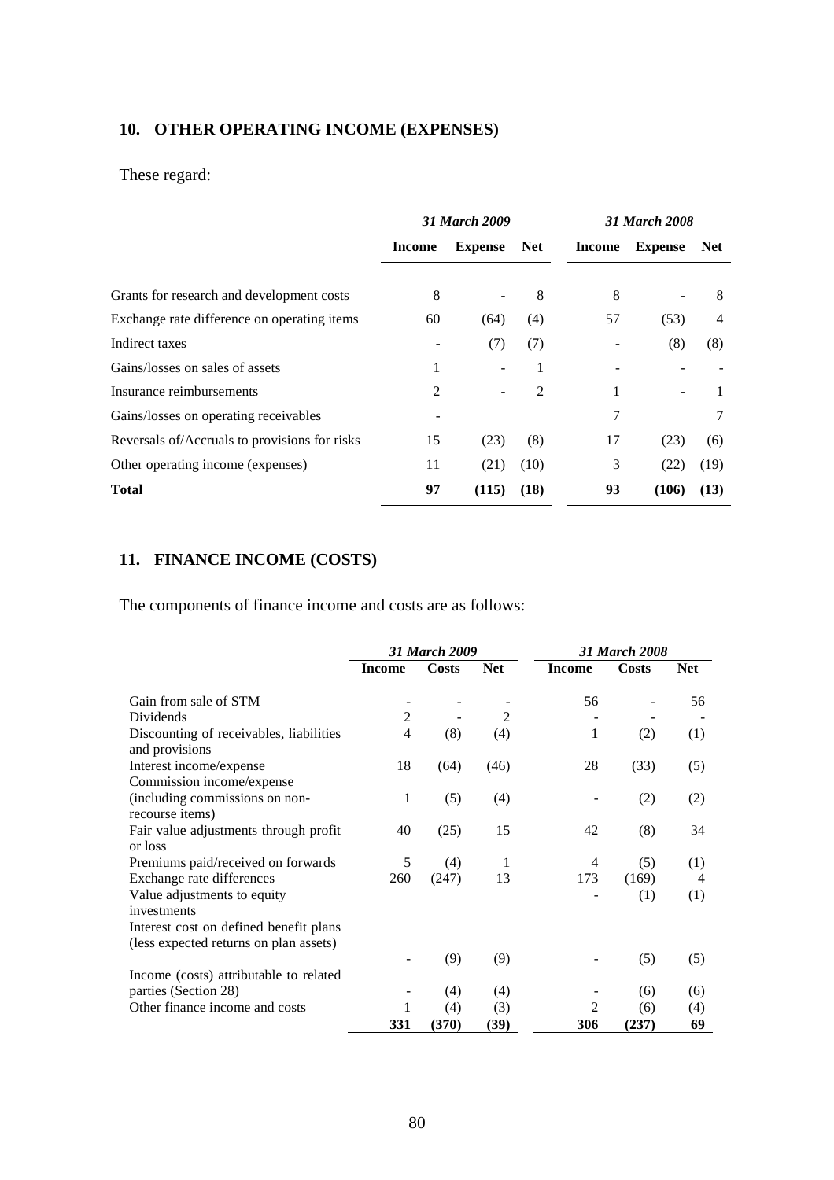## 10. OTHER OPERATING INCOME (EXPENSES)

These regard:

| | *31 March 2009* | | | *31 March 2008* | | |
|---|---|---|---|---|---|---|
| | **Income** | **Expense** | **Net** | **Income** | **Expense** | **Net** |
| Grants for research and development costs | 8 | - | 8 | 8 | - | 8 |
| Exchange rate difference on operating items | 60 | (64) | (4) | 57 | (53) | 4 |
| Indirect taxes | - | (7) | (7) | - | (8) | (8) |
| Gains/losses on sales of assets | 1 | - | 1 | - | - | - |
| Insurance reimbursements | 2 | - | 2 | 1 | - | 1 |
| Gains/losses on operating receivables | - | | | 7 | | 7 |
| Reversals of/Accruals to provisions for risks | 15 | (23) | (8) | 17 | (23) | (6) |
| Other operating income (expenses) | 11 | (21) | (10) | 3 | (22) | (19) |
| **Total** | **97** | **(115)** | **(18)** | **93** | **(106)** | **(13)** |

## 11. FINANCE INCOME (COSTS)

The components of finance income and costs are as follows:

| | *31 March 2009* | | | *31 March 2008* | | |
|---|---|---|---|---|---|---|
| | **Income** | **Costs** | **Net** | **Income** | **Costs** | **Net** |
| Gain from sale of STM | - | - | - | 56 | - | 56 |
| Dividends | 2 | - | 2 | - | - | - |
| Discounting of receivables, liabilities and provisions | 4 | (8) | (4) | 1 | (2) | (1) |
| Interest income/expense | 18 | (64) | (46) | 28 | (33) | (5) |
| Commission income/expense (including commissions on non-recourse items) | 1 | (5) | (4) | - | (2) | (2) |
| Fair value adjustments through profit or loss | 40 | (25) | 15 | 42 | (8) | 34 |
| Premiums paid/received on forwards | 5 | (4) | 1 | 4 | (5) | (1) |
| Exchange rate differences | 260 | (247) | 13 | 173 | (169) | 4 |
| Value adjustments to equity investments | | | | - | (1) | (1) |
| Interest cost on defined benefit plans (less expected returns on plan assets) | - | (9) | (9) | - | (5) | (5) |
| Income (costs) attributable to related parties (Section 28) | - | (4) | (4) | - | (6) | (6) |
| Other finance income and costs | 1 | (4) | (3) | 2 | (6) | (4) |
| | **331** | **(370)** | **(39)** | **306** | **(237)** | **69** |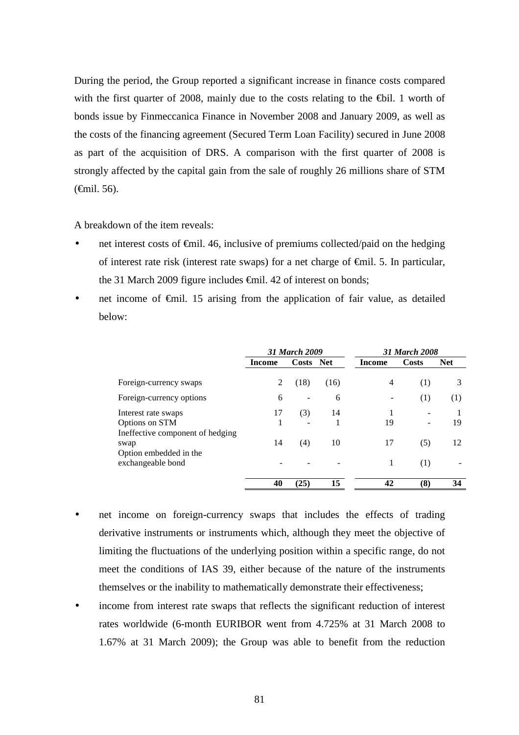During the period, the Group reported a significant increase in finance costs compared with the first quarter of 2008, mainly due to the costs relating to the €bil. 1 worth of bonds issue by Finmeccanica Finance in November 2008 and January 2009, as well as the costs of the financing agreement (Secured Term Loan Facility) secured in June 2008 as part of the acquisition of DRS. A comparison with the first quarter of 2008 is strongly affected by the capital gain from the sale of roughly 26 millions share of STM (€mil. 56).

A breakdown of the item reveals:

- net interest costs of €mil. 46, inclusive of premiums collected/paid on the hedging of interest rate risk (interest rate swaps) for a net charge of €mil. 5. In particular, the 31 March 2009 figure includes €mil. 42 of interest on bonds;
- net income of €mil. 15 arising from the application of fair value, as detailed below:

| | *31 March 2009* | | | *31 March 2008* | | |
|---|---|---|---|---|---|---|
| | **Income** | **Costs** | **Net** | **Income** | **Costs** | **Net** |
| Foreign-currency swaps | 2 | (18) | (16) | 4 | (1) | 3 |
| Foreign-currency options | 6 | - | 6 | - | (1) | (1) |
| Interest rate swaps | 17 | (3) | 14 | 1 | - | 1 |
| Options on STM | 1 | - | 1 | 19 | - | 19 |
| Ineffective component of hedging swap | 14 | (4) | 10 | 17 | (5) | 12 |
| Option embedded in the exchangeable bond | - | - | - | 1 | (1) | - |
| | **40** | **(25)** | **15** | **42** | **(8)** | **34** |

- net income on foreign-currency swaps that includes the effects of trading derivative instruments or instruments which, although they meet the objective of limiting the fluctuations of the underlying position within a specific range, do not meet the conditions of IAS 39, either because of the nature of the instruments themselves or the inability to mathematically demonstrate their effectiveness;
- income from interest rate swaps that reflects the significant reduction of interest rates worldwide (6-month EURIBOR went from 4.725% at 31 March 2008 to 1.67% at 31 March 2009); the Group was able to benefit from the reduction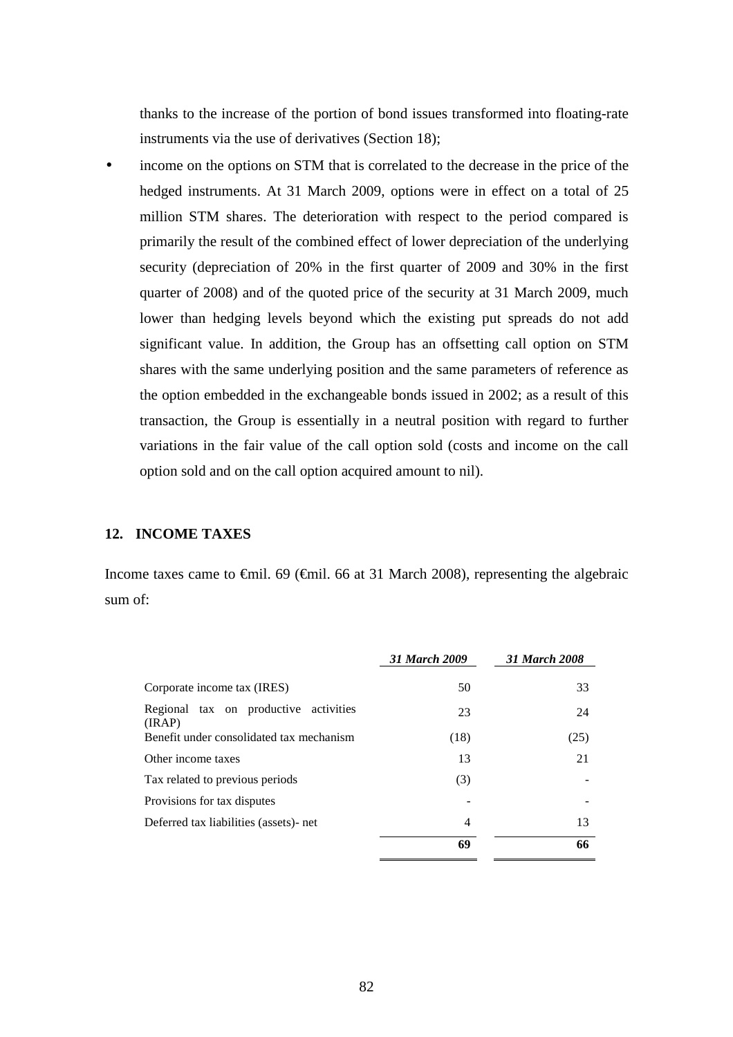thanks to the increase of the portion of bond issues transformed into floating-rate instruments via the use of derivatives (Section 18);

- income on the options on STM that is correlated to the decrease in the price of the hedged instruments. At 31 March 2009, options were in effect on a total of 25 million STM shares. The deterioration with respect to the period compared is primarily the result of the combined effect of lower depreciation of the underlying security (depreciation of 20% in the first quarter of 2009 and 30% in the first quarter of 2008) and of the quoted price of the security at 31 March 2009, much lower than hedging levels beyond which the existing put spreads do not add significant value. In addition, the Group has an offsetting call option on STM shares with the same underlying position and the same parameters of reference as the option embedded in the exchangeable bonds issued in 2002; as a result of this transaction, the Group is essentially in a neutral position with regard to further variations in the fair value of the call option sold (costs and income on the call option sold and on the call option acquired amount to nil).

## 12. INCOME TAXES

Income taxes came to €mil. 69 (€mil. 66 at 31 March 2008), representing the algebraic sum of:

| | *31 March 2009* | *31 March 2008* |
|---|---|---|
| Corporate income tax (IRES) | 50 | 33 |
| Regional tax on productive activities (IRAP) | 23 | 24 |
| Benefit under consolidated tax mechanism | (18) | (25) |
| Other income taxes | 13 | 21 |
| Tax related to previous periods | (3) | - |
| Provisions for tax disputes | - | - |
| Deferred tax liabilities (assets)- net | 4 | 13 |
| | **69** | **66** |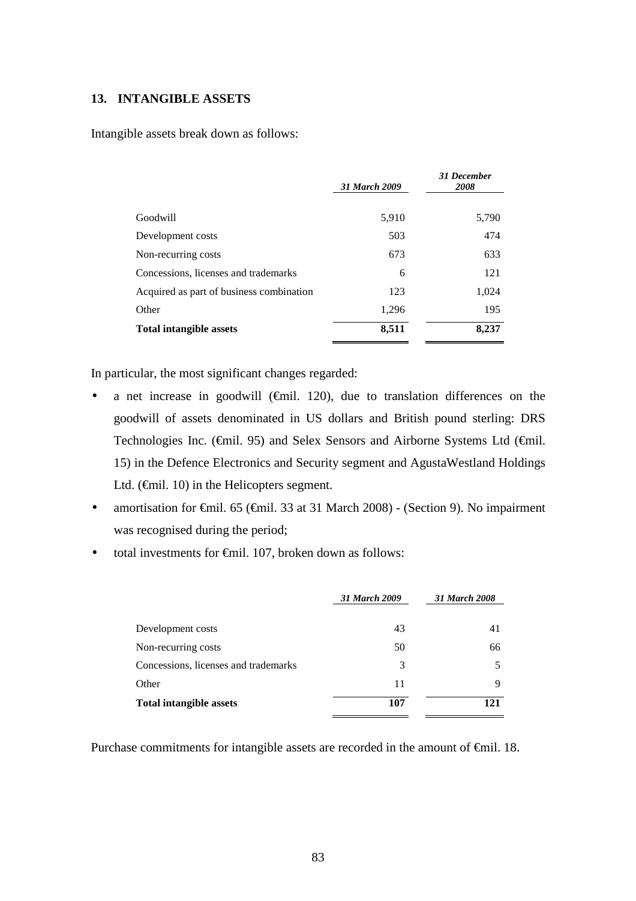## 13. INTANGIBLE ASSETS

Intangible assets break down as follows:

| | *31 March 2009* | *31 December 2008* |
|---|---|---|
| Goodwill | 5,910 | 5,790 |
| Development costs | 503 | 474 |
| Non-recurring costs | 673 | 633 |
| Concessions, licenses and trademarks | 6 | 121 |
| Acquired as part of business combination | 123 | 1,024 |
| Other | 1,296 | 195 |
| **Total intangible assets** | **8,511** | **8,237** |

In particular, the most significant changes regarded:

- a net increase in goodwill (€mil. 120), due to translation differences on the goodwill of assets denominated in US dollars and British pound sterling: DRS Technologies Inc. (€mil. 95) and Selex Sensors and Airborne Systems Ltd (€mil. 15) in the Defence Electronics and Security segment and AgustaWestland Holdings Ltd. (€mil. 10) in the Helicopters segment.
- amortisation for €mil. 65 (€mil. 33 at 31 March 2008) - (Section 9). No impairment was recognised during the period;
- total investments for €mil. 107, broken down as follows:

| | *31 March 2009* | *31 March 2008* |
|---|---|---|
| Development costs | 43 | 41 |
| Non-recurring costs | 50 | 66 |
| Concessions, licenses and trademarks | 3 | 5 |
| Other | 11 | 9 |
| **Total intangible assets** | **107** | **121** |

Purchase commitments for intangible assets are recorded in the amount of €mil. 18.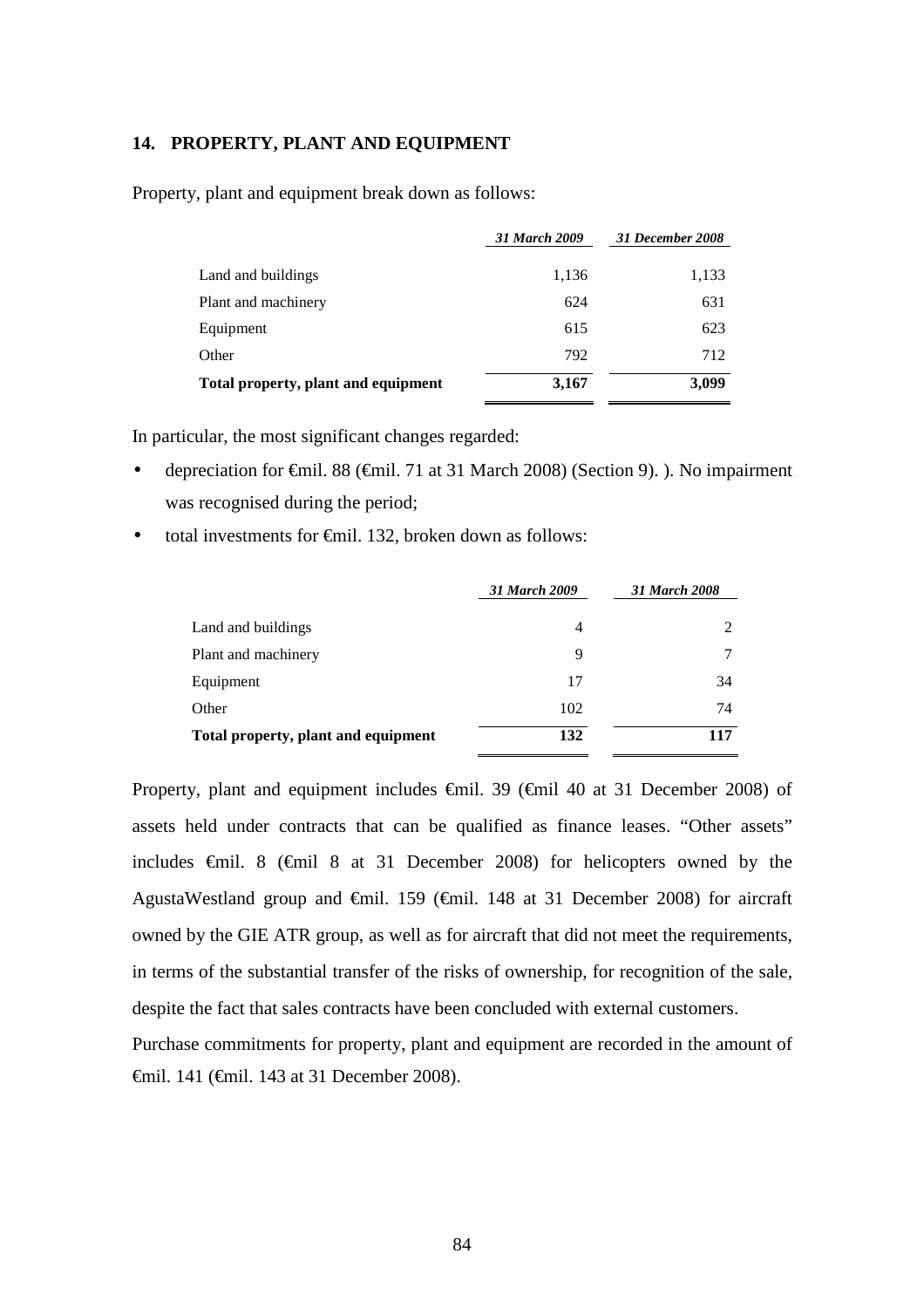## 14. PROPERTY, PLANT AND EQUIPMENT

Property, plant and equipment break down as follows:

| | *31 March 2009* | *31 December 2008* |
|---|---|---|
| Land and buildings | 1,136 | 1,133 |
| Plant and machinery | 624 | 631 |
| Equipment | 615 | 623 |
| Other | 792 | 712 |
| **Total property, plant and equipment** | **3,167** | **3,099** |

In particular, the most significant changes regarded:

- depreciation for €mil. 88 (€mil. 71 at 31 March 2008) (Section 9). ). No impairment was recognised during the period;
- total investments for €mil. 132, broken down as follows:

| | *31 March 2009* | *31 March 2008* |
|---|---|---|
| Land and buildings | 4 | 2 |
| Plant and machinery | 9 | 7 |
| Equipment | 17 | 34 |
| Other | 102 | 74 |
| **Total property, plant and equipment** | **132** | **117** |

Property, plant and equipment includes €mil. 39 (€mil 40 at 31 December 2008) of assets held under contracts that can be qualified as finance leases. "Other assets" includes €mil. 8 (€mil 8 at 31 December 2008) for helicopters owned by the AgustaWestland group and €mil. 159 (€mil. 148 at 31 December 2008) for aircraft owned by the GIE ATR group, as well as for aircraft that did not meet the requirements, in terms of the substantial transfer of the risks of ownership, for recognition of the sale, despite the fact that sales contracts have been concluded with external customers.

Purchase commitments for property, plant and equipment are recorded in the amount of €mil. 141 (€mil. 143 at 31 December 2008).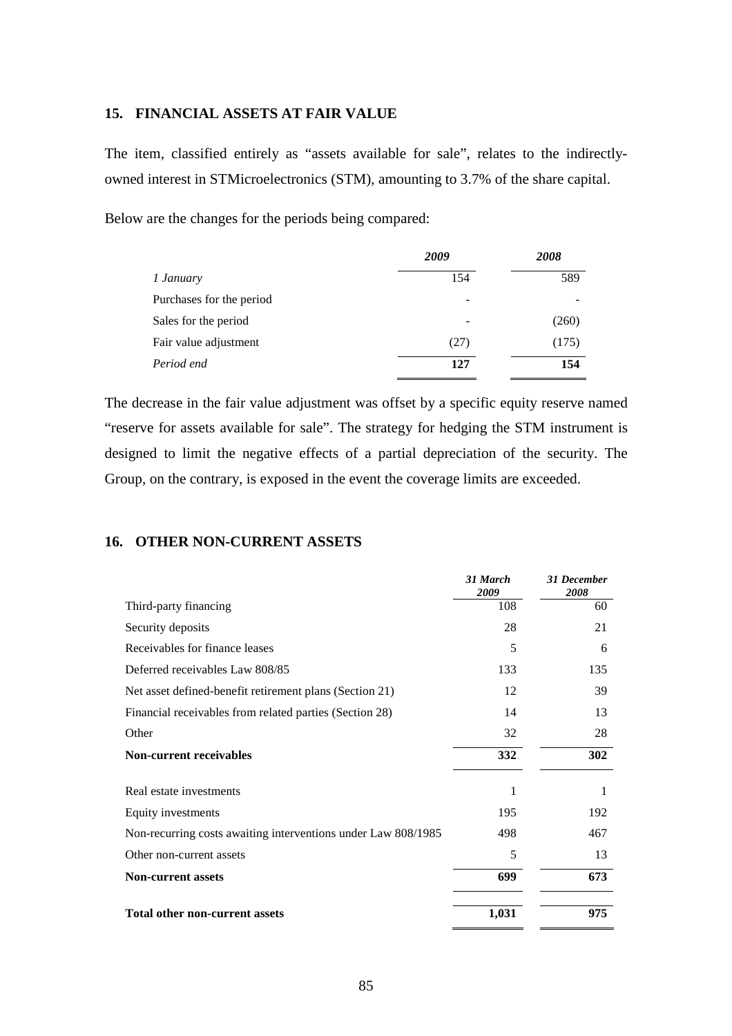## 15. FINANCIAL ASSETS AT FAIR VALUE

The item, classified entirely as "assets available for sale", relates to the indirectly-owned interest in STMicroelectronics (STM), amounting to 3.7% of the share capital.

Below are the changes for the periods being compared:

| | *2009* | *2008* |
|---|---|---|
| *1 January* | 154 | 589 |
| Purchases for the period | - | - |
| Sales for the period | - | (260) |
| Fair value adjustment | (27) | (175) |
| *Period end* | **127** | **154** |

The decrease in the fair value adjustment was offset by a specific equity reserve named "reserve for assets available for sale". The strategy for hedging the STM instrument is designed to limit the negative effects of a partial depreciation of the security. The Group, on the contrary, is exposed in the event the coverage limits are exceeded.

## 16. OTHER NON-CURRENT ASSETS

| | *31 March 2009* | *31 December 2008* |
|---|---|---|
| Third-party financing | 108 | 60 |
| Security deposits | 28 | 21 |
| Receivables for finance leases | 5 | 6 |
| Deferred receivables Law 808/85 | 133 | 135 |
| Net asset defined-benefit retirement plans (Section 21) | 12 | 39 |
| Financial receivables from related parties (Section 28) | 14 | 13 |
| Other | 32 | 28 |
| **Non-current receivables** | **332** | **302** |
| Real estate investments | 1 | 1 |
| Equity investments | 195 | 192 |
| Non-recurring costs awaiting interventions under Law 808/1985 | 498 | 467 |
| Other non-current assets | 5 | 13 |
| **Non-current assets** | **699** | **673** |
| **Total other non-current assets** | **1,031** | **975** |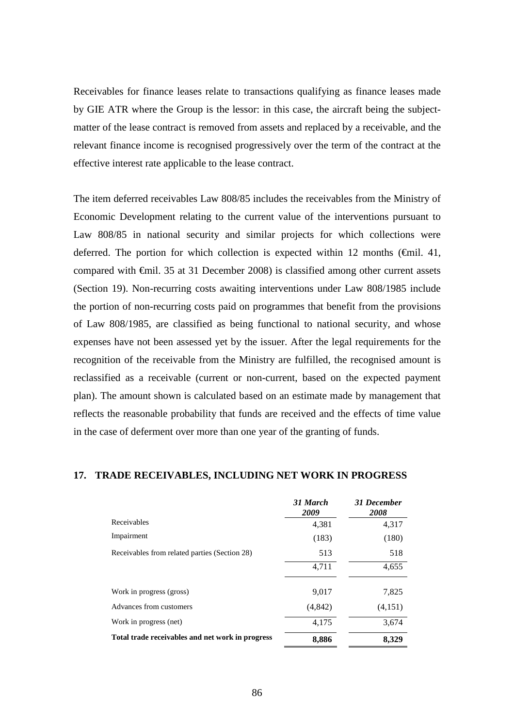Receivables for finance leases relate to transactions qualifying as finance leases made by GIE ATR where the Group is the lessor: in this case, the aircraft being the subject-matter of the lease contract is removed from assets and replaced by a receivable, and the relevant finance income is recognised progressively over the term of the contract at the effective interest rate applicable to the lease contract.

The item deferred receivables Law 808/85 includes the receivables from the Ministry of Economic Development relating to the current value of the interventions pursuant to Law 808/85 in national security and similar projects for which collections were deferred. The portion for which collection is expected within 12 months (€mil. 41, compared with €mil. 35 at 31 December 2008) is classified among other current assets (Section 19). Non-recurring costs awaiting interventions under Law 808/1985 include the portion of non-recurring costs paid on programmes that benefit from the provisions of Law 808/1985, are classified as being functional to national security, and whose expenses have not been assessed yet by the issuer. After the legal requirements for the recognition of the receivable from the Ministry are fulfilled, the recognised amount is reclassified as a receivable (current or non-current, based on the expected payment plan). The amount shown is calculated based on an estimate made by management that reflects the reasonable probability that funds are received and the effects of time value in the case of deferment over more than one year of the granting of funds.

## 17. TRADE RECEIVABLES, INCLUDING NET WORK IN PROGRESS

| | ***31 March 2009*** | ***31 December 2008*** |
|---|---|---|
| Receivables | 4,381 | 4,317 |
| Impairment | (183) | (180) |
| Receivables from related parties (Section 28) | 513 | 518 |
| | 4,711 | 4,655 |
| Work in progress (gross) | 9,017 | 7,825 |
| Advances from customers | (4,842) | (4,151) |
| Work in progress (net) | 4,175 | 3,674 |
| **Total trade receivables and net work in progress** | **8,886** | **8,329** |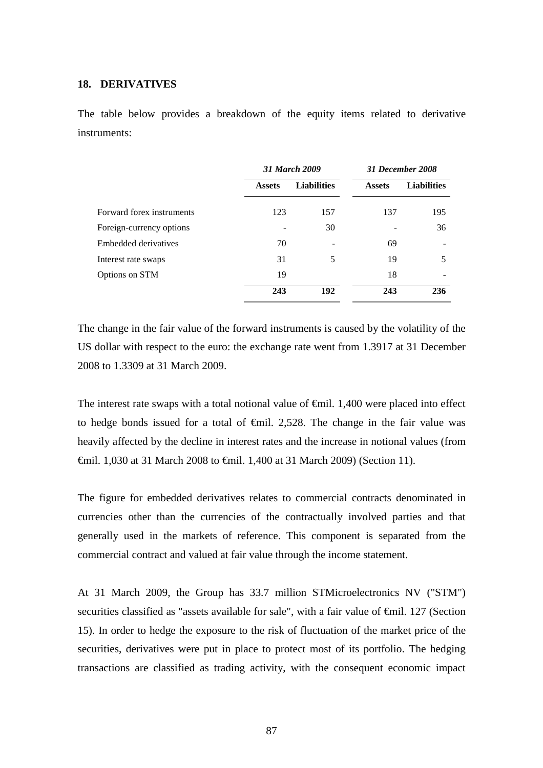## 18. DERIVATIVES

The table below provides a breakdown of the equity items related to derivative instruments:

| | *31 March 2009* | | *31 December 2008* | |
|---|---|---|---|---|
| | **Assets** | **Liabilities** | **Assets** | **Liabilities** |
| Forward forex instruments | 123 | 157 | 137 | 195 |
| Foreign-currency options | - | 30 | - | 36 |
| Embedded derivatives | 70 | - | 69 | - |
| Interest rate swaps | 31 | 5 | 19 | 5 |
| Options on STM | 19 | | 18 | - |
| | **243** | **192** | **243** | **236** |

The change in the fair value of the forward instruments is caused by the volatility of the US dollar with respect to the euro: the exchange rate went from 1.3917 at 31 December 2008 to 1.3309 at 31 March 2009.

The interest rate swaps with a total notional value of €mil. 1,400 were placed into effect to hedge bonds issued for a total of €mil. 2,528. The change in the fair value was heavily affected by the decline in interest rates and the increase in notional values (from €mil. 1,030 at 31 March 2008 to €mil. 1,400 at 31 March 2009) (Section 11).

The figure for embedded derivatives relates to commercial contracts denominated in currencies other than the currencies of the contractually involved parties and that generally used in the markets of reference. This component is separated from the commercial contract and valued at fair value through the income statement.

At 31 March 2009, the Group has 33.7 million STMicroelectronics NV ("STM") securities classified as "assets available for sale", with a fair value of €mil. 127 (Section 15). In order to hedge the exposure to the risk of fluctuation of the market price of the securities, derivatives were put in place to protect most of its portfolio. The hedging transactions are classified as trading activity, with the consequent economic impact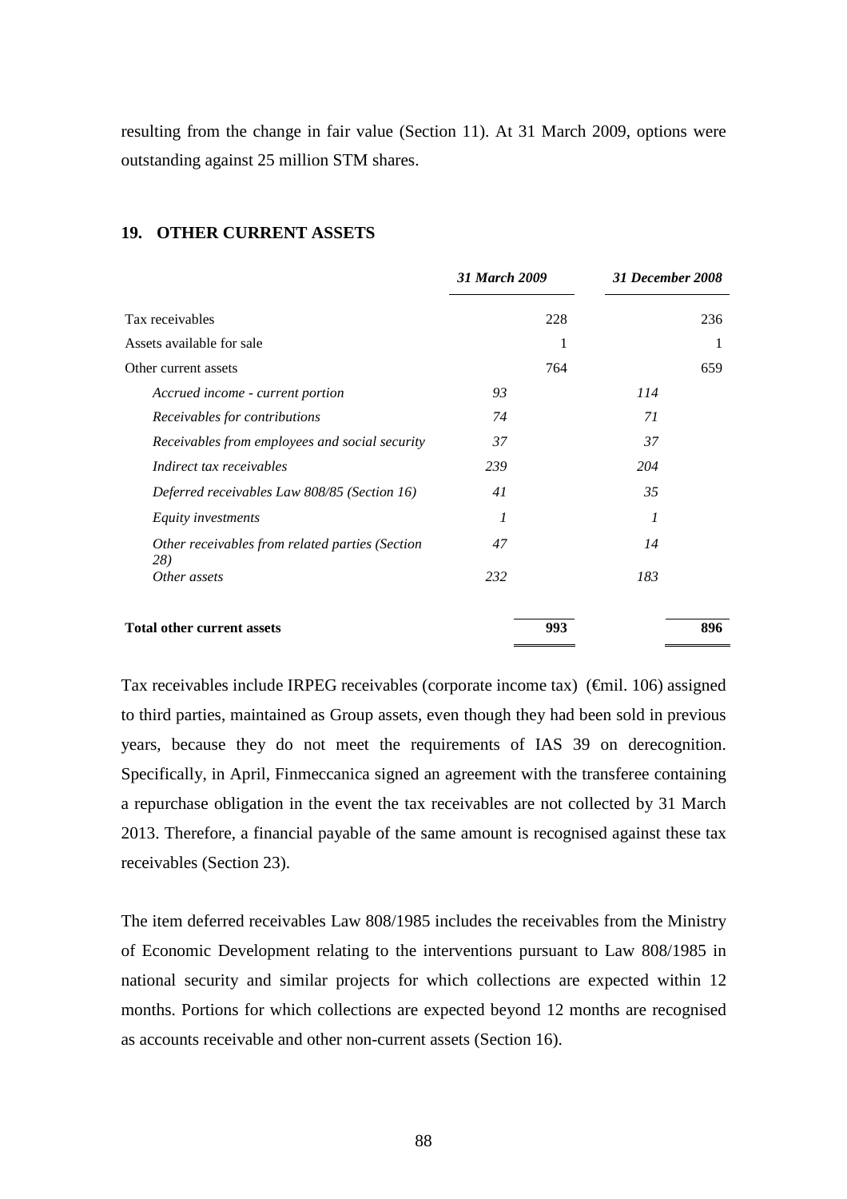resulting from the change in fair value (Section 11). At 31 March 2009, options were outstanding against 25 million STM shares.

## 19. OTHER CURRENT ASSETS

| | *31 March 2009* | | *31 December 2008* | |
|---|---|---|---|---|
| Tax receivables | | 228 | | 236 |
| Assets available for sale | | 1 | | 1 |
| Other current assets | | 764 | | 659 |
| *Accrued income - current portion* | *93* | | *114* | |
| *Receivables for contributions* | *74* | | *71* | |
| *Receivables from employees and social security* | *37* | | *37* | |
| *Indirect tax receivables* | *239* | | *204* | |
| *Deferred receivables Law 808/85 (Section 16)* | *41* | | *35* | |
| *Equity investments* | *1* | | *1* | |
| *Other receivables from related parties (Section 28)* | *47* | | *14* | |
| *Other assets* | *232* | | *183* | |
| **Total other current assets** | | **993** | | **896** |

Tax receivables include IRPEG receivables (corporate income tax) (€mil. 106) assigned to third parties, maintained as Group assets, even though they had been sold in previous years, because they do not meet the requirements of IAS 39 on derecognition. Specifically, in April, Finmeccanica signed an agreement with the transferee containing a repurchase obligation in the event the tax receivables are not collected by 31 March 2013. Therefore, a financial payable of the same amount is recognised against these tax receivables (Section 23).

The item deferred receivables Law 808/1985 includes the receivables from the Ministry of Economic Development relating to the interventions pursuant to Law 808/1985 in national security and similar projects for which collections are expected within 12 months. Portions for which collections are expected beyond 12 months are recognised as accounts receivable and other non-current assets (Section 16).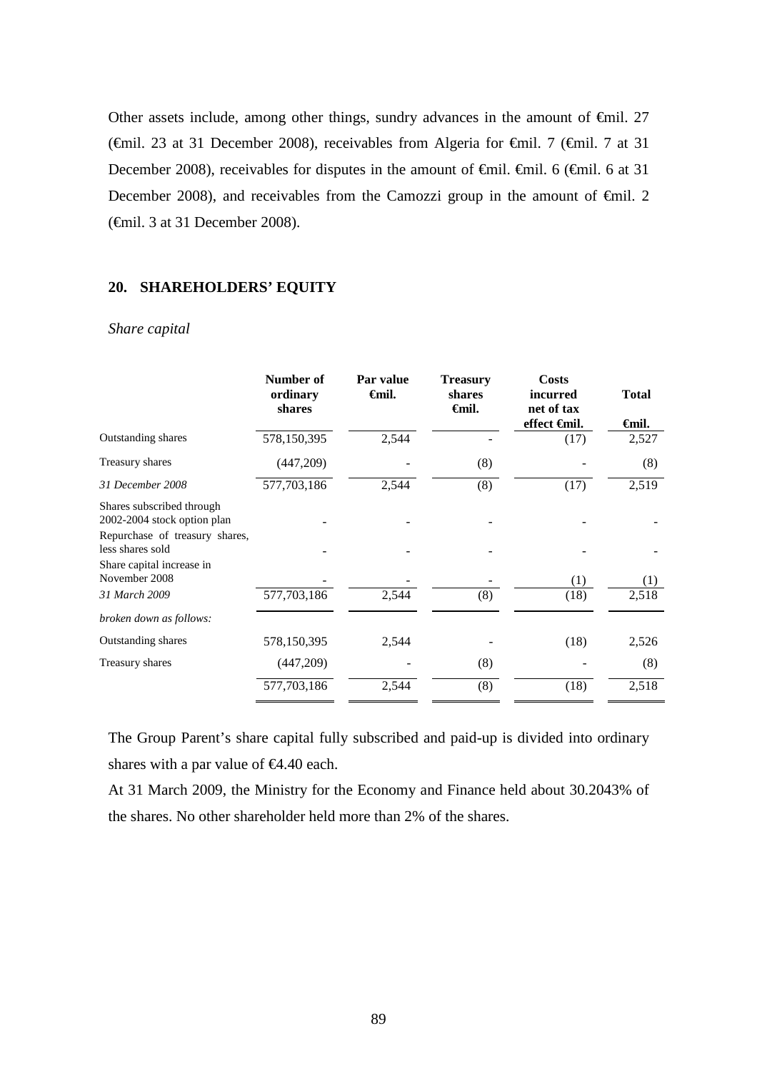Other assets include, among other things, sundry advances in the amount of €mil. 27 (€mil. 23 at 31 December 2008), receivables from Algeria for €mil. 7 (€mil. 7 at 31 December 2008), receivables for disputes in the amount of €mil. €mil. 6 (€mil. 6 at 31 December 2008), and receivables from the Camozzi group in the amount of €mil. 2 (€mil. 3 at 31 December 2008).

## 20. SHAREHOLDERS' EQUITY

*Share capital*

| | Number of ordinary shares | Par value €mil. | Treasury shares €mil. | Costs incurred net of tax effect €mil. | Total €mil. |
|---|---|---|---|---|---|
| Outstanding shares | 578,150,395 | 2,544 | - | (17) | 2,527 |
| Treasury shares | (447,209) | - | (8) | - | (8) |
| *31 December 2008* | 577,703,186 | 2,544 | (8) | (17) | 2,519 |
| Shares subscribed through 2002-2004 stock option plan | - | - | - | - | - |
| Repurchase of treasury shares, less shares sold | - | - | - | - | - |
| Share capital increase in November 2008 | - | - | - | (1) | (1) |
| *31 March 2009* | 577,703,186 | 2,544 | (8) | (18) | 2,518 |
| *broken down as follows:* | | | | | |
| Outstanding shares | 578,150,395 | 2,544 | - | (18) | 2,526 |
| Treasury shares | (447,209) | - | (8) | - | (8) |
| | 577,703,186 | 2,544 | (8) | (18) | 2,518 |

The Group Parent's share capital fully subscribed and paid-up is divided into ordinary shares with a par value of €4.40 each.

At 31 March 2009, the Ministry for the Economy and Finance held about 30.2043% of the shares. No other shareholder held more than 2% of the shares.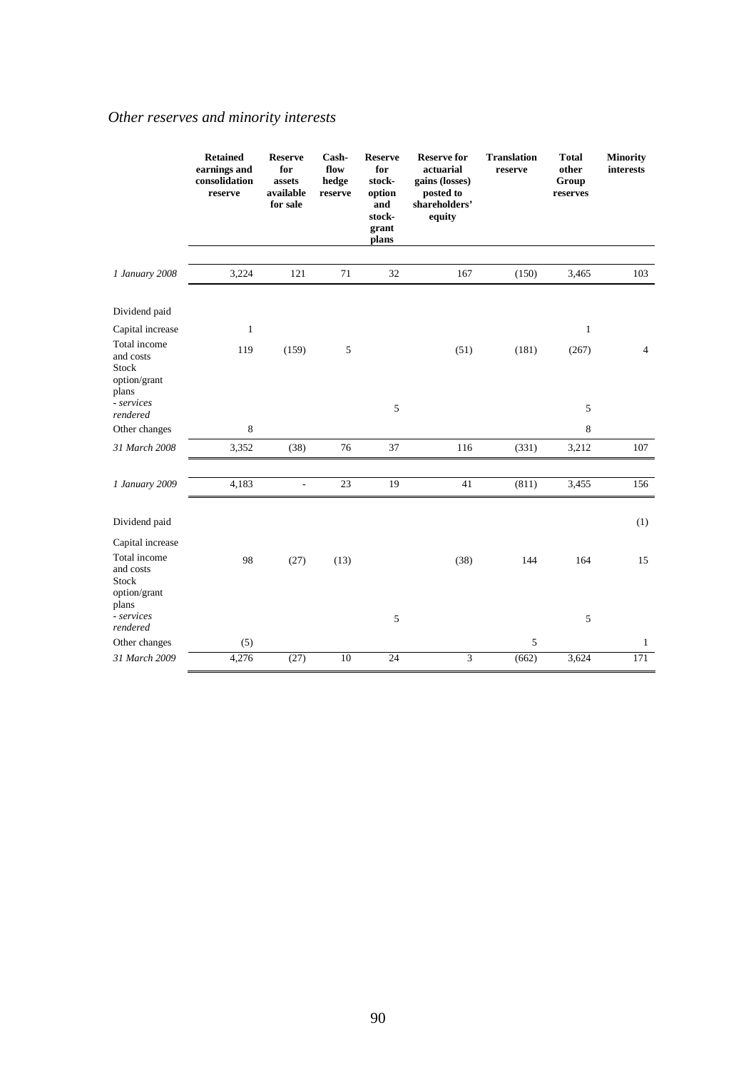*Other reserves and minority interests*

| | Retained earnings and consolidation reserve | Reserve for assets available for sale | Cash-flow hedge reserve | Reserve for stock-option and stock-grant plans | Reserve for actuarial gains (losses) posted to shareholders' equity | Translation reserve | Total other Group reserves | Minority interests |
|---|---|---|---|---|---|---|---|---|
| *1 January 2008* | 3,224 | 121 | 71 | 32 | 167 | (150) | 3,465 | 103 |
| Dividend paid | | | | | | | | |
| Capital increase | 1 | | | | | | 1 | |
| Total income and costs | 119 | (159) | 5 | | (51) | (181) | (267) | 4 |
| Stock option/grant plans | | | | | | | | |
| *- services rendered* | | | | 5 | | | 5 | |
| Other changes | 8 | | | | | | 8 | |
| *31 March 2008* | 3,352 | (38) | 76 | 37 | 116 | (331) | 3,212 | 107 |
| *1 January 2009* | 4,183 | - | 23 | 19 | 41 | (811) | 3,455 | 156 |
| Dividend paid | | | | | | | | (1) |
| Capital increase | | | | | | | | |
| Total income and costs | 98 | (27) | (13) | | (38) | 144 | 164 | 15 |
| Stock option/grant plans | | | | | | | | |
| *- services rendered* | | | | 5 | | | 5 | |
| Other changes | (5) | | | | | 5 | | 1 |
| *31 March 2009* | 4,276 | (27) | 10 | 24 | 3 | (662) | 3,624 | 171 |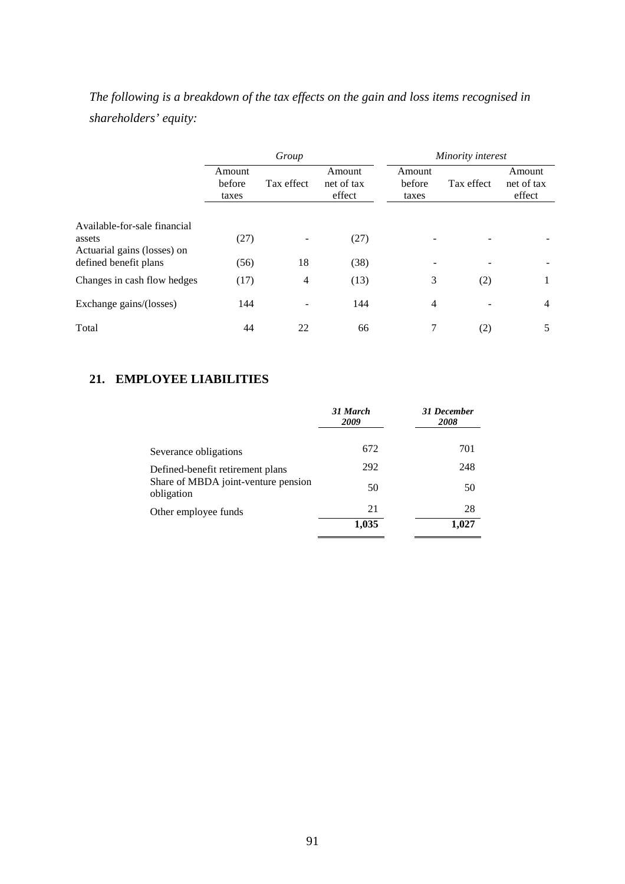*The following is a breakdown of the tax effects on the gain and loss items recognised in shareholders' equity:*

| | *Group* | | | *Minority interest* | | |
|---|---|---|---|---|---|---|
| | Amount before taxes | Tax effect | Amount net of tax effect | Amount before taxes | Tax effect | Amount net of tax effect |
| Available-for-sale financial assets | (27) | - | (27) | - | - | - |
| Actuarial gains (losses) on defined benefit plans | (56) | 18 | (38) | - | - | - |
| Changes in cash flow hedges | (17) | 4 | (13) | 3 | (2) | 1 |
| Exchange gains/(losses) | 144 | - | 144 | 4 | - | 4 |
| Total | 44 | 22 | 66 | 7 | (2) | 5 |

## 21. EMPLOYEE LIABILITIES

| | ***31 March 2009*** | ***31 December 2008*** |
|---|---|---|
| Severance obligations | 672 | 701 |
| Defined-benefit retirement plans | 292 | 248 |
| Share of MBDA joint-venture pension obligation | 50 | 50 |
| Other employee funds | 21 | 28 |
| | **1,035** | **1,027** |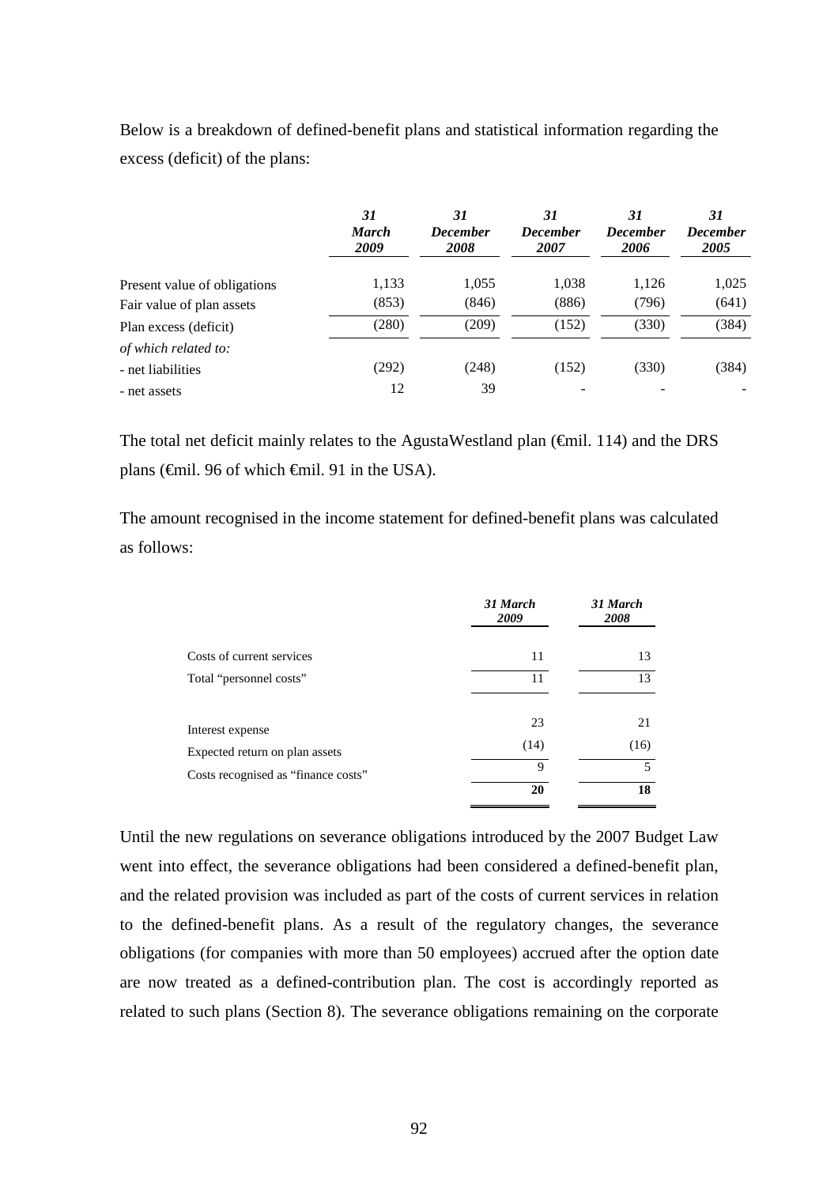Below is a breakdown of defined-benefit plans and statistical information regarding the excess (deficit) of the plans:

| | *31 March 2009* | *31 December 2008* | *31 December 2007* | *31 December 2006* | *31 December 2005* |
|---|---|---|---|---|---|
| Present value of obligations | 1,133 | 1,055 | 1,038 | 1,126 | 1,025 |
| Fair value of plan assets | (853) | (846) | (886) | (796) | (641) |
| Plan excess (deficit) | (280) | (209) | (152) | (330) | (384) |
| *of which related to:* | | | | | |
| - net liabilities | (292) | (248) | (152) | (330) | (384) |
| - net assets | 12 | 39 | - | - | - |

The total net deficit mainly relates to the AgustaWestland plan (€mil. 114) and the DRS plans (€mil. 96 of which €mil. 91 in the USA).

The amount recognised in the income statement for defined-benefit plans was calculated as follows:

| | *31 March 2009* | *31 March 2008* |
|---|---|---|
| Costs of current services | 11 | 13 |
| Total "personnel costs" | 11 | 13 |
| | | |
| Interest expense | 23 | 21 |
| Expected return on plan assets | (14) | (16) |
| Costs recognised as "finance costs" | 9 | 5 |
| | **20** | **18** |

Until the new regulations on severance obligations introduced by the 2007 Budget Law went into effect, the severance obligations had been considered a defined-benefit plan, and the related provision was included as part of the costs of current services in relation to the defined-benefit plans. As a result of the regulatory changes, the severance obligations (for companies with more than 50 employees) accrued after the option date are now treated as a defined-contribution plan. The cost is accordingly reported as related to such plans (Section 8). The severance obligations remaining on the corporate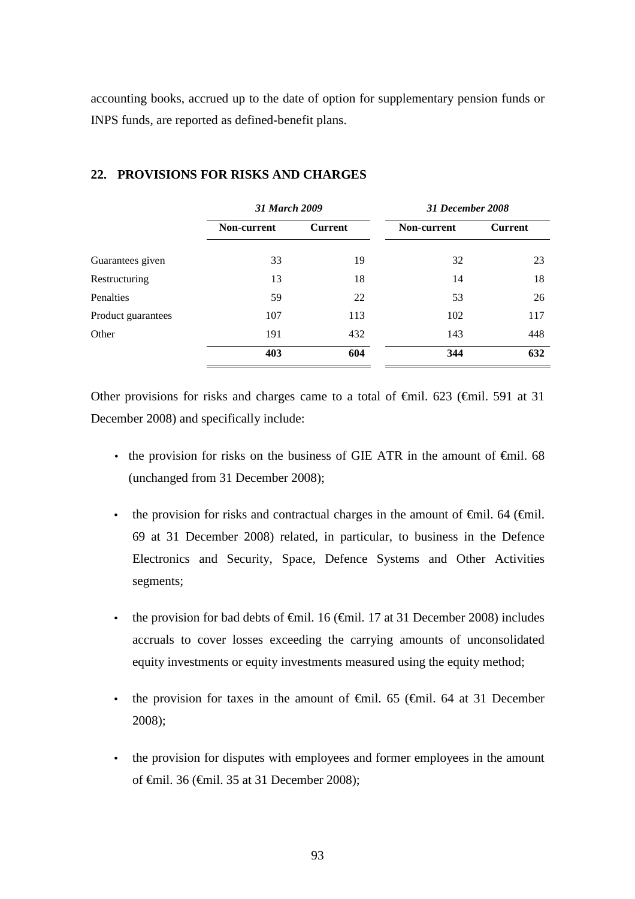accounting books, accrued up to the date of option for supplementary pension funds or INPS funds, are reported as defined-benefit plans.

## 22. PROVISIONS FOR RISKS AND CHARGES

| | *31 March 2009* | | *31 December 2008* | |
|---|---|---|---|---|
| | **Non-current** | **Current** | **Non-current** | **Current** |
| Guarantees given | 33 | 19 | 32 | 23 |
| Restructuring | 13 | 18 | 14 | 18 |
| Penalties | 59 | 22 | 53 | 26 |
| Product guarantees | 107 | 113 | 102 | 117 |
| Other | 191 | 432 | 143 | 448 |
| | **403** | **604** | **344** | **632** |

Other provisions for risks and charges came to a total of €mil. 623 (€mil. 591 at 31 December 2008) and specifically include:

- the provision for risks on the business of GIE ATR in the amount of €mil. 68 (unchanged from 31 December 2008);
- the provision for risks and contractual charges in the amount of €mil. 64 (€mil. 69 at 31 December 2008) related, in particular, to business in the Defence Electronics and Security, Space, Defence Systems and Other Activities segments;
- the provision for bad debts of €mil. 16 (€mil. 17 at 31 December 2008) includes accruals to cover losses exceeding the carrying amounts of unconsolidated equity investments or equity investments measured using the equity method;
- the provision for taxes in the amount of €mil. 65 (€mil. 64 at 31 December 2008);
- the provision for disputes with employees and former employees in the amount of €mil. 36 (€mil. 35 at 31 December 2008);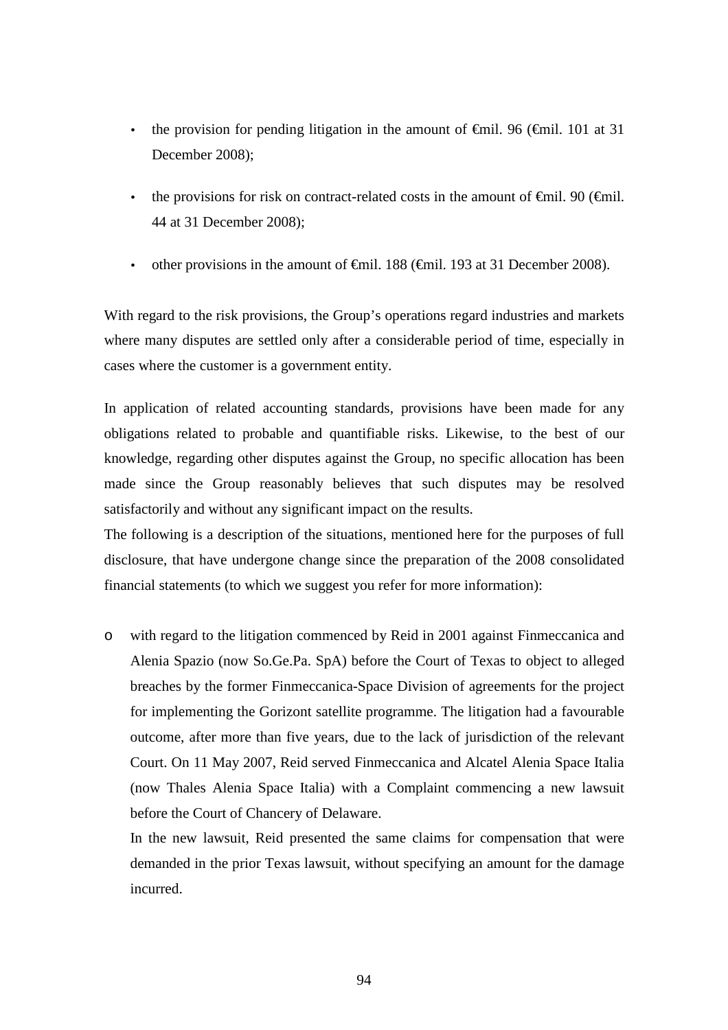- the provision for pending litigation in the amount of €mil. 96 (€mil. 101 at 31 December 2008);
- the provisions for risk on contract-related costs in the amount of €mil. 90 (€mil. 44 at 31 December 2008);
- other provisions in the amount of €mil. 188 (€mil. 193 at 31 December 2008).

With regard to the risk provisions, the Group's operations regard industries and markets where many disputes are settled only after a considerable period of time, especially in cases where the customer is a government entity.

In application of related accounting standards, provisions have been made for any obligations related to probable and quantifiable risks. Likewise, to the best of our knowledge, regarding other disputes against the Group, no specific allocation has been made since the Group reasonably believes that such disputes may be resolved satisfactorily and without any significant impact on the results.
The following is a description of the situations, mentioned here for the purposes of full disclosure, that have undergone change since the preparation of the 2008 consolidated financial statements (to which we suggest you refer for more information):

- with regard to the litigation commenced by Reid in 2001 against Finmeccanica and Alenia Spazio (now So.Ge.Pa. SpA) before the Court of Texas to object to alleged breaches by the former Finmeccanica-Space Division of agreements for the project for implementing the Gorizont satellite programme. The litigation had a favourable outcome, after more than five years, due to the lack of jurisdiction of the relevant Court. On 11 May 2007, Reid served Finmeccanica and Alcatel Alenia Space Italia (now Thales Alenia Space Italia) with a Complaint commencing a new lawsuit before the Court of Chancery of Delaware.

  In the new lawsuit, Reid presented the same claims for compensation that were demanded in the prior Texas lawsuit, without specifying an amount for the damage incurred.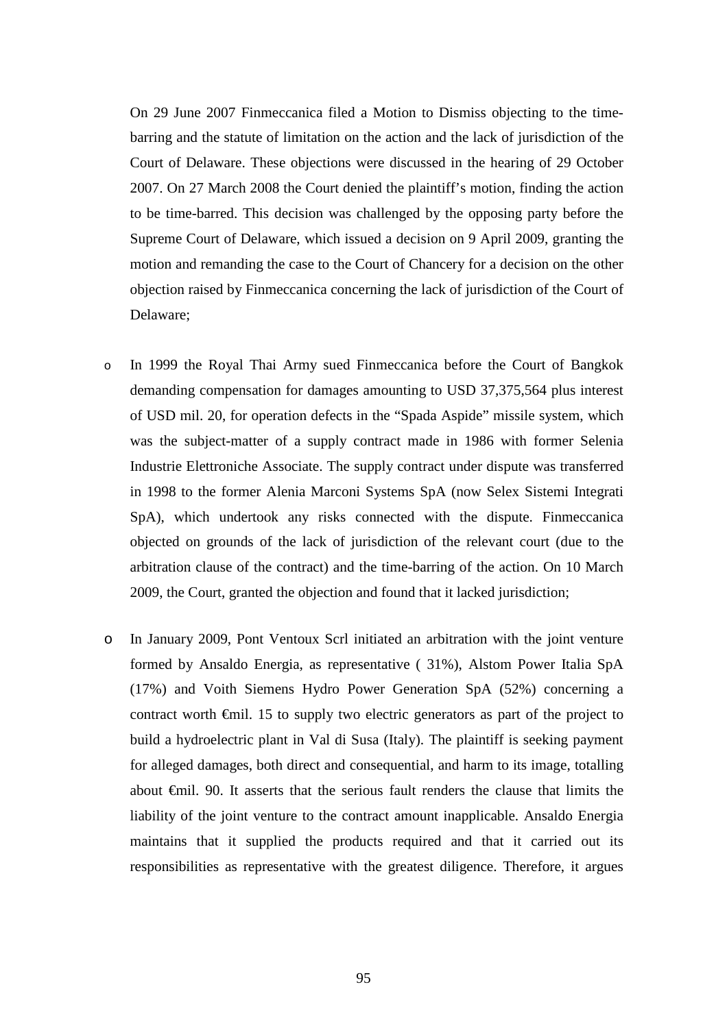On 29 June 2007 Finmeccanica filed a Motion to Dismiss objecting to the time-barring and the statute of limitation on the action and the lack of jurisdiction of the Court of Delaware. These objections were discussed in the hearing of 29 October 2007. On 27 March 2008 the Court denied the plaintiff's motion, finding the action to be time-barred. This decision was challenged by the opposing party before the Supreme Court of Delaware, which issued a decision on 9 April 2009, granting the motion and remanding the case to the Court of Chancery for a decision on the other objection raised by Finmeccanica concerning the lack of jurisdiction of the Court of Delaware;

- In 1999 the Royal Thai Army sued Finmeccanica before the Court of Bangkok demanding compensation for damages amounting to USD 37,375,564 plus interest of USD mil. 20, for operation defects in the "Spada Aspide" missile system, which was the subject-matter of a supply contract made in 1986 with former Selenia Industrie Elettroniche Associate. The supply contract under dispute was transferred in 1998 to the former Alenia Marconi Systems SpA (now Selex Sistemi Integrati SpA), which undertook any risks connected with the dispute. Finmeccanica objected on grounds of the lack of jurisdiction of the relevant court (due to the arbitration clause of the contract) and the time-barring of the action. On 10 March 2009, the Court, granted the objection and found that it lacked jurisdiction;

- In January 2009, Pont Ventoux Scrl initiated an arbitration with the joint venture formed by Ansaldo Energia, as representative ( 31%), Alstom Power Italia SpA (17%) and Voith Siemens Hydro Power Generation SpA (52%) concerning a contract worth €mil. 15 to supply two electric generators as part of the project to build a hydroelectric plant in Val di Susa (Italy). The plaintiff is seeking payment for alleged damages, both direct and consequential, and harm to its image, totalling about €mil. 90. It asserts that the serious fault renders the clause that limits the liability of the joint venture to the contract amount inapplicable. Ansaldo Energia maintains that it supplied the products required and that it carried out its responsibilities as representative with the greatest diligence. Therefore, it argues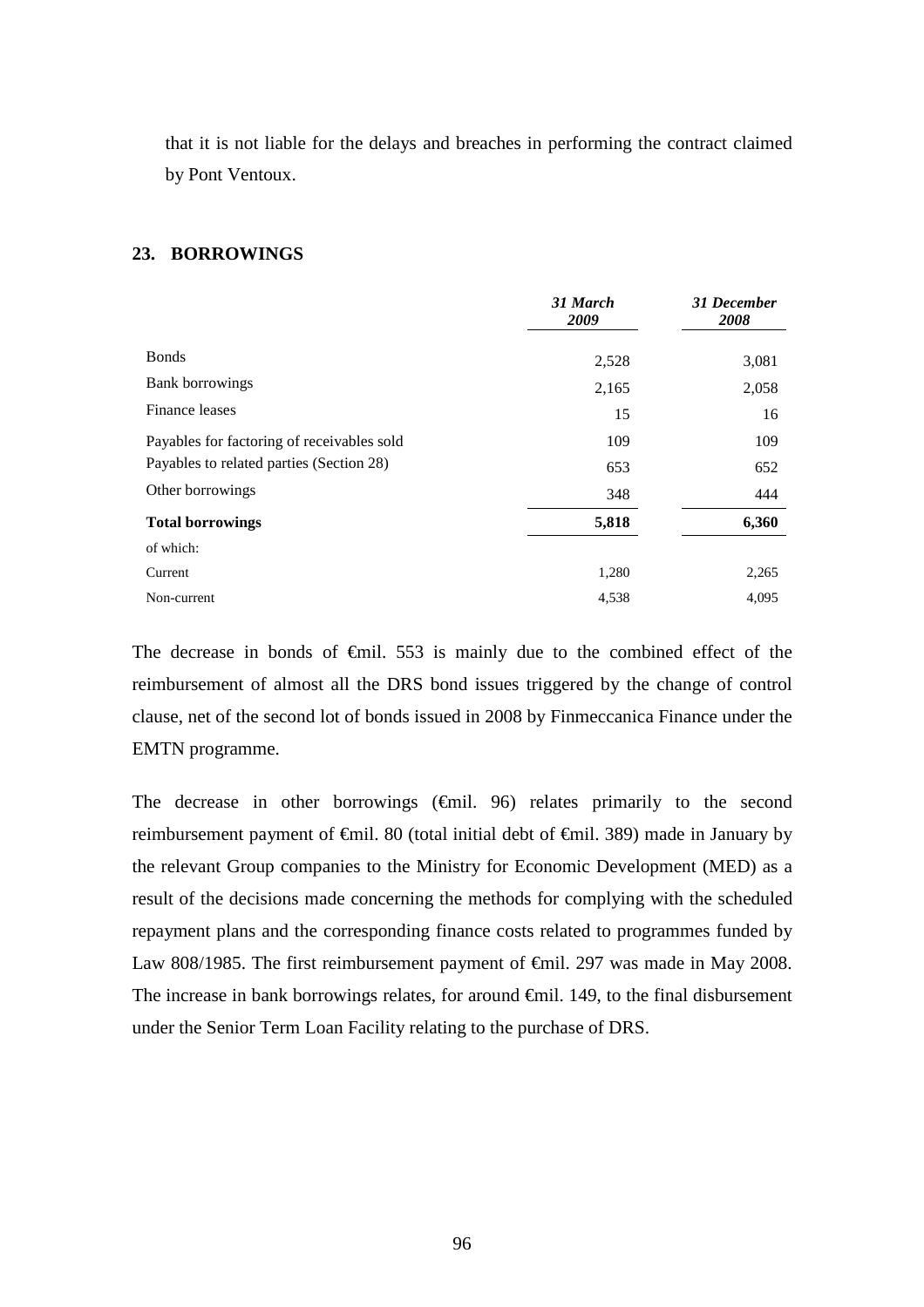that it is not liable for the delays and breaches in performing the contract claimed by Pont Ventoux.

## 23. BORROWINGS

| | *31 March 2009* | *31 December 2008* |
|---|---|---|
| Bonds | 2,528 | 3,081 |
| Bank borrowings | 2,165 | 2,058 |
| Finance leases | 15 | 16 |
| Payables for factoring of receivables sold | 109 | 109 |
| Payables to related parties (Section 28) | 653 | 652 |
| Other borrowings | 348 | 444 |
| **Total borrowings** | **5,818** | **6,360** |
| of which: | | |
| Current | 1,280 | 2,265 |
| Non-current | 4,538 | 4,095 |

The decrease in bonds of €mil. 553 is mainly due to the combined effect of the reimbursement of almost all the DRS bond issues triggered by the change of control clause, net of the second lot of bonds issued in 2008 by Finmeccanica Finance under the EMTN programme.

The decrease in other borrowings (€mil. 96) relates primarily to the second reimbursement payment of €mil. 80 (total initial debt of €mil. 389) made in January by the relevant Group companies to the Ministry for Economic Development (MED) as a result of the decisions made concerning the methods for complying with the scheduled repayment plans and the corresponding finance costs related to programmes funded by Law 808/1985. The first reimbursement payment of €mil. 297 was made in May 2008. The increase in bank borrowings relates, for around €mil. 149, to the final disbursement under the Senior Term Loan Facility relating to the purchase of DRS.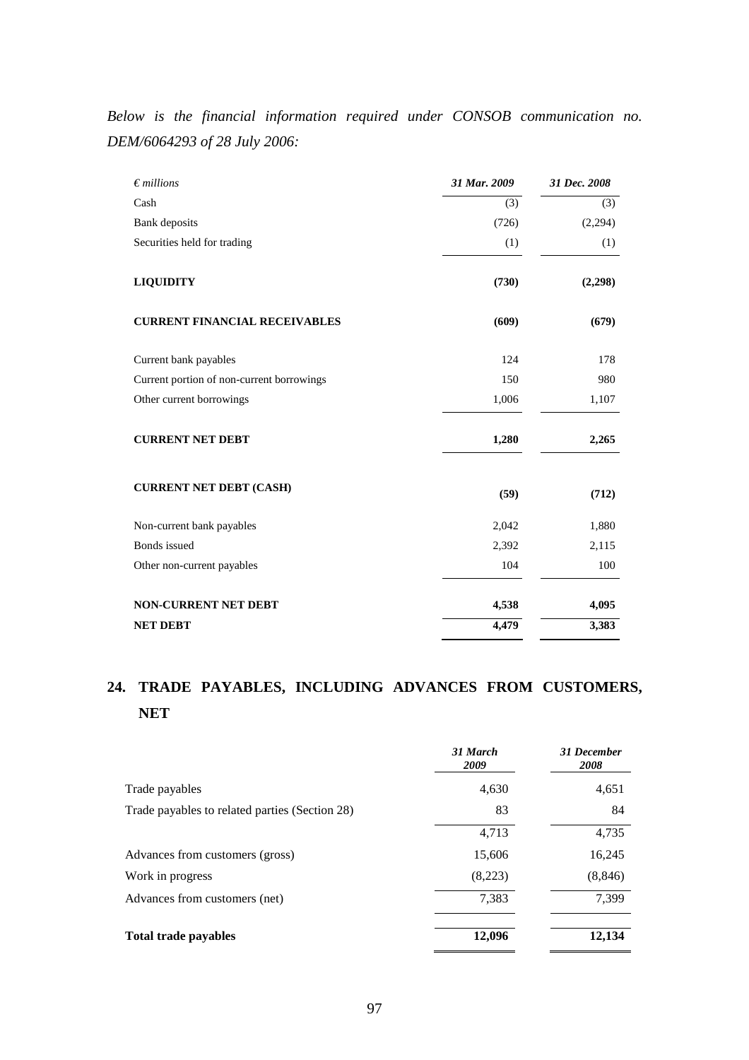*Below is the financial information required under CONSOB communication no. DEM/6064293 of 28 July 2006:*

| *€ millions* | *31 Mar. 2009* | *31 Dec. 2008* |
|---|---|---|
| Cash | (3) | (3) |
| Bank deposits | (726) | (2,294) |
| Securities held for trading | (1) | (1) |
| **LIQUIDITY** | **(730)** | **(2,298)** |
| **CURRENT FINANCIAL RECEIVABLES** | **(609)** | **(679)** |
| Current bank payables | 124 | 178 |
| Current portion of non-current borrowings | 150 | 980 |
| Other current borrowings | 1,006 | 1,107 |
| **CURRENT NET DEBT** | **1,280** | **2,265** |
| **CURRENT NET DEBT (CASH)** | **(59)** | **(712)** |
| Non-current bank payables | 2,042 | 1,880 |
| Bonds issued | 2,392 | 2,115 |
| Other non-current payables | 104 | 100 |
| **NON-CURRENT NET DEBT** | **4,538** | **4,095** |
| **NET DEBT** | **4,479** | **3,383** |

## 24. TRADE PAYABLES, INCLUDING ADVANCES FROM CUSTOMERS, NET

| | *31 March 2009* | *31 December 2008* |
|---|---|---|
| Trade payables | 4,630 | 4,651 |
| Trade payables to related parties (Section 28) | 83 | 84 |
| | 4,713 | 4,735 |
| Advances from customers (gross) | 15,606 | 16,245 |
| Work in progress | (8,223) | (8,846) |
| Advances from customers (net) | 7,383 | 7,399 |
| **Total trade payables** | **12,096** | **12,134** |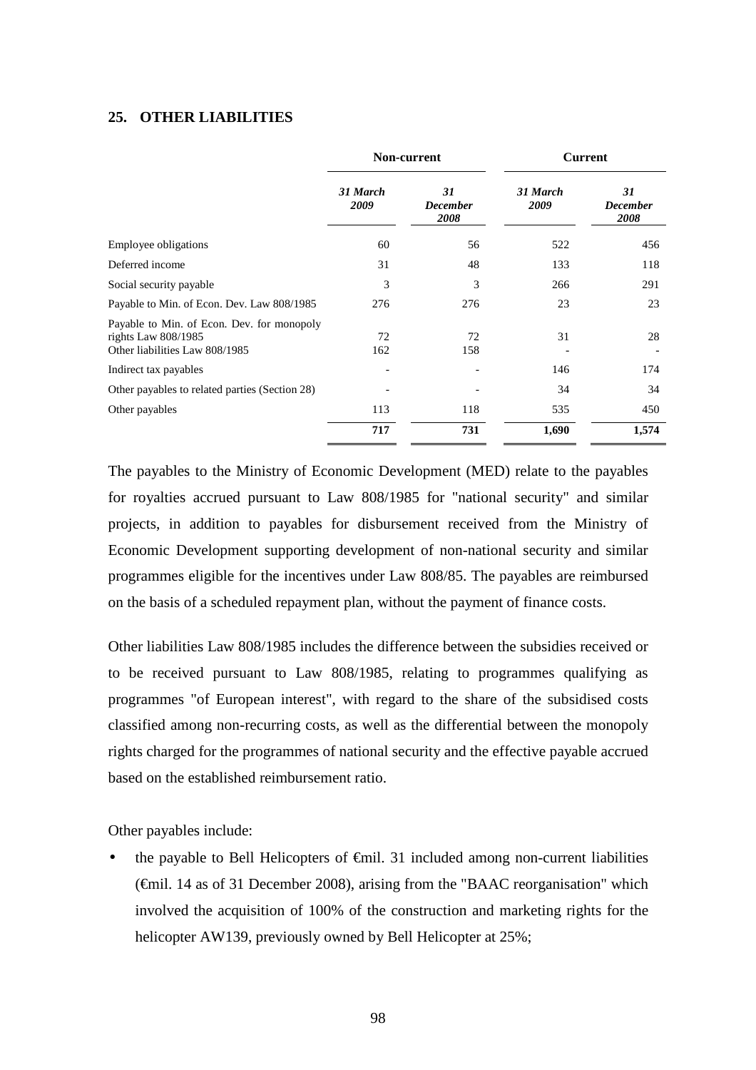## 25. OTHER LIABILITIES

| | Non-current | | Current | |
|---|---|---|---|---|
| | *31 March 2009* | *31 December 2008* | *31 March 2009* | *31 December 2008* |
| Employee obligations | 60 | 56 | 522 | 456 |
| Deferred income | 31 | 48 | 133 | 118 |
| Social security payable | 3 | 3 | 266 | 291 |
| Payable to Min. of Econ. Dev. Law 808/1985 | 276 | 276 | 23 | 23 |
| Payable to Min. of Econ. Dev. for monopoly rights Law 808/1985 | 72 | 72 | 31 | 28 |
| Other liabilities Law 808/1985 | 162 | 158 | - | - |
| Indirect tax payables | - | - | 146 | 174 |
| Other payables to related parties (Section 28) | - | - | 34 | 34 |
| Other payables | 113 | 118 | 535 | 450 |
| | **717** | **731** | **1,690** | **1,574** |

The payables to the Ministry of Economic Development (MED) relate to the payables for royalties accrued pursuant to Law 808/1985 for "national security" and similar projects, in addition to payables for disbursement received from the Ministry of Economic Development supporting development of non-national security and similar programmes eligible for the incentives under Law 808/85. The payables are reimbursed on the basis of a scheduled repayment plan, without the payment of finance costs.

Other liabilities Law 808/1985 includes the difference between the subsidies received or to be received pursuant to Law 808/1985, relating to programmes qualifying as programmes "of European interest", with regard to the share of the subsidised costs classified among non-recurring costs, as well as the differential between the monopoly rights charged for the programmes of national security and the effective payable accrued based on the established reimbursement ratio.

Other payables include:

- the payable to Bell Helicopters of €mil. 31 included among non-current liabilities (€mil. 14 as of 31 December 2008), arising from the "BAAC reorganisation" which involved the acquisition of 100% of the construction and marketing rights for the helicopter AW139, previously owned by Bell Helicopter at 25%;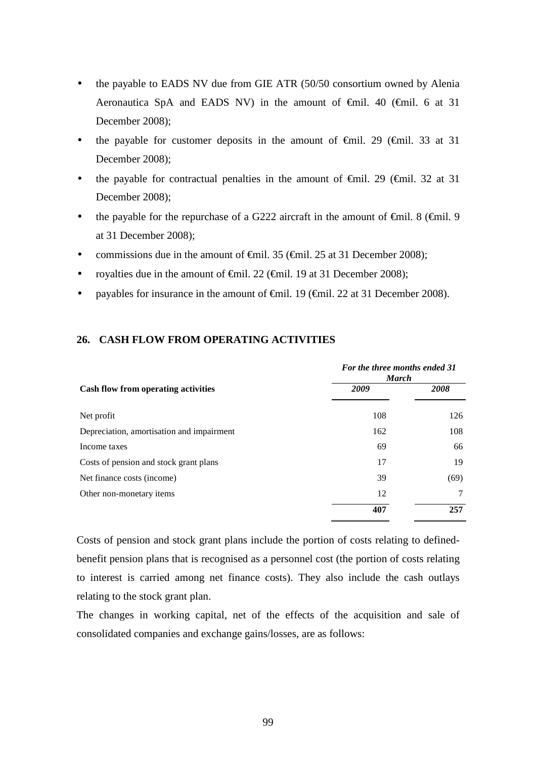- the payable to EADS NV due from GIE ATR (50/50 consortium owned by Alenia Aeronautica SpA and EADS NV) in the amount of €mil. 40 (€mil. 6 at 31 December 2008);
- the payable for customer deposits in the amount of €mil. 29 (€mil. 33 at 31 December 2008);
- the payable for contractual penalties in the amount of €mil. 29 (€mil. 32 at 31 December 2008);
- the payable for the repurchase of a G222 aircraft in the amount of €mil. 8 (€mil. 9 at 31 December 2008);
- commissions due in the amount of €mil. 35 (€mil. 25 at 31 December 2008);
- royalties due in the amount of €mil. 22 (€mil. 19 at 31 December 2008);
- payables for insurance in the amount of €mil. 19 (€mil. 22 at 31 December 2008).

## 26. CASH FLOW FROM OPERATING ACTIVITIES

| | *For the three months ended 31 March* | |
|---|---|---|
| **Cash flow from operating activities** | ***2009*** | ***2008*** |
| Net profit | 108 | 126 |
| Depreciation, amortisation and impairment | 162 | 108 |
| Income taxes | 69 | 66 |
| Costs of pension and stock grant plans | 17 | 19 |
| Net finance costs (income) | 39 | (69) |
| Other non-monetary items | 12 | 7 |
| | **407** | **257** |

Costs of pension and stock grant plans include the portion of costs relating to defined-benefit pension plans that is recognised as a personnel cost (the portion of costs relating to interest is carried among net finance costs). They also include the cash outlays relating to the stock grant plan.

The changes in working capital, net of the effects of the acquisition and sale of consolidated companies and exchange gains/losses, are as follows: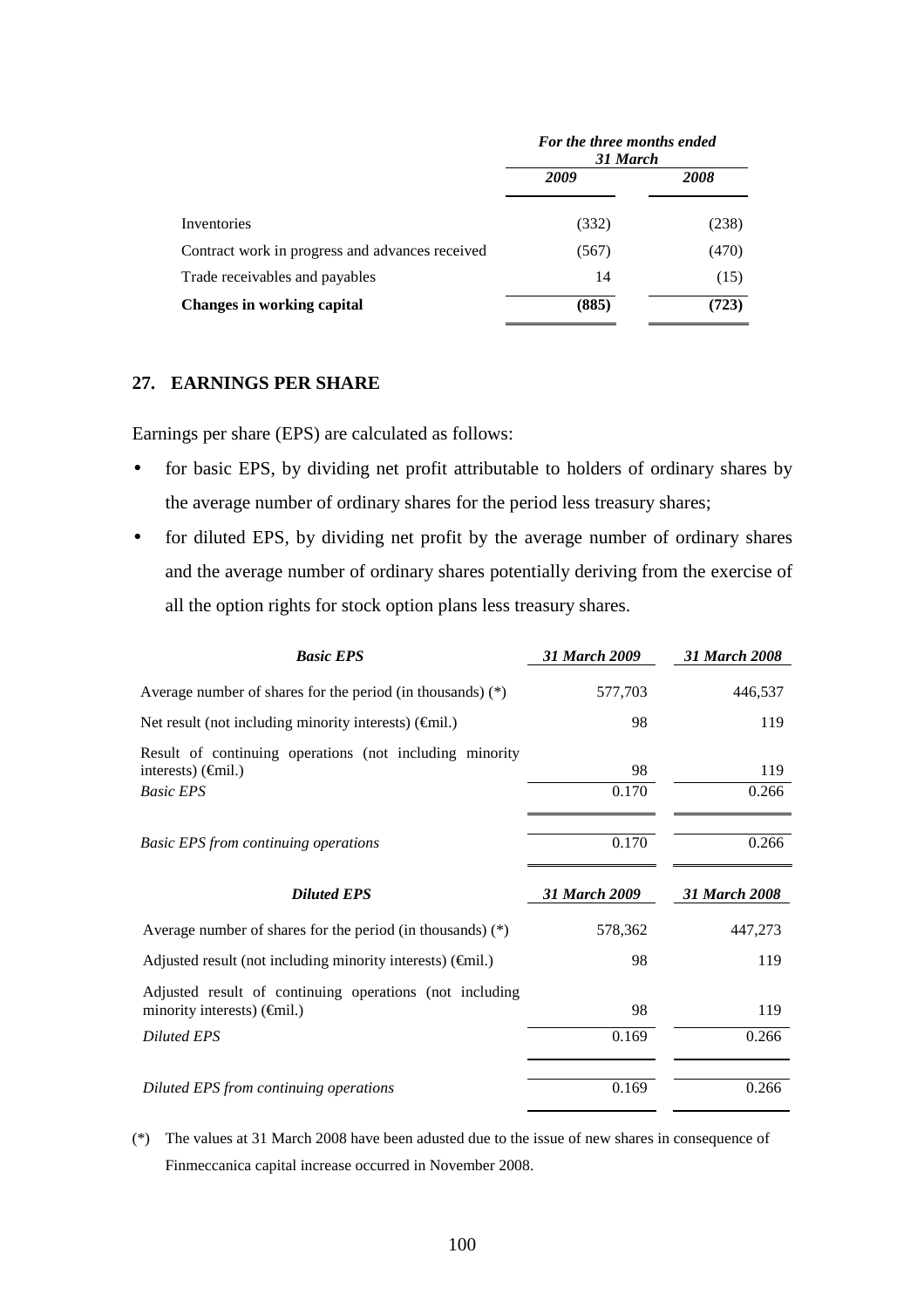| | *For the three months ended 31 March* | |
|---|---|---|
| | *2009* | *2008* |
| Inventories | (332) | (238) |
| Contract work in progress and advances received | (567) | (470) |
| Trade receivables and payables | 14 | (15) |
| **Changes in working capital** | **(885)** | **(723)** |

## 27. EARNINGS PER SHARE

Earnings per share (EPS) are calculated as follows:

- for basic EPS, by dividing net profit attributable to holders of ordinary shares by the average number of ordinary shares for the period less treasury shares;
- for diluted EPS, by dividing net profit by the average number of ordinary shares and the average number of ordinary shares potentially deriving from the exercise of all the option rights for stock option plans less treasury shares.

| ***Basic EPS*** | *31 March 2009* | *31 March 2008* |
|---|---|---|
| Average number of shares for the period (in thousands) (*) | 577,703 | 446,537 |
| Net result (not including minority interests) (€mil.) | 98 | 119 |
| Result of continuing operations (not including minority interests) (€mil.) | 98 | 119 |
| *Basic EPS* | 0.170 | 0.266 |
| *Basic EPS from continuing operations* | 0.170 | 0.266 |

| ***Diluted EPS*** | *31 March 2009* | *31 March 2008* |
|---|---|---|
| Average number of shares for the period (in thousands) (*) | 578,362 | 447,273 |
| Adjusted result (not including minority interests) (€mil.) | 98 | 119 |
| Adjusted result of continuing operations (not including minority interests) (€mil.) | 98 | 119 |
| *Diluted EPS* | 0.169 | 0.266 |
| *Diluted EPS from continuing operations* | 0.169 | 0.266 |

(*) The values at 31 March 2008 have been adusted due to the issue of new shares in consequence of Finmeccanica capital increase occurred in November 2008.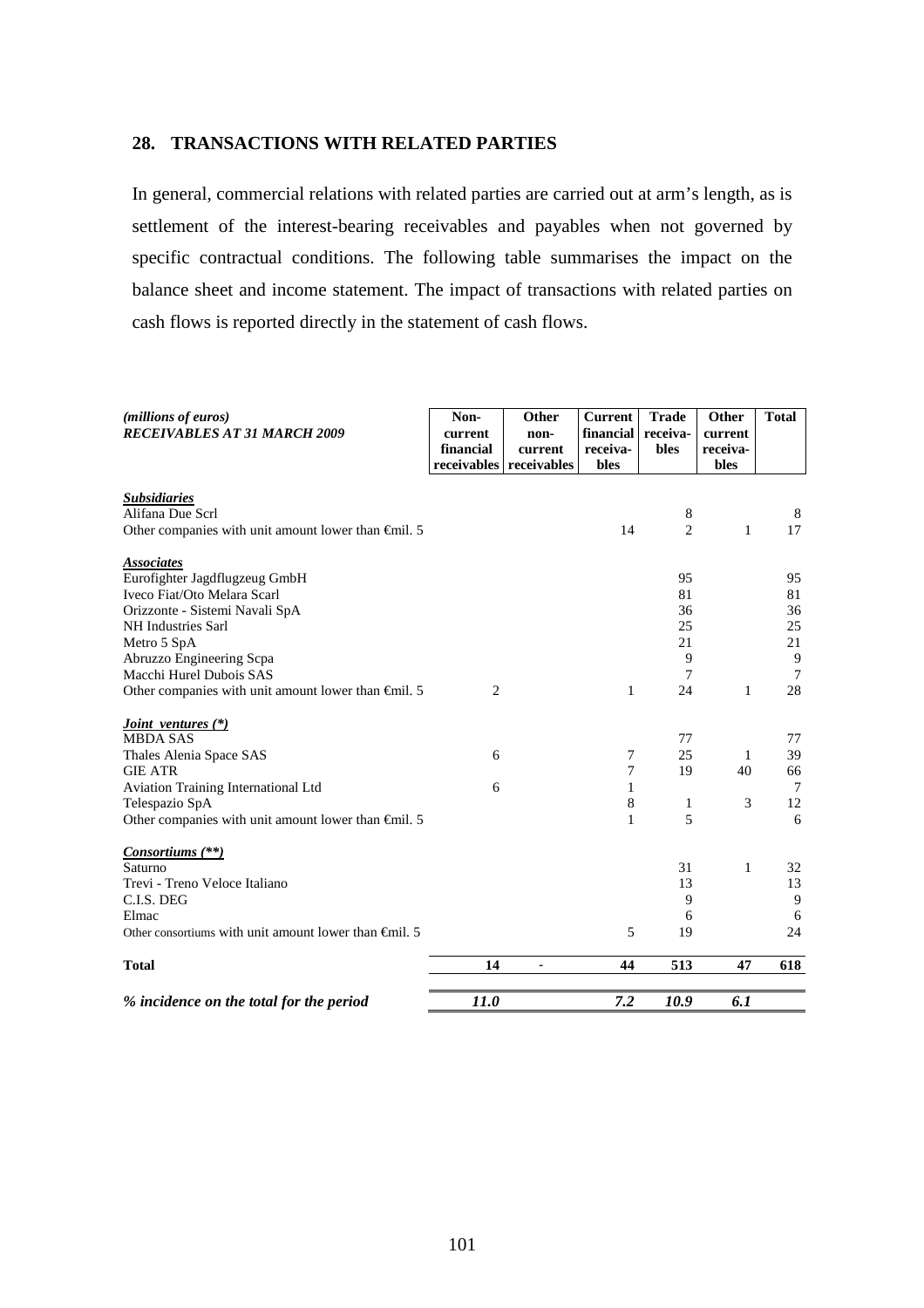## 28. TRANSACTIONS WITH RELATED PARTIES

In general, commercial relations with related parties are carried out at arm's length, as is settlement of the interest-bearing receivables and payables when not governed by specific contractual conditions. The following table summarises the impact on the balance sheet and income statement. The impact of transactions with related parties on cash flows is reported directly in the statement of cash flows.

| *(millions of euros)* ***RECEIVABLES AT 31 MARCH 2009*** | **Non-current financial receivables** | **Other non-current receivables** | **Current financial receiva-bles** | **Trade receiva-bles** | **Other current receiva-bles** | **Total** |
|---|---|---|---|---|---|---|
| ***Subsidiaries*** | | | | | | |
| Alifana Due Scrl | | | | 8 | | 8 |
| Other companies with unit amount lower than €mil. 5 | | | 14 | 2 | 1 | 17 |
| ***Associates*** | | | | | | |
| Eurofighter Jagdflugzeug GmbH | | | | 95 | | 95 |
| Iveco Fiat/Oto Melara Scarl | | | | 81 | | 81 |
| Orizzonte - Sistemi Navali SpA | | | | 36 | | 36 |
| NH Industries Sarl | | | | 25 | | 25 |
| Metro 5 SpA | | | | 21 | | 21 |
| Abruzzo Engineering Scpa | | | | 9 | | 9 |
| Macchi Hurel Dubois SAS | | | | 7 | | 7 |
| Other companies with unit amount lower than €mil. 5 | 2 | | 1 | 24 | 1 | 28 |
| ***Joint ventures (\*)*** | | | | | | |
| MBDA SAS | | | | 77 | | 77 |
| Thales Alenia Space SAS | 6 | | 7 | 25 | 1 | 39 |
| GIE ATR | | | 7 | 19 | 40 | 66 |
| Aviation Training International Ltd | 6 | | 1 | | | 7 |
| Telespazio SpA | | | 8 | 1 | 3 | 12 |
| Other companies with unit amount lower than €mil. 5 | | | 1 | 5 | | 6 |
| ***Consortiums (\*\*)*** | | | | | | |
| Saturno | | | | 31 | 1 | 32 |
| Trevi - Treno Veloce Italiano | | | | 13 | | 13 |
| C.I.S. DEG | | | | 9 | | 9 |
| Elmac | | | | 6 | | 6 |
| Other consortiums with unit amount lower than €mil. 5 | | | 5 | 19 | | 24 |
| **Total** | **14** | - | **44** | **513** | **47** | **618** |
| ***% incidence on the total for the period*** | ***11.0*** | | ***7.2*** | ***10.9*** | ***6.1*** | |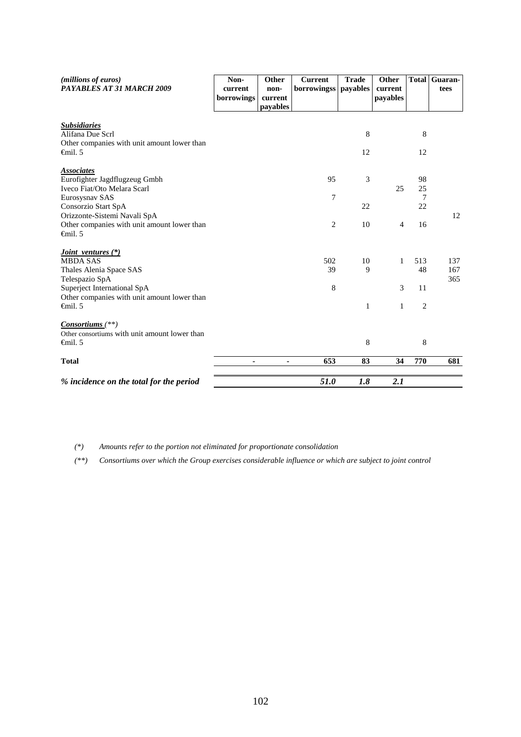| *(millions of euros)* ***PAYABLES AT 31 MARCH 2009*** | Non-current borrowings | Other non-current payables | Current borrowingss | Trade payables | Other current payables | Total | Guaran-tees |
|---|---|---|---|---|---|---|---|
| ***Subsidiaries*** | | | | | | | |
| Alifana Due Scrl | | | | 8 | | 8 | |
| Other companies with unit amount lower than €mil. 5 | | | | 12 | | 12 | |
| ***Associates*** | | | | | | | |
| Eurofighter Jagdflugzeug Gmbh | | | 95 | 3 | | 98 | |
| Iveco Fiat/Oto Melara Scarl | | | | | 25 | 25 | |
| Eurosysnav SAS | | | 7 | | | 7 | |
| Consorzio Start SpA | | | | 22 | | 22 | |
| Orizzonte-Sistemi Navali SpA | | | | | | | 12 |
| Other companies with unit amount lower than €mil. 5 | | | 2 | 10 | 4 | 16 | |
| ***Joint ventures (\*)*** | | | | | | | |
| MBDA SAS | | | 502 | 10 | 1 | 513 | 137 |
| Thales Alenia Space SAS | | | 39 | 9 | | 48 | 167 |
| Telespazio SpA | | | | | | | 365 |
| Superject International SpA | | | 8 | | 3 | 11 | |
| Other companies with unit amount lower than €mil. 5 | | | | 1 | 1 | 2 | |
| ***Consortiums** (\*\*)* | | | | | | | |
| Other consortiums with unit amount lower than €mil. 5 | | | | 8 | | 8 | |
| **Total** | - | - | **653** | **83** | **34** | **770** | **681** |
| ***% incidence on the total for the period*** | | | ***51.0*** | ***1.8*** | ***2.1*** | | |

*(\*) Amounts refer to the portion not eliminated for proportionate consolidation*

*(\*\*) Consortiums over which the Group exercises considerable influence or which are subject to joint control*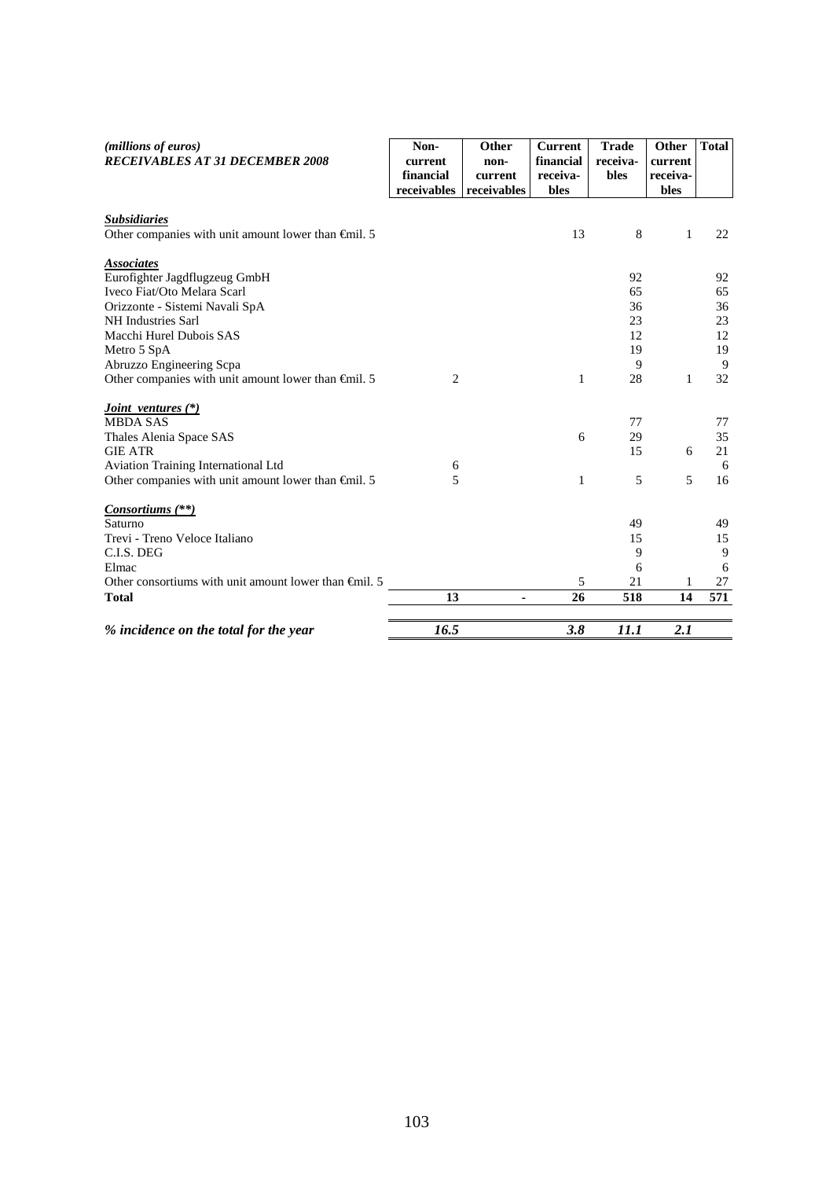| *(millions of euros)* ***RECEIVABLES AT 31 DECEMBER 2008*** | **Non-current financial receivables** | **Other non-current receivables** | **Current financial receiva-bles** | **Trade receiva-bles** | **Other current receiva-bles** | **Total** |
|---|---|---|---|---|---|---|
| ***Subsidiaries*** | | | | | | |
| Other companies with unit amount lower than €mil. 5 | | | 13 | 8 | 1 | 22 |
| ***Associates*** | | | | | | |
| Eurofighter Jagdflugzeug GmbH | | | | 92 | | 92 |
| Iveco Fiat/Oto Melara Scarl | | | | 65 | | 65 |
| Orizzonte - Sistemi Navali SpA | | | | 36 | | 36 |
| NH Industries Sarl | | | | 23 | | 23 |
| Macchi Hurel Dubois SAS | | | | 12 | | 12 |
| Metro 5 SpA | | | | 19 | | 19 |
| Abruzzo Engineering Scpa | | | | 9 | | 9 |
| Other companies with unit amount lower than €mil. 5 | 2 | | 1 | 28 | 1 | 32 |
| ***Joint ventures (\*)*** | | | | | | |
| MBDA SAS | | | | 77 | | 77 |
| Thales Alenia Space SAS | | | 6 | 29 | | 35 |
| GIE ATR | | | | 15 | 6 | 21 |
| Aviation Training International Ltd | 6 | | | | | 6 |
| Other companies with unit amount lower than €mil. 5 | 5 | | 1 | 5 | 5 | 16 |
| ***Consortiums (\*\*)*** | | | | | | |
| Saturno | | | | 49 | | 49 |
| Trevi - Treno Veloce Italiano | | | | 15 | | 15 |
| C.I.S. DEG | | | | 9 | | 9 |
| Elmac | | | | 6 | | 6 |
| Other consortiums with unit amount lower than €mil. 5 | | | 5 | 21 | 1 | 27 |
| **Total** | **13** | **-** | **26** | **518** | **14** | **571** |
| ***% incidence on the total for the year*** | ***16.5*** | | ***3.8*** | ***11.1*** | ***2.1*** | |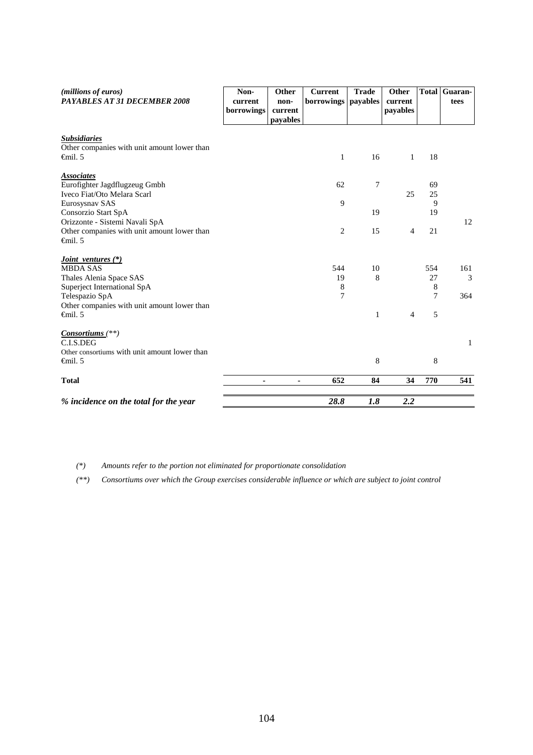| *(millions of euros)* ***PAYABLES AT 31 DECEMBER 2008*** | **Non-current borrowings** | **Other non-current payables** | **Current borrowings** | **Trade payables** | **Other current payables** | **Total** | **Guaran-tees** |
|---|---|---|---|---|---|---|---|
| ***Subsidiaries*** | | | | | | | |
| Other companies with unit amount lower than €mil. 5 | | | 1 | 16 | 1 | 18 | |
| ***Associates*** | | | | | | | |
| Eurofighter Jagdflugzeug Gmbh | | | 62 | 7 | | 69 | |
| Iveco Fiat/Oto Melara Scarl | | | | | 25 | 25 | |
| Eurosysnav SAS | | | 9 | | | 9 | |
| Consorzio Start SpA | | | | 19 | | 19 | |
| Orizzonte - Sistemi Navali SpA | | | | | | | 12 |
| Other companies with unit amount lower than €mil. 5 | | | 2 | 15 | 4 | 21 | |
| ***Joint ventures (\*)*** | | | | | | | |
| MBDA SAS | | | 544 | 10 | | 554 | 161 |
| Thales Alenia Space SAS | | | 19 | 8 | | 27 | 3 |
| Superject International SpA | | | 8 | | | 8 | |
| Telespazio SpA | | | 7 | | | 7 | 364 |
| Other companies with unit amount lower than €mil. 5 | | | | 1 | 4 | 5 | |
| ***Consortiums** (\*\*)* | | | | | | | |
| C.I.S.DEG | | | | | | | 1 |
| Other consortiums with unit amount lower than €mil. 5 | | | | 8 | | 8 | |
| **Total** | **-** | **-** | **652** | **84** | **34** | **770** | **541** |
| ***% incidence on the total for the year*** | | | ***28.8*** | ***1.8*** | ***2.2*** | | |

*(\*) Amounts refer to the portion not eliminated for proportionate consolidation*

*(\*\*) Consortiums over which the Group exercises considerable influence or which are subject to joint control*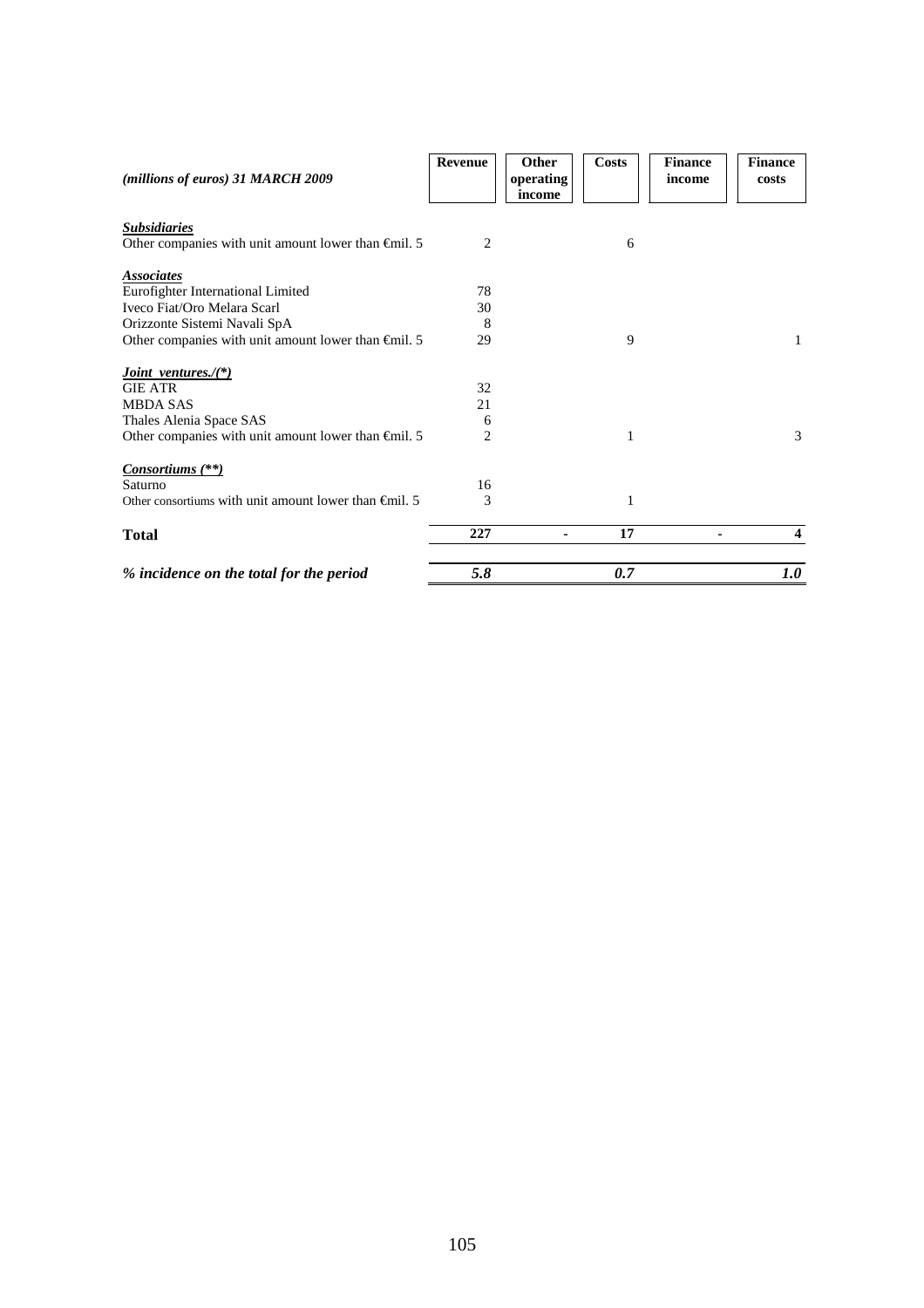| *(millions of euros) 31 MARCH 2009* | **Revenue** | **Other operating income** | **Costs** | **Finance income** | **Finance costs** |
|---|---|---|---|---|---|
| ***Subsidiaries*** | | | | | |
| Other companies with unit amount lower than €mil. 5 | 2 | | 6 | | |
| ***Associates*** | | | | | |
| Eurofighter International Limited | 78 | | | | |
| Iveco Fiat/Oro Melara Scarl | 30 | | | | |
| Orizzonte Sistemi Navali SpA | 8 | | | | |
| Other companies with unit amount lower than €mil. 5 | 29 | | 9 | | 1 |
| ***Joint ventures./(\*)*** | | | | | |
| GIE ATR | 32 | | | | |
| MBDA SAS | 21 | | | | |
| Thales Alenia Space SAS | 6 | | | | |
| Other companies with unit amount lower than €mil. 5 | 2 | | 1 | | 3 |
| ***Consortiums (\*\*)*** | | | | | |
| Saturno | 16 | | | | |
| Other consortiums with unit amount lower than €mil. 5 | 3 | | 1 | | |
| **Total** | **227** | **-** | **17** | **-** | **4** |
| ***% incidence on the total for the period*** | ***5.8*** | | ***0.7*** | | ***1.0*** |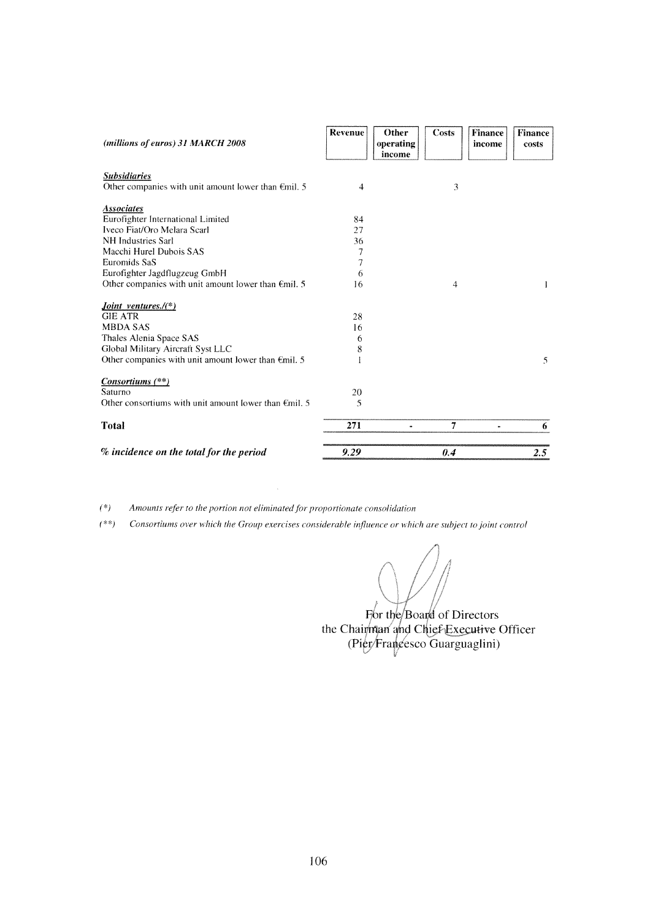| *(millions of euros) 31 MARCH 2008* | Revenue | Other operating income | Costs | Finance income | Finance costs |
|---|---|---|---|---|---|
| ***Subsidiaries*** | | | | | |
| Other companies with unit amount lower than €mil. 5 | 4 | | 3 | | |
| ***Associates*** | | | | | |
| Eurofighter International Limited | 84 | | | | |
| Iveco Fiat/Oto Melara Scarl | 27 | | | | |
| NH Industries Sarl | 36 | | | | |
| Macchi Hurel Dubois SAS | 7 | | | | |
| Euromids SaS | 7 | | | | |
| Eurofighter Jagdflugzeug GmbH | 6 | | | | |
| Other companies with unit amount lower than €mil. 5 | 16 | | 4 | | 1 |
| ***Joint ventures./(*)*** | | | | | |
| GIE ATR | 28 | | | | |
| MBDA SAS | 16 | | | | |
| Thales Alenia Space SAS | 6 | | | | |
| Global Military Aircraft Syst LLC | 8 | | | | |
| Other companies with unit amount lower than €mil. 5 | 1 | | | | 5 |
| ***Consortiums (**)*** | | | | | |
| Saturno | 20 | | | | |
| Other consortiums with unit amount lower than €mil. 5 | 5 | | | | |
| **Total** | **271** | **-** | **7** | **-** | **6** |
| ***% incidence on the total for the period*** | ***9.29*** | | ***0.4*** | | ***2.5*** |

*(*) Amounts refer to the portion not eliminated for proportionate consolidation*

*(**) Consortiums over which the Group exercises considerable influence or which are subject to joint control*

For the Board of Directors
the Chairman and Chief Executive Officer
(Pier Francesco Guarguaglini)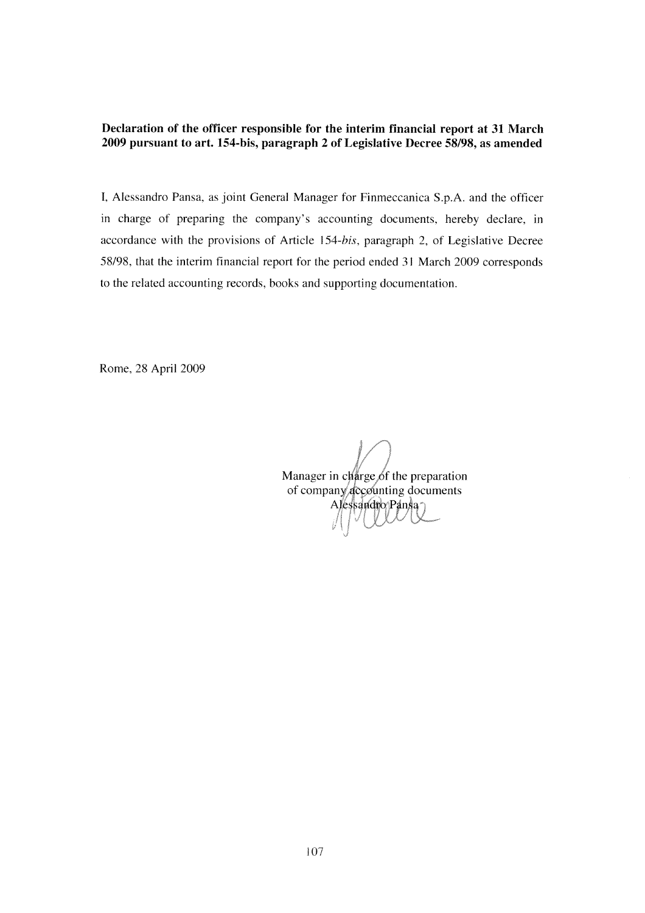**Declaration of the officer responsible for the interim financial report at 31 March 2009 pursuant to art. 154-bis, paragraph 2 of Legislative Decree 58/98, as amended**

I, Alessandro Pansa, as joint General Manager for Finmeccanica S.p.A. and the officer in charge of preparing the company's accounting documents, hereby declare, in accordance with the provisions of Article 154-*bis*, paragraph 2, of Legislative Decree 58/98, that the interim financial report for the period ended 31 March 2009 corresponds to the related accounting records, books and supporting documentation.

Rome, 28 April 2009

Manager in charge of the preparation
of company accounting documents
Alessandro Pansa